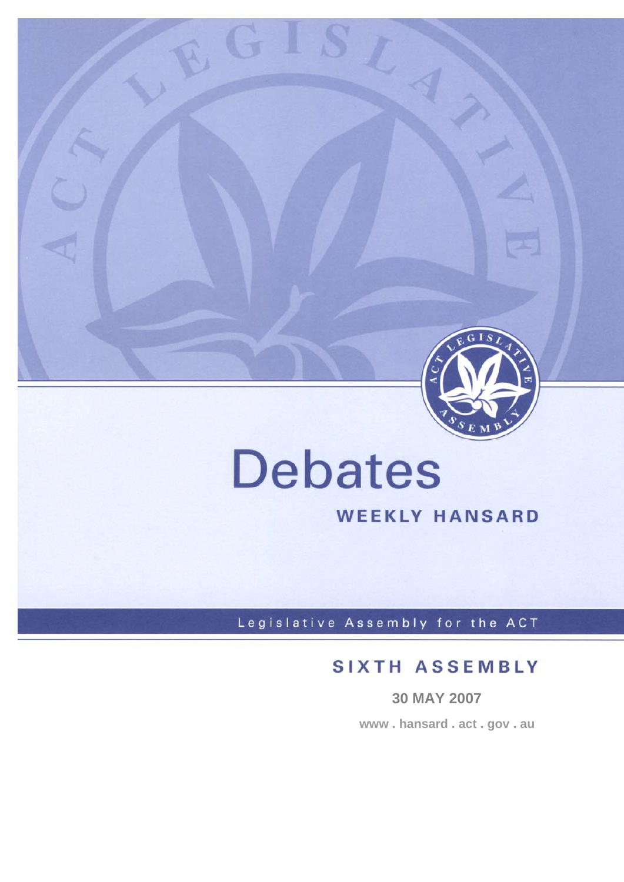# Debates

## WEEKLY HANSARD

Legislative Assembly for the ACT

## SIXTH ASSEMBLY

**30 MAY 2007**

**www . hansard . act . gov . au**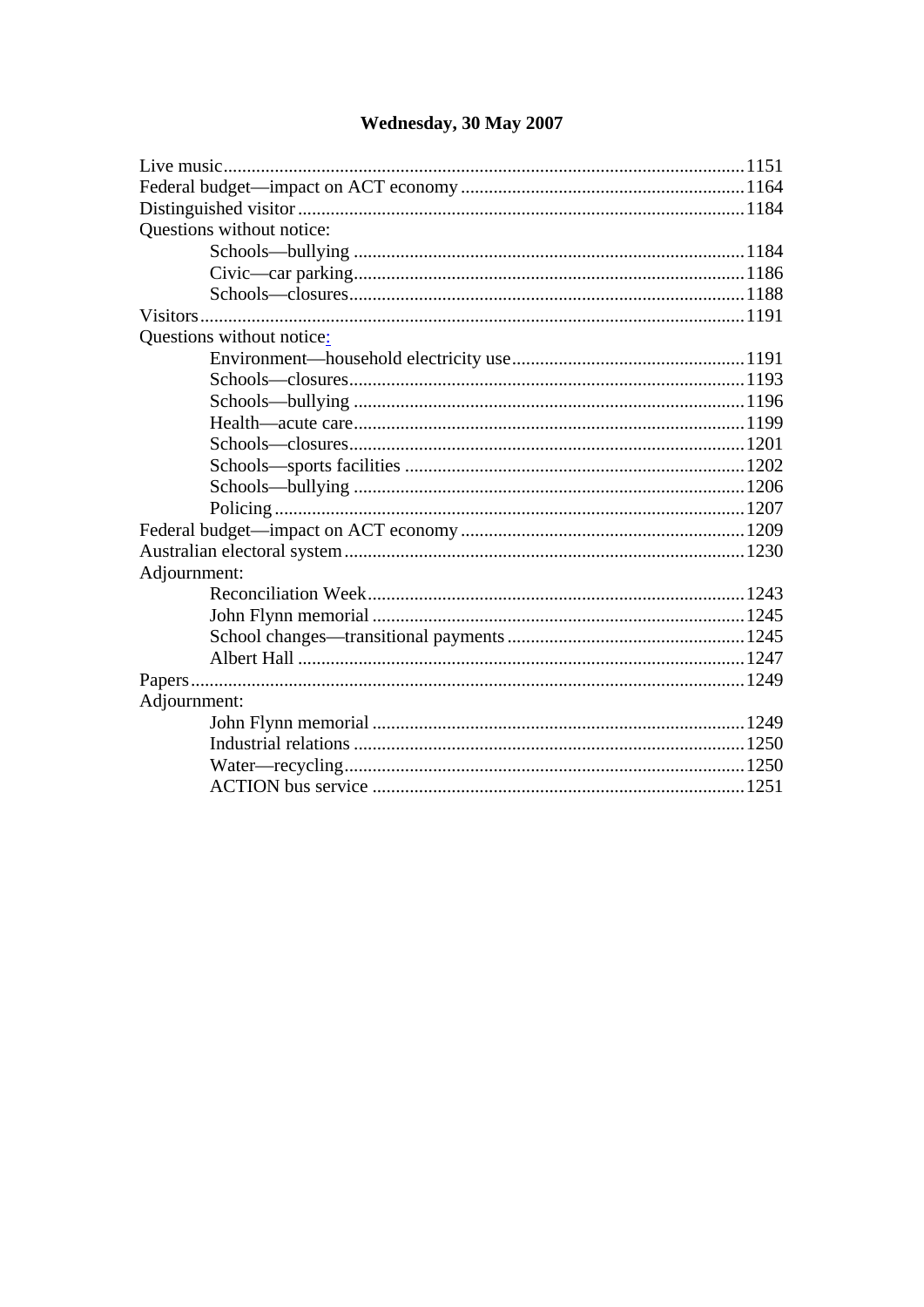## Wednesday, 30 May 2007

Live music ........................................................................................................ 1151
Federal budget—impact on ACT economy ................................................................ 1164
Distinguished visitor ........................................................................................... 1184
Questions without notice:

- Schools—bullying ........................................................................................ 1184
- Civic—car parking ........................................................................................ 1186
- Schools—closures ........................................................................................ 1188

Visitors .............................................................................................................. 1191
Questions without notice:

- Environment—household electricity use ......................................................... 1191
- Schools—closures ........................................................................................ 1193
- Schools—bullying ........................................................................................ 1196
- Health—acute care ....................................................................................... 1199
- Schools—closures ........................................................................................ 1201
- Schools—sports facilities ............................................................................. 1202
- Schools—bullying ........................................................................................ 1206
- Policing ...................................................................................................... 1207

Federal budget—impact on ACT economy ................................................................ 1209
Australian electoral system ................................................................................... 1230
Adjournment:

- Reconciliation Week ...................................................................................... 1243
- John Flynn memorial ..................................................................................... 1245
- School changes—transitional payments ........................................................... 1245
- Albert Hall .................................................................................................. 1247

Papers ................................................................................................................ 1249
Adjournment:

- John Flynn memorial ..................................................................................... 1249
- Industrial relations ........................................................................................ 1250
- Water—recycling .......................................................................................... 1250
- ACTION bus service ..................................................................................... 1251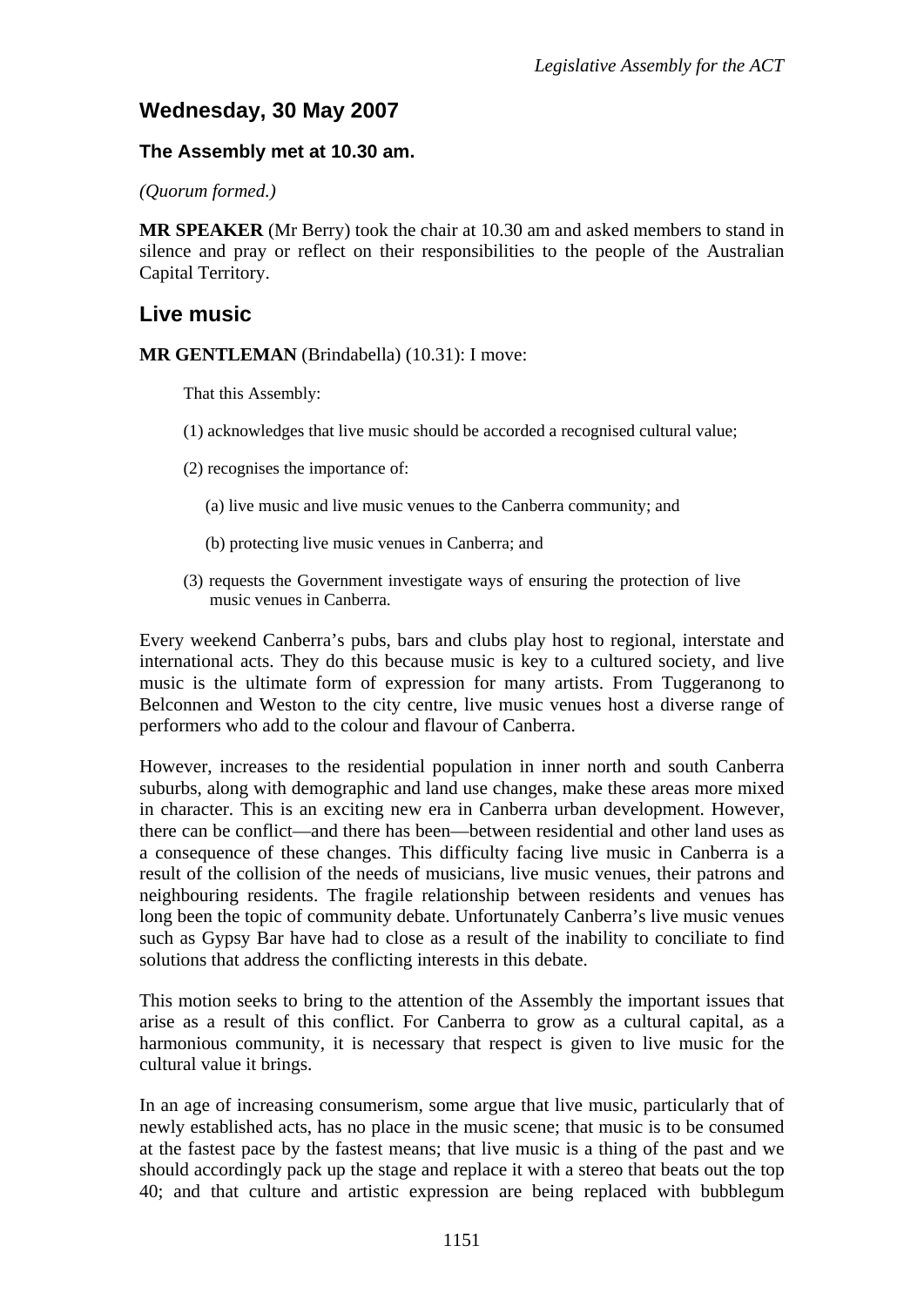## Wednesday, 30 May 2007

### The Assembly met at 10.30 am.

*(Quorum formed.)*

**MR SPEAKER** (Mr Berry) took the chair at 10.30 am and asked members to stand in silence and pray or reflect on their responsibilities to the people of the Australian Capital Territory.

## Live music

**MR GENTLEMAN** (Brindabella) (10.31): I move:

> That this Assembly:
>
> (1) acknowledges that live music should be accorded a recognised cultural value;
>
> (2) recognises the importance of:
>
> (a) live music and live music venues to the Canberra community; and
>
> (b) protecting live music venues in Canberra; and
>
> (3) requests the Government investigate ways of ensuring the protection of live music venues in Canberra.

Every weekend Canberra's pubs, bars and clubs play host to regional, interstate and international acts. They do this because music is key to a cultured society, and live music is the ultimate form of expression for many artists. From Tuggeranong to Belconnen and Weston to the city centre, live music venues host a diverse range of performers who add to the colour and flavour of Canberra.

However, increases to the residential population in inner north and south Canberra suburbs, along with demographic and land use changes, make these areas more mixed in character. This is an exciting new era in Canberra urban development. However, there can be conflict—and there has been—between residential and other land uses as a consequence of these changes. This difficulty facing live music in Canberra is a result of the collision of the needs of musicians, live music venues, their patrons and neighbouring residents. The fragile relationship between residents and venues has long been the topic of community debate. Unfortunately Canberra's live music venues such as Gypsy Bar have had to close as a result of the inability to conciliate to find solutions that address the conflicting interests in this debate.

This motion seeks to bring to the attention of the Assembly the important issues that arise as a result of this conflict. For Canberra to grow as a cultural capital, as a harmonious community, it is necessary that respect is given to live music for the cultural value it brings.

In an age of increasing consumerism, some argue that live music, particularly that of newly established acts, has no place in the music scene; that music is to be consumed at the fastest pace by the fastest means; that live music is a thing of the past and we should accordingly pack up the stage and replace it with a stereo that beats out the top 40; and that culture and artistic expression are being replaced with bubblegum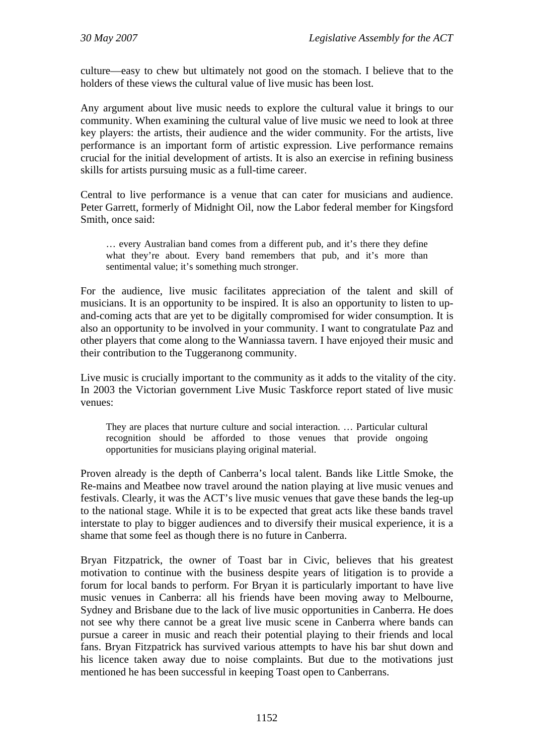culture—easy to chew but ultimately not good on the stomach. I believe that to the holders of these views the cultural value of live music has been lost.

Any argument about live music needs to explore the cultural value it brings to our community. When examining the cultural value of live music we need to look at three key players: the artists, their audience and the wider community. For the artists, live performance is an important form of artistic expression. Live performance remains crucial for the initial development of artists. It is also an exercise in refining business skills for artists pursuing music as a full-time career.

Central to live performance is a venue that can cater for musicians and audience. Peter Garrett, formerly of Midnight Oil, now the Labor federal member for Kingsford Smith, once said:

> … every Australian band comes from a different pub, and it's there they define what they're about. Every band remembers that pub, and it's more than sentimental value; it's something much stronger.

For the audience, live music facilitates appreciation of the talent and skill of musicians. It is an opportunity to be inspired. It is also an opportunity to listen to up-and-coming acts that are yet to be digitally compromised for wider consumption. It is also an opportunity to be involved in your community. I want to congratulate Paz and other players that come along to the Wanniassa tavern. I have enjoyed their music and their contribution to the Tuggeranong community.

Live music is crucially important to the community as it adds to the vitality of the city. In 2003 the Victorian government Live Music Taskforce report stated of live music venues:

> They are places that nurture culture and social interaction. … Particular cultural recognition should be afforded to those venues that provide ongoing opportunities for musicians playing original material.

Proven already is the depth of Canberra's local talent. Bands like Little Smoke, the Re-mains and Meatbee now travel around the nation playing at live music venues and festivals. Clearly, it was the ACT's live music venues that gave these bands the leg-up to the national stage. While it is to be expected that great acts like these bands travel interstate to play to bigger audiences and to diversify their musical experience, it is a shame that some feel as though there is no future in Canberra.

Bryan Fitzpatrick, the owner of Toast bar in Civic, believes that his greatest motivation to continue with the business despite years of litigation is to provide a forum for local bands to perform. For Bryan it is particularly important to have live music venues in Canberra: all his friends have been moving away to Melbourne, Sydney and Brisbane due to the lack of live music opportunities in Canberra. He does not see why there cannot be a great live music scene in Canberra where bands can pursue a career in music and reach their potential playing to their friends and local fans. Bryan Fitzpatrick has survived various attempts to have his bar shut down and his licence taken away due to noise complaints. But due to the motivations just mentioned he has been successful in keeping Toast open to Canberrans.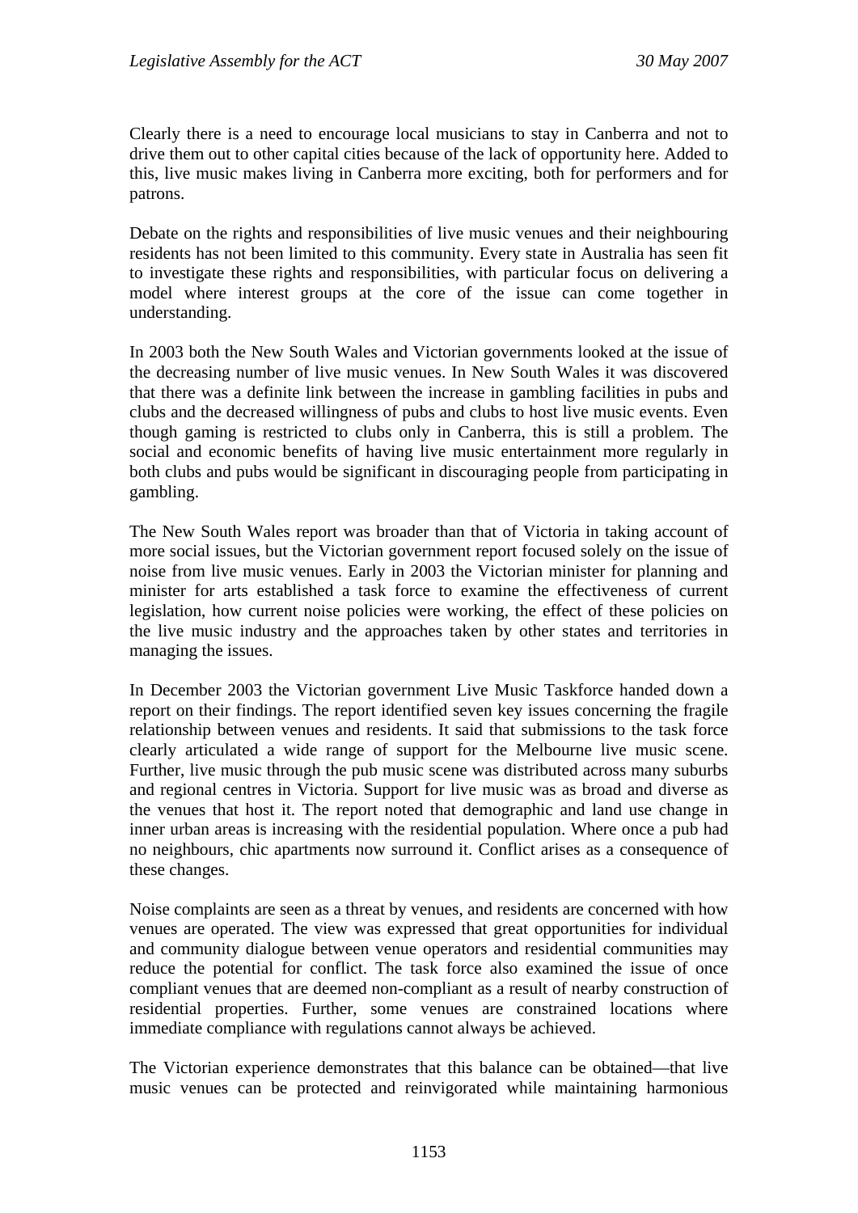Clearly there is a need to encourage local musicians to stay in Canberra and not to drive them out to other capital cities because of the lack of opportunity here. Added to this, live music makes living in Canberra more exciting, both for performers and for patrons.

Debate on the rights and responsibilities of live music venues and their neighbouring residents has not been limited to this community. Every state in Australia has seen fit to investigate these rights and responsibilities, with particular focus on delivering a model where interest groups at the core of the issue can come together in understanding.

In 2003 both the New South Wales and Victorian governments looked at the issue of the decreasing number of live music venues. In New South Wales it was discovered that there was a definite link between the increase in gambling facilities in pubs and clubs and the decreased willingness of pubs and clubs to host live music events. Even though gaming is restricted to clubs only in Canberra, this is still a problem. The social and economic benefits of having live music entertainment more regularly in both clubs and pubs would be significant in discouraging people from participating in gambling.

The New South Wales report was broader than that of Victoria in taking account of more social issues, but the Victorian government report focused solely on the issue of noise from live music venues. Early in 2003 the Victorian minister for planning and minister for arts established a task force to examine the effectiveness of current legislation, how current noise policies were working, the effect of these policies on the live music industry and the approaches taken by other states and territories in managing the issues.

In December 2003 the Victorian government Live Music Taskforce handed down a report on their findings. The report identified seven key issues concerning the fragile relationship between venues and residents. It said that submissions to the task force clearly articulated a wide range of support for the Melbourne live music scene. Further, live music through the pub music scene was distributed across many suburbs and regional centres in Victoria. Support for live music was as broad and diverse as the venues that host it. The report noted that demographic and land use change in inner urban areas is increasing with the residential population. Where once a pub had no neighbours, chic apartments now surround it. Conflict arises as a consequence of these changes.

Noise complaints are seen as a threat by venues, and residents are concerned with how venues are operated. The view was expressed that great opportunities for individual and community dialogue between venue operators and residential communities may reduce the potential for conflict. The task force also examined the issue of once compliant venues that are deemed non-compliant as a result of nearby construction of residential properties. Further, some venues are constrained locations where immediate compliance with regulations cannot always be achieved.

The Victorian experience demonstrates that this balance can be obtained—that live music venues can be protected and reinvigorated while maintaining harmonious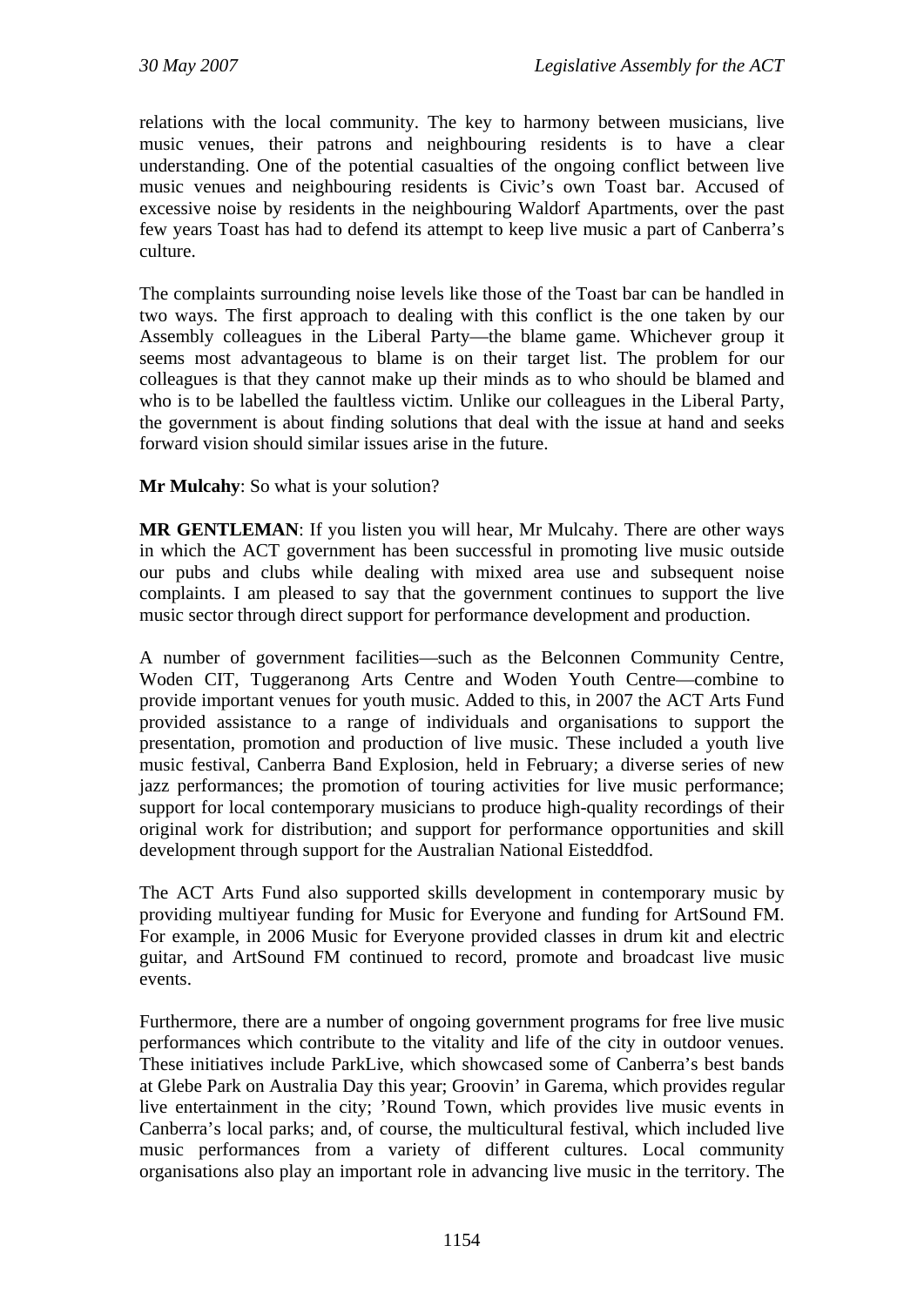relations with the local community. The key to harmony between musicians, live music venues, their patrons and neighbouring residents is to have a clear understanding. One of the potential casualties of the ongoing conflict between live music venues and neighbouring residents is Civic's own Toast bar. Accused of excessive noise by residents in the neighbouring Waldorf Apartments, over the past few years Toast has had to defend its attempt to keep live music a part of Canberra's culture.

The complaints surrounding noise levels like those of the Toast bar can be handled in two ways. The first approach to dealing with this conflict is the one taken by our Assembly colleagues in the Liberal Party—the blame game. Whichever group it seems most advantageous to blame is on their target list. The problem for our colleagues is that they cannot make up their minds as to who should be blamed and who is to be labelled the faultless victim. Unlike our colleagues in the Liberal Party, the government is about finding solutions that deal with the issue at hand and seeks forward vision should similar issues arise in the future.

**Mr Mulcahy**: So what is your solution?

**MR GENTLEMAN**: If you listen you will hear, Mr Mulcahy. There are other ways in which the ACT government has been successful in promoting live music outside our pubs and clubs while dealing with mixed area use and subsequent noise complaints. I am pleased to say that the government continues to support the live music sector through direct support for performance development and production.

A number of government facilities—such as the Belconnen Community Centre, Woden CIT, Tuggeranong Arts Centre and Woden Youth Centre—combine to provide important venues for youth music. Added to this, in 2007 the ACT Arts Fund provided assistance to a range of individuals and organisations to support the presentation, promotion and production of live music. These included a youth live music festival, Canberra Band Explosion, held in February; a diverse series of new jazz performances; the promotion of touring activities for live music performance; support for local contemporary musicians to produce high-quality recordings of their original work for distribution; and support for performance opportunities and skill development through support for the Australian National Eisteddfod.

The ACT Arts Fund also supported skills development in contemporary music by providing multiyear funding for Music for Everyone and funding for ArtSound FM. For example, in 2006 Music for Everyone provided classes in drum kit and electric guitar, and ArtSound FM continued to record, promote and broadcast live music events.

Furthermore, there are a number of ongoing government programs for free live music performances which contribute to the vitality and life of the city in outdoor venues. These initiatives include ParkLive, which showcased some of Canberra's best bands at Glebe Park on Australia Day this year; Groovin' in Garema, which provides regular live entertainment in the city; 'Round Town, which provides live music events in Canberra's local parks; and, of course, the multicultural festival, which included live music performances from a variety of different cultures. Local community organisations also play an important role in advancing live music in the territory. The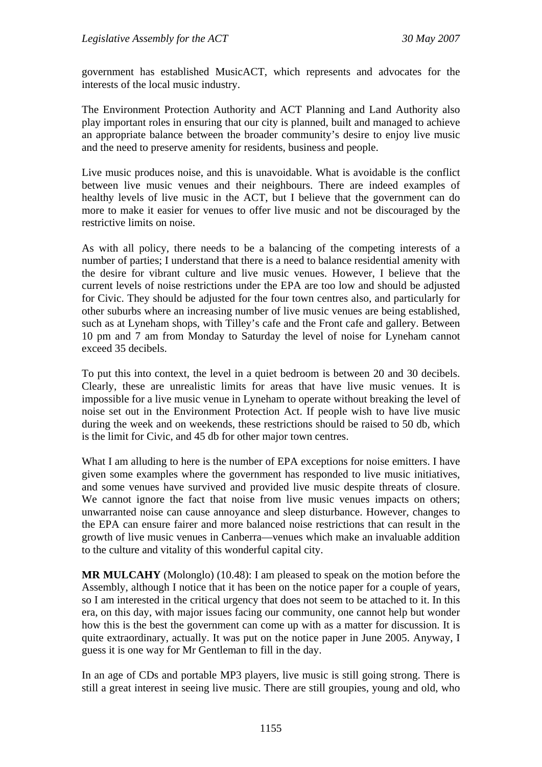government has established MusicACT, which represents and advocates for the interests of the local music industry.

The Environment Protection Authority and ACT Planning and Land Authority also play important roles in ensuring that our city is planned, built and managed to achieve an appropriate balance between the broader community's desire to enjoy live music and the need to preserve amenity for residents, business and people.

Live music produces noise, and this is unavoidable. What is avoidable is the conflict between live music venues and their neighbours. There are indeed examples of healthy levels of live music in the ACT, but I believe that the government can do more to make it easier for venues to offer live music and not be discouraged by the restrictive limits on noise.

As with all policy, there needs to be a balancing of the competing interests of a number of parties; I understand that there is a need to balance residential amenity with the desire for vibrant culture and live music venues. However, I believe that the current levels of noise restrictions under the EPA are too low and should be adjusted for Civic. They should be adjusted for the four town centres also, and particularly for other suburbs where an increasing number of live music venues are being established, such as at Lyneham shops, with Tilley's cafe and the Front cafe and gallery. Between 10 pm and 7 am from Monday to Saturday the level of noise for Lyneham cannot exceed 35 decibels.

To put this into context, the level in a quiet bedroom is between 20 and 30 decibels. Clearly, these are unrealistic limits for areas that have live music venues. It is impossible for a live music venue in Lyneham to operate without breaking the level of noise set out in the Environment Protection Act. If people wish to have live music during the week and on weekends, these restrictions should be raised to 50 db, which is the limit for Civic, and 45 db for other major town centres.

What I am alluding to here is the number of EPA exceptions for noise emitters. I have given some examples where the government has responded to live music initiatives, and some venues have survived and provided live music despite threats of closure. We cannot ignore the fact that noise from live music venues impacts on others; unwarranted noise can cause annoyance and sleep disturbance. However, changes to the EPA can ensure fairer and more balanced noise restrictions that can result in the growth of live music venues in Canberra—venues which make an invaluable addition to the culture and vitality of this wonderful capital city.

**MR MULCAHY** (Molonglo) (10.48): I am pleased to speak on the motion before the Assembly, although I notice that it has been on the notice paper for a couple of years, so I am interested in the critical urgency that does not seem to be attached to it. In this era, on this day, with major issues facing our community, one cannot help but wonder how this is the best the government can come up with as a matter for discussion. It is quite extraordinary, actually. It was put on the notice paper in June 2005. Anyway, I guess it is one way for Mr Gentleman to fill in the day.

In an age of CDs and portable MP3 players, live music is still going strong. There is still a great interest in seeing live music. There are still groupies, young and old, who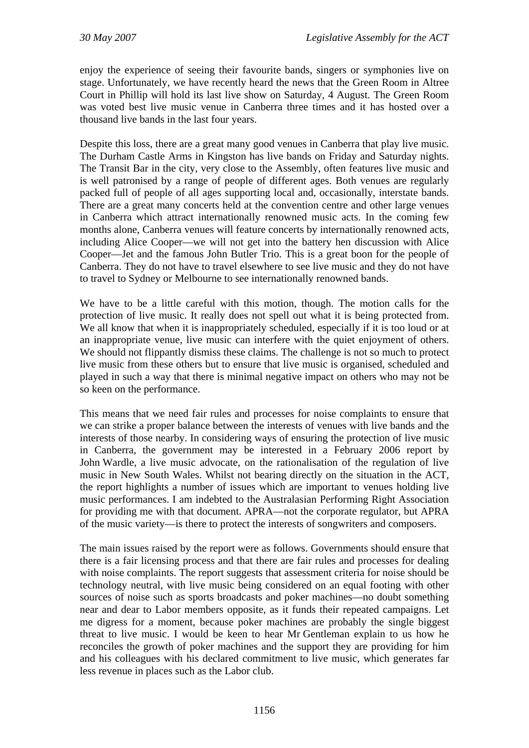enjoy the experience of seeing their favourite bands, singers or symphonies live on stage. Unfortunately, we have recently heard the news that the Green Room in Altree Court in Phillip will hold its last live show on Saturday, 4 August. The Green Room was voted best live music venue in Canberra three times and it has hosted over a thousand live bands in the last four years.

Despite this loss, there are a great many good venues in Canberra that play live music. The Durham Castle Arms in Kingston has live bands on Friday and Saturday nights. The Transit Bar in the city, very close to the Assembly, often features live music and is well patronised by a range of people of different ages. Both venues are regularly packed full of people of all ages supporting local and, occasionally, interstate bands. There are a great many concerts held at the convention centre and other large venues in Canberra which attract internationally renowned music acts. In the coming few months alone, Canberra venues will feature concerts by internationally renowned acts, including Alice Cooper—we will not get into the battery hen discussion with Alice Cooper—Jet and the famous John Butler Trio. This is a great boon for the people of Canberra. They do not have to travel elsewhere to see live music and they do not have to travel to Sydney or Melbourne to see internationally renowned bands.

We have to be a little careful with this motion, though. The motion calls for the protection of live music. It really does not spell out what it is being protected from. We all know that when it is inappropriately scheduled, especially if it is too loud or at an inappropriate venue, live music can interfere with the quiet enjoyment of others. We should not flippantly dismiss these claims. The challenge is not so much to protect live music from these others but to ensure that live music is organised, scheduled and played in such a way that there is minimal negative impact on others who may not be so keen on the performance.

This means that we need fair rules and processes for noise complaints to ensure that we can strike a proper balance between the interests of venues with live bands and the interests of those nearby. In considering ways of ensuring the protection of live music in Canberra, the government may be interested in a February 2006 report by John Wardle, a live music advocate, on the rationalisation of the regulation of live music in New South Wales. Whilst not bearing directly on the situation in the ACT, the report highlights a number of issues which are important to venues holding live music performances. I am indebted to the Australasian Performing Right Association for providing me with that document. APRA—not the corporate regulator, but APRA of the music variety—is there to protect the interests of songwriters and composers.

The main issues raised by the report were as follows. Governments should ensure that there is a fair licensing process and that there are fair rules and processes for dealing with noise complaints. The report suggests that assessment criteria for noise should be technology neutral, with live music being considered on an equal footing with other sources of noise such as sports broadcasts and poker machines—no doubt something near and dear to Labor members opposite, as it funds their repeated campaigns. Let me digress for a moment, because poker machines are probably the single biggest threat to live music. I would be keen to hear Mr Gentleman explain to us how he reconciles the growth of poker machines and the support they are providing for him and his colleagues with his declared commitment to live music, which generates far less revenue in places such as the Labor club.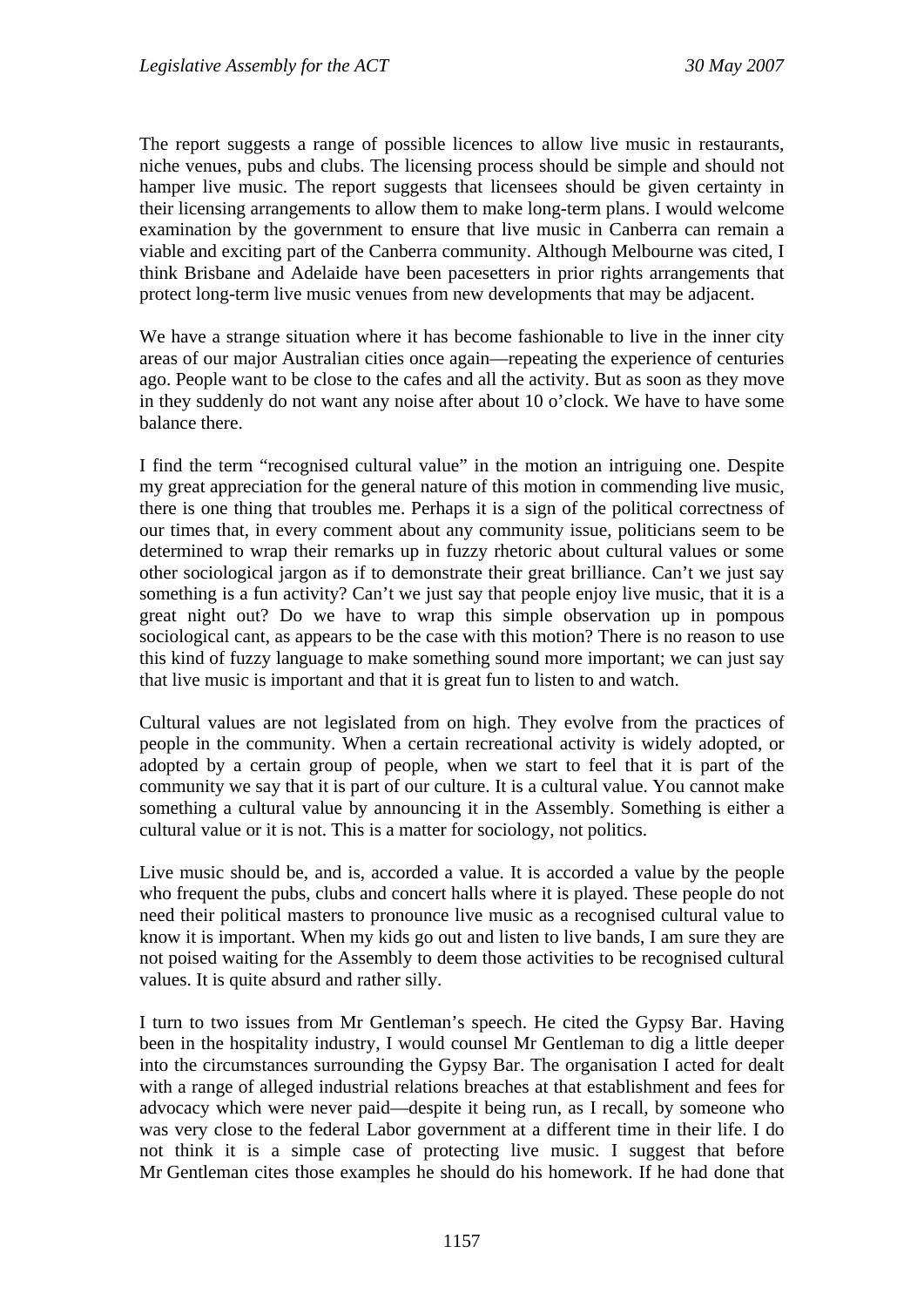The report suggests a range of possible licences to allow live music in restaurants, niche venues, pubs and clubs. The licensing process should be simple and should not hamper live music. The report suggests that licensees should be given certainty in their licensing arrangements to allow them to make long-term plans. I would welcome examination by the government to ensure that live music in Canberra can remain a viable and exciting part of the Canberra community. Although Melbourne was cited, I think Brisbane and Adelaide have been pacesetters in prior rights arrangements that protect long-term live music venues from new developments that may be adjacent.

We have a strange situation where it has become fashionable to live in the inner city areas of our major Australian cities once again—repeating the experience of centuries ago. People want to be close to the cafes and all the activity. But as soon as they move in they suddenly do not want any noise after about 10 o'clock. We have to have some balance there.

I find the term "recognised cultural value" in the motion an intriguing one. Despite my great appreciation for the general nature of this motion in commending live music, there is one thing that troubles me. Perhaps it is a sign of the political correctness of our times that, in every comment about any community issue, politicians seem to be determined to wrap their remarks up in fuzzy rhetoric about cultural values or some other sociological jargon as if to demonstrate their great brilliance. Can't we just say something is a fun activity? Can't we just say that people enjoy live music, that it is a great night out? Do we have to wrap this simple observation up in pompous sociological cant, as appears to be the case with this motion? There is no reason to use this kind of fuzzy language to make something sound more important; we can just say that live music is important and that it is great fun to listen to and watch.

Cultural values are not legislated from on high. They evolve from the practices of people in the community. When a certain recreational activity is widely adopted, or adopted by a certain group of people, when we start to feel that it is part of the community we say that it is part of our culture. It is a cultural value. You cannot make something a cultural value by announcing it in the Assembly. Something is either a cultural value or it is not. This is a matter for sociology, not politics.

Live music should be, and is, accorded a value. It is accorded a value by the people who frequent the pubs, clubs and concert halls where it is played. These people do not need their political masters to pronounce live music as a recognised cultural value to know it is important. When my kids go out and listen to live bands, I am sure they are not poised waiting for the Assembly to deem those activities to be recognised cultural values. It is quite absurd and rather silly.

I turn to two issues from Mr Gentleman's speech. He cited the Gypsy Bar. Having been in the hospitality industry, I would counsel Mr Gentleman to dig a little deeper into the circumstances surrounding the Gypsy Bar. The organisation I acted for dealt with a range of alleged industrial relations breaches at that establishment and fees for advocacy which were never paid—despite it being run, as I recall, by someone who was very close to the federal Labor government at a different time in their life. I do not think it is a simple case of protecting live music. I suggest that before Mr Gentleman cites those examples he should do his homework. If he had done that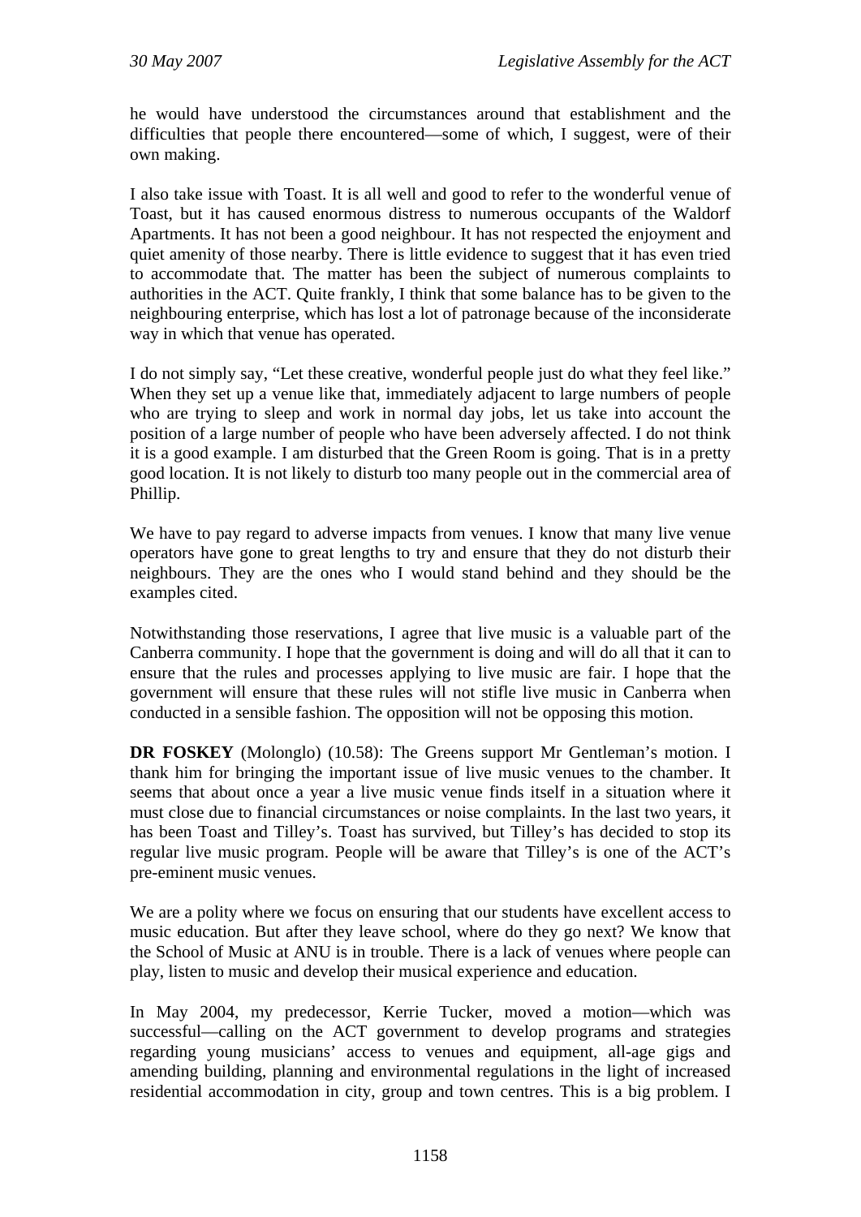he would have understood the circumstances around that establishment and the difficulties that people there encountered—some of which, I suggest, were of their own making.

I also take issue with Toast. It is all well and good to refer to the wonderful venue of Toast, but it has caused enormous distress to numerous occupants of the Waldorf Apartments. It has not been a good neighbour. It has not respected the enjoyment and quiet amenity of those nearby. There is little evidence to suggest that it has even tried to accommodate that. The matter has been the subject of numerous complaints to authorities in the ACT. Quite frankly, I think that some balance has to be given to the neighbouring enterprise, which has lost a lot of patronage because of the inconsiderate way in which that venue has operated.

I do not simply say, "Let these creative, wonderful people just do what they feel like." When they set up a venue like that, immediately adjacent to large numbers of people who are trying to sleep and work in normal day jobs, let us take into account the position of a large number of people who have been adversely affected. I do not think it is a good example. I am disturbed that the Green Room is going. That is in a pretty good location. It is not likely to disturb too many people out in the commercial area of Phillip.

We have to pay regard to adverse impacts from venues. I know that many live venue operators have gone to great lengths to try and ensure that they do not disturb their neighbours. They are the ones who I would stand behind and they should be the examples cited.

Notwithstanding those reservations, I agree that live music is a valuable part of the Canberra community. I hope that the government is doing and will do all that it can to ensure that the rules and processes applying to live music are fair. I hope that the government will ensure that these rules will not stifle live music in Canberra when conducted in a sensible fashion. The opposition will not be opposing this motion.

**DR FOSKEY** (Molonglo) (10.58): The Greens support Mr Gentleman's motion. I thank him for bringing the important issue of live music venues to the chamber. It seems that about once a year a live music venue finds itself in a situation where it must close due to financial circumstances or noise complaints. In the last two years, it has been Toast and Tilley's. Toast has survived, but Tilley's has decided to stop its regular live music program. People will be aware that Tilley's is one of the ACT's pre-eminent music venues.

We are a polity where we focus on ensuring that our students have excellent access to music education. But after they leave school, where do they go next? We know that the School of Music at ANU is in trouble. There is a lack of venues where people can play, listen to music and develop their musical experience and education.

In May 2004, my predecessor, Kerrie Tucker, moved a motion—which was successful—calling on the ACT government to develop programs and strategies regarding young musicians' access to venues and equipment, all-age gigs and amending building, planning and environmental regulations in the light of increased residential accommodation in city, group and town centres. This is a big problem. I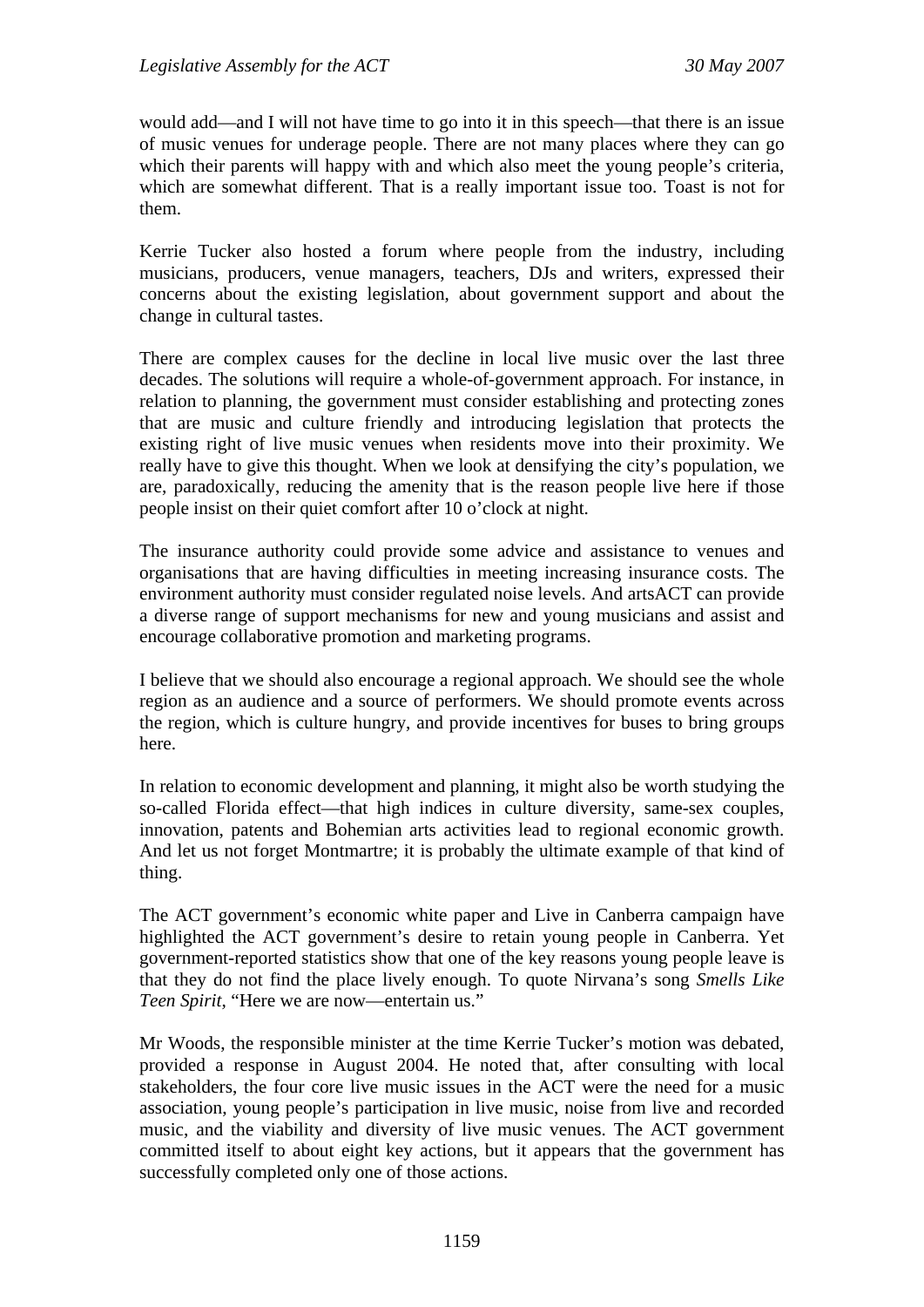would add—and I will not have time to go into it in this speech—that there is an issue of music venues for underage people. There are not many places where they can go which their parents will happy with and which also meet the young people's criteria, which are somewhat different. That is a really important issue too. Toast is not for them.

Kerrie Tucker also hosted a forum where people from the industry, including musicians, producers, venue managers, teachers, DJs and writers, expressed their concerns about the existing legislation, about government support and about the change in cultural tastes.

There are complex causes for the decline in local live music over the last three decades. The solutions will require a whole-of-government approach. For instance, in relation to planning, the government must consider establishing and protecting zones that are music and culture friendly and introducing legislation that protects the existing right of live music venues when residents move into their proximity. We really have to give this thought. When we look at densifying the city's population, we are, paradoxically, reducing the amenity that is the reason people live here if those people insist on their quiet comfort after 10 o'clock at night.

The insurance authority could provide some advice and assistance to venues and organisations that are having difficulties in meeting increasing insurance costs. The environment authority must consider regulated noise levels. And artsACT can provide a diverse range of support mechanisms for new and young musicians and assist and encourage collaborative promotion and marketing programs.

I believe that we should also encourage a regional approach. We should see the whole region as an audience and a source of performers. We should promote events across the region, which is culture hungry, and provide incentives for buses to bring groups here.

In relation to economic development and planning, it might also be worth studying the so-called Florida effect—that high indices in culture diversity, same-sex couples, innovation, patents and Bohemian arts activities lead to regional economic growth. And let us not forget Montmartre; it is probably the ultimate example of that kind of thing.

The ACT government's economic white paper and Live in Canberra campaign have highlighted the ACT government's desire to retain young people in Canberra. Yet government-reported statistics show that one of the key reasons young people leave is that they do not find the place lively enough. To quote Nirvana's song *Smells Like Teen Spirit*, "Here we are now—entertain us."

Mr Woods, the responsible minister at the time Kerrie Tucker's motion was debated, provided a response in August 2004. He noted that, after consulting with local stakeholders, the four core live music issues in the ACT were the need for a music association, young people's participation in live music, noise from live and recorded music, and the viability and diversity of live music venues. The ACT government committed itself to about eight key actions, but it appears that the government has successfully completed only one of those actions.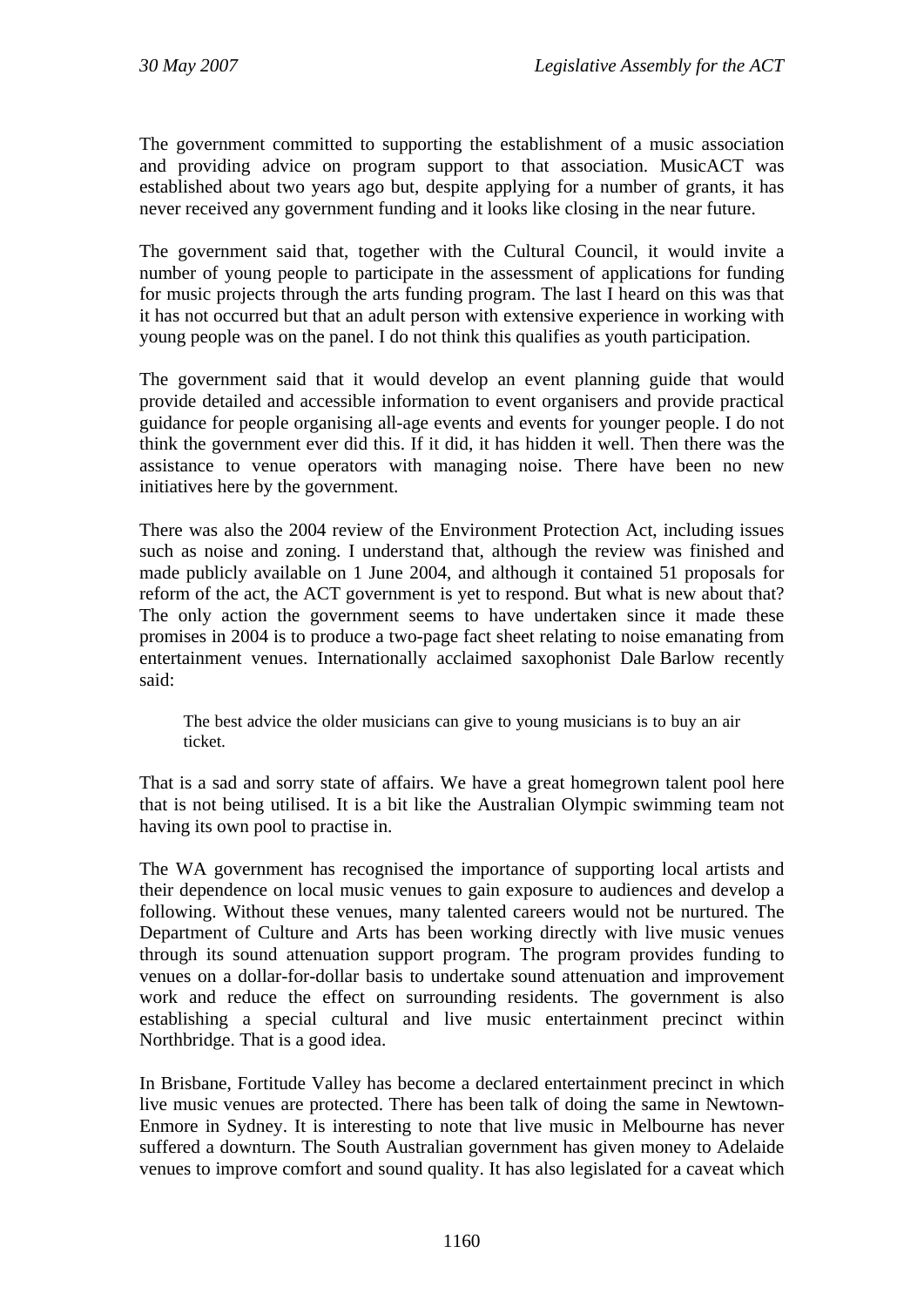The government committed to supporting the establishment of a music association and providing advice on program support to that association. MusicACT was established about two years ago but, despite applying for a number of grants, it has never received any government funding and it looks like closing in the near future.

The government said that, together with the Cultural Council, it would invite a number of young people to participate in the assessment of applications for funding for music projects through the arts funding program. The last I heard on this was that it has not occurred but that an adult person with extensive experience in working with young people was on the panel. I do not think this qualifies as youth participation.

The government said that it would develop an event planning guide that would provide detailed and accessible information to event organisers and provide practical guidance for people organising all-age events and events for younger people. I do not think the government ever did this. If it did, it has hidden it well. Then there was the assistance to venue operators with managing noise. There have been no new initiatives here by the government.

There was also the 2004 review of the Environment Protection Act, including issues such as noise and zoning. I understand that, although the review was finished and made publicly available on 1 June 2004, and although it contained 51 proposals for reform of the act, the ACT government is yet to respond. But what is new about that? The only action the government seems to have undertaken since it made these promises in 2004 is to produce a two-page fact sheet relating to noise emanating from entertainment venues. Internationally acclaimed saxophonist Dale Barlow recently said:

> The best advice the older musicians can give to young musicians is to buy an air ticket.

That is a sad and sorry state of affairs. We have a great homegrown talent pool here that is not being utilised. It is a bit like the Australian Olympic swimming team not having its own pool to practise in.

The WA government has recognised the importance of supporting local artists and their dependence on local music venues to gain exposure to audiences and develop a following. Without these venues, many talented careers would not be nurtured. The Department of Culture and Arts has been working directly with live music venues through its sound attenuation support program. The program provides funding to venues on a dollar-for-dollar basis to undertake sound attenuation and improvement work and reduce the effect on surrounding residents. The government is also establishing a special cultural and live music entertainment precinct within Northbridge. That is a good idea.

In Brisbane, Fortitude Valley has become a declared entertainment precinct in which live music venues are protected. There has been talk of doing the same in Newtown-Enmore in Sydney. It is interesting to note that live music in Melbourne has never suffered a downturn. The South Australian government has given money to Adelaide venues to improve comfort and sound quality. It has also legislated for a caveat which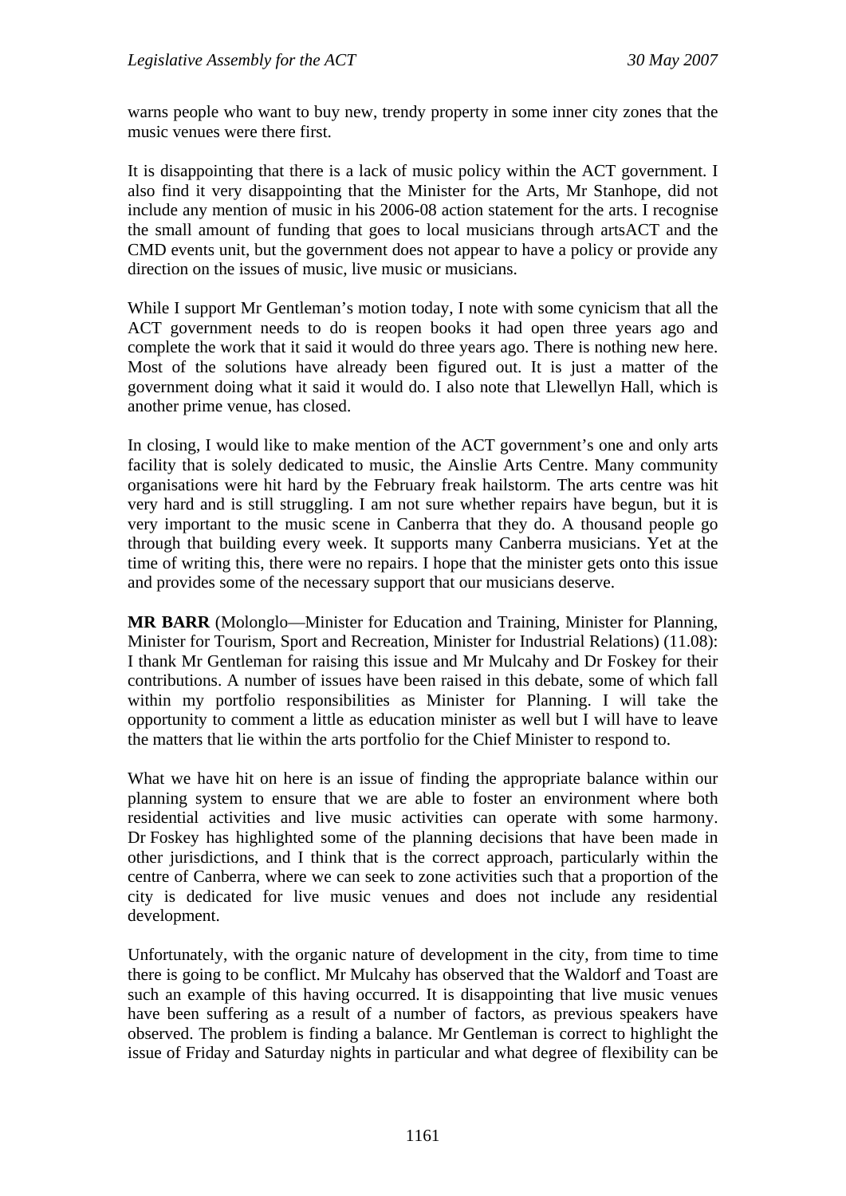warns people who want to buy new, trendy property in some inner city zones that the music venues were there first.

It is disappointing that there is a lack of music policy within the ACT government. I also find it very disappointing that the Minister for the Arts, Mr Stanhope, did not include any mention of music in his 2006-08 action statement for the arts. I recognise the small amount of funding that goes to local musicians through artsACT and the CMD events unit, but the government does not appear to have a policy or provide any direction on the issues of music, live music or musicians.

While I support Mr Gentleman's motion today, I note with some cynicism that all the ACT government needs to do is reopen books it had open three years ago and complete the work that it said it would do three years ago. There is nothing new here. Most of the solutions have already been figured out. It is just a matter of the government doing what it said it would do. I also note that Llewellyn Hall, which is another prime venue, has closed.

In closing, I would like to make mention of the ACT government's one and only arts facility that is solely dedicated to music, the Ainslie Arts Centre. Many community organisations were hit hard by the February freak hailstorm. The arts centre was hit very hard and is still struggling. I am not sure whether repairs have begun, but it is very important to the music scene in Canberra that they do. A thousand people go through that building every week. It supports many Canberra musicians. Yet at the time of writing this, there were no repairs. I hope that the minister gets onto this issue and provides some of the necessary support that our musicians deserve.

**MR BARR** (Molonglo—Minister for Education and Training, Minister for Planning, Minister for Tourism, Sport and Recreation, Minister for Industrial Relations) (11.08): I thank Mr Gentleman for raising this issue and Mr Mulcahy and Dr Foskey for their contributions. A number of issues have been raised in this debate, some of which fall within my portfolio responsibilities as Minister for Planning. I will take the opportunity to comment a little as education minister as well but I will have to leave the matters that lie within the arts portfolio for the Chief Minister to respond to.

What we have hit on here is an issue of finding the appropriate balance within our planning system to ensure that we are able to foster an environment where both residential activities and live music activities can operate with some harmony. Dr Foskey has highlighted some of the planning decisions that have been made in other jurisdictions, and I think that is the correct approach, particularly within the centre of Canberra, where we can seek to zone activities such that a proportion of the city is dedicated for live music venues and does not include any residential development.

Unfortunately, with the organic nature of development in the city, from time to time there is going to be conflict. Mr Mulcahy has observed that the Waldorf and Toast are such an example of this having occurred. It is disappointing that live music venues have been suffering as a result of a number of factors, as previous speakers have observed. The problem is finding a balance. Mr Gentleman is correct to highlight the issue of Friday and Saturday nights in particular and what degree of flexibility can be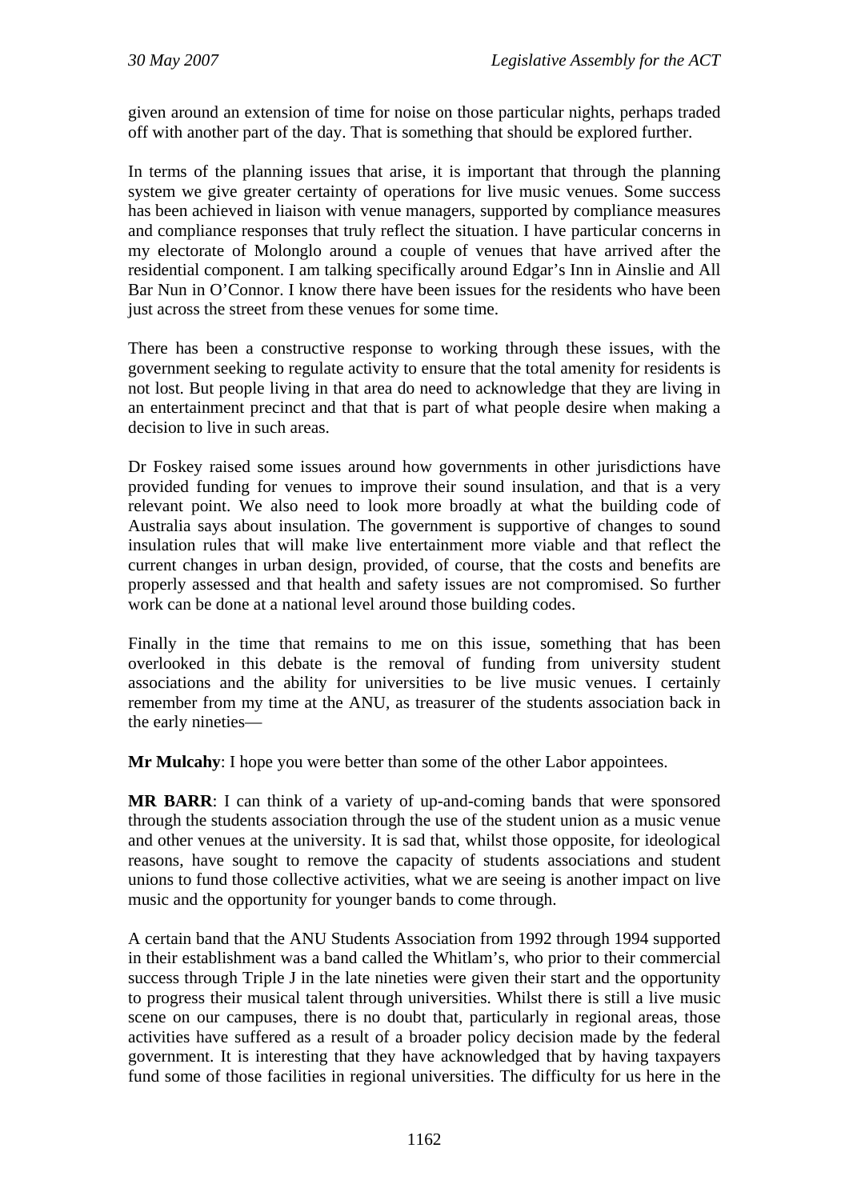given around an extension of time for noise on those particular nights, perhaps traded off with another part of the day. That is something that should be explored further.

In terms of the planning issues that arise, it is important that through the planning system we give greater certainty of operations for live music venues. Some success has been achieved in liaison with venue managers, supported by compliance measures and compliance responses that truly reflect the situation. I have particular concerns in my electorate of Molonglo around a couple of venues that have arrived after the residential component. I am talking specifically around Edgar's Inn in Ainslie and All Bar Nun in O'Connor. I know there have been issues for the residents who have been just across the street from these venues for some time.

There has been a constructive response to working through these issues, with the government seeking to regulate activity to ensure that the total amenity for residents is not lost. But people living in that area do need to acknowledge that they are living in an entertainment precinct and that that is part of what people desire when making a decision to live in such areas.

Dr Foskey raised some issues around how governments in other jurisdictions have provided funding for venues to improve their sound insulation, and that is a very relevant point. We also need to look more broadly at what the building code of Australia says about insulation. The government is supportive of changes to sound insulation rules that will make live entertainment more viable and that reflect the current changes in urban design, provided, of course, that the costs and benefits are properly assessed and that health and safety issues are not compromised. So further work can be done at a national level around those building codes.

Finally in the time that remains to me on this issue, something that has been overlooked in this debate is the removal of funding from university student associations and the ability for universities to be live music venues. I certainly remember from my time at the ANU, as treasurer of the students association back in the early nineties—

**Mr Mulcahy**: I hope you were better than some of the other Labor appointees.

**MR BARR**: I can think of a variety of up-and-coming bands that were sponsored through the students association through the use of the student union as a music venue and other venues at the university. It is sad that, whilst those opposite, for ideological reasons, have sought to remove the capacity of students associations and student unions to fund those collective activities, what we are seeing is another impact on live music and the opportunity for younger bands to come through.

A certain band that the ANU Students Association from 1992 through 1994 supported in their establishment was a band called the Whitlam's, who prior to their commercial success through Triple J in the late nineties were given their start and the opportunity to progress their musical talent through universities. Whilst there is still a live music scene on our campuses, there is no doubt that, particularly in regional areas, those activities have suffered as a result of a broader policy decision made by the federal government. It is interesting that they have acknowledged that by having taxpayers fund some of those facilities in regional universities. The difficulty for us here in the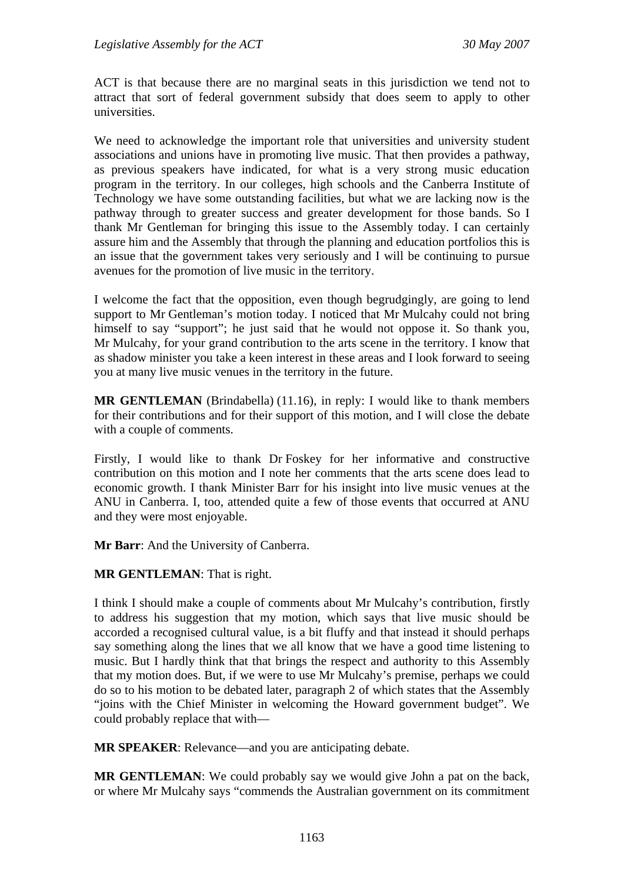ACT is that because there are no marginal seats in this jurisdiction we tend not to attract that sort of federal government subsidy that does seem to apply to other universities.

We need to acknowledge the important role that universities and university student associations and unions have in promoting live music. That then provides a pathway, as previous speakers have indicated, for what is a very strong music education program in the territory. In our colleges, high schools and the Canberra Institute of Technology we have some outstanding facilities, but what we are lacking now is the pathway through to greater success and greater development for those bands. So I thank Mr Gentleman for bringing this issue to the Assembly today. I can certainly assure him and the Assembly that through the planning and education portfolios this is an issue that the government takes very seriously and I will be continuing to pursue avenues for the promotion of live music in the territory.

I welcome the fact that the opposition, even though begrudgingly, are going to lend support to Mr Gentleman's motion today. I noticed that Mr Mulcahy could not bring himself to say "support"; he just said that he would not oppose it. So thank you, Mr Mulcahy, for your grand contribution to the arts scene in the territory. I know that as shadow minister you take a keen interest in these areas and I look forward to seeing you at many live music venues in the territory in the future.

**MR GENTLEMAN** (Brindabella) (11.16), in reply: I would like to thank members for their contributions and for their support of this motion, and I will close the debate with a couple of comments.

Firstly, I would like to thank Dr Foskey for her informative and constructive contribution on this motion and I note her comments that the arts scene does lead to economic growth. I thank Minister Barr for his insight into live music venues at the ANU in Canberra. I, too, attended quite a few of those events that occurred at ANU and they were most enjoyable.

**Mr Barr**: And the University of Canberra.

**MR GENTLEMAN**: That is right.

I think I should make a couple of comments about Mr Mulcahy's contribution, firstly to address his suggestion that my motion, which says that live music should be accorded a recognised cultural value, is a bit fluffy and that instead it should perhaps say something along the lines that we all know that we have a good time listening to music. But I hardly think that that brings the respect and authority to this Assembly that my motion does. But, if we were to use Mr Mulcahy's premise, perhaps we could do so to his motion to be debated later, paragraph 2 of which states that the Assembly "joins with the Chief Minister in welcoming the Howard government budget". We could probably replace that with—

**MR SPEAKER**: Relevance—and you are anticipating debate.

**MR GENTLEMAN**: We could probably say we would give John a pat on the back, or where Mr Mulcahy says "commends the Australian government on its commitment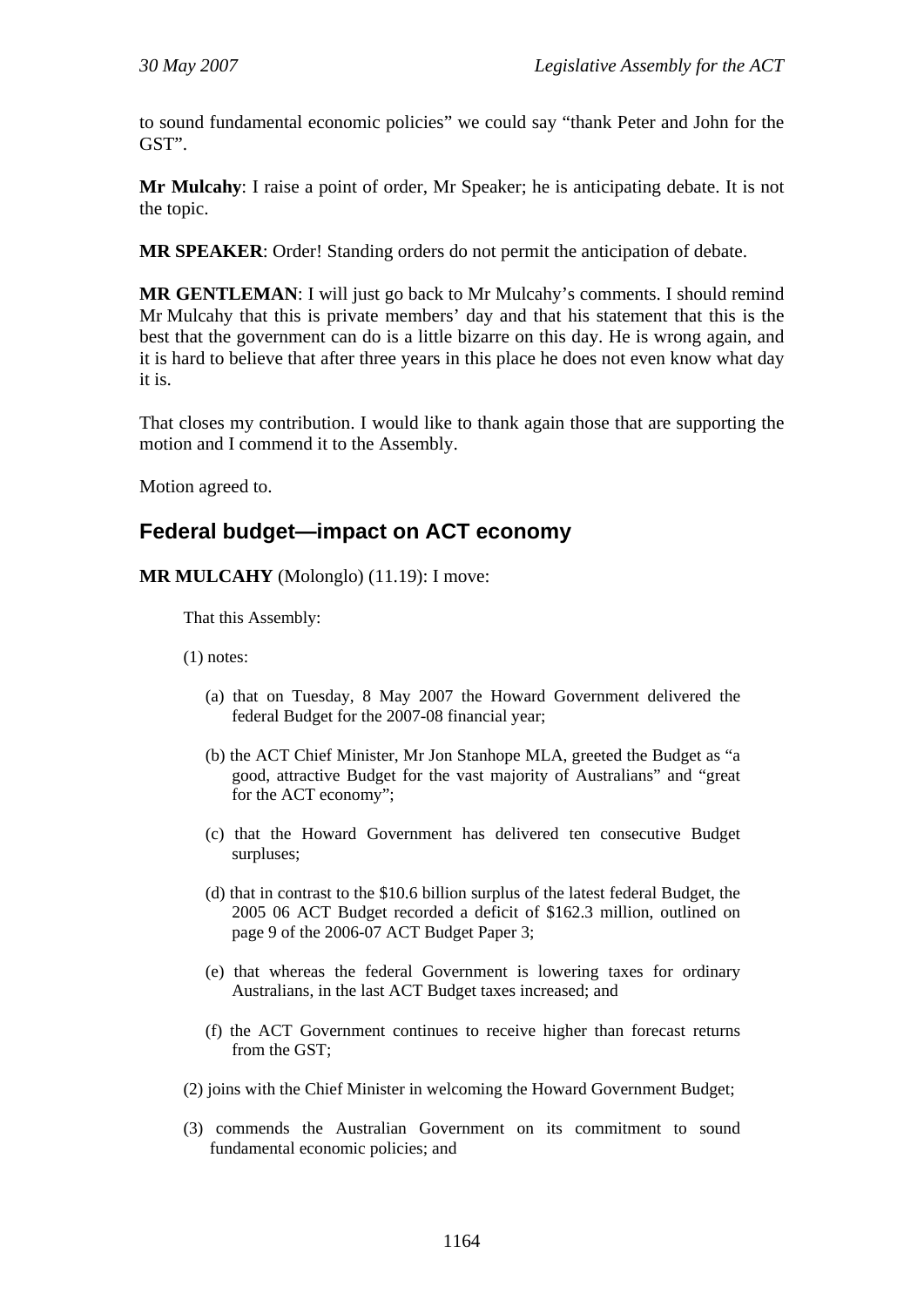to sound fundamental economic policies" we could say "thank Peter and John for the GST".

**Mr Mulcahy**: I raise a point of order, Mr Speaker; he is anticipating debate. It is not the topic.

**MR SPEAKER**: Order! Standing orders do not permit the anticipation of debate.

**MR GENTLEMAN**: I will just go back to Mr Mulcahy's comments. I should remind Mr Mulcahy that this is private members' day and that his statement that this is the best that the government can do is a little bizarre on this day. He is wrong again, and it is hard to believe that after three years in this place he does not even know what day it is.

That closes my contribution. I would like to thank again those that are supporting the motion and I commend it to the Assembly.

Motion agreed to.

## Federal budget—impact on ACT economy

**MR MULCAHY** (Molonglo) (11.19): I move:

> That this Assembly:
>
> (1) notes:
>
> (a) that on Tuesday, 8 May 2007 the Howard Government delivered the federal Budget for the 2007-08 financial year;
>
> (b) the ACT Chief Minister, Mr Jon Stanhope MLA, greeted the Budget as "a good, attractive Budget for the vast majority of Australians" and "great for the ACT economy";
>
> (c) that the Howard Government has delivered ten consecutive Budget surpluses;
>
> (d) that in contrast to the $10.6 billion surplus of the latest federal Budget, the 2005 06 ACT Budget recorded a deficit of $162.3 million, outlined on page 9 of the 2006-07 ACT Budget Paper 3;
>
> (e) that whereas the federal Government is lowering taxes for ordinary Australians, in the last ACT Budget taxes increased; and
>
> (f) the ACT Government continues to receive higher than forecast returns from the GST;
>
> (2) joins with the Chief Minister in welcoming the Howard Government Budget;
>
> (3) commends the Australian Government on its commitment to sound fundamental economic policies; and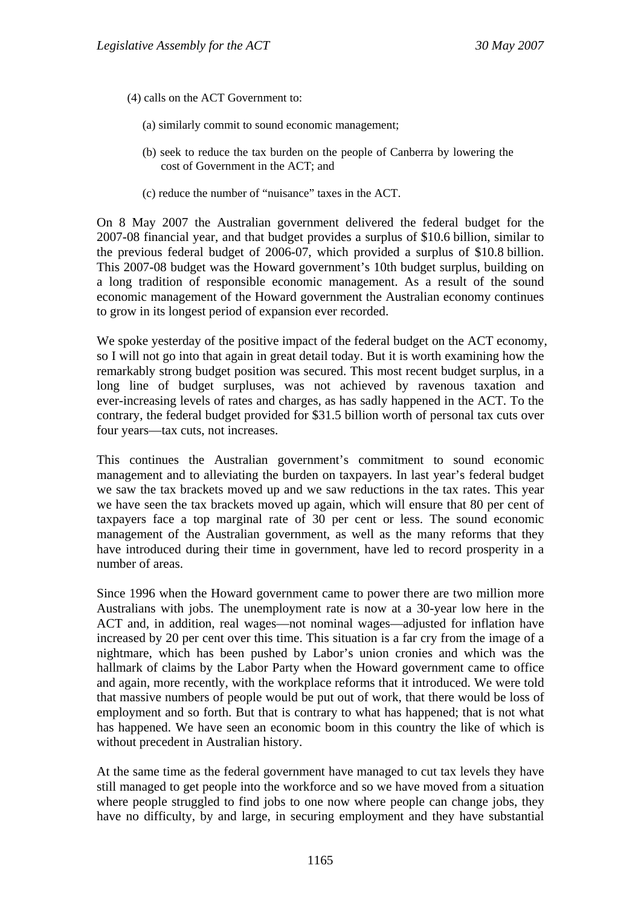(4) calls on the ACT Government to:

(a) similarly commit to sound economic management;

(b) seek to reduce the tax burden on the people of Canberra by lowering the cost of Government in the ACT; and

(c) reduce the number of "nuisance" taxes in the ACT.

On 8 May 2007 the Australian government delivered the federal budget for the 2007-08 financial year, and that budget provides a surplus of $10.6 billion, similar to the previous federal budget of 2006-07, which provided a surplus of $10.8 billion. This 2007-08 budget was the Howard government's 10th budget surplus, building on a long tradition of responsible economic management. As a result of the sound economic management of the Howard government the Australian economy continues to grow in its longest period of expansion ever recorded.

We spoke yesterday of the positive impact of the federal budget on the ACT economy, so I will not go into that again in great detail today. But it is worth examining how the remarkably strong budget position was secured. This most recent budget surplus, in a long line of budget surpluses, was not achieved by ravenous taxation and ever-increasing levels of rates and charges, as has sadly happened in the ACT. To the contrary, the federal budget provided for $31.5 billion worth of personal tax cuts over four years—tax cuts, not increases.

This continues the Australian government's commitment to sound economic management and to alleviating the burden on taxpayers. In last year's federal budget we saw the tax brackets moved up and we saw reductions in the tax rates. This year we have seen the tax brackets moved up again, which will ensure that 80 per cent of taxpayers face a top marginal rate of 30 per cent or less. The sound economic management of the Australian government, as well as the many reforms that they have introduced during their time in government, have led to record prosperity in a number of areas.

Since 1996 when the Howard government came to power there are two million more Australians with jobs. The unemployment rate is now at a 30-year low here in the ACT and, in addition, real wages—not nominal wages—adjusted for inflation have increased by 20 per cent over this time. This situation is a far cry from the image of a nightmare, which has been pushed by Labor's union cronies and which was the hallmark of claims by the Labor Party when the Howard government came to office and again, more recently, with the workplace reforms that it introduced. We were told that massive numbers of people would be put out of work, that there would be loss of employment and so forth. But that is contrary to what has happened; that is not what has happened. We have seen an economic boom in this country the like of which is without precedent in Australian history.

At the same time as the federal government have managed to cut tax levels they have still managed to get people into the workforce and so we have moved from a situation where people struggled to find jobs to one now where people can change jobs, they have no difficulty, by and large, in securing employment and they have substantial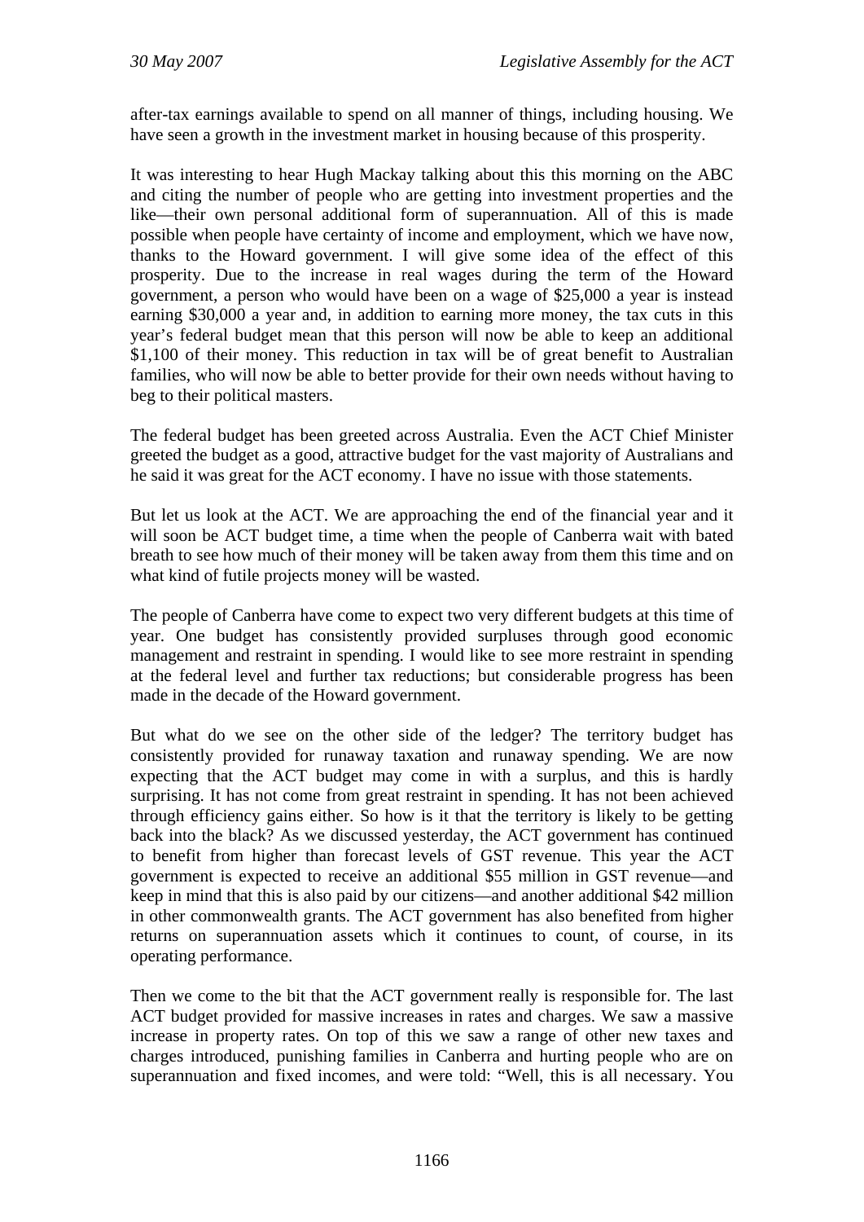after-tax earnings available to spend on all manner of things, including housing. We have seen a growth in the investment market in housing because of this prosperity.

It was interesting to hear Hugh Mackay talking about this this morning on the ABC and citing the number of people who are getting into investment properties and the like—their own personal additional form of superannuation. All of this is made possible when people have certainty of income and employment, which we have now, thanks to the Howard government. I will give some idea of the effect of this prosperity. Due to the increase in real wages during the term of the Howard government, a person who would have been on a wage of $25,000 a year is instead earning $30,000 a year and, in addition to earning more money, the tax cuts in this year's federal budget mean that this person will now be able to keep an additional $1,100 of their money. This reduction in tax will be of great benefit to Australian families, who will now be able to better provide for their own needs without having to beg to their political masters.

The federal budget has been greeted across Australia. Even the ACT Chief Minister greeted the budget as a good, attractive budget for the vast majority of Australians and he said it was great for the ACT economy. I have no issue with those statements.

But let us look at the ACT. We are approaching the end of the financial year and it will soon be ACT budget time, a time when the people of Canberra wait with bated breath to see how much of their money will be taken away from them this time and on what kind of futile projects money will be wasted.

The people of Canberra have come to expect two very different budgets at this time of year. One budget has consistently provided surpluses through good economic management and restraint in spending. I would like to see more restraint in spending at the federal level and further tax reductions; but considerable progress has been made in the decade of the Howard government.

But what do we see on the other side of the ledger? The territory budget has consistently provided for runaway taxation and runaway spending. We are now expecting that the ACT budget may come in with a surplus, and this is hardly surprising. It has not come from great restraint in spending. It has not been achieved through efficiency gains either. So how is it that the territory is likely to be getting back into the black? As we discussed yesterday, the ACT government has continued to benefit from higher than forecast levels of GST revenue. This year the ACT government is expected to receive an additional $55 million in GST revenue—and keep in mind that this is also paid by our citizens—and another additional $42 million in other commonwealth grants. The ACT government has also benefited from higher returns on superannuation assets which it continues to count, of course, in its operating performance.

Then we come to the bit that the ACT government really is responsible for. The last ACT budget provided for massive increases in rates and charges. We saw a massive increase in property rates. On top of this we saw a range of other new taxes and charges introduced, punishing families in Canberra and hurting people who are on superannuation and fixed incomes, and were told: "Well, this is all necessary. You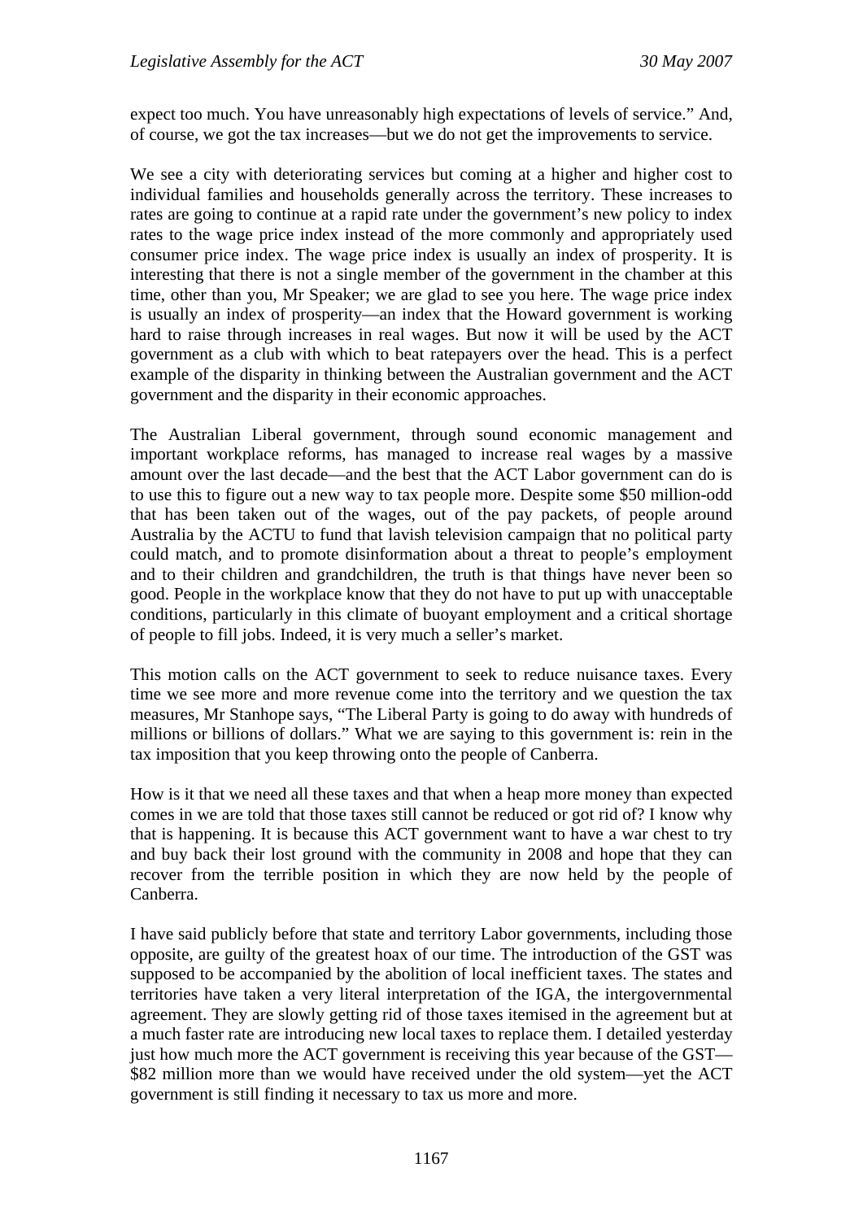expect too much. You have unreasonably high expectations of levels of service." And, of course, we got the tax increases—but we do not get the improvements to service.

We see a city with deteriorating services but coming at a higher and higher cost to individual families and households generally across the territory. These increases to rates are going to continue at a rapid rate under the government's new policy to index rates to the wage price index instead of the more commonly and appropriately used consumer price index. The wage price index is usually an index of prosperity. It is interesting that there is not a single member of the government in the chamber at this time, other than you, Mr Speaker; we are glad to see you here. The wage price index is usually an index of prosperity—an index that the Howard government is working hard to raise through increases in real wages. But now it will be used by the ACT government as a club with which to beat ratepayers over the head. This is a perfect example of the disparity in thinking between the Australian government and the ACT government and the disparity in their economic approaches.

The Australian Liberal government, through sound economic management and important workplace reforms, has managed to increase real wages by a massive amount over the last decade—and the best that the ACT Labor government can do is to use this to figure out a new way to tax people more. Despite some $50 million-odd that has been taken out of the wages, out of the pay packets, of people around Australia by the ACTU to fund that lavish television campaign that no political party could match, and to promote disinformation about a threat to people's employment and to their children and grandchildren, the truth is that things have never been so good. People in the workplace know that they do not have to put up with unacceptable conditions, particularly in this climate of buoyant employment and a critical shortage of people to fill jobs. Indeed, it is very much a seller's market.

This motion calls on the ACT government to seek to reduce nuisance taxes. Every time we see more and more revenue come into the territory and we question the tax measures, Mr Stanhope says, "The Liberal Party is going to do away with hundreds of millions or billions of dollars." What we are saying to this government is: rein in the tax imposition that you keep throwing onto the people of Canberra.

How is it that we need all these taxes and that when a heap more money than expected comes in we are told that those taxes still cannot be reduced or got rid of? I know why that is happening. It is because this ACT government want to have a war chest to try and buy back their lost ground with the community in 2008 and hope that they can recover from the terrible position in which they are now held by the people of Canberra.

I have said publicly before that state and territory Labor governments, including those opposite, are guilty of the greatest hoax of our time. The introduction of the GST was supposed to be accompanied by the abolition of local inefficient taxes. The states and territories have taken a very literal interpretation of the IGA, the intergovernmental agreement. They are slowly getting rid of those taxes itemised in the agreement but at a much faster rate are introducing new local taxes to replace them. I detailed yesterday just how much more the ACT government is receiving this year because of the GST—$82 million more than we would have received under the old system—yet the ACT government is still finding it necessary to tax us more and more.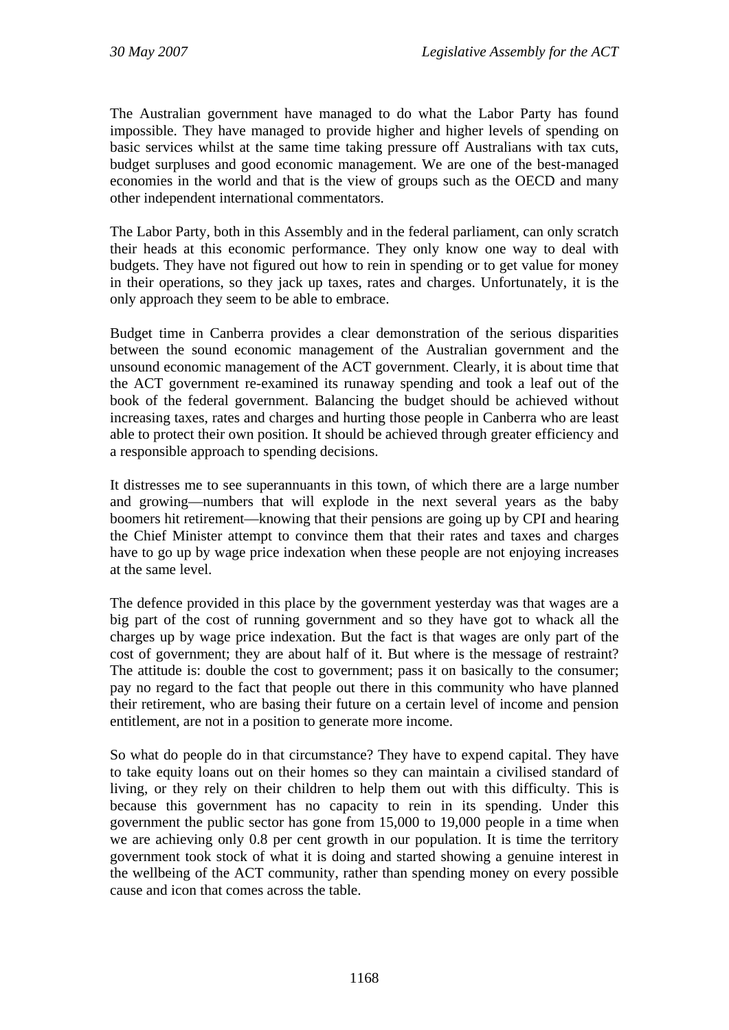The Australian government have managed to do what the Labor Party has found impossible. They have managed to provide higher and higher levels of spending on basic services whilst at the same time taking pressure off Australians with tax cuts, budget surpluses and good economic management. We are one of the best-managed economies in the world and that is the view of groups such as the OECD and many other independent international commentators.

The Labor Party, both in this Assembly and in the federal parliament, can only scratch their heads at this economic performance. They only know one way to deal with budgets. They have not figured out how to rein in spending or to get value for money in their operations, so they jack up taxes, rates and charges. Unfortunately, it is the only approach they seem to be able to embrace.

Budget time in Canberra provides a clear demonstration of the serious disparities between the sound economic management of the Australian government and the unsound economic management of the ACT government. Clearly, it is about time that the ACT government re-examined its runaway spending and took a leaf out of the book of the federal government. Balancing the budget should be achieved without increasing taxes, rates and charges and hurting those people in Canberra who are least able to protect their own position. It should be achieved through greater efficiency and a responsible approach to spending decisions.

It distresses me to see superannuants in this town, of which there are a large number and growing—numbers that will explode in the next several years as the baby boomers hit retirement—knowing that their pensions are going up by CPI and hearing the Chief Minister attempt to convince them that their rates and taxes and charges have to go up by wage price indexation when these people are not enjoying increases at the same level.

The defence provided in this place by the government yesterday was that wages are a big part of the cost of running government and so they have got to whack all the charges up by wage price indexation. But the fact is that wages are only part of the cost of government; they are about half of it. But where is the message of restraint? The attitude is: double the cost to government; pass it on basically to the consumer; pay no regard to the fact that people out there in this community who have planned their retirement, who are basing their future on a certain level of income and pension entitlement, are not in a position to generate more income.

So what do people do in that circumstance? They have to expend capital. They have to take equity loans out on their homes so they can maintain a civilised standard of living, or they rely on their children to help them out with this difficulty. This is because this government has no capacity to rein in its spending. Under this government the public sector has gone from 15,000 to 19,000 people in a time when we are achieving only 0.8 per cent growth in our population. It is time the territory government took stock of what it is doing and started showing a genuine interest in the wellbeing of the ACT community, rather than spending money on every possible cause and icon that comes across the table.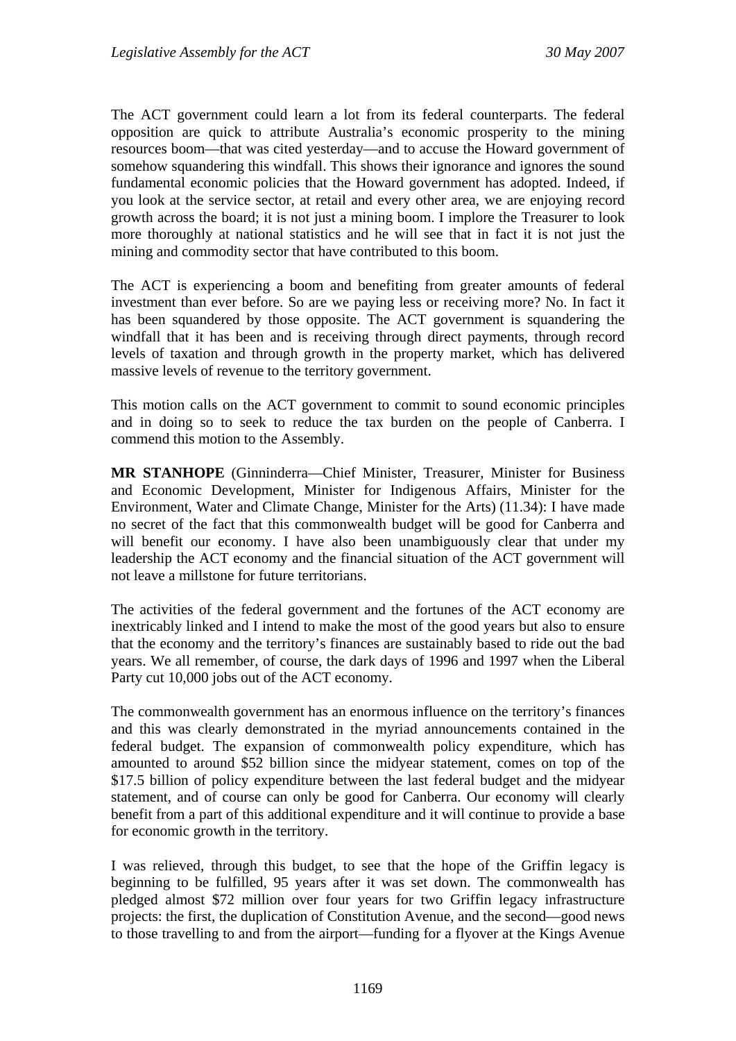The ACT government could learn a lot from its federal counterparts. The federal opposition are quick to attribute Australia's economic prosperity to the mining resources boom—that was cited yesterday—and to accuse the Howard government of somehow squandering this windfall. This shows their ignorance and ignores the sound fundamental economic policies that the Howard government has adopted. Indeed, if you look at the service sector, at retail and every other area, we are enjoying record growth across the board; it is not just a mining boom. I implore the Treasurer to look more thoroughly at national statistics and he will see that in fact it is not just the mining and commodity sector that have contributed to this boom.

The ACT is experiencing a boom and benefiting from greater amounts of federal investment than ever before. So are we paying less or receiving more? No. In fact it has been squandered by those opposite. The ACT government is squandering the windfall that it has been and is receiving through direct payments, through record levels of taxation and through growth in the property market, which has delivered massive levels of revenue to the territory government.

This motion calls on the ACT government to commit to sound economic principles and in doing so to seek to reduce the tax burden on the people of Canberra. I commend this motion to the Assembly.

**MR STANHOPE** (Ginninderra—Chief Minister, Treasurer, Minister for Business and Economic Development, Minister for Indigenous Affairs, Minister for the Environment, Water and Climate Change, Minister for the Arts) (11.34): I have made no secret of the fact that this commonwealth budget will be good for Canberra and will benefit our economy. I have also been unambiguously clear that under my leadership the ACT economy and the financial situation of the ACT government will not leave a millstone for future territorians.

The activities of the federal government and the fortunes of the ACT economy are inextricably linked and I intend to make the most of the good years but also to ensure that the economy and the territory's finances are sustainably based to ride out the bad years. We all remember, of course, the dark days of 1996 and 1997 when the Liberal Party cut 10,000 jobs out of the ACT economy.

The commonwealth government has an enormous influence on the territory's finances and this was clearly demonstrated in the myriad announcements contained in the federal budget. The expansion of commonwealth policy expenditure, which has amounted to around $52 billion since the midyear statement, comes on top of the $17.5 billion of policy expenditure between the last federal budget and the midyear statement, and of course can only be good for Canberra. Our economy will clearly benefit from a part of this additional expenditure and it will continue to provide a base for economic growth in the territory.

I was relieved, through this budget, to see that the hope of the Griffin legacy is beginning to be fulfilled, 95 years after it was set down. The commonwealth has pledged almost $72 million over four years for two Griffin legacy infrastructure projects: the first, the duplication of Constitution Avenue, and the second—good news to those travelling to and from the airport—funding for a flyover at the Kings Avenue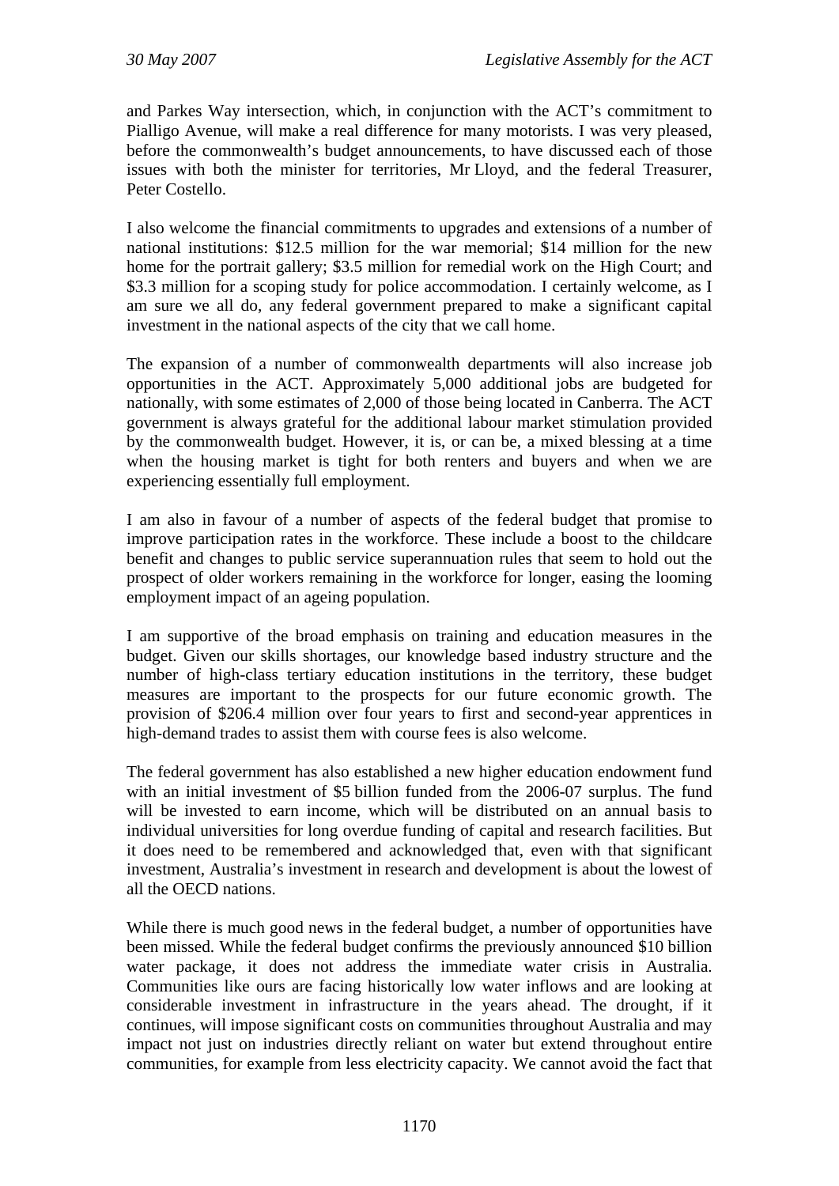and Parkes Way intersection, which, in conjunction with the ACT's commitment to Pialligo Avenue, will make a real difference for many motorists. I was very pleased, before the commonwealth's budget announcements, to have discussed each of those issues with both the minister for territories, Mr Lloyd, and the federal Treasurer, Peter Costello.

I also welcome the financial commitments to upgrades and extensions of a number of national institutions: $12.5 million for the war memorial; $14 million for the new home for the portrait gallery; $3.5 million for remedial work on the High Court; and $3.3 million for a scoping study for police accommodation. I certainly welcome, as I am sure we all do, any federal government prepared to make a significant capital investment in the national aspects of the city that we call home.

The expansion of a number of commonwealth departments will also increase job opportunities in the ACT. Approximately 5,000 additional jobs are budgeted for nationally, with some estimates of 2,000 of those being located in Canberra. The ACT government is always grateful for the additional labour market stimulation provided by the commonwealth budget. However, it is, or can be, a mixed blessing at a time when the housing market is tight for both renters and buyers and when we are experiencing essentially full employment.

I am also in favour of a number of aspects of the federal budget that promise to improve participation rates in the workforce. These include a boost to the childcare benefit and changes to public service superannuation rules that seem to hold out the prospect of older workers remaining in the workforce for longer, easing the looming employment impact of an ageing population.

I am supportive of the broad emphasis on training and education measures in the budget. Given our skills shortages, our knowledge based industry structure and the number of high-class tertiary education institutions in the territory, these budget measures are important to the prospects for our future economic growth. The provision of $206.4 million over four years to first and second-year apprentices in high-demand trades to assist them with course fees is also welcome.

The federal government has also established a new higher education endowment fund with an initial investment of $5 billion funded from the 2006-07 surplus. The fund will be invested to earn income, which will be distributed on an annual basis to individual universities for long overdue funding of capital and research facilities. But it does need to be remembered and acknowledged that, even with that significant investment, Australia's investment in research and development is about the lowest of all the OECD nations.

While there is much good news in the federal budget, a number of opportunities have been missed. While the federal budget confirms the previously announced $10 billion water package, it does not address the immediate water crisis in Australia. Communities like ours are facing historically low water inflows and are looking at considerable investment in infrastructure in the years ahead. The drought, if it continues, will impose significant costs on communities throughout Australia and may impact not just on industries directly reliant on water but extend throughout entire communities, for example from less electricity capacity. We cannot avoid the fact that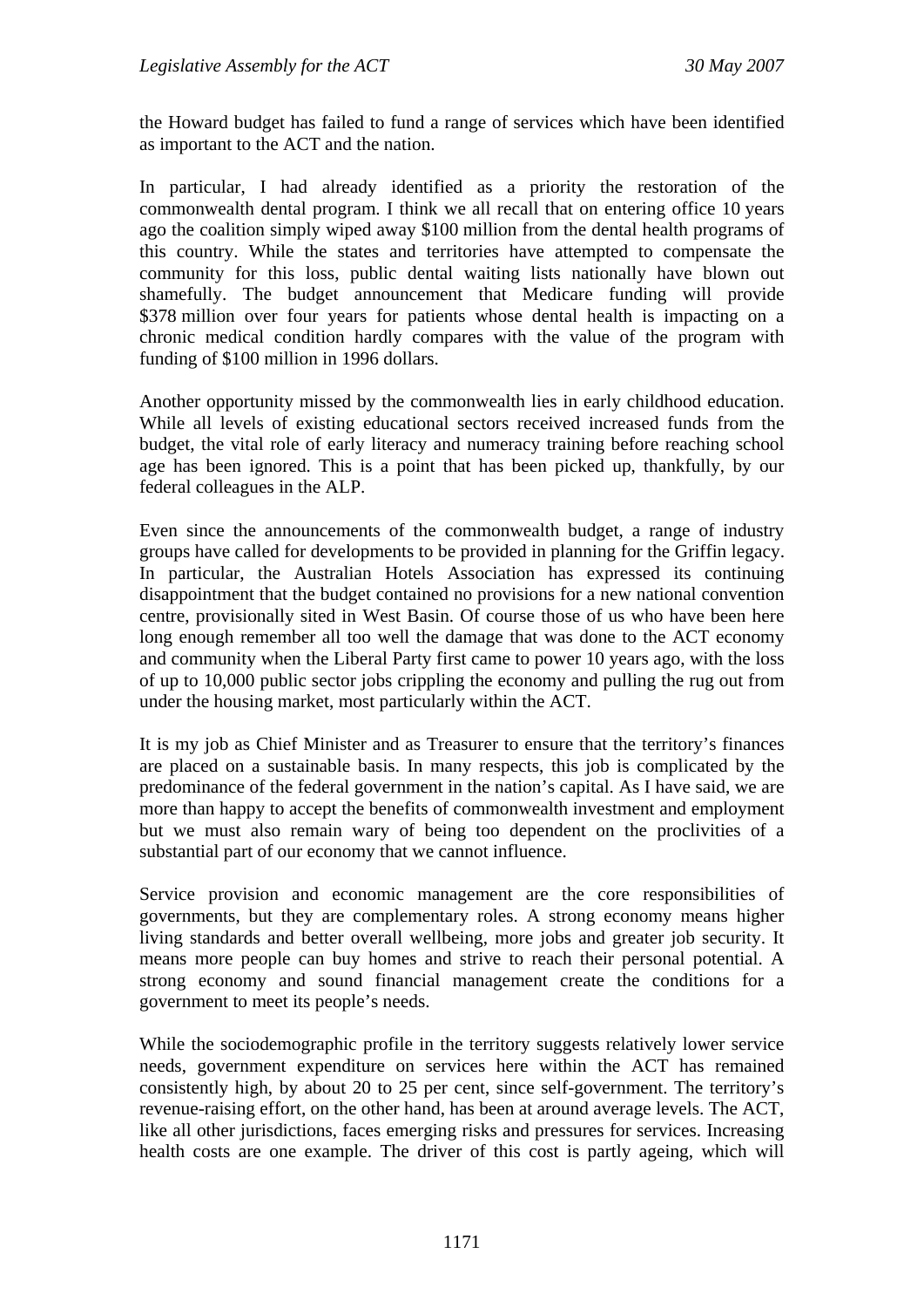the Howard budget has failed to fund a range of services which have been identified as important to the ACT and the nation.

In particular, I had already identified as a priority the restoration of the commonwealth dental program. I think we all recall that on entering office 10 years ago the coalition simply wiped away $100 million from the dental health programs of this country. While the states and territories have attempted to compensate the community for this loss, public dental waiting lists nationally have blown out shamefully. The budget announcement that Medicare funding will provide $378 million over four years for patients whose dental health is impacting on a chronic medical condition hardly compares with the value of the program with funding of $100 million in 1996 dollars.

Another opportunity missed by the commonwealth lies in early childhood education. While all levels of existing educational sectors received increased funds from the budget, the vital role of early literacy and numeracy training before reaching school age has been ignored. This is a point that has been picked up, thankfully, by our federal colleagues in the ALP.

Even since the announcements of the commonwealth budget, a range of industry groups have called for developments to be provided in planning for the Griffin legacy. In particular, the Australian Hotels Association has expressed its continuing disappointment that the budget contained no provisions for a new national convention centre, provisionally sited in West Basin. Of course those of us who have been here long enough remember all too well the damage that was done to the ACT economy and community when the Liberal Party first came to power 10 years ago, with the loss of up to 10,000 public sector jobs crippling the economy and pulling the rug out from under the housing market, most particularly within the ACT.

It is my job as Chief Minister and as Treasurer to ensure that the territory's finances are placed on a sustainable basis. In many respects, this job is complicated by the predominance of the federal government in the nation's capital. As I have said, we are more than happy to accept the benefits of commonwealth investment and employment but we must also remain wary of being too dependent on the proclivities of a substantial part of our economy that we cannot influence.

Service provision and economic management are the core responsibilities of governments, but they are complementary roles. A strong economy means higher living standards and better overall wellbeing, more jobs and greater job security. It means more people can buy homes and strive to reach their personal potential. A strong economy and sound financial management create the conditions for a government to meet its people's needs.

While the sociodemographic profile in the territory suggests relatively lower service needs, government expenditure on services here within the ACT has remained consistently high, by about 20 to 25 per cent, since self-government. The territory's revenue-raising effort, on the other hand, has been at around average levels. The ACT, like all other jurisdictions, faces emerging risks and pressures for services. Increasing health costs are one example. The driver of this cost is partly ageing, which will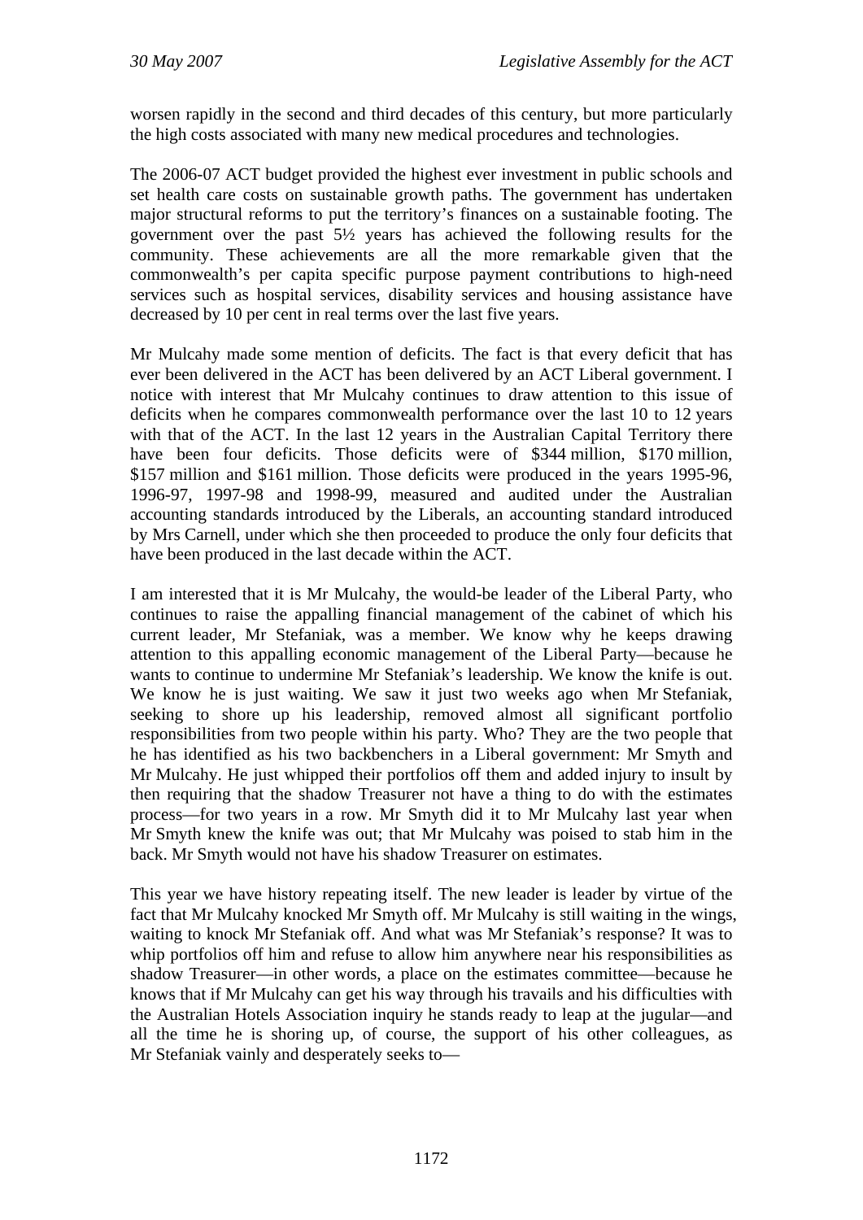worsen rapidly in the second and third decades of this century, but more particularly the high costs associated with many new medical procedures and technologies.

The 2006-07 ACT budget provided the highest ever investment in public schools and set health care costs on sustainable growth paths. The government has undertaken major structural reforms to put the territory's finances on a sustainable footing. The government over the past 5½ years has achieved the following results for the community. These achievements are all the more remarkable given that the commonwealth's per capita specific purpose payment contributions to high-need services such as hospital services, disability services and housing assistance have decreased by 10 per cent in real terms over the last five years.

Mr Mulcahy made some mention of deficits. The fact is that every deficit that has ever been delivered in the ACT has been delivered by an ACT Liberal government. I notice with interest that Mr Mulcahy continues to draw attention to this issue of deficits when he compares commonwealth performance over the last 10 to 12 years with that of the ACT. In the last 12 years in the Australian Capital Territory there have been four deficits. Those deficits were of $344 million, $170 million, $157 million and $161 million. Those deficits were produced in the years 1995-96, 1996-97, 1997-98 and 1998-99, measured and audited under the Australian accounting standards introduced by the Liberals, an accounting standard introduced by Mrs Carnell, under which she then proceeded to produce the only four deficits that have been produced in the last decade within the ACT.

I am interested that it is Mr Mulcahy, the would-be leader of the Liberal Party, who continues to raise the appalling financial management of the cabinet of which his current leader, Mr Stefaniak, was a member. We know why he keeps drawing attention to this appalling economic management of the Liberal Party—because he wants to continue to undermine Mr Stefaniak's leadership. We know the knife is out. We know he is just waiting. We saw it just two weeks ago when Mr Stefaniak, seeking to shore up his leadership, removed almost all significant portfolio responsibilities from two people within his party. Who? They are the two people that he has identified as his two backbenchers in a Liberal government: Mr Smyth and Mr Mulcahy. He just whipped their portfolios off them and added injury to insult by then requiring that the shadow Treasurer not have a thing to do with the estimates process—for two years in a row. Mr Smyth did it to Mr Mulcahy last year when Mr Smyth knew the knife was out; that Mr Mulcahy was poised to stab him in the back. Mr Smyth would not have his shadow Treasurer on estimates.

This year we have history repeating itself. The new leader is leader by virtue of the fact that Mr Mulcahy knocked Mr Smyth off. Mr Mulcahy is still waiting in the wings, waiting to knock Mr Stefaniak off. And what was Mr Stefaniak's response? It was to whip portfolios off him and refuse to allow him anywhere near his responsibilities as shadow Treasurer—in other words, a place on the estimates committee—because he knows that if Mr Mulcahy can get his way through his travails and his difficulties with the Australian Hotels Association inquiry he stands ready to leap at the jugular—and all the time he is shoring up, of course, the support of his other colleagues, as Mr Stefaniak vainly and desperately seeks to—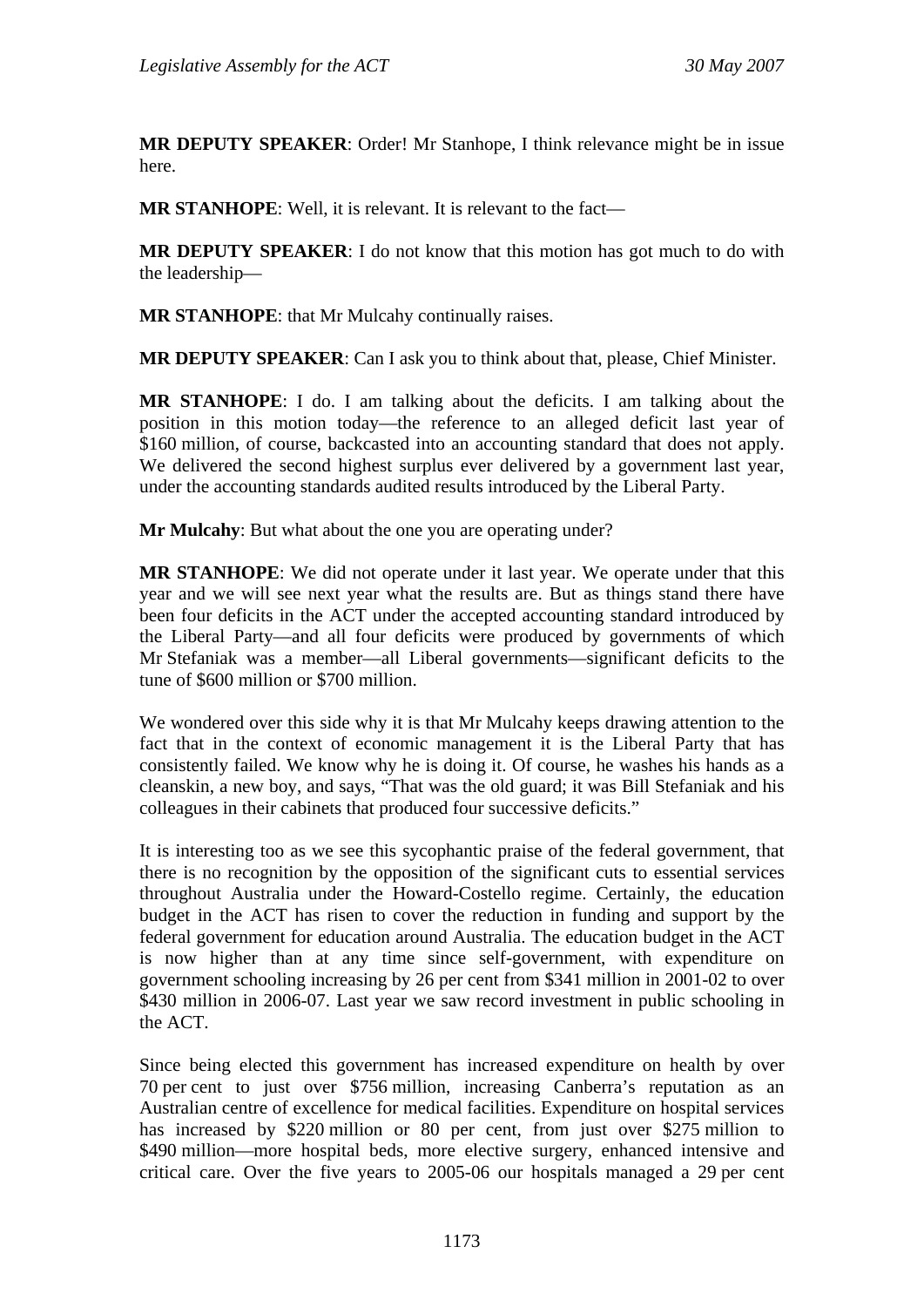**MR DEPUTY SPEAKER**: Order! Mr Stanhope, I think relevance might be in issue here.

**MR STANHOPE**: Well, it is relevant. It is relevant to the fact—

**MR DEPUTY SPEAKER**: I do not know that this motion has got much to do with the leadership—

**MR STANHOPE**: that Mr Mulcahy continually raises.

**MR DEPUTY SPEAKER**: Can I ask you to think about that, please, Chief Minister.

**MR STANHOPE**: I do. I am talking about the deficits. I am talking about the position in this motion today—the reference to an alleged deficit last year of $160 million, of course, backcasted into an accounting standard that does not apply. We delivered the second highest surplus ever delivered by a government last year, under the accounting standards audited results introduced by the Liberal Party.

**Mr Mulcahy**: But what about the one you are operating under?

**MR STANHOPE**: We did not operate under it last year. We operate under that this year and we will see next year what the results are. But as things stand there have been four deficits in the ACT under the accepted accounting standard introduced by the Liberal Party—and all four deficits were produced by governments of which Mr Stefaniak was a member—all Liberal governments—significant deficits to the tune of $600 million or $700 million.

We wondered over this side why it is that Mr Mulcahy keeps drawing attention to the fact that in the context of economic management it is the Liberal Party that has consistently failed. We know why he is doing it. Of course, he washes his hands as a cleanskin, a new boy, and says, "That was the old guard; it was Bill Stefaniak and his colleagues in their cabinets that produced four successive deficits."

It is interesting too as we see this sycophantic praise of the federal government, that there is no recognition by the opposition of the significant cuts to essential services throughout Australia under the Howard-Costello regime. Certainly, the education budget in the ACT has risen to cover the reduction in funding and support by the federal government for education around Australia. The education budget in the ACT is now higher than at any time since self-government, with expenditure on government schooling increasing by 26 per cent from $341 million in 2001-02 to over $430 million in 2006-07. Last year we saw record investment in public schooling in the ACT.

Since being elected this government has increased expenditure on health by over 70 per cent to just over $756 million, increasing Canberra's reputation as an Australian centre of excellence for medical facilities. Expenditure on hospital services has increased by $220 million or 80 per cent, from just over $275 million to $490 million—more hospital beds, more elective surgery, enhanced intensive and critical care. Over the five years to 2005-06 our hospitals managed a 29 per cent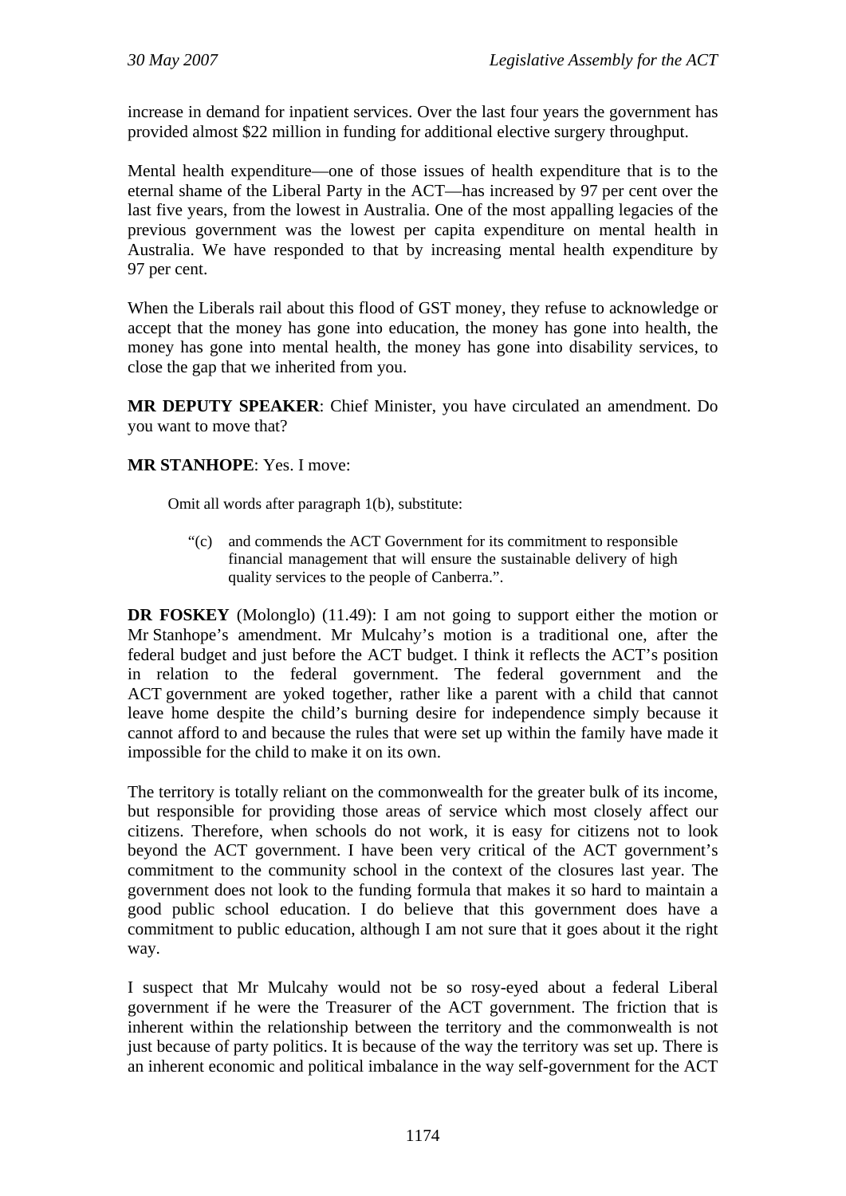increase in demand for inpatient services. Over the last four years the government has provided almost $22 million in funding for additional elective surgery throughput.

Mental health expenditure—one of those issues of health expenditure that is to the eternal shame of the Liberal Party in the ACT—has increased by 97 per cent over the last five years, from the lowest in Australia. One of the most appalling legacies of the previous government was the lowest per capita expenditure on mental health in Australia. We have responded to that by increasing mental health expenditure by 97 per cent.

When the Liberals rail about this flood of GST money, they refuse to acknowledge or accept that the money has gone into education, the money has gone into health, the money has gone into mental health, the money has gone into disability services, to close the gap that we inherited from you.

**MR DEPUTY SPEAKER**: Chief Minister, you have circulated an amendment. Do you want to move that?

**MR STANHOPE**: Yes. I move:

> Omit all words after paragraph 1(b), substitute:
>
> > "(c) and commends the ACT Government for its commitment to responsible financial management that will ensure the sustainable delivery of high quality services to the people of Canberra.".

**DR FOSKEY** (Molonglo) (11.49): I am not going to support either the motion or Mr Stanhope's amendment. Mr Mulcahy's motion is a traditional one, after the federal budget and just before the ACT budget. I think it reflects the ACT's position in relation to the federal government. The federal government and the ACT government are yoked together, rather like a parent with a child that cannot leave home despite the child's burning desire for independence simply because it cannot afford to and because the rules that were set up within the family have made it impossible for the child to make it on its own.

The territory is totally reliant on the commonwealth for the greater bulk of its income, but responsible for providing those areas of service which most closely affect our citizens. Therefore, when schools do not work, it is easy for citizens not to look beyond the ACT government. I have been very critical of the ACT government's commitment to the community school in the context of the closures last year. The government does not look to the funding formula that makes it so hard to maintain a good public school education. I do believe that this government does have a commitment to public education, although I am not sure that it goes about it the right way.

I suspect that Mr Mulcahy would not be so rosy-eyed about a federal Liberal government if he were the Treasurer of the ACT government. The friction that is inherent within the relationship between the territory and the commonwealth is not just because of party politics. It is because of the way the territory was set up. There is an inherent economic and political imbalance in the way self-government for the ACT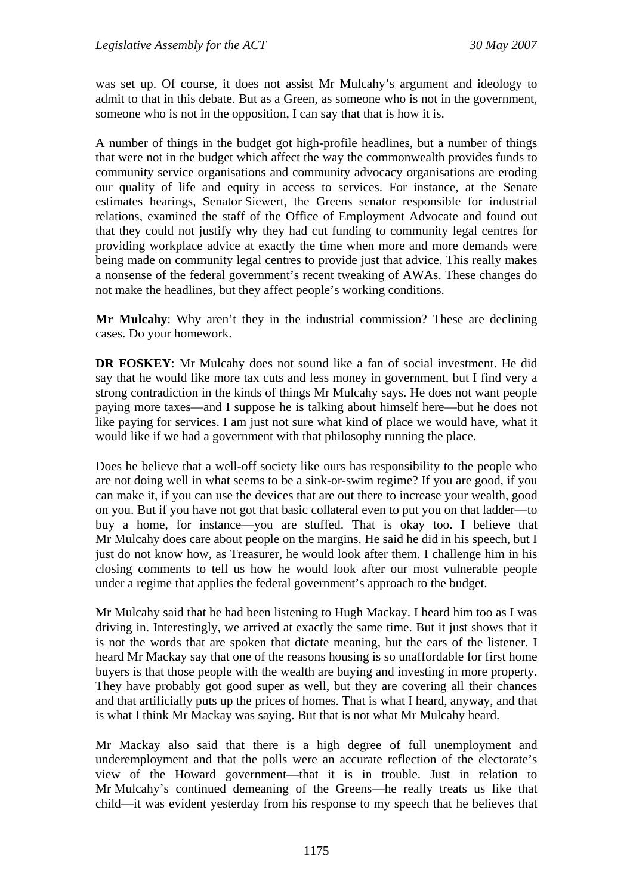was set up. Of course, it does not assist Mr Mulcahy's argument and ideology to admit to that in this debate. But as a Green, as someone who is not in the government, someone who is not in the opposition, I can say that that is how it is.

A number of things in the budget got high-profile headlines, but a number of things that were not in the budget which affect the way the commonwealth provides funds to community service organisations and community advocacy organisations are eroding our quality of life and equity in access to services. For instance, at the Senate estimates hearings, Senator Siewert, the Greens senator responsible for industrial relations, examined the staff of the Office of Employment Advocate and found out that they could not justify why they had cut funding to community legal centres for providing workplace advice at exactly the time when more and more demands were being made on community legal centres to provide just that advice. This really makes a nonsense of the federal government's recent tweaking of AWAs. These changes do not make the headlines, but they affect people's working conditions.

**Mr Mulcahy**: Why aren't they in the industrial commission? These are declining cases. Do your homework.

**DR FOSKEY**: Mr Mulcahy does not sound like a fan of social investment. He did say that he would like more tax cuts and less money in government, but I find very a strong contradiction in the kinds of things Mr Mulcahy says. He does not want people paying more taxes—and I suppose he is talking about himself here—but he does not like paying for services. I am just not sure what kind of place we would have, what it would like if we had a government with that philosophy running the place.

Does he believe that a well-off society like ours has responsibility to the people who are not doing well in what seems to be a sink-or-swim regime? If you are good, if you can make it, if you can use the devices that are out there to increase your wealth, good on you. But if you have not got that basic collateral even to put you on that ladder—to buy a home, for instance—you are stuffed. That is okay too. I believe that Mr Mulcahy does care about people on the margins. He said he did in his speech, but I just do not know how, as Treasurer, he would look after them. I challenge him in his closing comments to tell us how he would look after our most vulnerable people under a regime that applies the federal government's approach to the budget.

Mr Mulcahy said that he had been listening to Hugh Mackay. I heard him too as I was driving in. Interestingly, we arrived at exactly the same time. But it just shows that it is not the words that are spoken that dictate meaning, but the ears of the listener. I heard Mr Mackay say that one of the reasons housing is so unaffordable for first home buyers is that those people with the wealth are buying and investing in more property. They have probably got good super as well, but they are covering all their chances and that artificially puts up the prices of homes. That is what I heard, anyway, and that is what I think Mr Mackay was saying. But that is not what Mr Mulcahy heard.

Mr Mackay also said that there is a high degree of full unemployment and underemployment and that the polls were an accurate reflection of the electorate's view of the Howard government—that it is in trouble. Just in relation to Mr Mulcahy's continued demeaning of the Greens—he really treats us like that child—it was evident yesterday from his response to my speech that he believes that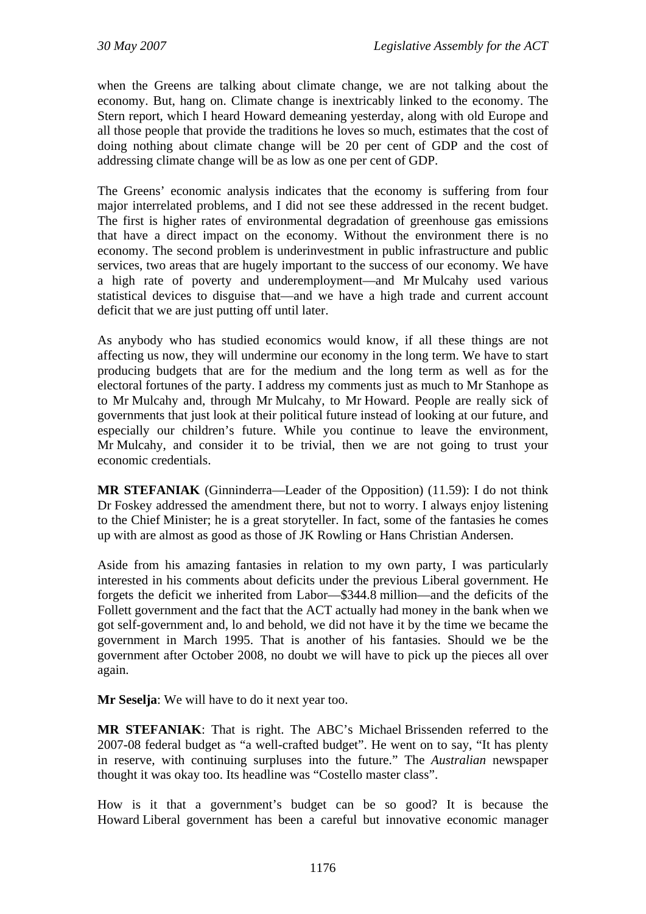when the Greens are talking about climate change, we are not talking about the economy. But, hang on. Climate change is inextricably linked to the economy. The Stern report, which I heard Howard demeaning yesterday, along with old Europe and all those people that provide the traditions he loves so much, estimates that the cost of doing nothing about climate change will be 20 per cent of GDP and the cost of addressing climate change will be as low as one per cent of GDP.

The Greens' economic analysis indicates that the economy is suffering from four major interrelated problems, and I did not see these addressed in the recent budget. The first is higher rates of environmental degradation of greenhouse gas emissions that have a direct impact on the economy. Without the environment there is no economy. The second problem is underinvestment in public infrastructure and public services, two areas that are hugely important to the success of our economy. We have a high rate of poverty and underemployment—and Mr Mulcahy used various statistical devices to disguise that—and we have a high trade and current account deficit that we are just putting off until later.

As anybody who has studied economics would know, if all these things are not affecting us now, they will undermine our economy in the long term. We have to start producing budgets that are for the medium and the long term as well as for the electoral fortunes of the party. I address my comments just as much to Mr Stanhope as to Mr Mulcahy and, through Mr Mulcahy, to Mr Howard. People are really sick of governments that just look at their political future instead of looking at our future, and especially our children's future. While you continue to leave the environment, Mr Mulcahy, and consider it to be trivial, then we are not going to trust your economic credentials.

**MR STEFANIAK** (Ginninderra—Leader of the Opposition) (11.59): I do not think Dr Foskey addressed the amendment there, but not to worry. I always enjoy listening to the Chief Minister; he is a great storyteller. In fact, some of the fantasies he comes up with are almost as good as those of JK Rowling or Hans Christian Andersen.

Aside from his amazing fantasies in relation to my own party, I was particularly interested in his comments about deficits under the previous Liberal government. He forgets the deficit we inherited from Labor—$344.8 million—and the deficits of the Follett government and the fact that the ACT actually had money in the bank when we got self-government and, lo and behold, we did not have it by the time we became the government in March 1995. That is another of his fantasies. Should we be the government after October 2008, no doubt we will have to pick up the pieces all over again.

**Mr Seselja**: We will have to do it next year too.

**MR STEFANIAK**: That is right. The ABC's Michael Brissenden referred to the 2007-08 federal budget as "a well-crafted budget". He went on to say, "It has plenty in reserve, with continuing surpluses into the future." The *Australian* newspaper thought it was okay too. Its headline was "Costello master class".

How is it that a government's budget can be so good? It is because the Howard Liberal government has been a careful but innovative economic manager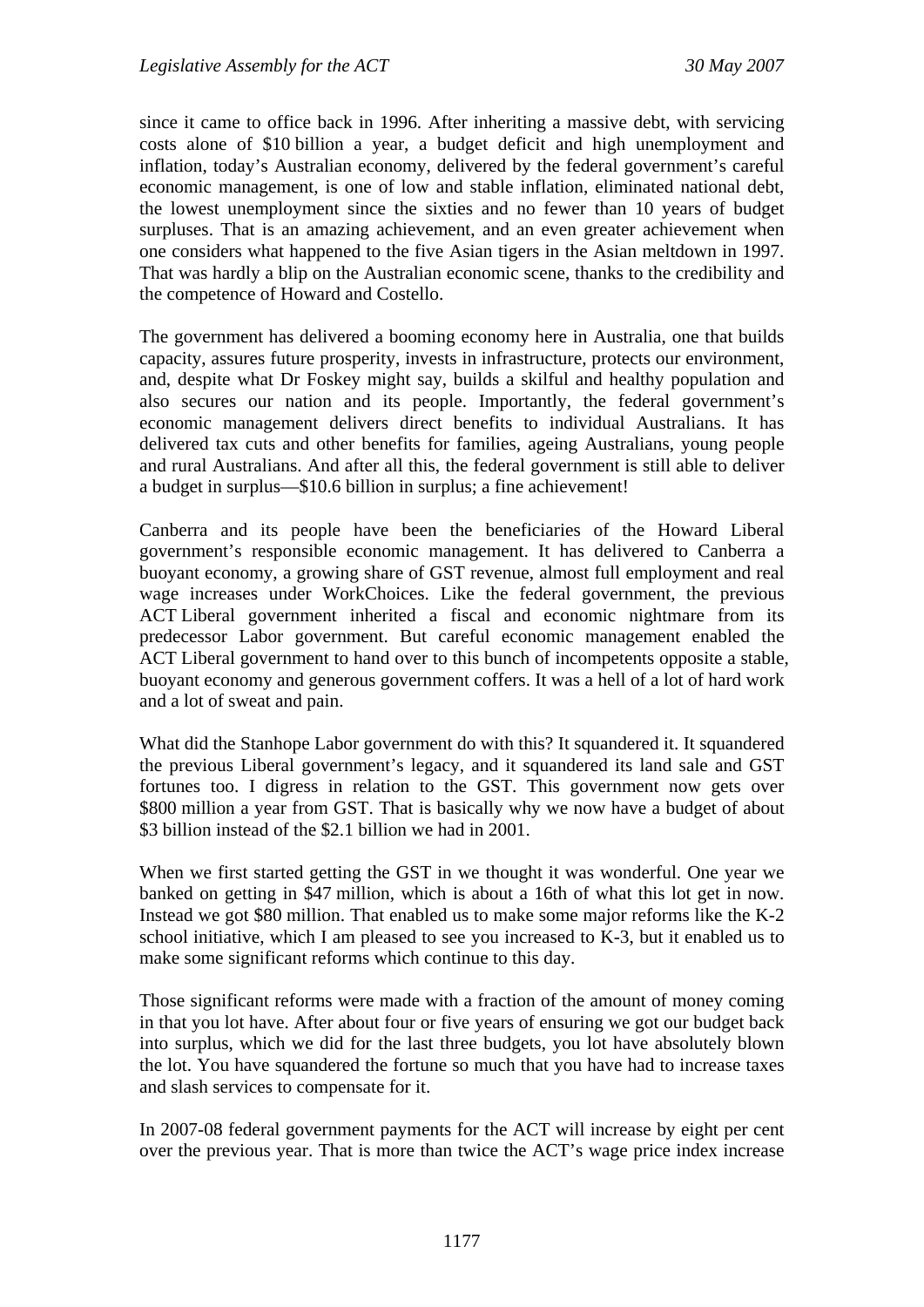since it came to office back in 1996. After inheriting a massive debt, with servicing costs alone of $10 billion a year, a budget deficit and high unemployment and inflation, today's Australian economy, delivered by the federal government's careful economic management, is one of low and stable inflation, eliminated national debt, the lowest unemployment since the sixties and no fewer than 10 years of budget surpluses. That is an amazing achievement, and an even greater achievement when one considers what happened to the five Asian tigers in the Asian meltdown in 1997. That was hardly a blip on the Australian economic scene, thanks to the credibility and the competence of Howard and Costello.

The government has delivered a booming economy here in Australia, one that builds capacity, assures future prosperity, invests in infrastructure, protects our environment, and, despite what Dr Foskey might say, builds a skilful and healthy population and also secures our nation and its people. Importantly, the federal government's economic management delivers direct benefits to individual Australians. It has delivered tax cuts and other benefits for families, ageing Australians, young people and rural Australians. And after all this, the federal government is still able to deliver a budget in surplus—$10.6 billion in surplus; a fine achievement!

Canberra and its people have been the beneficiaries of the Howard Liberal government's responsible economic management. It has delivered to Canberra a buoyant economy, a growing share of GST revenue, almost full employment and real wage increases under WorkChoices. Like the federal government, the previous ACT Liberal government inherited a fiscal and economic nightmare from its predecessor Labor government. But careful economic management enabled the ACT Liberal government to hand over to this bunch of incompetents opposite a stable, buoyant economy and generous government coffers. It was a hell of a lot of hard work and a lot of sweat and pain.

What did the Stanhope Labor government do with this? It squandered it. It squandered the previous Liberal government's legacy, and it squandered its land sale and GST fortunes too. I digress in relation to the GST. This government now gets over $800 million a year from GST. That is basically why we now have a budget of about $3 billion instead of the $2.1 billion we had in 2001.

When we first started getting the GST in we thought it was wonderful. One year we banked on getting in $47 million, which is about a 16th of what this lot get in now. Instead we got $80 million. That enabled us to make some major reforms like the K-2 school initiative, which I am pleased to see you increased to K-3, but it enabled us to make some significant reforms which continue to this day.

Those significant reforms were made with a fraction of the amount of money coming in that you lot have. After about four or five years of ensuring we got our budget back into surplus, which we did for the last three budgets, you lot have absolutely blown the lot. You have squandered the fortune so much that you have had to increase taxes and slash services to compensate for it.

In 2007-08 federal government payments for the ACT will increase by eight per cent over the previous year. That is more than twice the ACT's wage price index increase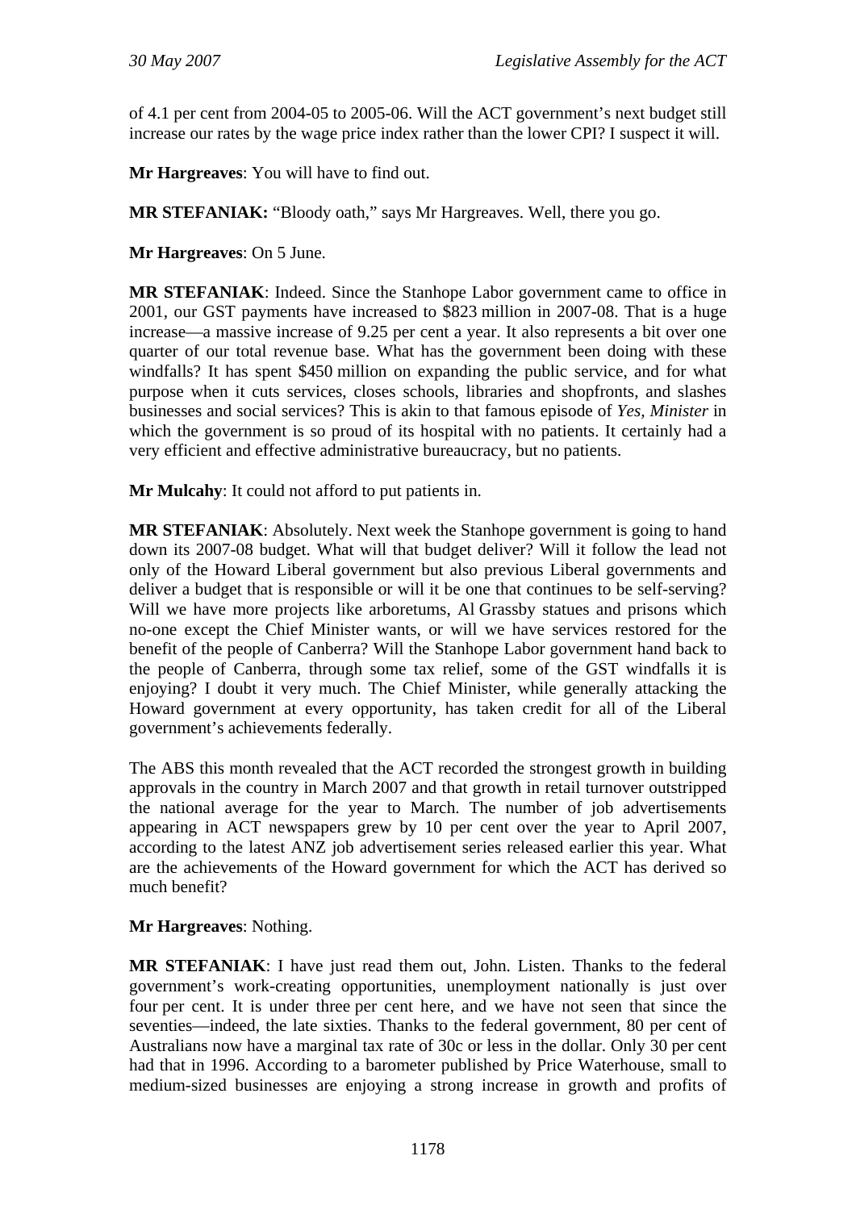of 4.1 per cent from 2004-05 to 2005-06. Will the ACT government's next budget still increase our rates by the wage price index rather than the lower CPI? I suspect it will.

**Mr Hargreaves**: You will have to find out.

**MR STEFANIAK:** "Bloody oath," says Mr Hargreaves. Well, there you go.

**Mr Hargreaves**: On 5 June.

**MR STEFANIAK**: Indeed. Since the Stanhope Labor government came to office in 2001, our GST payments have increased to $823 million in 2007-08. That is a huge increase—a massive increase of 9.25 per cent a year. It also represents a bit over one quarter of our total revenue base. What has the government been doing with these windfalls? It has spent $450 million on expanding the public service, and for what purpose when it cuts services, closes schools, libraries and shopfronts, and slashes businesses and social services? This is akin to that famous episode of *Yes, Minister* in which the government is so proud of its hospital with no patients. It certainly had a very efficient and effective administrative bureaucracy, but no patients.

**Mr Mulcahy**: It could not afford to put patients in.

**MR STEFANIAK**: Absolutely. Next week the Stanhope government is going to hand down its 2007-08 budget. What will that budget deliver? Will it follow the lead not only of the Howard Liberal government but also previous Liberal governments and deliver a budget that is responsible or will it be one that continues to be self-serving? Will we have more projects like arboretums, Al Grassby statues and prisons which no-one except the Chief Minister wants, or will we have services restored for the benefit of the people of Canberra? Will the Stanhope Labor government hand back to the people of Canberra, through some tax relief, some of the GST windfalls it is enjoying? I doubt it very much. The Chief Minister, while generally attacking the Howard government at every opportunity, has taken credit for all of the Liberal government's achievements federally.

The ABS this month revealed that the ACT recorded the strongest growth in building approvals in the country in March 2007 and that growth in retail turnover outstripped the national average for the year to March. The number of job advertisements appearing in ACT newspapers grew by 10 per cent over the year to April 2007, according to the latest ANZ job advertisement series released earlier this year. What are the achievements of the Howard government for which the ACT has derived so much benefit?

**Mr Hargreaves**: Nothing.

**MR STEFANIAK**: I have just read them out, John. Listen. Thanks to the federal government's work-creating opportunities, unemployment nationally is just over four per cent. It is under three per cent here, and we have not seen that since the seventies—indeed, the late sixties. Thanks to the federal government, 80 per cent of Australians now have a marginal tax rate of 30c or less in the dollar. Only 30 per cent had that in 1996. According to a barometer published by Price Waterhouse, small to medium-sized businesses are enjoying a strong increase in growth and profits of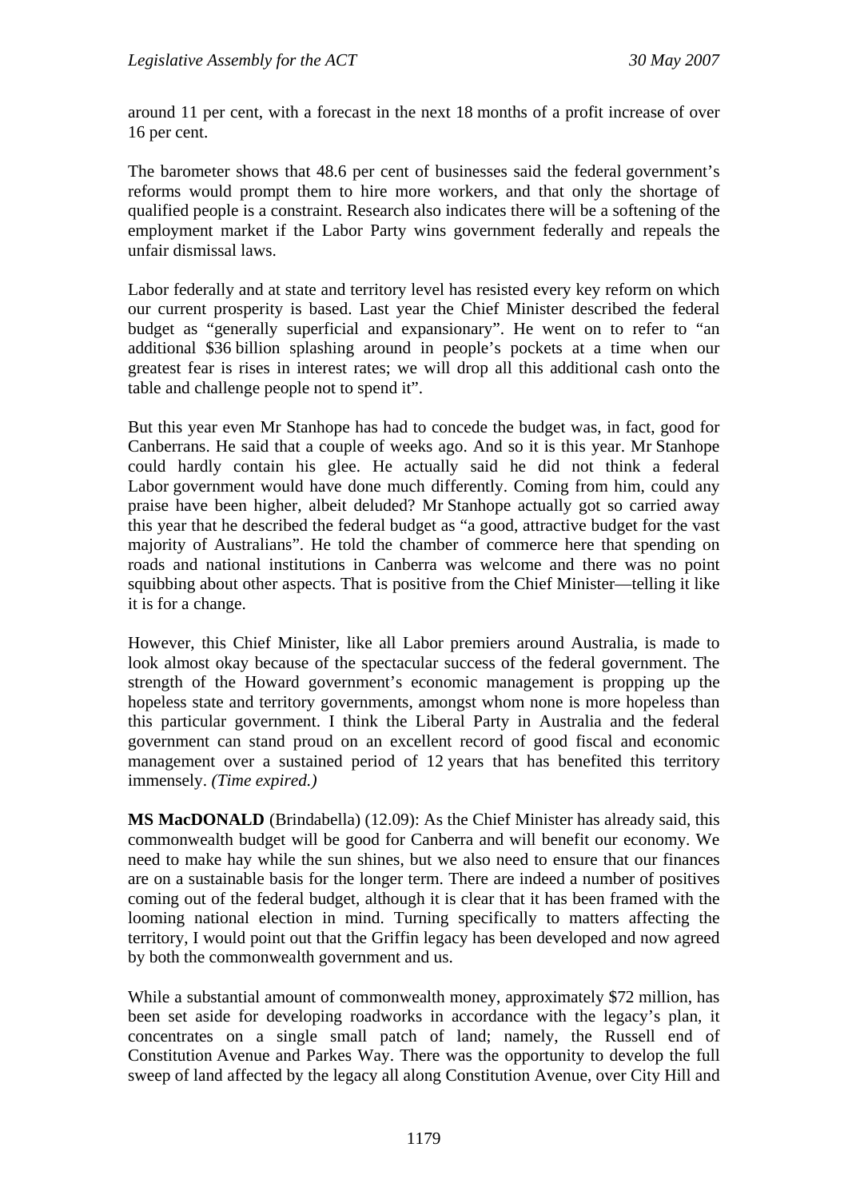around 11 per cent, with a forecast in the next 18 months of a profit increase of over 16 per cent.

The barometer shows that 48.6 per cent of businesses said the federal government's reforms would prompt them to hire more workers, and that only the shortage of qualified people is a constraint. Research also indicates there will be a softening of the employment market if the Labor Party wins government federally and repeals the unfair dismissal laws.

Labor federally and at state and territory level has resisted every key reform on which our current prosperity is based. Last year the Chief Minister described the federal budget as "generally superficial and expansionary". He went on to refer to "an additional $36 billion splashing around in people's pockets at a time when our greatest fear is rises in interest rates; we will drop all this additional cash onto the table and challenge people not to spend it".

But this year even Mr Stanhope has had to concede the budget was, in fact, good for Canberrans. He said that a couple of weeks ago. And so it is this year. Mr Stanhope could hardly contain his glee. He actually said he did not think a federal Labor government would have done much differently. Coming from him, could any praise have been higher, albeit deluded? Mr Stanhope actually got so carried away this year that he described the federal budget as "a good, attractive budget for the vast majority of Australians". He told the chamber of commerce here that spending on roads and national institutions in Canberra was welcome and there was no point squibbing about other aspects. That is positive from the Chief Minister—telling it like it is for a change.

However, this Chief Minister, like all Labor premiers around Australia, is made to look almost okay because of the spectacular success of the federal government. The strength of the Howard government's economic management is propping up the hopeless state and territory governments, amongst whom none is more hopeless than this particular government. I think the Liberal Party in Australia and the federal government can stand proud on an excellent record of good fiscal and economic management over a sustained period of 12 years that has benefited this territory immensely. *(Time expired.)*

**MS MacDONALD** (Brindabella) (12.09): As the Chief Minister has already said, this commonwealth budget will be good for Canberra and will benefit our economy. We need to make hay while the sun shines, but we also need to ensure that our finances are on a sustainable basis for the longer term. There are indeed a number of positives coming out of the federal budget, although it is clear that it has been framed with the looming national election in mind. Turning specifically to matters affecting the territory, I would point out that the Griffin legacy has been developed and now agreed by both the commonwealth government and us.

While a substantial amount of commonwealth money, approximately $72 million, has been set aside for developing roadworks in accordance with the legacy's plan, it concentrates on a single small patch of land; namely, the Russell end of Constitution Avenue and Parkes Way. There was the opportunity to develop the full sweep of land affected by the legacy all along Constitution Avenue, over City Hill and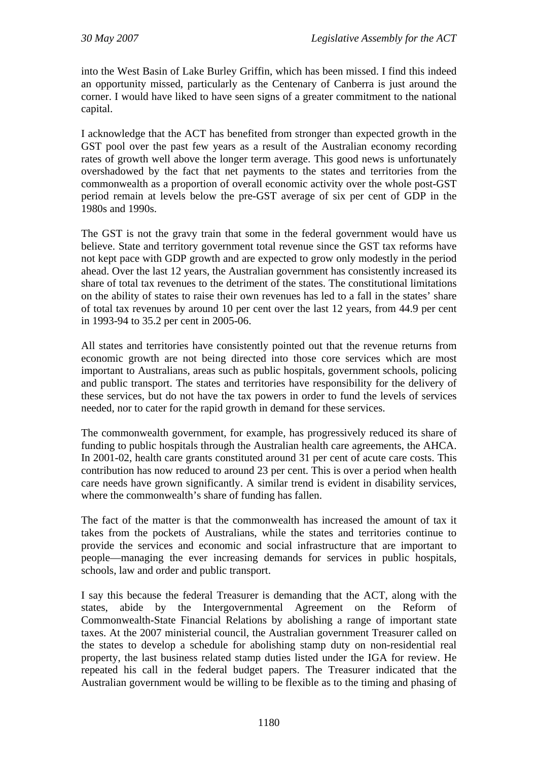into the West Basin of Lake Burley Griffin, which has been missed. I find this indeed an opportunity missed, particularly as the Centenary of Canberra is just around the corner. I would have liked to have seen signs of a greater commitment to the national capital.

I acknowledge that the ACT has benefited from stronger than expected growth in the GST pool over the past few years as a result of the Australian economy recording rates of growth well above the longer term average. This good news is unfortunately overshadowed by the fact that net payments to the states and territories from the commonwealth as a proportion of overall economic activity over the whole post-GST period remain at levels below the pre-GST average of six per cent of GDP in the 1980s and 1990s.

The GST is not the gravy train that some in the federal government would have us believe. State and territory government total revenue since the GST tax reforms have not kept pace with GDP growth and are expected to grow only modestly in the period ahead. Over the last 12 years, the Australian government has consistently increased its share of total tax revenues to the detriment of the states. The constitutional limitations on the ability of states to raise their own revenues has led to a fall in the states' share of total tax revenues by around 10 per cent over the last 12 years, from 44.9 per cent in 1993-94 to 35.2 per cent in 2005-06.

All states and territories have consistently pointed out that the revenue returns from economic growth are not being directed into those core services which are most important to Australians, areas such as public hospitals, government schools, policing and public transport. The states and territories have responsibility for the delivery of these services, but do not have the tax powers in order to fund the levels of services needed, nor to cater for the rapid growth in demand for these services.

The commonwealth government, for example, has progressively reduced its share of funding to public hospitals through the Australian health care agreements, the AHCA. In 2001-02, health care grants constituted around 31 per cent of acute care costs. This contribution has now reduced to around 23 per cent. This is over a period when health care needs have grown significantly. A similar trend is evident in disability services, where the commonwealth's share of funding has fallen.

The fact of the matter is that the commonwealth has increased the amount of tax it takes from the pockets of Australians, while the states and territories continue to provide the services and economic and social infrastructure that are important to people—managing the ever increasing demands for services in public hospitals, schools, law and order and public transport.

I say this because the federal Treasurer is demanding that the ACT, along with the states, abide by the Intergovernmental Agreement on the Reform of Commonwealth-State Financial Relations by abolishing a range of important state taxes. At the 2007 ministerial council, the Australian government Treasurer called on the states to develop a schedule for abolishing stamp duty on non-residential real property, the last business related stamp duties listed under the IGA for review. He repeated his call in the federal budget papers. The Treasurer indicated that the Australian government would be willing to be flexible as to the timing and phasing of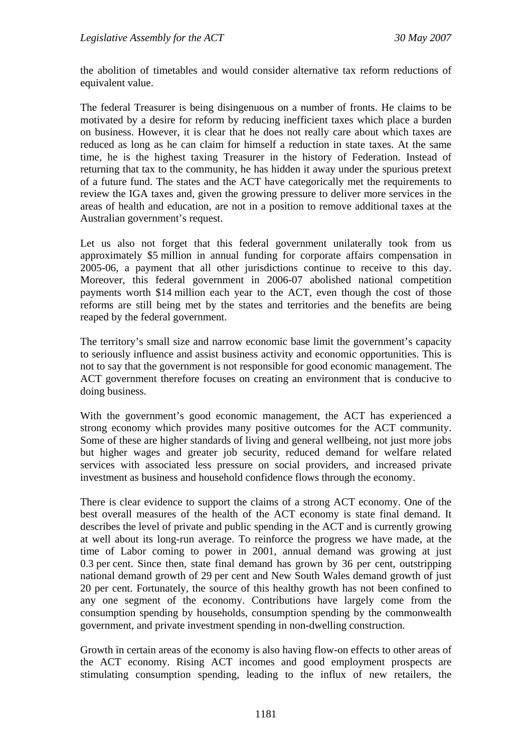the abolition of timetables and would consider alternative tax reform reductions of equivalent value.

The federal Treasurer is being disingenuous on a number of fronts. He claims to be motivated by a desire for reform by reducing inefficient taxes which place a burden on business. However, it is clear that he does not really care about which taxes are reduced as long as he can claim for himself a reduction in state taxes. At the same time, he is the highest taxing Treasurer in the history of Federation. Instead of returning that tax to the community, he has hidden it away under the spurious pretext of a future fund. The states and the ACT have categorically met the requirements to review the IGA taxes and, given the growing pressure to deliver more services in the areas of health and education, are not in a position to remove additional taxes at the Australian government's request.

Let us also not forget that this federal government unilaterally took from us approximately $5 million in annual funding for corporate affairs compensation in 2005-06, a payment that all other jurisdictions continue to receive to this day. Moreover, this federal government in 2006-07 abolished national competition payments worth $14 million each year to the ACT, even though the cost of those reforms are still being met by the states and territories and the benefits are being reaped by the federal government.

The territory's small size and narrow economic base limit the government's capacity to seriously influence and assist business activity and economic opportunities. This is not to say that the government is not responsible for good economic management. The ACT government therefore focuses on creating an environment that is conducive to doing business.

With the government's good economic management, the ACT has experienced a strong economy which provides many positive outcomes for the ACT community. Some of these are higher standards of living and general wellbeing, not just more jobs but higher wages and greater job security, reduced demand for welfare related services with associated less pressure on social providers, and increased private investment as business and household confidence flows through the economy.

There is clear evidence to support the claims of a strong ACT economy. One of the best overall measures of the health of the ACT economy is state final demand. It describes the level of private and public spending in the ACT and is currently growing at well about its long-run average. To reinforce the progress we have made, at the time of Labor coming to power in 2001, annual demand was growing at just 0.3 per cent. Since then, state final demand has grown by 36 per cent, outstripping national demand growth of 29 per cent and New South Wales demand growth of just 20 per cent. Fortunately, the source of this healthy growth has not been confined to any one segment of the economy. Contributions have largely come from the consumption spending by households, consumption spending by the commonwealth government, and private investment spending in non-dwelling construction.

Growth in certain areas of the economy is also having flow-on effects to other areas of the ACT economy. Rising ACT incomes and good employment prospects are stimulating consumption spending, leading to the influx of new retailers, the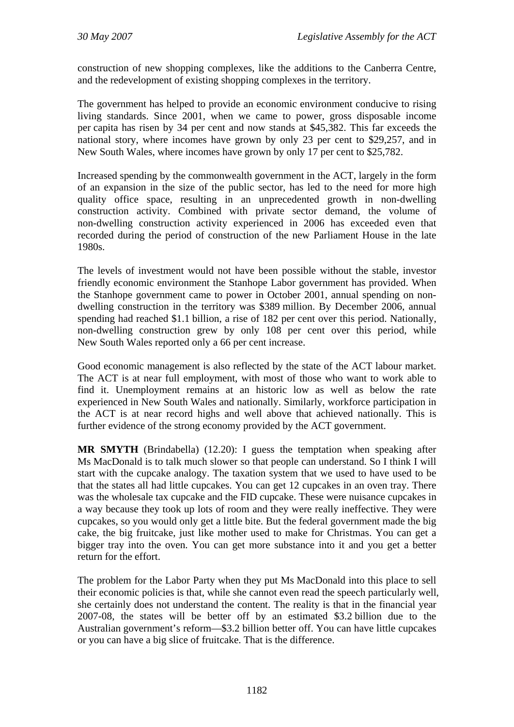construction of new shopping complexes, like the additions to the Canberra Centre, and the redevelopment of existing shopping complexes in the territory.

The government has helped to provide an economic environment conducive to rising living standards. Since 2001, when we came to power, gross disposable income per capita has risen by 34 per cent and now stands at $45,382. This far exceeds the national story, where incomes have grown by only 23 per cent to $29,257, and in New South Wales, where incomes have grown by only 17 per cent to $25,782.

Increased spending by the commonwealth government in the ACT, largely in the form of an expansion in the size of the public sector, has led to the need for more high quality office space, resulting in an unprecedented growth in non-dwelling construction activity. Combined with private sector demand, the volume of non-dwelling construction activity experienced in 2006 has exceeded even that recorded during the period of construction of the new Parliament House in the late 1980s.

The levels of investment would not have been possible without the stable, investor friendly economic environment the Stanhope Labor government has provided. When the Stanhope government came to power in October 2001, annual spending on non-dwelling construction in the territory was $389 million. By December 2006, annual spending had reached $1.1 billion, a rise of 182 per cent over this period. Nationally, non-dwelling construction grew by only 108 per cent over this period, while New South Wales reported only a 66 per cent increase.

Good economic management is also reflected by the state of the ACT labour market. The ACT is at near full employment, with most of those who want to work able to find it. Unemployment remains at an historic low as well as below the rate experienced in New South Wales and nationally. Similarly, workforce participation in the ACT is at near record highs and well above that achieved nationally. This is further evidence of the strong economy provided by the ACT government.

**MR SMYTH** (Brindabella) (12.20): I guess the temptation when speaking after Ms MacDonald is to talk much slower so that people can understand. So I think I will start with the cupcake analogy. The taxation system that we used to have used to be that the states all had little cupcakes. You can get 12 cupcakes in an oven tray. There was the wholesale tax cupcake and the FID cupcake. These were nuisance cupcakes in a way because they took up lots of room and they were really ineffective. They were cupcakes, so you would only get a little bite. But the federal government made the big cake, the big fruitcake, just like mother used to make for Christmas. You can get a bigger tray into the oven. You can get more substance into it and you get a better return for the effort.

The problem for the Labor Party when they put Ms MacDonald into this place to sell their economic policies is that, while she cannot even read the speech particularly well, she certainly does not understand the content. The reality is that in the financial year 2007-08, the states will be better off by an estimated $3.2 billion due to the Australian government's reform—$3.2 billion better off. You can have little cupcakes or you can have a big slice of fruitcake. That is the difference.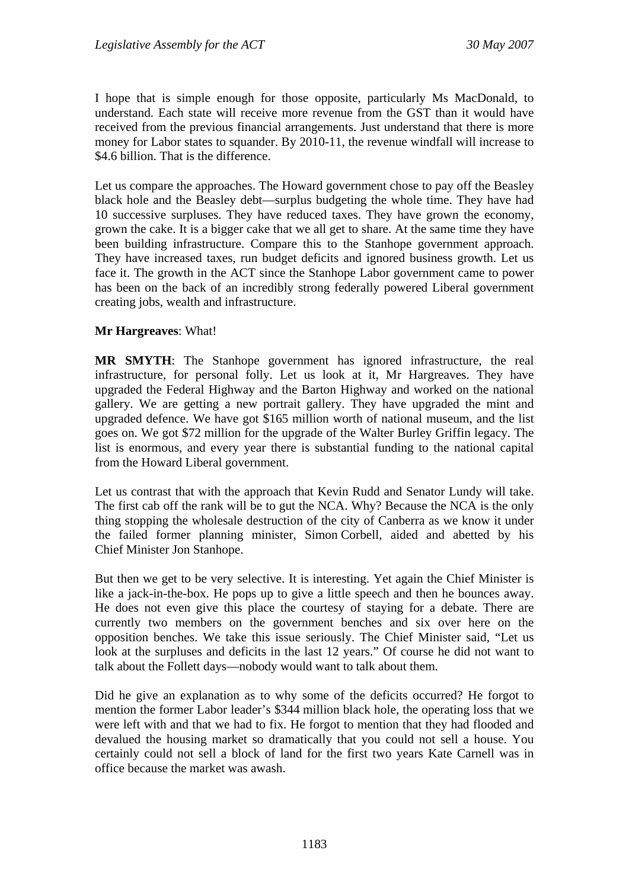I hope that is simple enough for those opposite, particularly Ms MacDonald, to understand. Each state will receive more revenue from the GST than it would have received from the previous financial arrangements. Just understand that there is more money for Labor states to squander. By 2010-11, the revenue windfall will increase to $4.6 billion. That is the difference.

Let us compare the approaches. The Howard government chose to pay off the Beasley black hole and the Beasley debt—surplus budgeting the whole time. They have had 10 successive surpluses. They have reduced taxes. They have grown the economy, grown the cake. It is a bigger cake that we all get to share. At the same time they have been building infrastructure. Compare this to the Stanhope government approach. They have increased taxes, run budget deficits and ignored business growth. Let us face it. The growth in the ACT since the Stanhope Labor government came to power has been on the back of an incredibly strong federally powered Liberal government creating jobs, wealth and infrastructure.

**Mr Hargreaves**: What!

**MR SMYTH**: The Stanhope government has ignored infrastructure, the real infrastructure, for personal folly. Let us look at it, Mr Hargreaves. They have upgraded the Federal Highway and the Barton Highway and worked on the national gallery. We are getting a new portrait gallery. They have upgraded the mint and upgraded defence. We have got $165 million worth of national museum, and the list goes on. We got $72 million for the upgrade of the Walter Burley Griffin legacy. The list is enormous, and every year there is substantial funding to the national capital from the Howard Liberal government.

Let us contrast that with the approach that Kevin Rudd and Senator Lundy will take. The first cab off the rank will be to gut the NCA. Why? Because the NCA is the only thing stopping the wholesale destruction of the city of Canberra as we know it under the failed former planning minister, Simon Corbell, aided and abetted by his Chief Minister Jon Stanhope.

But then we get to be very selective. It is interesting. Yet again the Chief Minister is like a jack-in-the-box. He pops up to give a little speech and then he bounces away. He does not even give this place the courtesy of staying for a debate. There are currently two members on the government benches and six over here on the opposition benches. We take this issue seriously. The Chief Minister said, "Let us look at the surpluses and deficits in the last 12 years." Of course he did not want to talk about the Follett days—nobody would want to talk about them.

Did he give an explanation as to why some of the deficits occurred? He forgot to mention the former Labor leader's $344 million black hole, the operating loss that we were left with and that we had to fix. He forgot to mention that they had flooded and devalued the housing market so dramatically that you could not sell a house. You certainly could not sell a block of land for the first two years Kate Carnell was in office because the market was awash.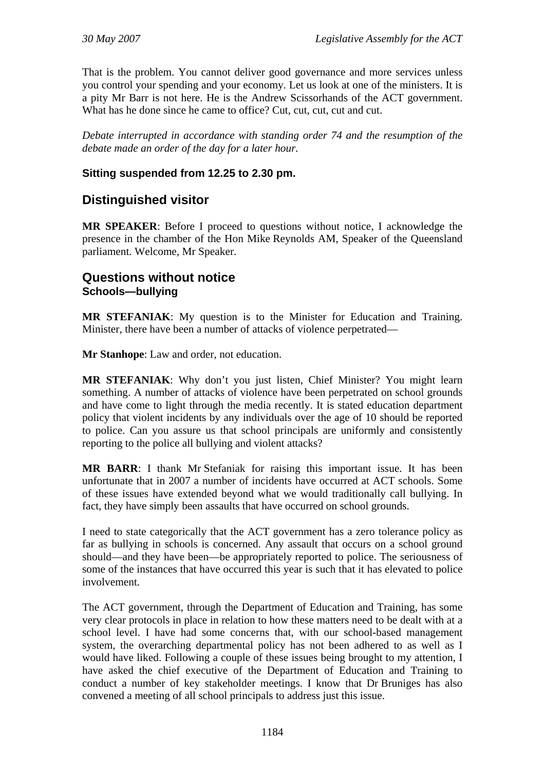That is the problem. You cannot deliver good governance and more services unless you control your spending and your economy. Let us look at one of the ministers. It is a pity Mr Barr is not here. He is the Andrew Scissorhands of the ACT government. What has he done since he came to office? Cut, cut, cut, cut and cut.

*Debate interrupted in accordance with standing order 74 and the resumption of the debate made an order of the day for a later hour.*

**Sitting suspended from 12.25 to 2.30 pm.**

## Distinguished visitor

**MR SPEAKER**: Before I proceed to questions without notice, I acknowledge the presence in the chamber of the Hon Mike Reynolds AM, Speaker of the Queensland parliament. Welcome, Mr Speaker.

## Questions without notice

### Schools—bullying

**MR STEFANIAK**: My question is to the Minister for Education and Training. Minister, there have been a number of attacks of violence perpetrated—

**Mr Stanhope**: Law and order, not education.

**MR STEFANIAK**: Why don't you just listen, Chief Minister? You might learn something. A number of attacks of violence have been perpetrated on school grounds and have come to light through the media recently. It is stated education department policy that violent incidents by any individuals over the age of 10 should be reported to police. Can you assure us that school principals are uniformly and consistently reporting to the police all bullying and violent attacks?

**MR BARR**: I thank Mr Stefaniak for raising this important issue. It has been unfortunate that in 2007 a number of incidents have occurred at ACT schools. Some of these issues have extended beyond what we would traditionally call bullying. In fact, they have simply been assaults that have occurred on school grounds.

I need to state categorically that the ACT government has a zero tolerance policy as far as bullying in schools is concerned. Any assault that occurs on a school ground should—and they have been—be appropriately reported to police. The seriousness of some of the instances that have occurred this year is such that it has elevated to police involvement.

The ACT government, through the Department of Education and Training, has some very clear protocols in place in relation to how these matters need to be dealt with at a school level. I have had some concerns that, with our school-based management system, the overarching departmental policy has not been adhered to as well as I would have liked. Following a couple of these issues being brought to my attention, I have asked the chief executive of the Department of Education and Training to conduct a number of key stakeholder meetings. I know that Dr Bruniges has also convened a meeting of all school principals to address just this issue.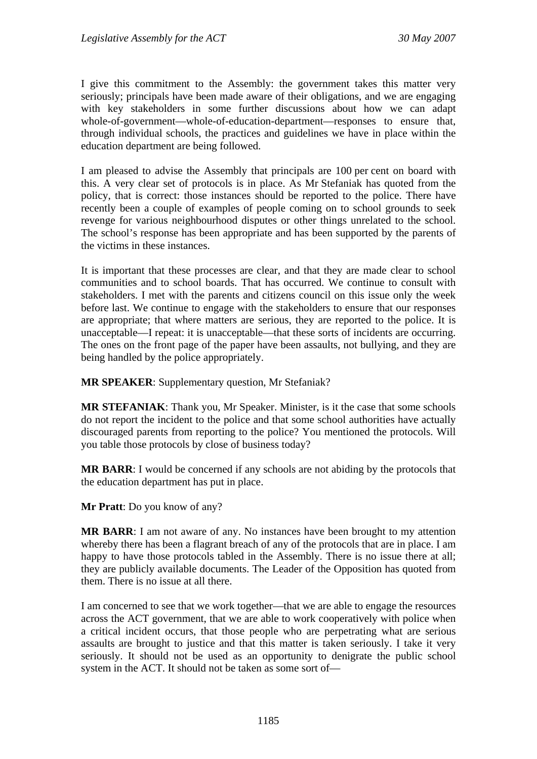I give this commitment to the Assembly: the government takes this matter very seriously; principals have been made aware of their obligations, and we are engaging with key stakeholders in some further discussions about how we can adapt whole-of-government—whole-of-education-department—responses to ensure that, through individual schools, the practices and guidelines we have in place within the education department are being followed.

I am pleased to advise the Assembly that principals are 100 per cent on board with this. A very clear set of protocols is in place. As Mr Stefaniak has quoted from the policy, that is correct: those instances should be reported to the police. There have recently been a couple of examples of people coming on to school grounds to seek revenge for various neighbourhood disputes or other things unrelated to the school. The school's response has been appropriate and has been supported by the parents of the victims in these instances.

It is important that these processes are clear, and that they are made clear to school communities and to school boards. That has occurred. We continue to consult with stakeholders. I met with the parents and citizens council on this issue only the week before last. We continue to engage with the stakeholders to ensure that our responses are appropriate; that where matters are serious, they are reported to the police. It is unacceptable—I repeat: it is unacceptable—that these sorts of incidents are occurring. The ones on the front page of the paper have been assaults, not bullying, and they are being handled by the police appropriately.

**MR SPEAKER**: Supplementary question, Mr Stefaniak?

**MR STEFANIAK**: Thank you, Mr Speaker. Minister, is it the case that some schools do not report the incident to the police and that some school authorities have actually discouraged parents from reporting to the police? You mentioned the protocols. Will you table those protocols by close of business today?

**MR BARR**: I would be concerned if any schools are not abiding by the protocols that the education department has put in place.

**Mr Pratt**: Do you know of any?

**MR BARR**: I am not aware of any. No instances have been brought to my attention whereby there has been a flagrant breach of any of the protocols that are in place. I am happy to have those protocols tabled in the Assembly. There is no issue there at all; they are publicly available documents. The Leader of the Opposition has quoted from them. There is no issue at all there.

I am concerned to see that we work together—that we are able to engage the resources across the ACT government, that we are able to work cooperatively with police when a critical incident occurs, that those people who are perpetrating what are serious assaults are brought to justice and that this matter is taken seriously. I take it very seriously. It should not be used as an opportunity to denigrate the public school system in the ACT. It should not be taken as some sort of—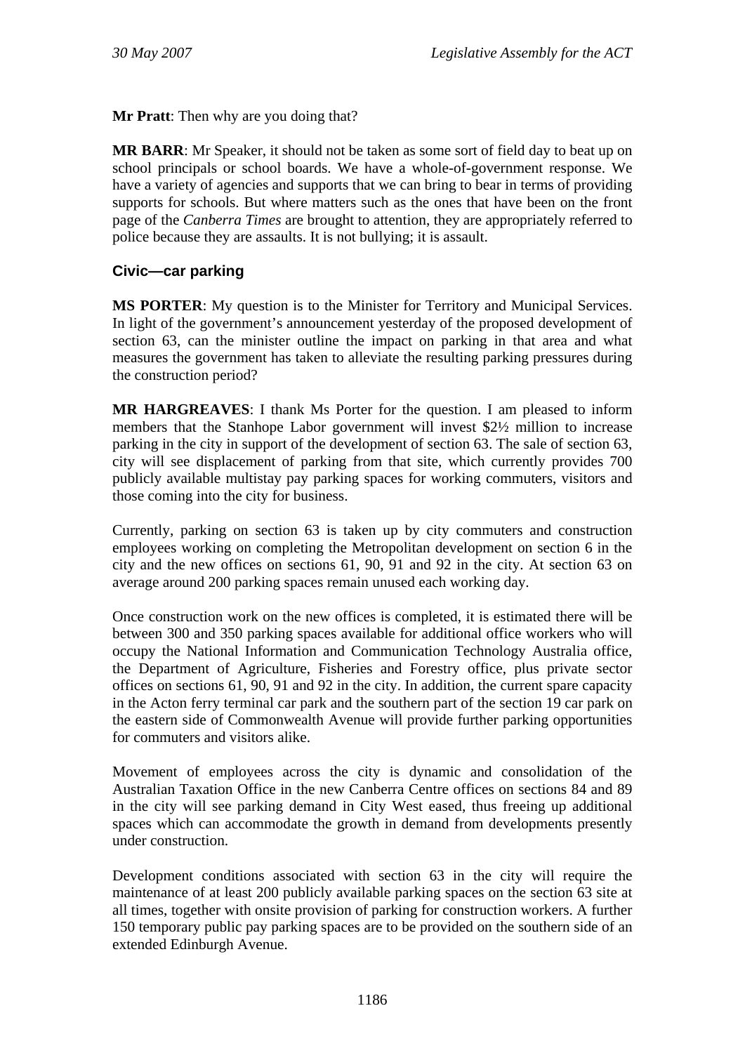**Mr Pratt**: Then why are you doing that?

**MR BARR**: Mr Speaker, it should not be taken as some sort of field day to beat up on school principals or school boards. We have a whole-of-government response. We have a variety of agencies and supports that we can bring to bear in terms of providing supports for schools. But where matters such as the ones that have been on the front page of the *Canberra Times* are brought to attention, they are appropriately referred to police because they are assaults. It is not bullying; it is assault.

### Civic—car parking

**MS PORTER**: My question is to the Minister for Territory and Municipal Services. In light of the government's announcement yesterday of the proposed development of section 63, can the minister outline the impact on parking in that area and what measures the government has taken to alleviate the resulting parking pressures during the construction period?

**MR HARGREAVES**: I thank Ms Porter for the question. I am pleased to inform members that the Stanhope Labor government will invest $2½ million to increase parking in the city in support of the development of section 63. The sale of section 63, city will see displacement of parking from that site, which currently provides 700 publicly available multistay pay parking spaces for working commuters, visitors and those coming into the city for business.

Currently, parking on section 63 is taken up by city commuters and construction employees working on completing the Metropolitan development on section 6 in the city and the new offices on sections 61, 90, 91 and 92 in the city. At section 63 on average around 200 parking spaces remain unused each working day.

Once construction work on the new offices is completed, it is estimated there will be between 300 and 350 parking spaces available for additional office workers who will occupy the National Information and Communication Technology Australia office, the Department of Agriculture, Fisheries and Forestry office, plus private sector offices on sections 61, 90, 91 and 92 in the city. In addition, the current spare capacity in the Acton ferry terminal car park and the southern part of the section 19 car park on the eastern side of Commonwealth Avenue will provide further parking opportunities for commuters and visitors alike.

Movement of employees across the city is dynamic and consolidation of the Australian Taxation Office in the new Canberra Centre offices on sections 84 and 89 in the city will see parking demand in City West eased, thus freeing up additional spaces which can accommodate the growth in demand from developments presently under construction.

Development conditions associated with section 63 in the city will require the maintenance of at least 200 publicly available parking spaces on the section 63 site at all times, together with onsite provision of parking for construction workers. A further 150 temporary public pay parking spaces are to be provided on the southern side of an extended Edinburgh Avenue.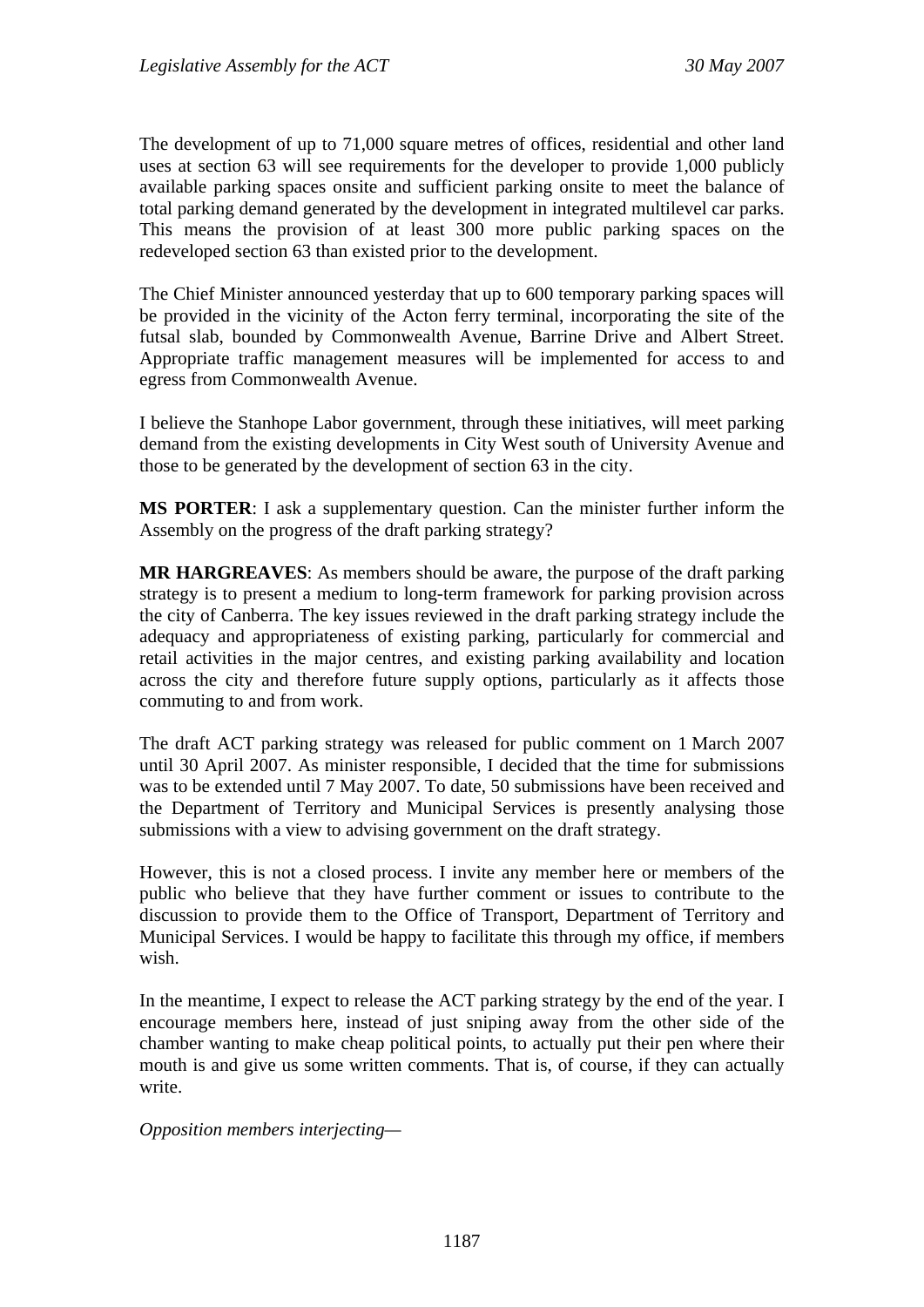The development of up to 71,000 square metres of offices, residential and other land uses at section 63 will see requirements for the developer to provide 1,000 publicly available parking spaces onsite and sufficient parking onsite to meet the balance of total parking demand generated by the development in integrated multilevel car parks. This means the provision of at least 300 more public parking spaces on the redeveloped section 63 than existed prior to the development.

The Chief Minister announced yesterday that up to 600 temporary parking spaces will be provided in the vicinity of the Acton ferry terminal, incorporating the site of the futsal slab, bounded by Commonwealth Avenue, Barrine Drive and Albert Street. Appropriate traffic management measures will be implemented for access to and egress from Commonwealth Avenue.

I believe the Stanhope Labor government, through these initiatives, will meet parking demand from the existing developments in City West south of University Avenue and those to be generated by the development of section 63 in the city.

**MS PORTER**: I ask a supplementary question. Can the minister further inform the Assembly on the progress of the draft parking strategy?

**MR HARGREAVES**: As members should be aware, the purpose of the draft parking strategy is to present a medium to long-term framework for parking provision across the city of Canberra. The key issues reviewed in the draft parking strategy include the adequacy and appropriateness of existing parking, particularly for commercial and retail activities in the major centres, and existing parking availability and location across the city and therefore future supply options, particularly as it affects those commuting to and from work.

The draft ACT parking strategy was released for public comment on 1 March 2007 until 30 April 2007. As minister responsible, I decided that the time for submissions was to be extended until 7 May 2007. To date, 50 submissions have been received and the Department of Territory and Municipal Services is presently analysing those submissions with a view to advising government on the draft strategy.

However, this is not a closed process. I invite any member here or members of the public who believe that they have further comment or issues to contribute to the discussion to provide them to the Office of Transport, Department of Territory and Municipal Services. I would be happy to facilitate this through my office, if members wish.

In the meantime, I expect to release the ACT parking strategy by the end of the year. I encourage members here, instead of just sniping away from the other side of the chamber wanting to make cheap political points, to actually put their pen where their mouth is and give us some written comments. That is, of course, if they can actually write.

*Opposition members interjecting*—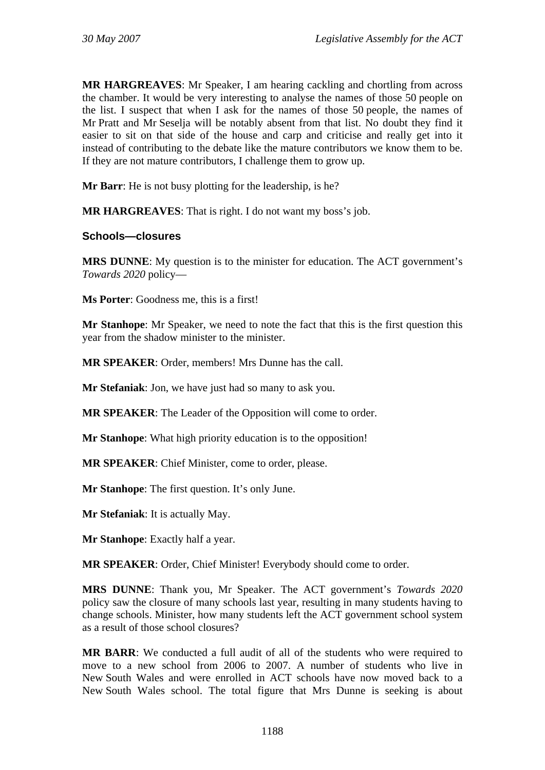**MR HARGREAVES**: Mr Speaker, I am hearing cackling and chortling from across the chamber. It would be very interesting to analyse the names of those 50 people on the list. I suspect that when I ask for the names of those 50 people, the names of Mr Pratt and Mr Seselja will be notably absent from that list. No doubt they find it easier to sit on that side of the house and carp and criticise and really get into it instead of contributing to the debate like the mature contributors we know them to be. If they are not mature contributors, I challenge them to grow up.

**Mr Barr**: He is not busy plotting for the leadership, is he?

**MR HARGREAVES**: That is right. I do not want my boss's job.

### Schools—closures

**MRS DUNNE**: My question is to the minister for education. The ACT government's *Towards 2020* policy—

**Ms Porter**: Goodness me, this is a first!

**Mr Stanhope**: Mr Speaker, we need to note the fact that this is the first question this year from the shadow minister to the minister.

**MR SPEAKER**: Order, members! Mrs Dunne has the call.

**Mr Stefaniak**: Jon, we have just had so many to ask you.

**MR SPEAKER**: The Leader of the Opposition will come to order.

**Mr Stanhope**: What high priority education is to the opposition!

**MR SPEAKER**: Chief Minister, come to order, please.

**Mr Stanhope**: The first question. It's only June.

**Mr Stefaniak**: It is actually May.

**Mr Stanhope**: Exactly half a year.

**MR SPEAKER**: Order, Chief Minister! Everybody should come to order.

**MRS DUNNE**: Thank you, Mr Speaker. The ACT government's *Towards 2020* policy saw the closure of many schools last year, resulting in many students having to change schools. Minister, how many students left the ACT government school system as a result of those school closures?

**MR BARR**: We conducted a full audit of all of the students who were required to move to a new school from 2006 to 2007. A number of students who live in New South Wales and were enrolled in ACT schools have now moved back to a New South Wales school. The total figure that Mrs Dunne is seeking is about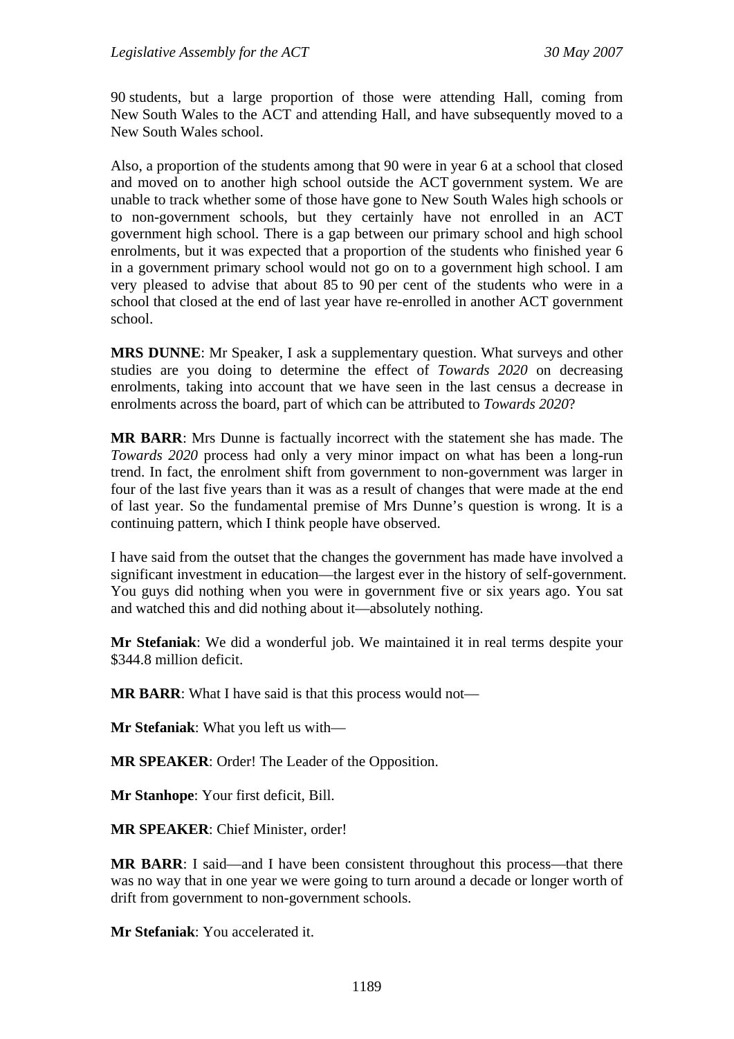90 students, but a large proportion of those were attending Hall, coming from New South Wales to the ACT and attending Hall, and have subsequently moved to a New South Wales school.

Also, a proportion of the students among that 90 were in year 6 at a school that closed and moved on to another high school outside the ACT government system. We are unable to track whether some of those have gone to New South Wales high schools or to non-government schools, but they certainly have not enrolled in an ACT government high school. There is a gap between our primary school and high school enrolments, but it was expected that a proportion of the students who finished year 6 in a government primary school would not go on to a government high school. I am very pleased to advise that about 85 to 90 per cent of the students who were in a school that closed at the end of last year have re-enrolled in another ACT government school.

**MRS DUNNE**: Mr Speaker, I ask a supplementary question. What surveys and other studies are you doing to determine the effect of *Towards 2020* on decreasing enrolments, taking into account that we have seen in the last census a decrease in enrolments across the board, part of which can be attributed to *Towards 2020*?

**MR BARR**: Mrs Dunne is factually incorrect with the statement she has made. The *Towards 2020* process had only a very minor impact on what has been a long-run trend. In fact, the enrolment shift from government to non-government was larger in four of the last five years than it was as a result of changes that were made at the end of last year. So the fundamental premise of Mrs Dunne's question is wrong. It is a continuing pattern, which I think people have observed.

I have said from the outset that the changes the government has made have involved a significant investment in education—the largest ever in the history of self-government. You guys did nothing when you were in government five or six years ago. You sat and watched this and did nothing about it—absolutely nothing.

**Mr Stefaniak**: We did a wonderful job. We maintained it in real terms despite your $344.8 million deficit.

**MR BARR**: What I have said is that this process would not—

**Mr Stefaniak**: What you left us with—

**MR SPEAKER**: Order! The Leader of the Opposition.

**Mr Stanhope**: Your first deficit, Bill.

**MR SPEAKER**: Chief Minister, order!

**MR BARR**: I said—and I have been consistent throughout this process—that there was no way that in one year we were going to turn around a decade or longer worth of drift from government to non-government schools.

**Mr Stefaniak**: You accelerated it.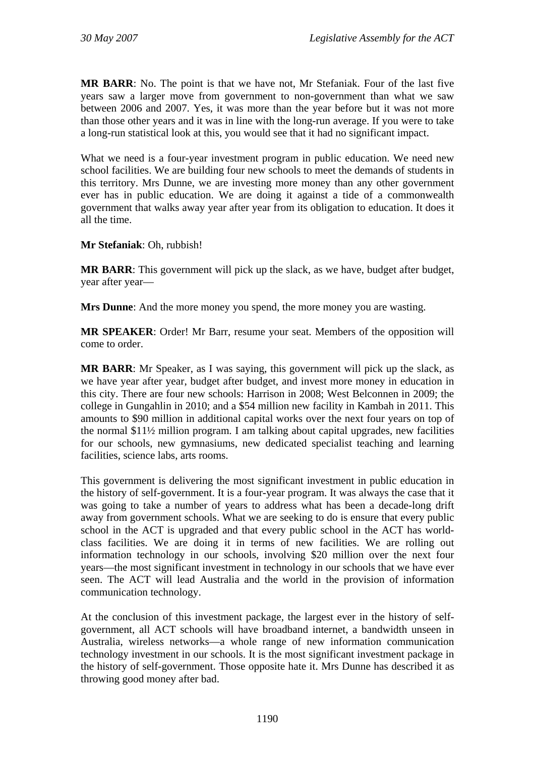**MR BARR**: No. The point is that we have not, Mr Stefaniak. Four of the last five years saw a larger move from government to non-government than what we saw between 2006 and 2007. Yes, it was more than the year before but it was not more than those other years and it was in line with the long-run average. If you were to take a long-run statistical look at this, you would see that it had no significant impact.

What we need is a four-year investment program in public education. We need new school facilities. We are building four new schools to meet the demands of students in this territory. Mrs Dunne, we are investing more money than any other government ever has in public education. We are doing it against a tide of a commonwealth government that walks away year after year from its obligation to education. It does it all the time.

**Mr Stefaniak**: Oh, rubbish!

**MR BARR**: This government will pick up the slack, as we have, budget after budget, year after year—

**Mrs Dunne**: And the more money you spend, the more money you are wasting.

**MR SPEAKER**: Order! Mr Barr, resume your seat. Members of the opposition will come to order.

**MR BARR**: Mr Speaker, as I was saying, this government will pick up the slack, as we have year after year, budget after budget, and invest more money in education in this city. There are four new schools: Harrison in 2008; West Belconnen in 2009; the college in Gungahlin in 2010; and a $54 million new facility in Kambah in 2011. This amounts to $90 million in additional capital works over the next four years on top of the normal $11½ million program. I am talking about capital upgrades, new facilities for our schools, new gymnasiums, new dedicated specialist teaching and learning facilities, science labs, arts rooms.

This government is delivering the most significant investment in public education in the history of self-government. It is a four-year program. It was always the case that it was going to take a number of years to address what has been a decade-long drift away from government schools. What we are seeking to do is ensure that every public school in the ACT is upgraded and that every public school in the ACT has world-class facilities. We are doing it in terms of new facilities. We are rolling out information technology in our schools, involving $20 million over the next four years—the most significant investment in technology in our schools that we have ever seen. The ACT will lead Australia and the world in the provision of information communication technology.

At the conclusion of this investment package, the largest ever in the history of self-government, all ACT schools will have broadband internet, a bandwidth unseen in Australia, wireless networks—a whole range of new information communication technology investment in our schools. It is the most significant investment package in the history of self-government. Those opposite hate it. Mrs Dunne has described it as throwing good money after bad.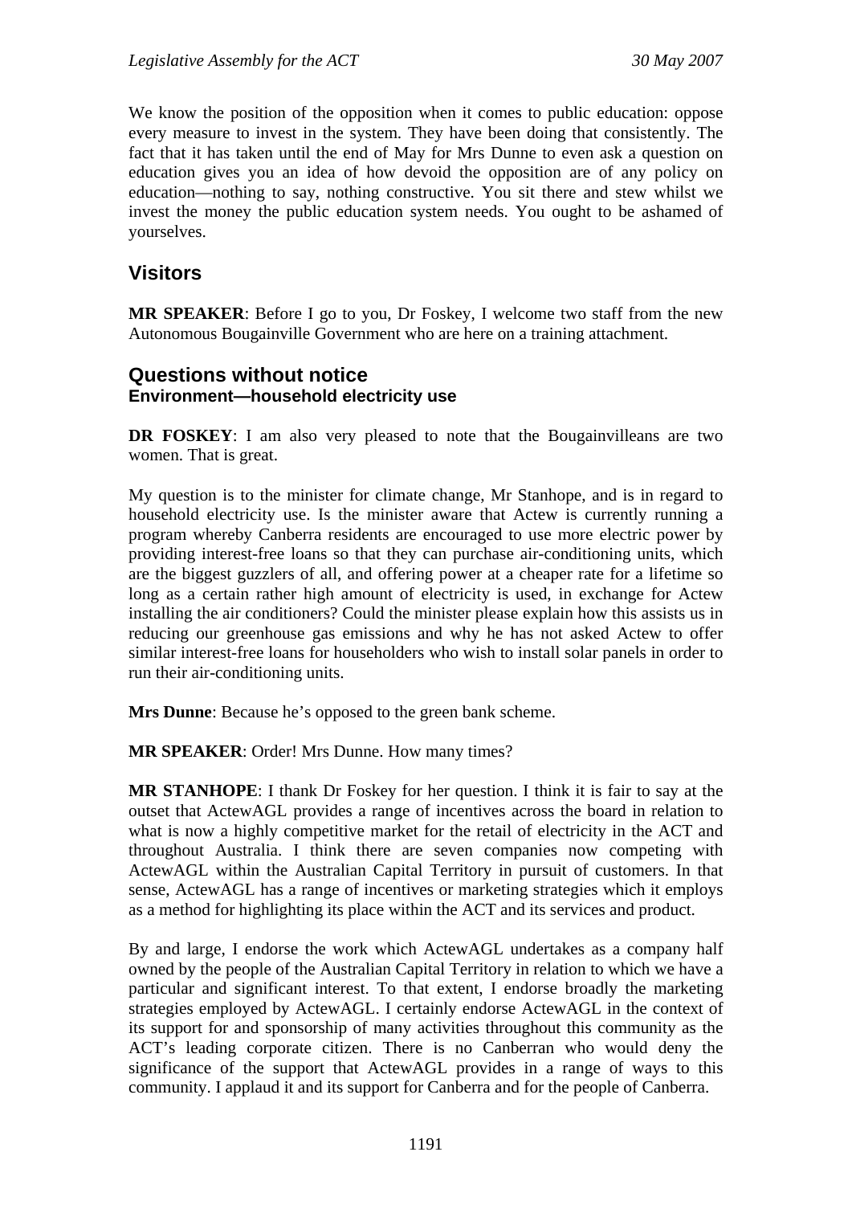We know the position of the opposition when it comes to public education: oppose every measure to invest in the system. They have been doing that consistently. The fact that it has taken until the end of May for Mrs Dunne to even ask a question on education gives you an idea of how devoid the opposition are of any policy on education—nothing to say, nothing constructive. You sit there and stew whilst we invest the money the public education system needs. You ought to be ashamed of yourselves.

## Visitors

**MR SPEAKER**: Before I go to you, Dr Foskey, I welcome two staff from the new Autonomous Bougainville Government who are here on a training attachment.

## Questions without notice

### Environment—household electricity use

**DR FOSKEY**: I am also very pleased to note that the Bougainvilleans are two women. That is great.

My question is to the minister for climate change, Mr Stanhope, and is in regard to household electricity use. Is the minister aware that Actew is currently running a program whereby Canberra residents are encouraged to use more electric power by providing interest-free loans so that they can purchase air-conditioning units, which are the biggest guzzlers of all, and offering power at a cheaper rate for a lifetime so long as a certain rather high amount of electricity is used, in exchange for Actew installing the air conditioners? Could the minister please explain how this assists us in reducing our greenhouse gas emissions and why he has not asked Actew to offer similar interest-free loans for householders who wish to install solar panels in order to run their air-conditioning units.

**Mrs Dunne**: Because he's opposed to the green bank scheme.

**MR SPEAKER**: Order! Mrs Dunne. How many times?

**MR STANHOPE**: I thank Dr Foskey for her question. I think it is fair to say at the outset that ActewAGL provides a range of incentives across the board in relation to what is now a highly competitive market for the retail of electricity in the ACT and throughout Australia. I think there are seven companies now competing with ActewAGL within the Australian Capital Territory in pursuit of customers. In that sense, ActewAGL has a range of incentives or marketing strategies which it employs as a method for highlighting its place within the ACT and its services and product.

By and large, I endorse the work which ActewAGL undertakes as a company half owned by the people of the Australian Capital Territory in relation to which we have a particular and significant interest. To that extent, I endorse broadly the marketing strategies employed by ActewAGL. I certainly endorse ActewAGL in the context of its support for and sponsorship of many activities throughout this community as the ACT's leading corporate citizen. There is no Canberran who would deny the significance of the support that ActewAGL provides in a range of ways to this community. I applaud it and its support for Canberra and for the people of Canberra.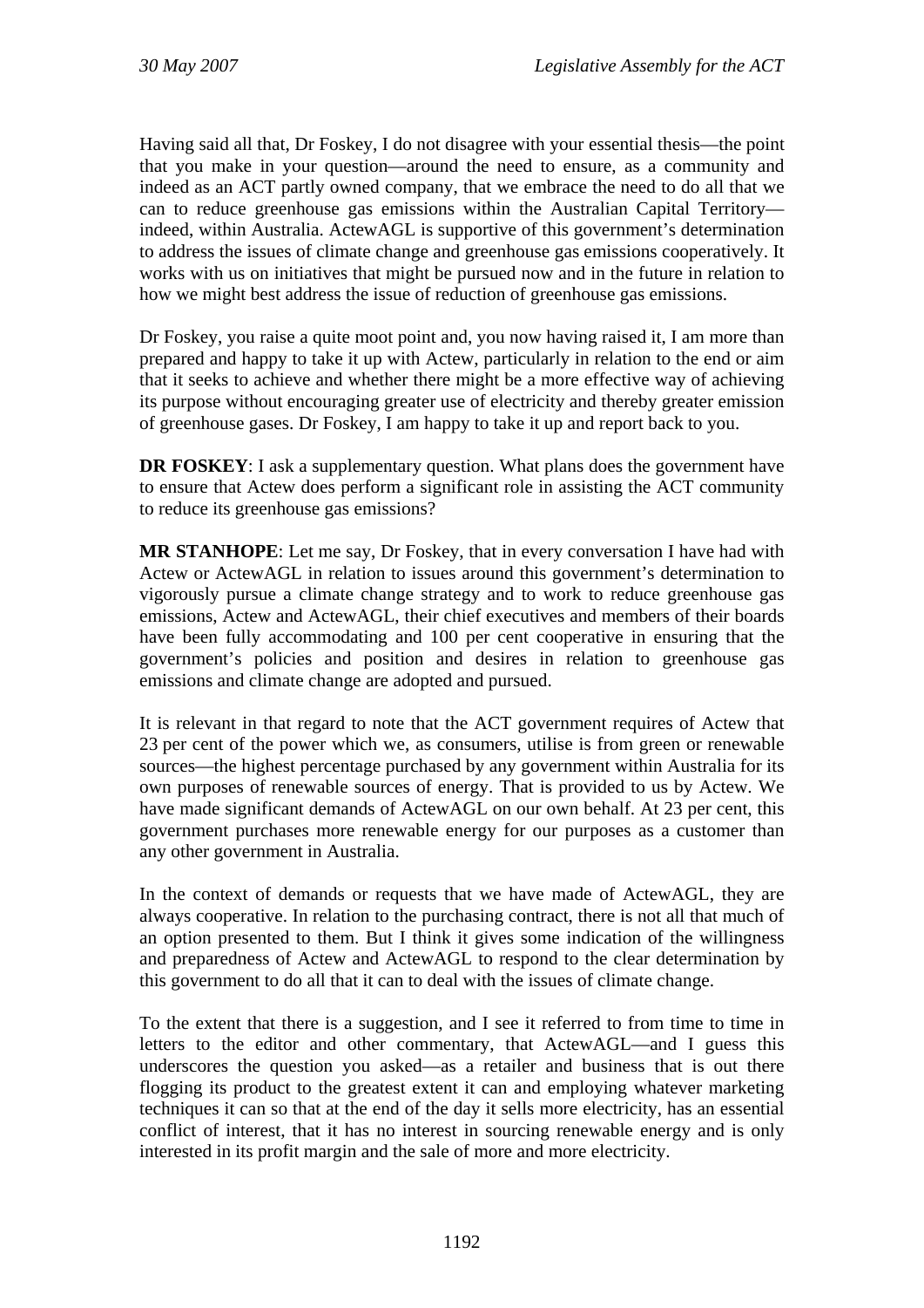Having said all that, Dr Foskey, I do not disagree with your essential thesis—the point that you make in your question—around the need to ensure, as a community and indeed as an ACT partly owned company, that we embrace the need to do all that we can to reduce greenhouse gas emissions within the Australian Capital Territory—indeed, within Australia. ActewAGL is supportive of this government's determination to address the issues of climate change and greenhouse gas emissions cooperatively. It works with us on initiatives that might be pursued now and in the future in relation to how we might best address the issue of reduction of greenhouse gas emissions.

Dr Foskey, you raise a quite moot point and, you now having raised it, I am more than prepared and happy to take it up with Actew, particularly in relation to the end or aim that it seeks to achieve and whether there might be a more effective way of achieving its purpose without encouraging greater use of electricity and thereby greater emission of greenhouse gases. Dr Foskey, I am happy to take it up and report back to you.

**DR FOSKEY**: I ask a supplementary question. What plans does the government have to ensure that Actew does perform a significant role in assisting the ACT community to reduce its greenhouse gas emissions?

**MR STANHOPE**: Let me say, Dr Foskey, that in every conversation I have had with Actew or ActewAGL in relation to issues around this government's determination to vigorously pursue a climate change strategy and to work to reduce greenhouse gas emissions, Actew and ActewAGL, their chief executives and members of their boards have been fully accommodating and 100 per cent cooperative in ensuring that the government's policies and position and desires in relation to greenhouse gas emissions and climate change are adopted and pursued.

It is relevant in that regard to note that the ACT government requires of Actew that 23 per cent of the power which we, as consumers, utilise is from green or renewable sources—the highest percentage purchased by any government within Australia for its own purposes of renewable sources of energy. That is provided to us by Actew. We have made significant demands of ActewAGL on our own behalf. At 23 per cent, this government purchases more renewable energy for our purposes as a customer than any other government in Australia.

In the context of demands or requests that we have made of ActewAGL, they are always cooperative. In relation to the purchasing contract, there is not all that much of an option presented to them. But I think it gives some indication of the willingness and preparedness of Actew and ActewAGL to respond to the clear determination by this government to do all that it can to deal with the issues of climate change.

To the extent that there is a suggestion, and I see it referred to from time to time in letters to the editor and other commentary, that ActewAGL—and I guess this underscores the question you asked—as a retailer and business that is out there flogging its product to the greatest extent it can and employing whatever marketing techniques it can so that at the end of the day it sells more electricity, has an essential conflict of interest, that it has no interest in sourcing renewable energy and is only interested in its profit margin and the sale of more and more electricity.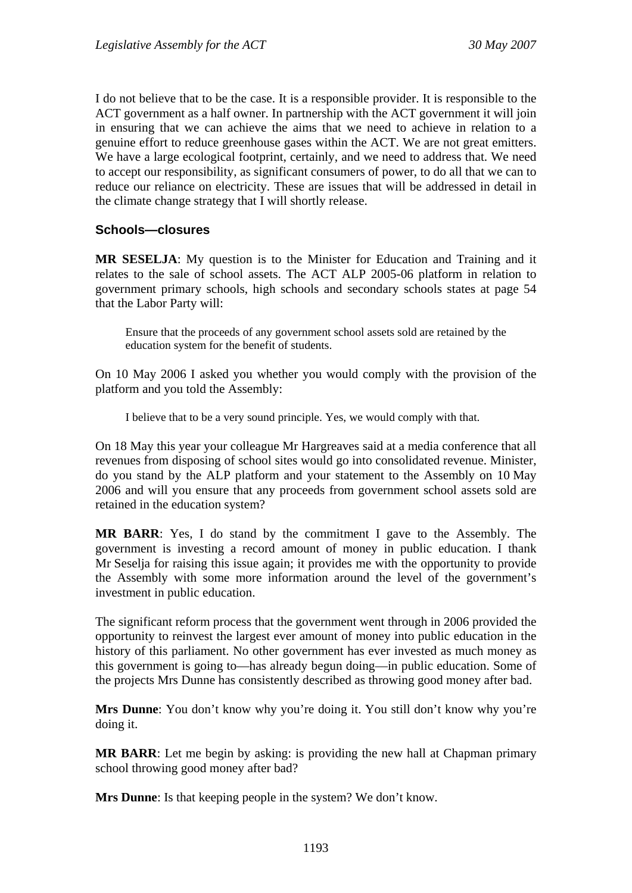I do not believe that to be the case. It is a responsible provider. It is responsible to the ACT government as a half owner. In partnership with the ACT government it will join in ensuring that we can achieve the aims that we need to achieve in relation to a genuine effort to reduce greenhouse gases within the ACT. We are not great emitters. We have a large ecological footprint, certainly, and we need to address that. We need to accept our responsibility, as significant consumers of power, to do all that we can to reduce our reliance on electricity. These are issues that will be addressed in detail in the climate change strategy that I will shortly release.

### Schools—closures

**MR SESELJA**: My question is to the Minister for Education and Training and it relates to the sale of school assets. The ACT ALP 2005-06 platform in relation to government primary schools, high schools and secondary schools states at page 54 that the Labor Party will:

> Ensure that the proceeds of any government school assets sold are retained by the education system for the benefit of students.

On 10 May 2006 I asked you whether you would comply with the provision of the platform and you told the Assembly:

> I believe that to be a very sound principle. Yes, we would comply with that.

On 18 May this year your colleague Mr Hargreaves said at a media conference that all revenues from disposing of school sites would go into consolidated revenue. Minister, do you stand by the ALP platform and your statement to the Assembly on 10 May 2006 and will you ensure that any proceeds from government school assets sold are retained in the education system?

**MR BARR**: Yes, I do stand by the commitment I gave to the Assembly. The government is investing a record amount of money in public education. I thank Mr Seselja for raising this issue again; it provides me with the opportunity to provide the Assembly with some more information around the level of the government's investment in public education.

The significant reform process that the government went through in 2006 provided the opportunity to reinvest the largest ever amount of money into public education in the history of this parliament. No other government has ever invested as much money as this government is going to—has already begun doing—in public education. Some of the projects Mrs Dunne has consistently described as throwing good money after bad.

**Mrs Dunne**: You don't know why you're doing it. You still don't know why you're doing it.

**MR BARR**: Let me begin by asking: is providing the new hall at Chapman primary school throwing good money after bad?

**Mrs Dunne**: Is that keeping people in the system? We don't know.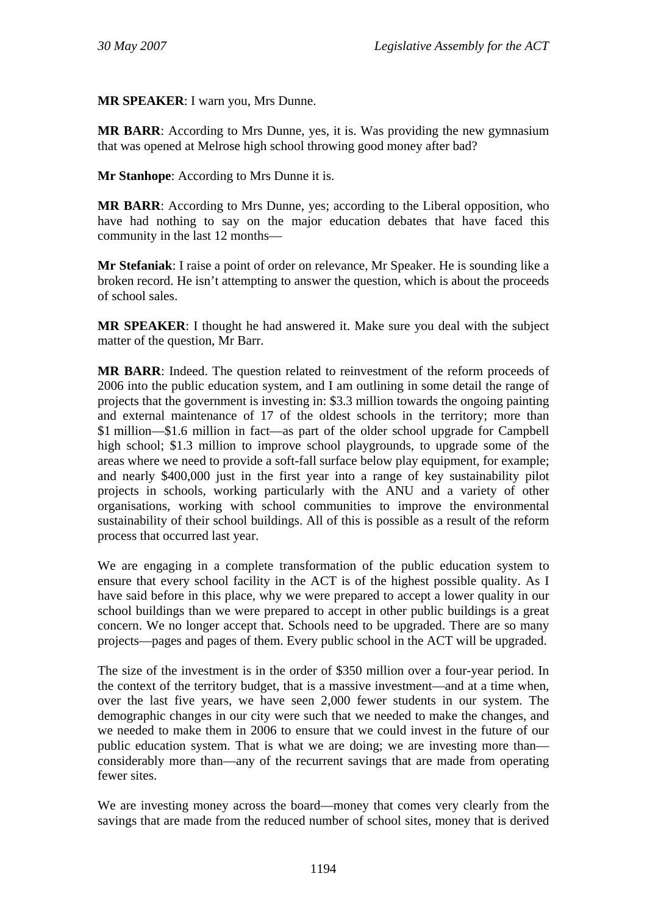**MR SPEAKER**: I warn you, Mrs Dunne.

**MR BARR**: According to Mrs Dunne, yes, it is. Was providing the new gymnasium that was opened at Melrose high school throwing good money after bad?

**Mr Stanhope**: According to Mrs Dunne it is.

**MR BARR**: According to Mrs Dunne, yes; according to the Liberal opposition, who have had nothing to say on the major education debates that have faced this community in the last 12 months—

**Mr Stefaniak**: I raise a point of order on relevance, Mr Speaker. He is sounding like a broken record. He isn't attempting to answer the question, which is about the proceeds of school sales.

**MR SPEAKER**: I thought he had answered it. Make sure you deal with the subject matter of the question, Mr Barr.

**MR BARR**: Indeed. The question related to reinvestment of the reform proceeds of 2006 into the public education system, and I am outlining in some detail the range of projects that the government is investing in: $3.3 million towards the ongoing painting and external maintenance of 17 of the oldest schools in the territory; more than $1 million—$1.6 million in fact—as part of the older school upgrade for Campbell high school; $1.3 million to improve school playgrounds, to upgrade some of the areas where we need to provide a soft-fall surface below play equipment, for example; and nearly $400,000 just in the first year into a range of key sustainability pilot projects in schools, working particularly with the ANU and a variety of other organisations, working with school communities to improve the environmental sustainability of their school buildings. All of this is possible as a result of the reform process that occurred last year.

We are engaging in a complete transformation of the public education system to ensure that every school facility in the ACT is of the highest possible quality. As I have said before in this place, why we were prepared to accept a lower quality in our school buildings than we were prepared to accept in other public buildings is a great concern. We no longer accept that. Schools need to be upgraded. There are so many projects—pages and pages of them. Every public school in the ACT will be upgraded.

The size of the investment is in the order of $350 million over a four-year period. In the context of the territory budget, that is a massive investment—and at a time when, over the last five years, we have seen 2,000 fewer students in our system. The demographic changes in our city were such that we needed to make the changes, and we needed to make them in 2006 to ensure that we could invest in the future of our public education system. That is what we are doing; we are investing more than—considerably more than—any of the recurrent savings that are made from operating fewer sites.

We are investing money across the board—money that comes very clearly from the savings that are made from the reduced number of school sites, money that is derived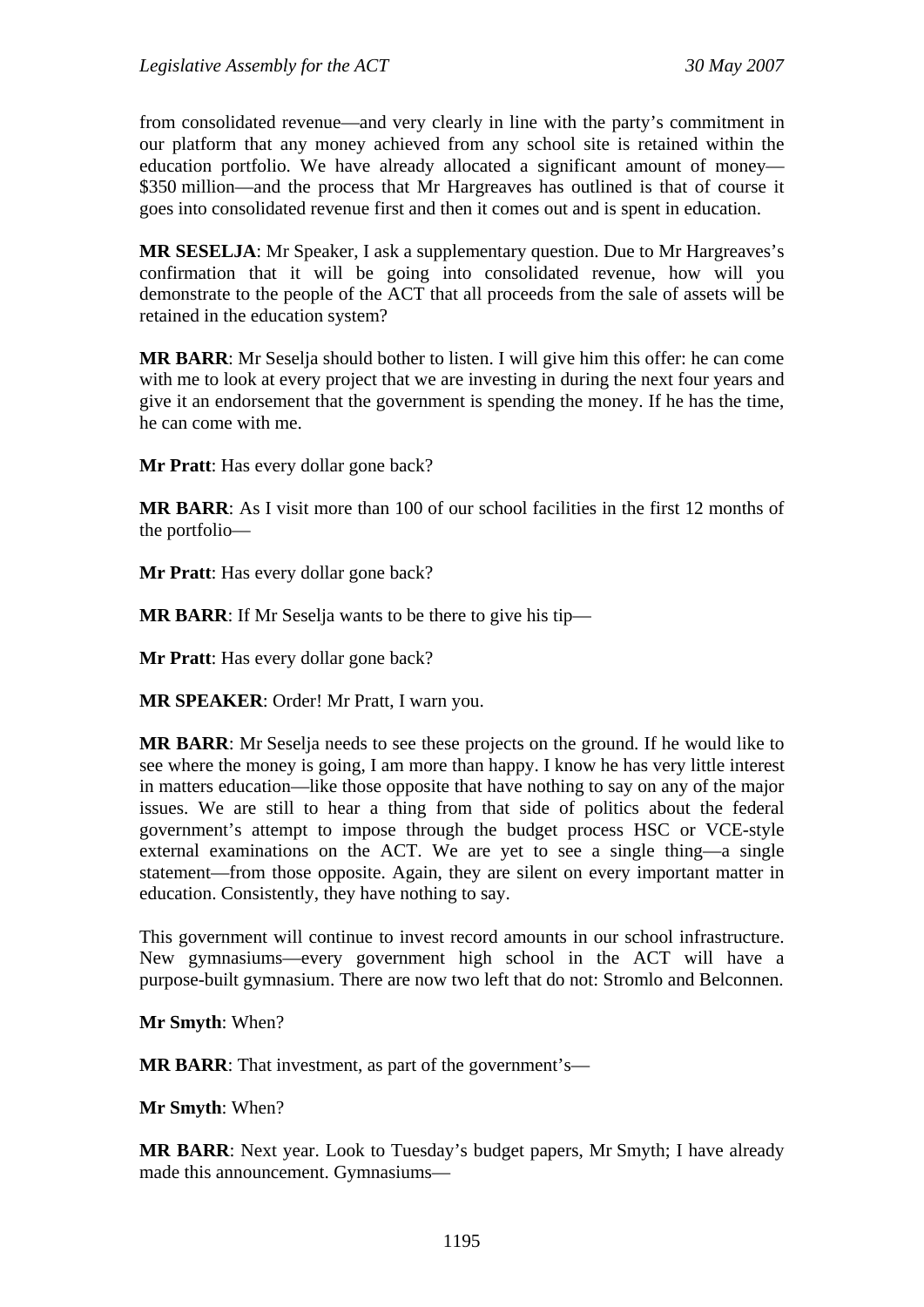from consolidated revenue—and very clearly in line with the party's commitment in our platform that any money achieved from any school site is retained within the education portfolio. We have already allocated a significant amount of money—$350 million—and the process that Mr Hargreaves has outlined is that of course it goes into consolidated revenue first and then it comes out and is spent in education.

**MR SESELJA**: Mr Speaker, I ask a supplementary question. Due to Mr Hargreaves's confirmation that it will be going into consolidated revenue, how will you demonstrate to the people of the ACT that all proceeds from the sale of assets will be retained in the education system?

**MR BARR**: Mr Seselja should bother to listen. I will give him this offer: he can come with me to look at every project that we are investing in during the next four years and give it an endorsement that the government is spending the money. If he has the time, he can come with me.

**Mr Pratt**: Has every dollar gone back?

**MR BARR**: As I visit more than 100 of our school facilities in the first 12 months of the portfolio—

**Mr Pratt**: Has every dollar gone back?

**MR BARR**: If Mr Seselja wants to be there to give his tip—

**Mr Pratt**: Has every dollar gone back?

**MR SPEAKER**: Order! Mr Pratt, I warn you.

**MR BARR**: Mr Seselja needs to see these projects on the ground. If he would like to see where the money is going, I am more than happy. I know he has very little interest in matters education—like those opposite that have nothing to say on any of the major issues. We are still to hear a thing from that side of politics about the federal government's attempt to impose through the budget process HSC or VCE-style external examinations on the ACT. We are yet to see a single thing—a single statement—from those opposite. Again, they are silent on every important matter in education. Consistently, they have nothing to say.

This government will continue to invest record amounts in our school infrastructure. New gymnasiums—every government high school in the ACT will have a purpose-built gymnasium. There are now two left that do not: Stromlo and Belconnen.

**Mr Smyth**: When?

**MR BARR**: That investment, as part of the government's—

**Mr Smyth**: When?

**MR BARR**: Next year. Look to Tuesday's budget papers, Mr Smyth; I have already made this announcement. Gymnasiums—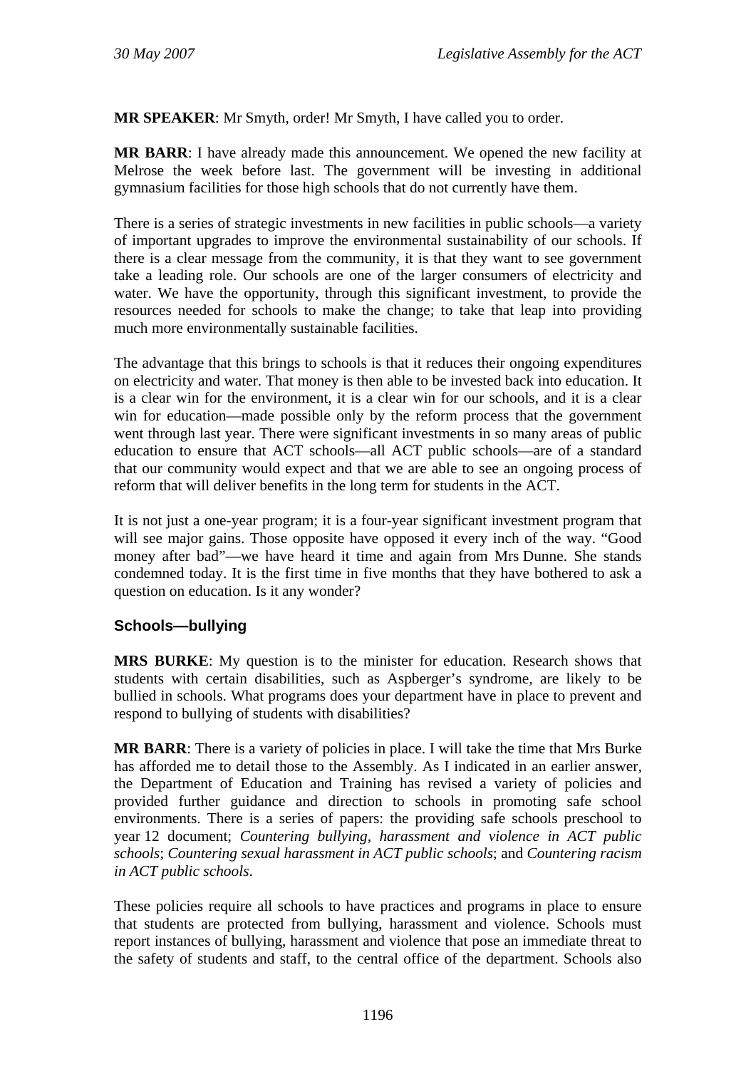**MR SPEAKER**: Mr Smyth, order! Mr Smyth, I have called you to order.

**MR BARR**: I have already made this announcement. We opened the new facility at Melrose the week before last. The government will be investing in additional gymnasium facilities for those high schools that do not currently have them.

There is a series of strategic investments in new facilities in public schools—a variety of important upgrades to improve the environmental sustainability of our schools. If there is a clear message from the community, it is that they want to see government take a leading role. Our schools are one of the larger consumers of electricity and water. We have the opportunity, through this significant investment, to provide the resources needed for schools to make the change; to take that leap into providing much more environmentally sustainable facilities.

The advantage that this brings to schools is that it reduces their ongoing expenditures on electricity and water. That money is then able to be invested back into education. It is a clear win for the environment, it is a clear win for our schools, and it is a clear win for education—made possible only by the reform process that the government went through last year. There were significant investments in so many areas of public education to ensure that ACT schools—all ACT public schools—are of a standard that our community would expect and that we are able to see an ongoing process of reform that will deliver benefits in the long term for students in the ACT.

It is not just a one-year program; it is a four-year significant investment program that will see major gains. Those opposite have opposed it every inch of the way. "Good money after bad"—we have heard it time and again from Mrs Dunne. She stands condemned today. It is the first time in five months that they have bothered to ask a question on education. Is it any wonder?

## Schools—bullying

**MRS BURKE**: My question is to the minister for education. Research shows that students with certain disabilities, such as Aspberger's syndrome, are likely to be bullied in schools. What programs does your department have in place to prevent and respond to bullying of students with disabilities?

**MR BARR**: There is a variety of policies in place. I will take the time that Mrs Burke has afforded me to detail those to the Assembly. As I indicated in an earlier answer, the Department of Education and Training has revised a variety of policies and provided further guidance and direction to schools in promoting safe school environments. There is a series of papers: the providing safe schools preschool to year 12 document; *Countering bullying, harassment and violence in ACT public schools*; *Countering sexual harassment in ACT public schools*; and *Countering racism in ACT public schools*.

These policies require all schools to have practices and programs in place to ensure that students are protected from bullying, harassment and violence. Schools must report instances of bullying, harassment and violence that pose an immediate threat to the safety of students and staff, to the central office of the department. Schools also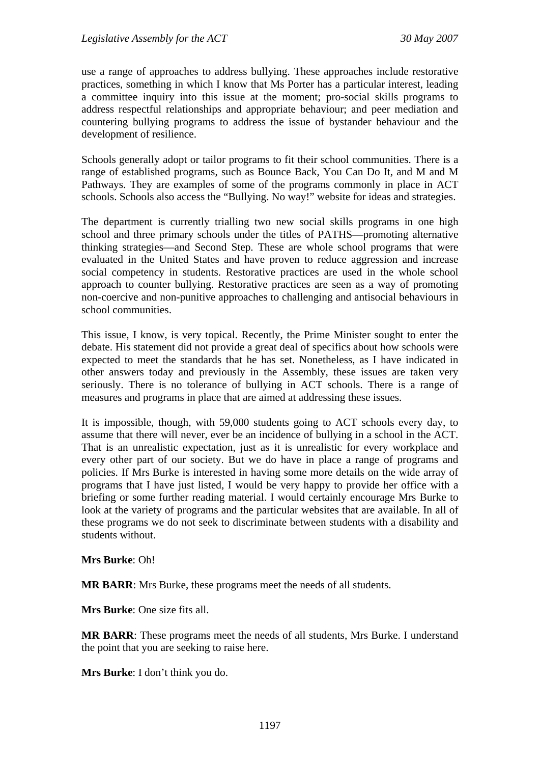use a range of approaches to address bullying. These approaches include restorative practices, something in which I know that Ms Porter has a particular interest, leading a committee inquiry into this issue at the moment; pro-social skills programs to address respectful relationships and appropriate behaviour; and peer mediation and countering bullying programs to address the issue of bystander behaviour and the development of resilience.

Schools generally adopt or tailor programs to fit their school communities. There is a range of established programs, such as Bounce Back, You Can Do It, and M and M Pathways. They are examples of some of the programs commonly in place in ACT schools. Schools also access the "Bullying. No way!" website for ideas and strategies.

The department is currently trialling two new social skills programs in one high school and three primary schools under the titles of PATHS—promoting alternative thinking strategies—and Second Step. These are whole school programs that were evaluated in the United States and have proven to reduce aggression and increase social competency in students. Restorative practices are used in the whole school approach to counter bullying. Restorative practices are seen as a way of promoting non-coercive and non-punitive approaches to challenging and antisocial behaviours in school communities.

This issue, I know, is very topical. Recently, the Prime Minister sought to enter the debate. His statement did not provide a great deal of specifics about how schools were expected to meet the standards that he has set. Nonetheless, as I have indicated in other answers today and previously in the Assembly, these issues are taken very seriously. There is no tolerance of bullying in ACT schools. There is a range of measures and programs in place that are aimed at addressing these issues.

It is impossible, though, with 59,000 students going to ACT schools every day, to assume that there will never, ever be an incidence of bullying in a school in the ACT. That is an unrealistic expectation, just as it is unrealistic for every workplace and every other part of our society. But we do have in place a range of programs and policies. If Mrs Burke is interested in having some more details on the wide array of programs that I have just listed, I would be very happy to provide her office with a briefing or some further reading material. I would certainly encourage Mrs Burke to look at the variety of programs and the particular websites that are available. In all of these programs we do not seek to discriminate between students with a disability and students without.

**Mrs Burke**: Oh!

**MR BARR**: Mrs Burke, these programs meet the needs of all students.

**Mrs Burke**: One size fits all.

**MR BARR**: These programs meet the needs of all students, Mrs Burke. I understand the point that you are seeking to raise here.

**Mrs Burke**: I don't think you do.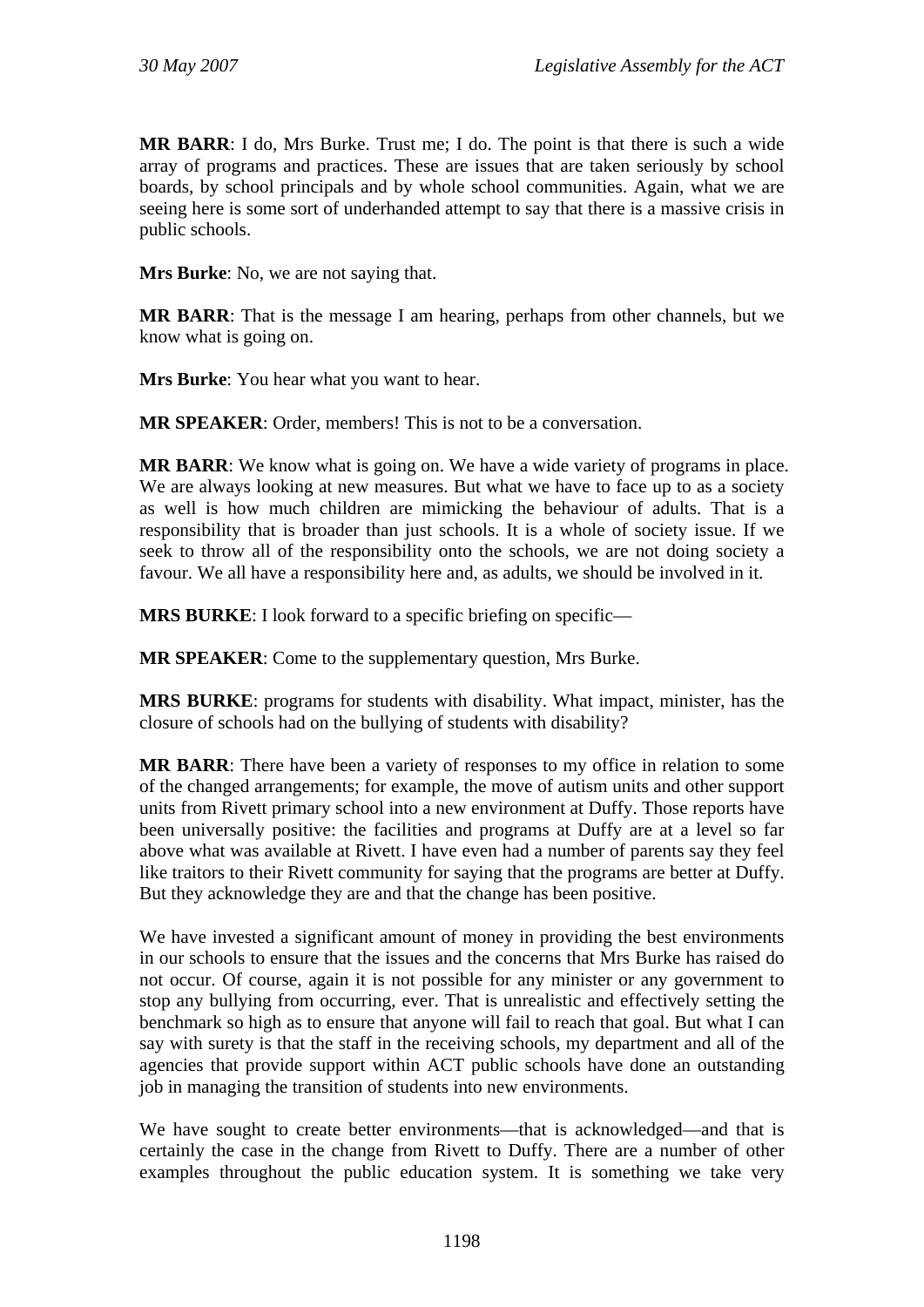**MR BARR**: I do, Mrs Burke. Trust me; I do. The point is that there is such a wide array of programs and practices. These are issues that are taken seriously by school boards, by school principals and by whole school communities. Again, what we are seeing here is some sort of underhanded attempt to say that there is a massive crisis in public schools.

**Mrs Burke**: No, we are not saying that.

**MR BARR**: That is the message I am hearing, perhaps from other channels, but we know what is going on.

**Mrs Burke**: You hear what you want to hear.

**MR SPEAKER**: Order, members! This is not to be a conversation.

**MR BARR**: We know what is going on. We have a wide variety of programs in place. We are always looking at new measures. But what we have to face up to as a society as well is how much children are mimicking the behaviour of adults. That is a responsibility that is broader than just schools. It is a whole of society issue. If we seek to throw all of the responsibility onto the schools, we are not doing society a favour. We all have a responsibility here and, as adults, we should be involved in it.

**MRS BURKE**: I look forward to a specific briefing on specific—

**MR SPEAKER**: Come to the supplementary question, Mrs Burke.

**MRS BURKE**: programs for students with disability. What impact, minister, has the closure of schools had on the bullying of students with disability?

**MR BARR**: There have been a variety of responses to my office in relation to some of the changed arrangements; for example, the move of autism units and other support units from Rivett primary school into a new environment at Duffy. Those reports have been universally positive: the facilities and programs at Duffy are at a level so far above what was available at Rivett. I have even had a number of parents say they feel like traitors to their Rivett community for saying that the programs are better at Duffy. But they acknowledge they are and that the change has been positive.

We have invested a significant amount of money in providing the best environments in our schools to ensure that the issues and the concerns that Mrs Burke has raised do not occur. Of course, again it is not possible for any minister or any government to stop any bullying from occurring, ever. That is unrealistic and effectively setting the benchmark so high as to ensure that anyone will fail to reach that goal. But what I can say with surety is that the staff in the receiving schools, my department and all of the agencies that provide support within ACT public schools have done an outstanding job in managing the transition of students into new environments.

We have sought to create better environments—that is acknowledged—and that is certainly the case in the change from Rivett to Duffy. There are a number of other examples throughout the public education system. It is something we take very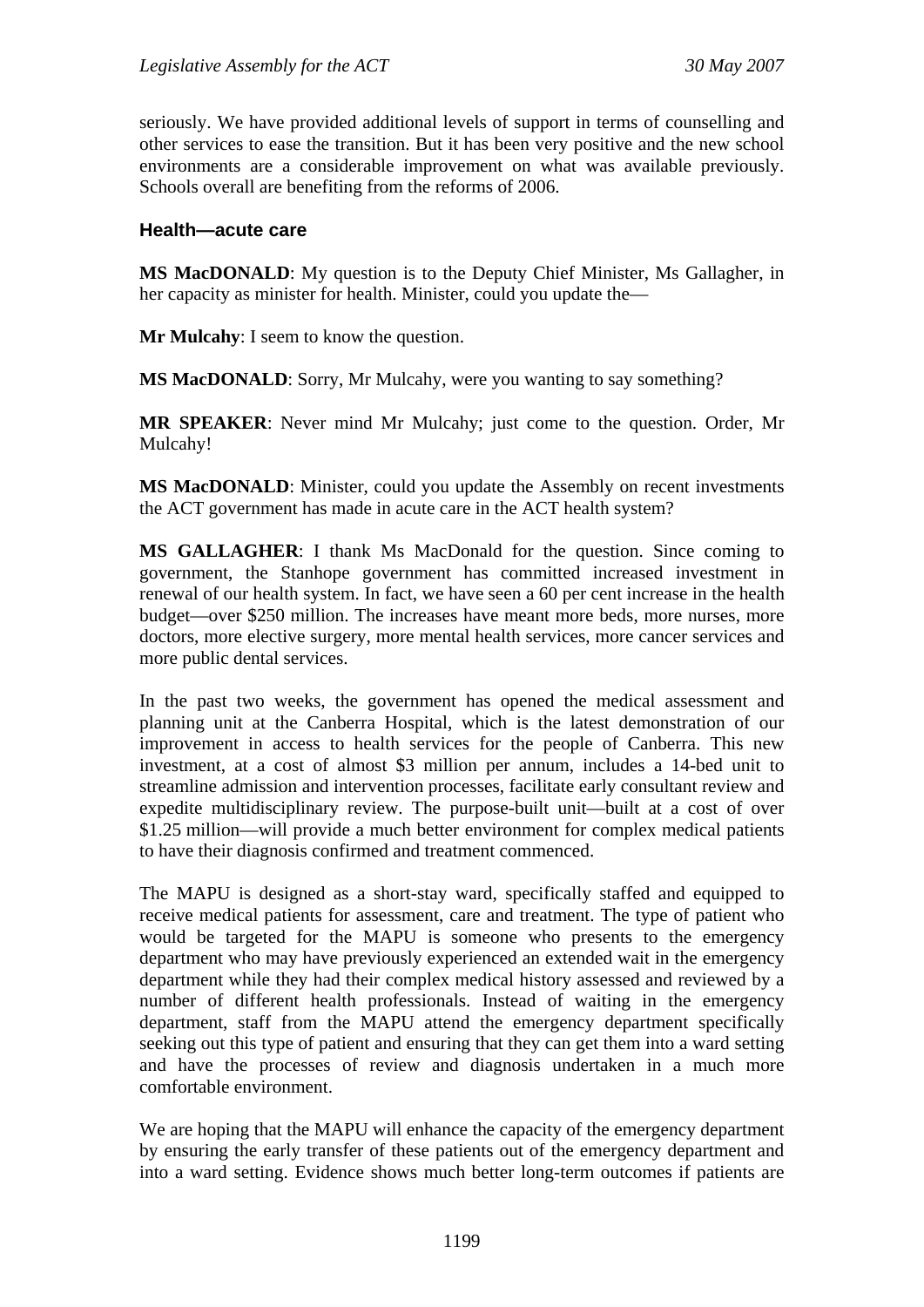seriously. We have provided additional levels of support in terms of counselling and other services to ease the transition. But it has been very positive and the new school environments are a considerable improvement on what was available previously. Schools overall are benefiting from the reforms of 2006.

### Health—acute care

**MS MacDONALD**: My question is to the Deputy Chief Minister, Ms Gallagher, in her capacity as minister for health. Minister, could you update the—

**Mr Mulcahy**: I seem to know the question.

**MS MacDONALD**: Sorry, Mr Mulcahy, were you wanting to say something?

**MR SPEAKER**: Never mind Mr Mulcahy; just come to the question. Order, Mr Mulcahy!

**MS MacDONALD**: Minister, could you update the Assembly on recent investments the ACT government has made in acute care in the ACT health system?

**MS GALLAGHER**: I thank Ms MacDonald for the question. Since coming to government, the Stanhope government has committed increased investment in renewal of our health system. In fact, we have seen a 60 per cent increase in the health budget—over $250 million. The increases have meant more beds, more nurses, more doctors, more elective surgery, more mental health services, more cancer services and more public dental services.

In the past two weeks, the government has opened the medical assessment and planning unit at the Canberra Hospital, which is the latest demonstration of our improvement in access to health services for the people of Canberra. This new investment, at a cost of almost $3 million per annum, includes a 14-bed unit to streamline admission and intervention processes, facilitate early consultant review and expedite multidisciplinary review. The purpose-built unit—built at a cost of over $1.25 million—will provide a much better environment for complex medical patients to have their diagnosis confirmed and treatment commenced.

The MAPU is designed as a short-stay ward, specifically staffed and equipped to receive medical patients for assessment, care and treatment. The type of patient who would be targeted for the MAPU is someone who presents to the emergency department who may have previously experienced an extended wait in the emergency department while they had their complex medical history assessed and reviewed by a number of different health professionals. Instead of waiting in the emergency department, staff from the MAPU attend the emergency department specifically seeking out this type of patient and ensuring that they can get them into a ward setting and have the processes of review and diagnosis undertaken in a much more comfortable environment.

We are hoping that the MAPU will enhance the capacity of the emergency department by ensuring the early transfer of these patients out of the emergency department and into a ward setting. Evidence shows much better long-term outcomes if patients are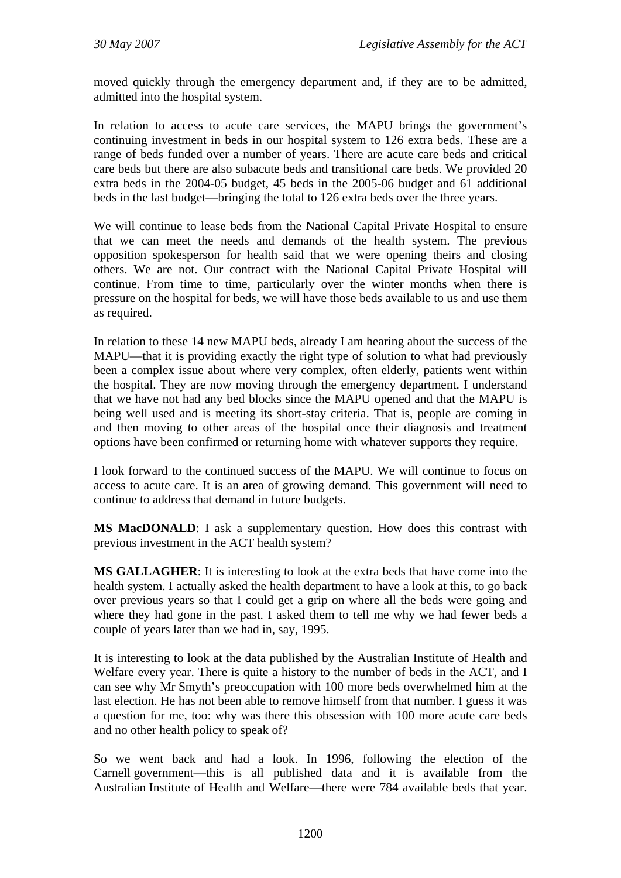moved quickly through the emergency department and, if they are to be admitted, admitted into the hospital system.

In relation to access to acute care services, the MAPU brings the government's continuing investment in beds in our hospital system to 126 extra beds. These are a range of beds funded over a number of years. There are acute care beds and critical care beds but there are also subacute beds and transitional care beds. We provided 20 extra beds in the 2004-05 budget, 45 beds in the 2005-06 budget and 61 additional beds in the last budget—bringing the total to 126 extra beds over the three years.

We will continue to lease beds from the National Capital Private Hospital to ensure that we can meet the needs and demands of the health system. The previous opposition spokesperson for health said that we were opening theirs and closing others. We are not. Our contract with the National Capital Private Hospital will continue. From time to time, particularly over the winter months when there is pressure on the hospital for beds, we will have those beds available to us and use them as required.

In relation to these 14 new MAPU beds, already I am hearing about the success of the MAPU—that it is providing exactly the right type of solution to what had previously been a complex issue about where very complex, often elderly, patients went within the hospital. They are now moving through the emergency department. I understand that we have not had any bed blocks since the MAPU opened and that the MAPU is being well used and is meeting its short-stay criteria. That is, people are coming in and then moving to other areas of the hospital once their diagnosis and treatment options have been confirmed or returning home with whatever supports they require.

I look forward to the continued success of the MAPU. We will continue to focus on access to acute care. It is an area of growing demand. This government will need to continue to address that demand in future budgets.

**MS MacDONALD**: I ask a supplementary question. How does this contrast with previous investment in the ACT health system?

**MS GALLAGHER**: It is interesting to look at the extra beds that have come into the health system. I actually asked the health department to have a look at this, to go back over previous years so that I could get a grip on where all the beds were going and where they had gone in the past. I asked them to tell me why we had fewer beds a couple of years later than we had in, say, 1995.

It is interesting to look at the data published by the Australian Institute of Health and Welfare every year. There is quite a history to the number of beds in the ACT, and I can see why Mr Smyth's preoccupation with 100 more beds overwhelmed him at the last election. He has not been able to remove himself from that number. I guess it was a question for me, too: why was there this obsession with 100 more acute care beds and no other health policy to speak of?

So we went back and had a look. In 1996, following the election of the Carnell government—this is all published data and it is available from the Australian Institute of Health and Welfare—there were 784 available beds that year.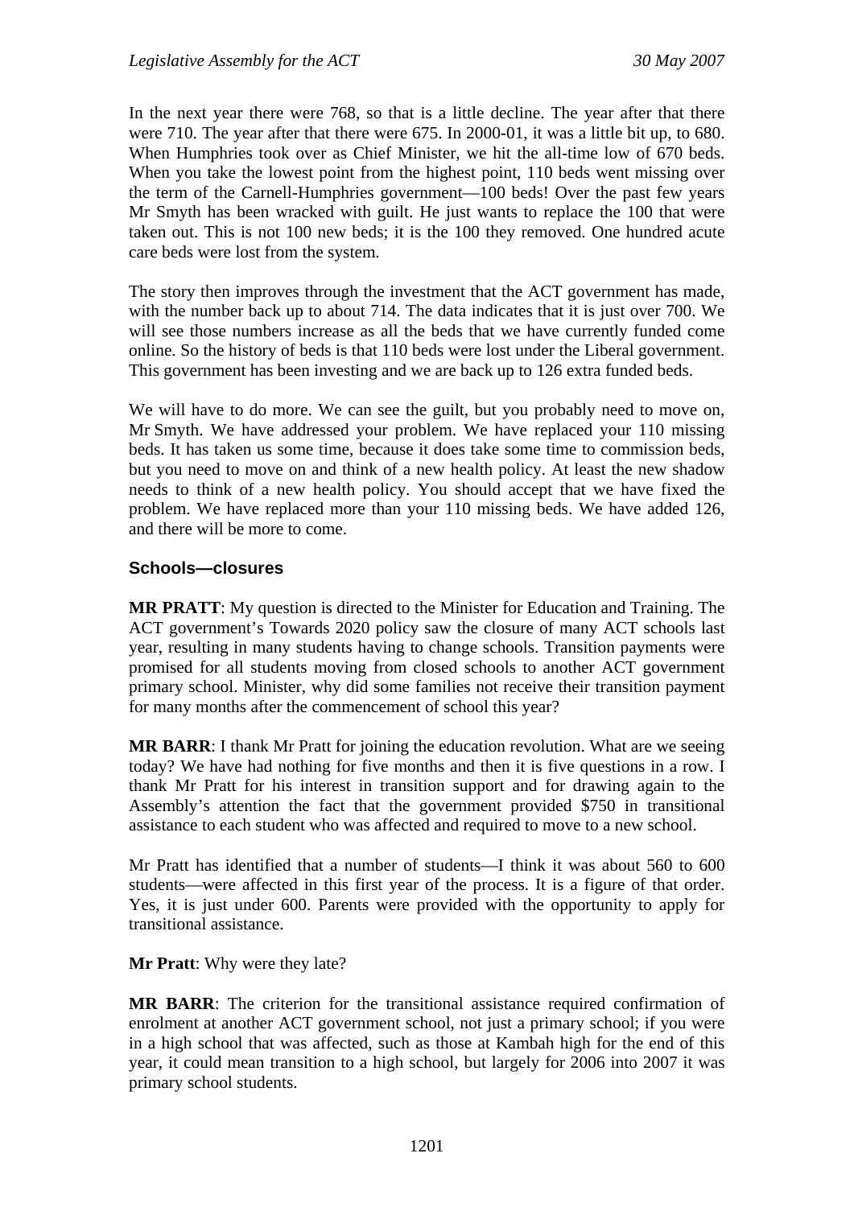In the next year there were 768, so that is a little decline. The year after that there were 710. The year after that there were 675. In 2000-01, it was a little bit up, to 680. When Humphries took over as Chief Minister, we hit the all-time low of 670 beds. When you take the lowest point from the highest point, 110 beds went missing over the term of the Carnell-Humphries government—100 beds! Over the past few years Mr Smyth has been wracked with guilt. He just wants to replace the 100 that were taken out. This is not 100 new beds; it is the 100 they removed. One hundred acute care beds were lost from the system.

The story then improves through the investment that the ACT government has made, with the number back up to about 714. The data indicates that it is just over 700. We will see those numbers increase as all the beds that we have currently funded come online. So the history of beds is that 110 beds were lost under the Liberal government. This government has been investing and we are back up to 126 extra funded beds.

We will have to do more. We can see the guilt, but you probably need to move on, Mr Smyth. We have addressed your problem. We have replaced your 110 missing beds. It has taken us some time, because it does take some time to commission beds, but you need to move on and think of a new health policy. At least the new shadow needs to think of a new health policy. You should accept that we have fixed the problem. We have replaced more than your 110 missing beds. We have added 126, and there will be more to come.

### Schools—closures

**MR PRATT**: My question is directed to the Minister for Education and Training. The ACT government's Towards 2020 policy saw the closure of many ACT schools last year, resulting in many students having to change schools. Transition payments were promised for all students moving from closed schools to another ACT government primary school. Minister, why did some families not receive their transition payment for many months after the commencement of school this year?

**MR BARR**: I thank Mr Pratt for joining the education revolution. What are we seeing today? We have had nothing for five months and then it is five questions in a row. I thank Mr Pratt for his interest in transition support and for drawing again to the Assembly's attention the fact that the government provided $750 in transitional assistance to each student who was affected and required to move to a new school.

Mr Pratt has identified that a number of students—I think it was about 560 to 600 students—were affected in this first year of the process. It is a figure of that order. Yes, it is just under 600. Parents were provided with the opportunity to apply for transitional assistance.

**Mr Pratt**: Why were they late?

**MR BARR**: The criterion for the transitional assistance required confirmation of enrolment at another ACT government school, not just a primary school; if you were in a high school that was affected, such as those at Kambah high for the end of this year, it could mean transition to a high school, but largely for 2006 into 2007 it was primary school students.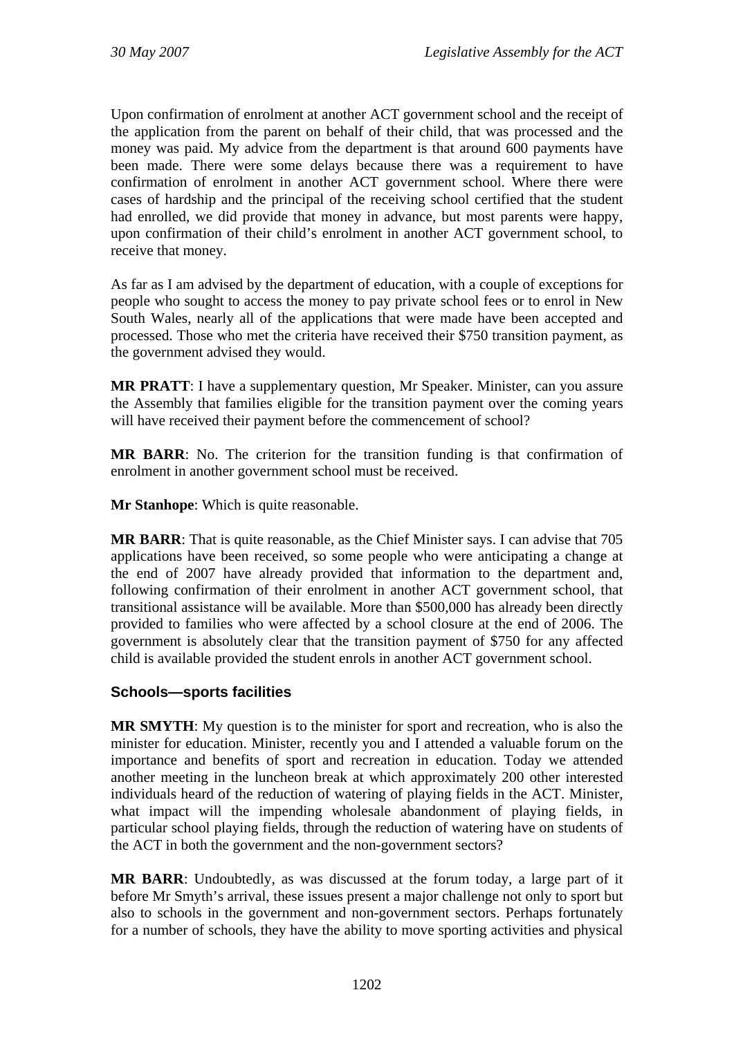Upon confirmation of enrolment at another ACT government school and the receipt of the application from the parent on behalf of their child, that was processed and the money was paid. My advice from the department is that around 600 payments have been made. There were some delays because there was a requirement to have confirmation of enrolment in another ACT government school. Where there were cases of hardship and the principal of the receiving school certified that the student had enrolled, we did provide that money in advance, but most parents were happy, upon confirmation of their child's enrolment in another ACT government school, to receive that money.

As far as I am advised by the department of education, with a couple of exceptions for people who sought to access the money to pay private school fees or to enrol in New South Wales, nearly all of the applications that were made have been accepted and processed. Those who met the criteria have received their $750 transition payment, as the government advised they would.

**MR PRATT**: I have a supplementary question, Mr Speaker. Minister, can you assure the Assembly that families eligible for the transition payment over the coming years will have received their payment before the commencement of school?

**MR BARR**: No. The criterion for the transition funding is that confirmation of enrolment in another government school must be received.

**Mr Stanhope**: Which is quite reasonable.

**MR BARR**: That is quite reasonable, as the Chief Minister says. I can advise that 705 applications have been received, so some people who were anticipating a change at the end of 2007 have already provided that information to the department and, following confirmation of their enrolment in another ACT government school, that transitional assistance will be available. More than $500,000 has already been directly provided to families who were affected by a school closure at the end of 2006. The government is absolutely clear that the transition payment of $750 for any affected child is available provided the student enrols in another ACT government school.

### Schools—sports facilities

**MR SMYTH**: My question is to the minister for sport and recreation, who is also the minister for education. Minister, recently you and I attended a valuable forum on the importance and benefits of sport and recreation in education. Today we attended another meeting in the luncheon break at which approximately 200 other interested individuals heard of the reduction of watering of playing fields in the ACT. Minister, what impact will the impending wholesale abandonment of playing fields, in particular school playing fields, through the reduction of watering have on students of the ACT in both the government and the non-government sectors?

**MR BARR**: Undoubtedly, as was discussed at the forum today, a large part of it before Mr Smyth's arrival, these issues present a major challenge not only to sport but also to schools in the government and non-government sectors. Perhaps fortunately for a number of schools, they have the ability to move sporting activities and physical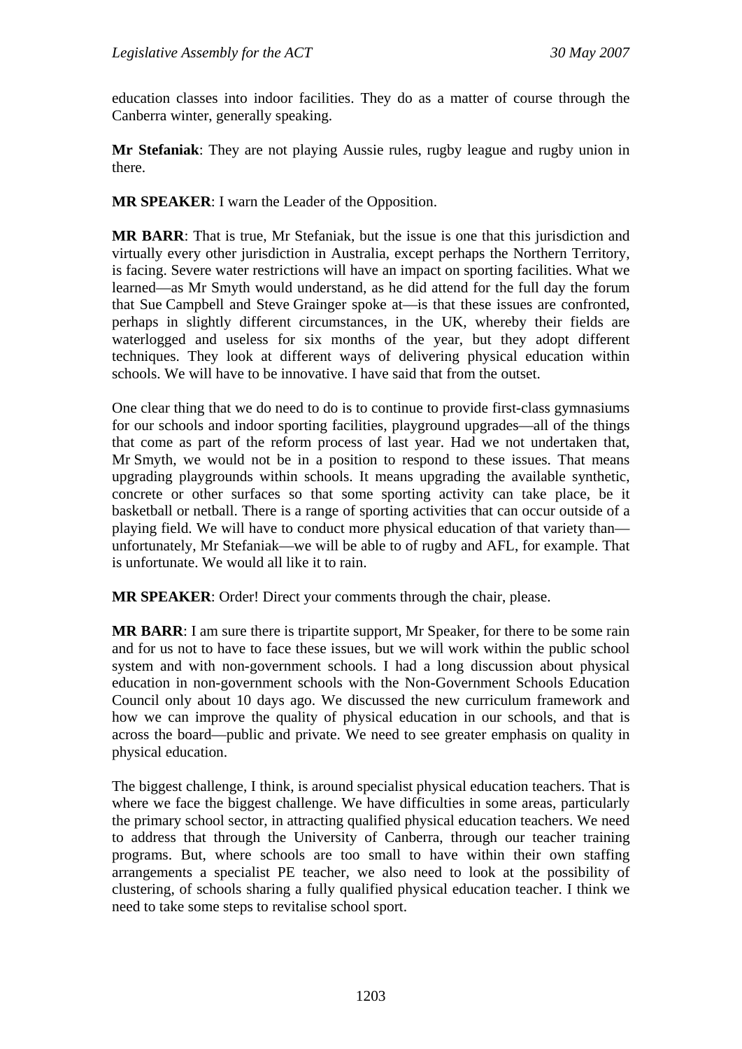education classes into indoor facilities. They do as a matter of course through the Canberra winter, generally speaking.

**Mr Stefaniak**: They are not playing Aussie rules, rugby league and rugby union in there.

**MR SPEAKER**: I warn the Leader of the Opposition.

**MR BARR**: That is true, Mr Stefaniak, but the issue is one that this jurisdiction and virtually every other jurisdiction in Australia, except perhaps the Northern Territory, is facing. Severe water restrictions will have an impact on sporting facilities. What we learned—as Mr Smyth would understand, as he did attend for the full day the forum that Sue Campbell and Steve Grainger spoke at—is that these issues are confronted, perhaps in slightly different circumstances, in the UK, whereby their fields are waterlogged and useless for six months of the year, but they adopt different techniques. They look at different ways of delivering physical education within schools. We will have to be innovative. I have said that from the outset.

One clear thing that we do need to do is to continue to provide first-class gymnasiums for our schools and indoor sporting facilities, playground upgrades—all of the things that come as part of the reform process of last year. Had we not undertaken that, Mr Smyth, we would not be in a position to respond to these issues. That means upgrading playgrounds within schools. It means upgrading the available synthetic, concrete or other surfaces so that some sporting activity can take place, be it basketball or netball. There is a range of sporting activities that can occur outside of a playing field. We will have to conduct more physical education of that variety than—unfortunately, Mr Stefaniak—we will be able to of rugby and AFL, for example. That is unfortunate. We would all like it to rain.

**MR SPEAKER**: Order! Direct your comments through the chair, please.

**MR BARR**: I am sure there is tripartite support, Mr Speaker, for there to be some rain and for us not to have to face these issues, but we will work within the public school system and with non-government schools. I had a long discussion about physical education in non-government schools with the Non-Government Schools Education Council only about 10 days ago. We discussed the new curriculum framework and how we can improve the quality of physical education in our schools, and that is across the board—public and private. We need to see greater emphasis on quality in physical education.

The biggest challenge, I think, is around specialist physical education teachers. That is where we face the biggest challenge. We have difficulties in some areas, particularly the primary school sector, in attracting qualified physical education teachers. We need to address that through the University of Canberra, through our teacher training programs. But, where schools are too small to have within their own staffing arrangements a specialist PE teacher, we also need to look at the possibility of clustering, of schools sharing a fully qualified physical education teacher. I think we need to take some steps to revitalise school sport.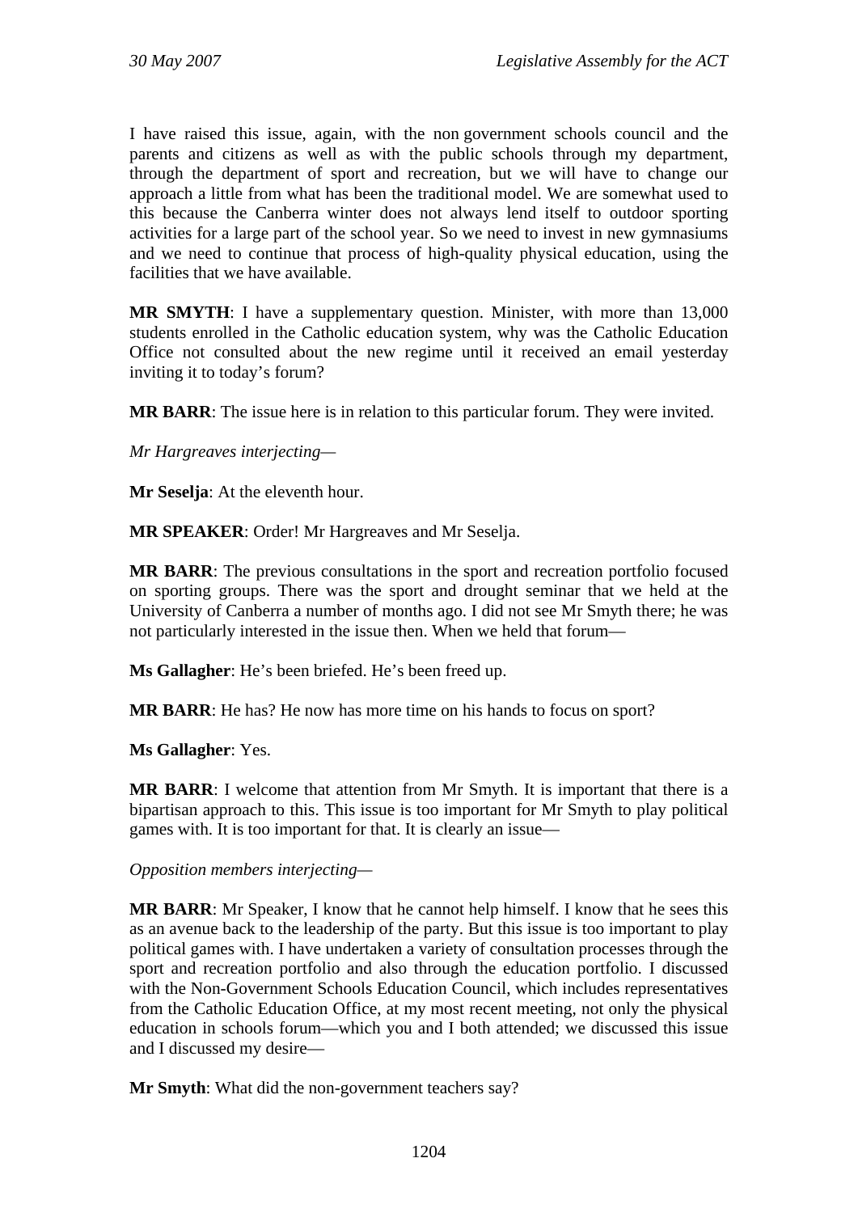I have raised this issue, again, with the non government schools council and the parents and citizens as well as with the public schools through my department, through the department of sport and recreation, but we will have to change our approach a little from what has been the traditional model. We are somewhat used to this because the Canberra winter does not always lend itself to outdoor sporting activities for a large part of the school year. So we need to invest in new gymnasiums and we need to continue that process of high-quality physical education, using the facilities that we have available.

**MR SMYTH**: I have a supplementary question. Minister, with more than 13,000 students enrolled in the Catholic education system, why was the Catholic Education Office not consulted about the new regime until it received an email yesterday inviting it to today's forum?

**MR BARR**: The issue here is in relation to this particular forum. They were invited.

*Mr Hargreaves interjecting*—

**Mr Seselja**: At the eleventh hour.

**MR SPEAKER**: Order! Mr Hargreaves and Mr Seselja.

**MR BARR**: The previous consultations in the sport and recreation portfolio focused on sporting groups. There was the sport and drought seminar that we held at the University of Canberra a number of months ago. I did not see Mr Smyth there; he was not particularly interested in the issue then. When we held that forum—

**Ms Gallagher**: He's been briefed. He's been freed up.

**MR BARR**: He has? He now has more time on his hands to focus on sport?

**Ms Gallagher**: Yes.

**MR BARR**: I welcome that attention from Mr Smyth. It is important that there is a bipartisan approach to this. This issue is too important for Mr Smyth to play political games with. It is too important for that. It is clearly an issue—

*Opposition members interjecting*—

**MR BARR**: Mr Speaker, I know that he cannot help himself. I know that he sees this as an avenue back to the leadership of the party. But this issue is too important to play political games with. I have undertaken a variety of consultation processes through the sport and recreation portfolio and also through the education portfolio. I discussed with the Non-Government Schools Education Council, which includes representatives from the Catholic Education Office, at my most recent meeting, not only the physical education in schools forum—which you and I both attended; we discussed this issue and I discussed my desire—

**Mr Smyth**: What did the non-government teachers say?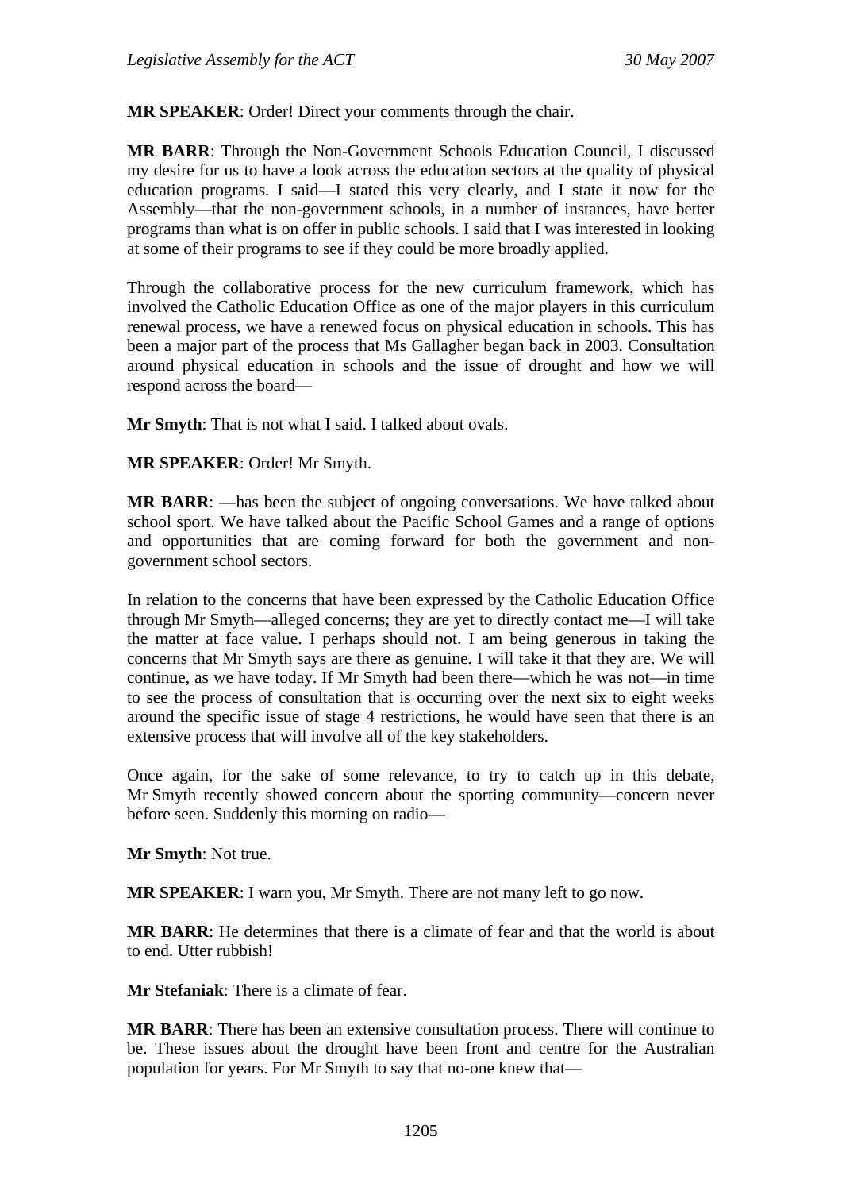**MR SPEAKER**: Order! Direct your comments through the chair.

**MR BARR**: Through the Non-Government Schools Education Council, I discussed my desire for us to have a look across the education sectors at the quality of physical education programs. I said—I stated this very clearly, and I state it now for the Assembly—that the non-government schools, in a number of instances, have better programs than what is on offer in public schools. I said that I was interested in looking at some of their programs to see if they could be more broadly applied.

Through the collaborative process for the new curriculum framework, which has involved the Catholic Education Office as one of the major players in this curriculum renewal process, we have a renewed focus on physical education in schools. This has been a major part of the process that Ms Gallagher began back in 2003. Consultation around physical education in schools and the issue of drought and how we will respond across the board—

**Mr Smyth**: That is not what I said. I talked about ovals.

**MR SPEAKER**: Order! Mr Smyth.

**MR BARR**: —has been the subject of ongoing conversations. We have talked about school sport. We have talked about the Pacific School Games and a range of options and opportunities that are coming forward for both the government and non-government school sectors.

In relation to the concerns that have been expressed by the Catholic Education Office through Mr Smyth—alleged concerns; they are yet to directly contact me—I will take the matter at face value. I perhaps should not. I am being generous in taking the concerns that Mr Smyth says are there as genuine. I will take it that they are. We will continue, as we have today. If Mr Smyth had been there—which he was not—in time to see the process of consultation that is occurring over the next six to eight weeks around the specific issue of stage 4 restrictions, he would have seen that there is an extensive process that will involve all of the key stakeholders.

Once again, for the sake of some relevance, to try to catch up in this debate, Mr Smyth recently showed concern about the sporting community—concern never before seen. Suddenly this morning on radio—

**Mr Smyth**: Not true.

**MR SPEAKER**: I warn you, Mr Smyth. There are not many left to go now.

**MR BARR**: He determines that there is a climate of fear and that the world is about to end. Utter rubbish!

**Mr Stefaniak**: There is a climate of fear.

**MR BARR**: There has been an extensive consultation process. There will continue to be. These issues about the drought have been front and centre for the Australian population for years. For Mr Smyth to say that no-one knew that—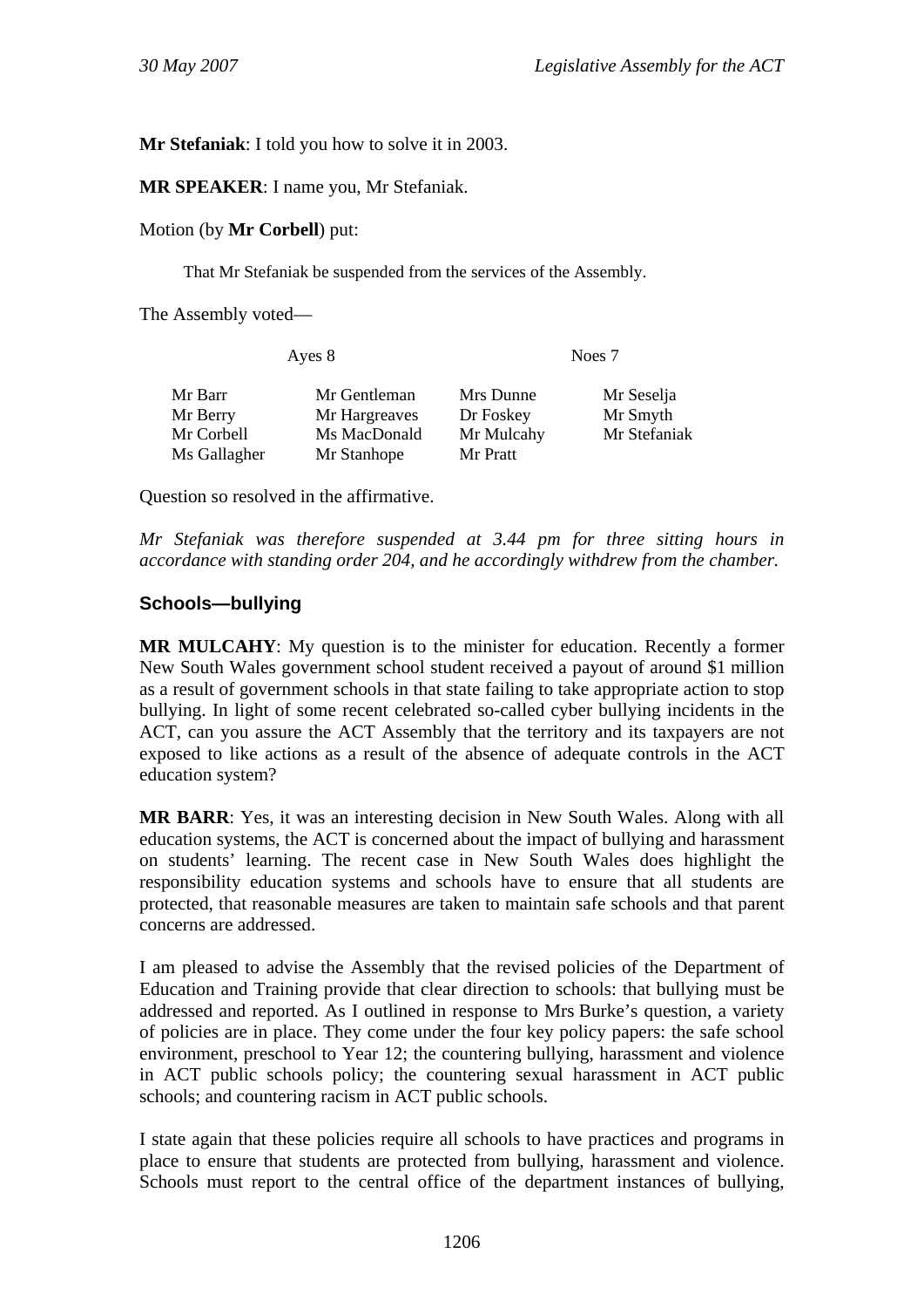**Mr Stefaniak**: I told you how to solve it in 2003.

**MR SPEAKER**: I name you, Mr Stefaniak.

Motion (by **Mr Corbell**) put:

> That Mr Stefaniak be suspended from the services of the Assembly.

The Assembly voted—

| Ayes 8 | | Noes 7 | |
|---|---|---|---|
| Mr Barr | Mr Gentleman | Mrs Dunne | Mr Seselja |
| Mr Berry | Mr Hargreaves | Dr Foskey | Mr Smyth |
| Mr Corbell | Ms MacDonald | Mr Mulcahy | Mr Stefaniak |
| Ms Gallagher | Mr Stanhope | Mr Pratt | |

Question so resolved in the affirmative.

*Mr Stefaniak was therefore suspended at 3.44 pm for three sitting hours in accordance with standing order 204, and he accordingly withdrew from the chamber.*

## Schools—bullying

**MR MULCAHY**: My question is to the minister for education. Recently a former New South Wales government school student received a payout of around $1 million as a result of government schools in that state failing to take appropriate action to stop bullying. In light of some recent celebrated so-called cyber bullying incidents in the ACT, can you assure the ACT Assembly that the territory and its taxpayers are not exposed to like actions as a result of the absence of adequate controls in the ACT education system?

**MR BARR**: Yes, it was an interesting decision in New South Wales. Along with all education systems, the ACT is concerned about the impact of bullying and harassment on students' learning. The recent case in New South Wales does highlight the responsibility education systems and schools have to ensure that all students are protected, that reasonable measures are taken to maintain safe schools and that parent concerns are addressed.

I am pleased to advise the Assembly that the revised policies of the Department of Education and Training provide that clear direction to schools: that bullying must be addressed and reported. As I outlined in response to Mrs Burke's question, a variety of policies are in place. They come under the four key policy papers: the safe school environment, preschool to Year 12; the countering bullying, harassment and violence in ACT public schools policy; the countering sexual harassment in ACT public schools; and countering racism in ACT public schools.

I state again that these policies require all schools to have practices and programs in place to ensure that students are protected from bullying, harassment and violence. Schools must report to the central office of the department instances of bullying,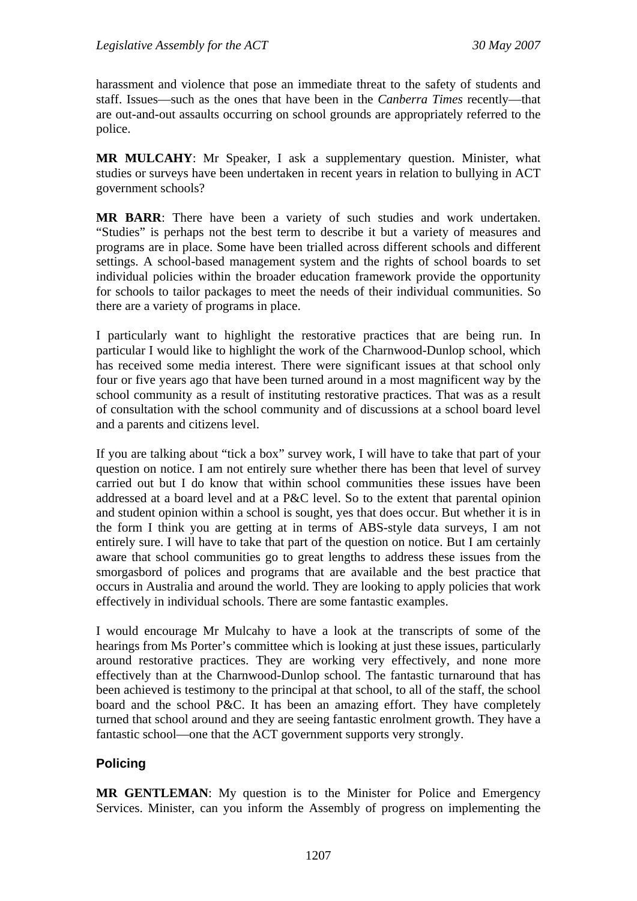harassment and violence that pose an immediate threat to the safety of students and staff. Issues—such as the ones that have been in the *Canberra Times* recently—that are out-and-out assaults occurring on school grounds are appropriately referred to the police.

**MR MULCAHY**: Mr Speaker, I ask a supplementary question. Minister, what studies or surveys have been undertaken in recent years in relation to bullying in ACT government schools?

**MR BARR**: There have been a variety of such studies and work undertaken. "Studies" is perhaps not the best term to describe it but a variety of measures and programs are in place. Some have been trialled across different schools and different settings. A school-based management system and the rights of school boards to set individual policies within the broader education framework provide the opportunity for schools to tailor packages to meet the needs of their individual communities. So there are a variety of programs in place.

I particularly want to highlight the restorative practices that are being run. In particular I would like to highlight the work of the Charnwood-Dunlop school, which has received some media interest. There were significant issues at that school only four or five years ago that have been turned around in a most magnificent way by the school community as a result of instituting restorative practices. That was as a result of consultation with the school community and of discussions at a school board level and a parents and citizens level.

If you are talking about "tick a box" survey work, I will have to take that part of your question on notice. I am not entirely sure whether there has been that level of survey carried out but I do know that within school communities these issues have been addressed at a board level and at a P&C level. So to the extent that parental opinion and student opinion within a school is sought, yes that does occur. But whether it is in the form I think you are getting at in terms of ABS-style data surveys, I am not entirely sure. I will have to take that part of the question on notice. But I am certainly aware that school communities go to great lengths to address these issues from the smorgasbord of polices and programs that are available and the best practice that occurs in Australia and around the world. They are looking to apply policies that work effectively in individual schools. There are some fantastic examples.

I would encourage Mr Mulcahy to have a look at the transcripts of some of the hearings from Ms Porter's committee which is looking at just these issues, particularly around restorative practices. They are working very effectively, and none more effectively than at the Charnwood-Dunlop school. The fantastic turnaround that has been achieved is testimony to the principal at that school, to all of the staff, the school board and the school P&C. It has been an amazing effort. They have completely turned that school around and they are seeing fantastic enrolment growth. They have a fantastic school—one that the ACT government supports very strongly.

## Policing

**MR GENTLEMAN**: My question is to the Minister for Police and Emergency Services. Minister, can you inform the Assembly of progress on implementing the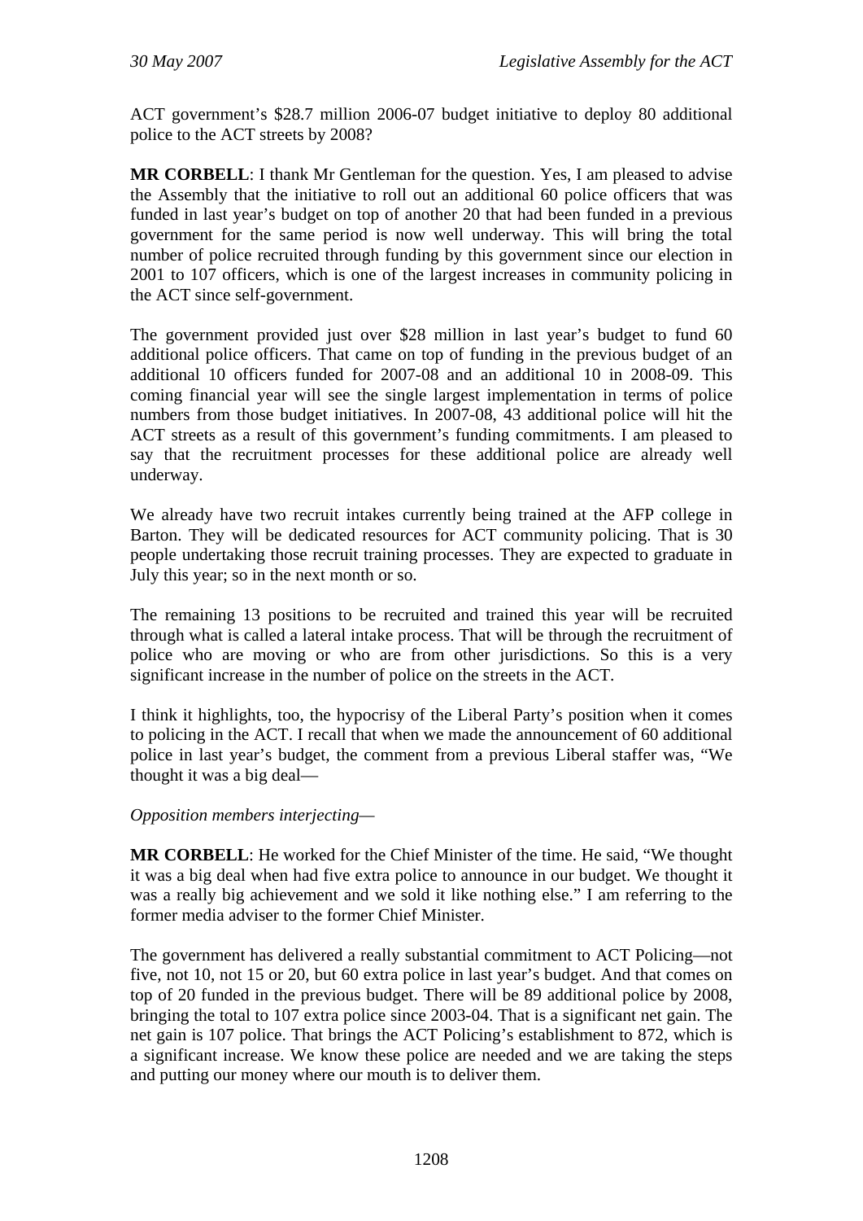ACT government's $28.7 million 2006-07 budget initiative to deploy 80 additional police to the ACT streets by 2008?

**MR CORBELL**: I thank Mr Gentleman for the question. Yes, I am pleased to advise the Assembly that the initiative to roll out an additional 60 police officers that was funded in last year's budget on top of another 20 that had been funded in a previous government for the same period is now well underway. This will bring the total number of police recruited through funding by this government since our election in 2001 to 107 officers, which is one of the largest increases in community policing in the ACT since self-government.

The government provided just over $28 million in last year's budget to fund 60 additional police officers. That came on top of funding in the previous budget of an additional 10 officers funded for 2007-08 and an additional 10 in 2008-09. This coming financial year will see the single largest implementation in terms of police numbers from those budget initiatives. In 2007-08, 43 additional police will hit the ACT streets as a result of this government's funding commitments. I am pleased to say that the recruitment processes for these additional police are already well underway.

We already have two recruit intakes currently being trained at the AFP college in Barton. They will be dedicated resources for ACT community policing. That is 30 people undertaking those recruit training processes. They are expected to graduate in July this year; so in the next month or so.

The remaining 13 positions to be recruited and trained this year will be recruited through what is called a lateral intake process. That will be through the recruitment of police who are moving or who are from other jurisdictions. So this is a very significant increase in the number of police on the streets in the ACT.

I think it highlights, too, the hypocrisy of the Liberal Party's position when it comes to policing in the ACT. I recall that when we made the announcement of 60 additional police in last year's budget, the comment from a previous Liberal staffer was, "We thought it was a big deal—

*Opposition members interjecting*—

**MR CORBELL**: He worked for the Chief Minister of the time. He said, "We thought it was a big deal when had five extra police to announce in our budget. We thought it was a really big achievement and we sold it like nothing else." I am referring to the former media adviser to the former Chief Minister.

The government has delivered a really substantial commitment to ACT Policing—not five, not 10, not 15 or 20, but 60 extra police in last year's budget. And that comes on top of 20 funded in the previous budget. There will be 89 additional police by 2008, bringing the total to 107 extra police since 2003-04. That is a significant net gain. The net gain is 107 police. That brings the ACT Policing's establishment to 872, which is a significant increase. We know these police are needed and we are taking the steps and putting our money where our mouth is to deliver them.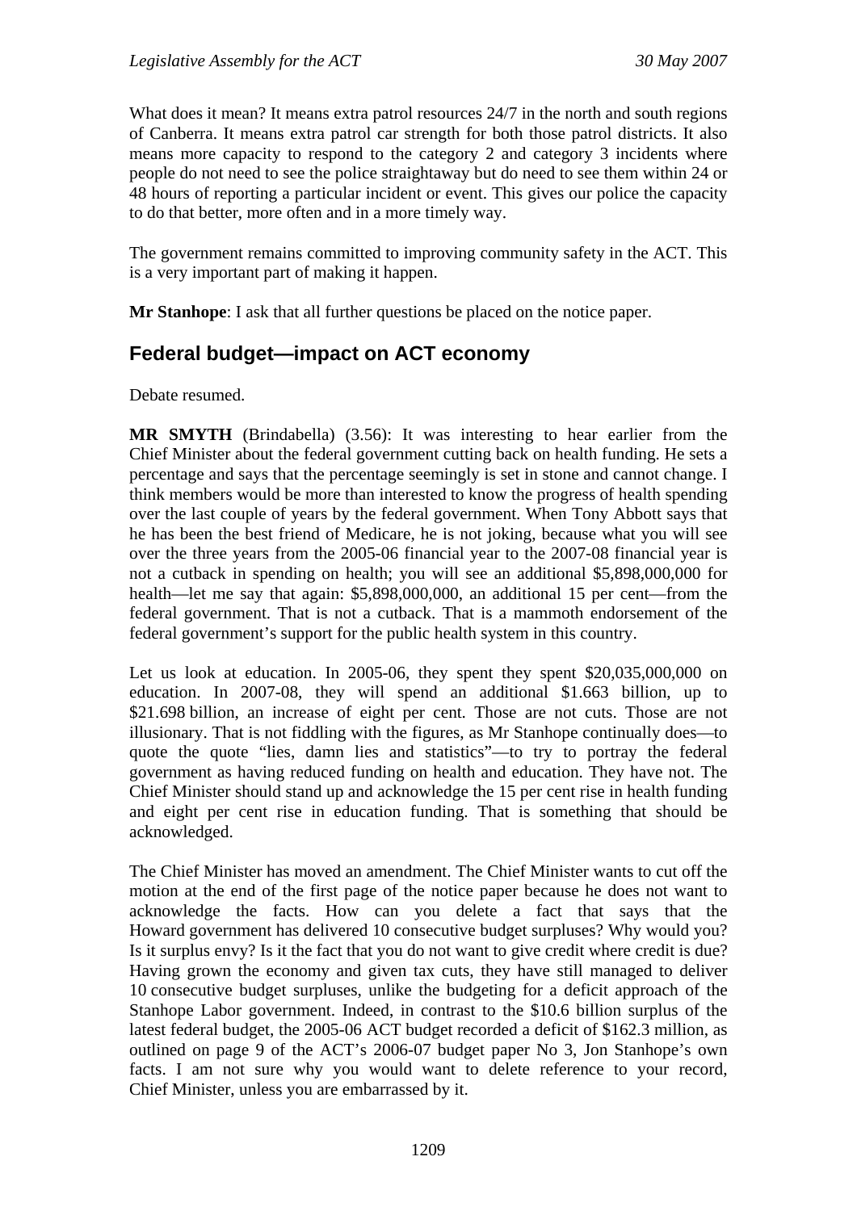What does it mean? It means extra patrol resources 24/7 in the north and south regions of Canberra. It means extra patrol car strength for both those patrol districts. It also means more capacity to respond to the category 2 and category 3 incidents where people do not need to see the police straightaway but do need to see them within 24 or 48 hours of reporting a particular incident or event. This gives our police the capacity to do that better, more often and in a more timely way.

The government remains committed to improving community safety in the ACT. This is a very important part of making it happen.

**Mr Stanhope**: I ask that all further questions be placed on the notice paper.

## Federal budget—impact on ACT economy

Debate resumed.

**MR SMYTH** (Brindabella) (3.56): It was interesting to hear earlier from the Chief Minister about the federal government cutting back on health funding. He sets a percentage and says that the percentage seemingly is set in stone and cannot change. I think members would be more than interested to know the progress of health spending over the last couple of years by the federal government. When Tony Abbott says that he has been the best friend of Medicare, he is not joking, because what you will see over the three years from the 2005-06 financial year to the 2007-08 financial year is not a cutback in spending on health; you will see an additional $5,898,000,000 for health—let me say that again: $5,898,000,000, an additional 15 per cent—from the federal government. That is not a cutback. That is a mammoth endorsement of the federal government's support for the public health system in this country.

Let us look at education. In 2005-06, they spent they spent $20,035,000,000 on education. In 2007-08, they will spend an additional $1.663 billion, up to $21.698 billion, an increase of eight per cent. Those are not cuts. Those are not illusionary. That is not fiddling with the figures, as Mr Stanhope continually does—to quote the quote "lies, damn lies and statistics"—to try to portray the federal government as having reduced funding on health and education. They have not. The Chief Minister should stand up and acknowledge the 15 per cent rise in health funding and eight per cent rise in education funding. That is something that should be acknowledged.

The Chief Minister has moved an amendment. The Chief Minister wants to cut off the motion at the end of the first page of the notice paper because he does not want to acknowledge the facts. How can you delete a fact that says that the Howard government has delivered 10 consecutive budget surpluses? Why would you? Is it surplus envy? Is it the fact that you do not want to give credit where credit is due? Having grown the economy and given tax cuts, they have still managed to deliver 10 consecutive budget surpluses, unlike the budgeting for a deficit approach of the Stanhope Labor government. Indeed, in contrast to the $10.6 billion surplus of the latest federal budget, the 2005-06 ACT budget recorded a deficit of $162.3 million, as outlined on page 9 of the ACT's 2006-07 budget paper No 3, Jon Stanhope's own facts. I am not sure why you would want to delete reference to your record, Chief Minister, unless you are embarrassed by it.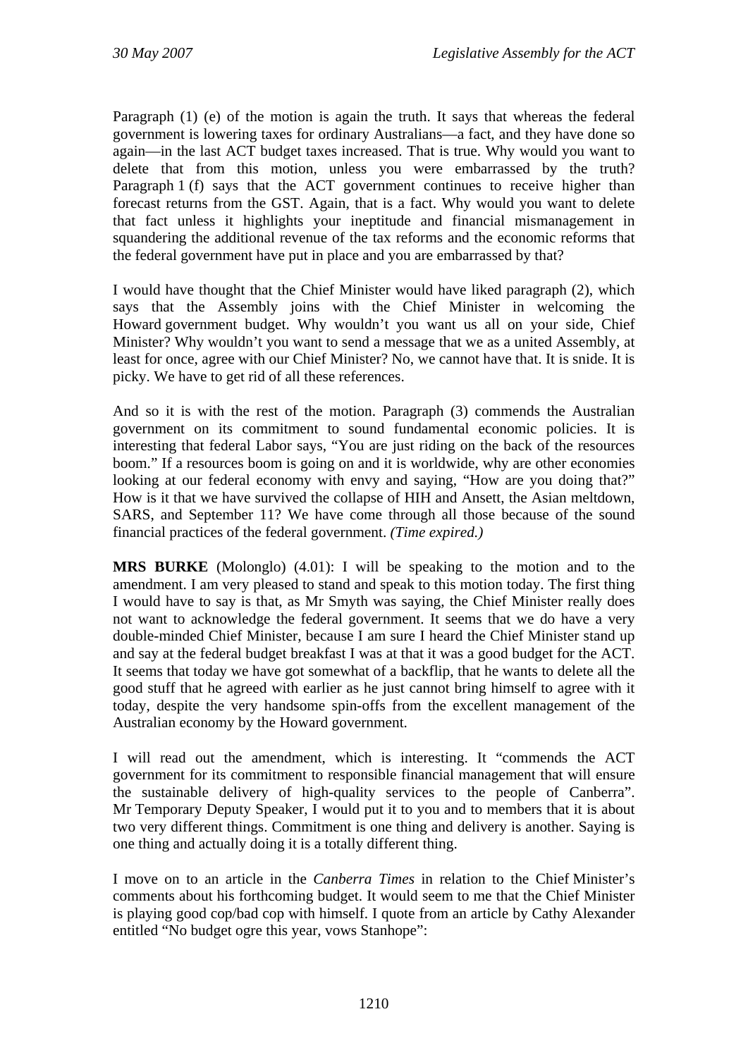Paragraph (1) (e) of the motion is again the truth. It says that whereas the federal government is lowering taxes for ordinary Australians—a fact, and they have done so again—in the last ACT budget taxes increased. That is true. Why would you want to delete that from this motion, unless you were embarrassed by the truth? Paragraph 1 (f) says that the ACT government continues to receive higher than forecast returns from the GST. Again, that is a fact. Why would you want to delete that fact unless it highlights your ineptitude and financial mismanagement in squandering the additional revenue of the tax reforms and the economic reforms that the federal government have put in place and you are embarrassed by that?

I would have thought that the Chief Minister would have liked paragraph (2), which says that the Assembly joins with the Chief Minister in welcoming the Howard government budget. Why wouldn't you want us all on your side, Chief Minister? Why wouldn't you want to send a message that we as a united Assembly, at least for once, agree with our Chief Minister? No, we cannot have that. It is snide. It is picky. We have to get rid of all these references.

And so it is with the rest of the motion. Paragraph (3) commends the Australian government on its commitment to sound fundamental economic policies. It is interesting that federal Labor says, "You are just riding on the back of the resources boom." If a resources boom is going on and it is worldwide, why are other economies looking at our federal economy with envy and saying, "How are you doing that?" How is it that we have survived the collapse of HIH and Ansett, the Asian meltdown, SARS, and September 11? We have come through all those because of the sound financial practices of the federal government. *(Time expired.)*

**MRS BURKE** (Molonglo) (4.01): I will be speaking to the motion and to the amendment. I am very pleased to stand and speak to this motion today. The first thing I would have to say is that, as Mr Smyth was saying, the Chief Minister really does not want to acknowledge the federal government. It seems that we do have a very double-minded Chief Minister, because I am sure I heard the Chief Minister stand up and say at the federal budget breakfast I was at that it was a good budget for the ACT. It seems that today we have got somewhat of a backflip, that he wants to delete all the good stuff that he agreed with earlier as he just cannot bring himself to agree with it today, despite the very handsome spin-offs from the excellent management of the Australian economy by the Howard government.

I will read out the amendment, which is interesting. It "commends the ACT government for its commitment to responsible financial management that will ensure the sustainable delivery of high-quality services to the people of Canberra". Mr Temporary Deputy Speaker, I would put it to you and to members that it is about two very different things. Commitment is one thing and delivery is another. Saying is one thing and actually doing it is a totally different thing.

I move on to an article in the *Canberra Times* in relation to the Chief Minister's comments about his forthcoming budget. It would seem to me that the Chief Minister is playing good cop/bad cop with himself. I quote from an article by Cathy Alexander entitled "No budget ogre this year, vows Stanhope":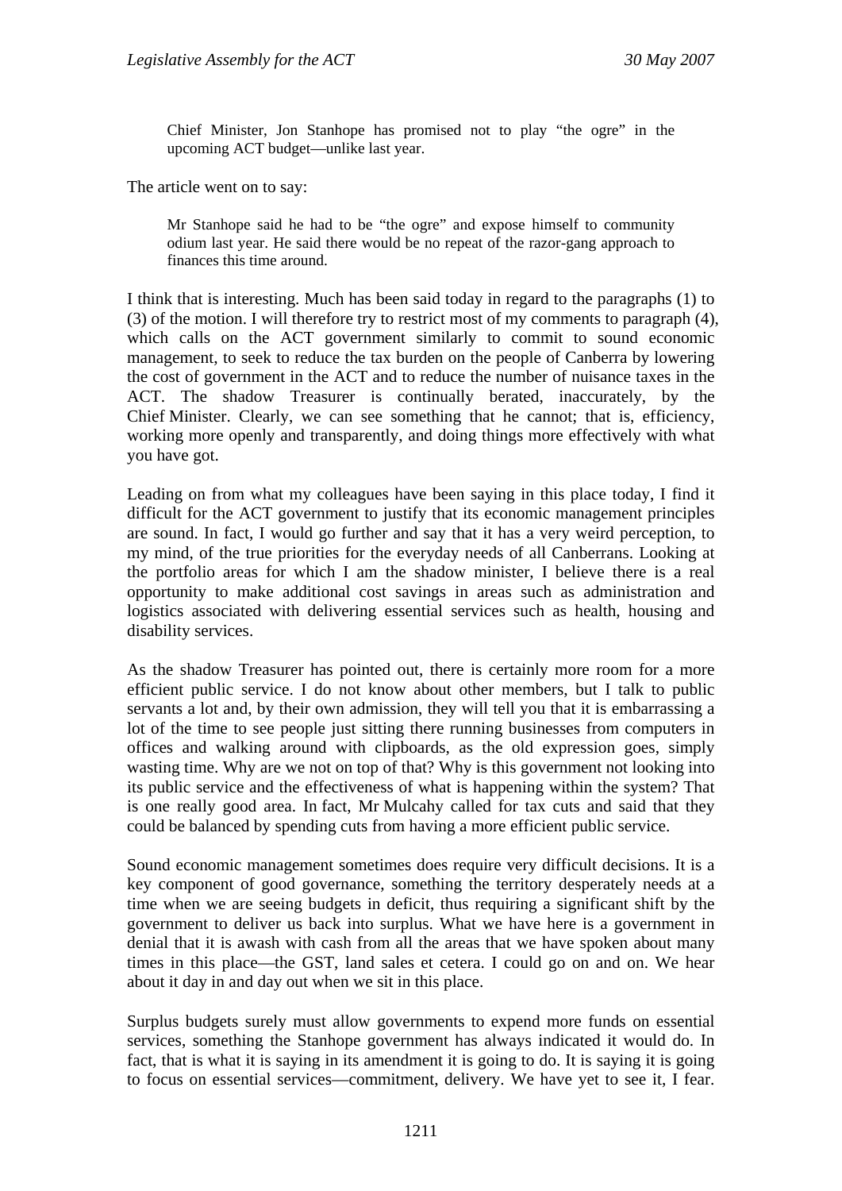> Chief Minister, Jon Stanhope has promised not to play "the ogre" in the upcoming ACT budget—unlike last year.

The article went on to say:

> Mr Stanhope said he had to be "the ogre" and expose himself to community odium last year. He said there would be no repeat of the razor-gang approach to finances this time around.

I think that is interesting. Much has been said today in regard to the paragraphs (1) to (3) of the motion. I will therefore try to restrict most of my comments to paragraph (4), which calls on the ACT government similarly to commit to sound economic management, to seek to reduce the tax burden on the people of Canberra by lowering the cost of government in the ACT and to reduce the number of nuisance taxes in the ACT. The shadow Treasurer is continually berated, inaccurately, by the Chief Minister. Clearly, we can see something that he cannot; that is, efficiency, working more openly and transparently, and doing things more effectively with what you have got.

Leading on from what my colleagues have been saying in this place today, I find it difficult for the ACT government to justify that its economic management principles are sound. In fact, I would go further and say that it has a very weird perception, to my mind, of the true priorities for the everyday needs of all Canberrans. Looking at the portfolio areas for which I am the shadow minister, I believe there is a real opportunity to make additional cost savings in areas such as administration and logistics associated with delivering essential services such as health, housing and disability services.

As the shadow Treasurer has pointed out, there is certainly more room for a more efficient public service. I do not know about other members, but I talk to public servants a lot and, by their own admission, they will tell you that it is embarrassing a lot of the time to see people just sitting there running businesses from computers in offices and walking around with clipboards, as the old expression goes, simply wasting time. Why are we not on top of that? Why is this government not looking into its public service and the effectiveness of what is happening within the system? That is one really good area. In fact, Mr Mulcahy called for tax cuts and said that they could be balanced by spending cuts from having a more efficient public service.

Sound economic management sometimes does require very difficult decisions. It is a key component of good governance, something the territory desperately needs at a time when we are seeing budgets in deficit, thus requiring a significant shift by the government to deliver us back into surplus. What we have here is a government in denial that it is awash with cash from all the areas that we have spoken about many times in this place—the GST, land sales et cetera. I could go on and on. We hear about it day in and day out when we sit in this place.

Surplus budgets surely must allow governments to expend more funds on essential services, something the Stanhope government has always indicated it would do. In fact, that is what it is saying in its amendment it is going to do. It is saying it is going to focus on essential services—commitment, delivery. We have yet to see it, I fear.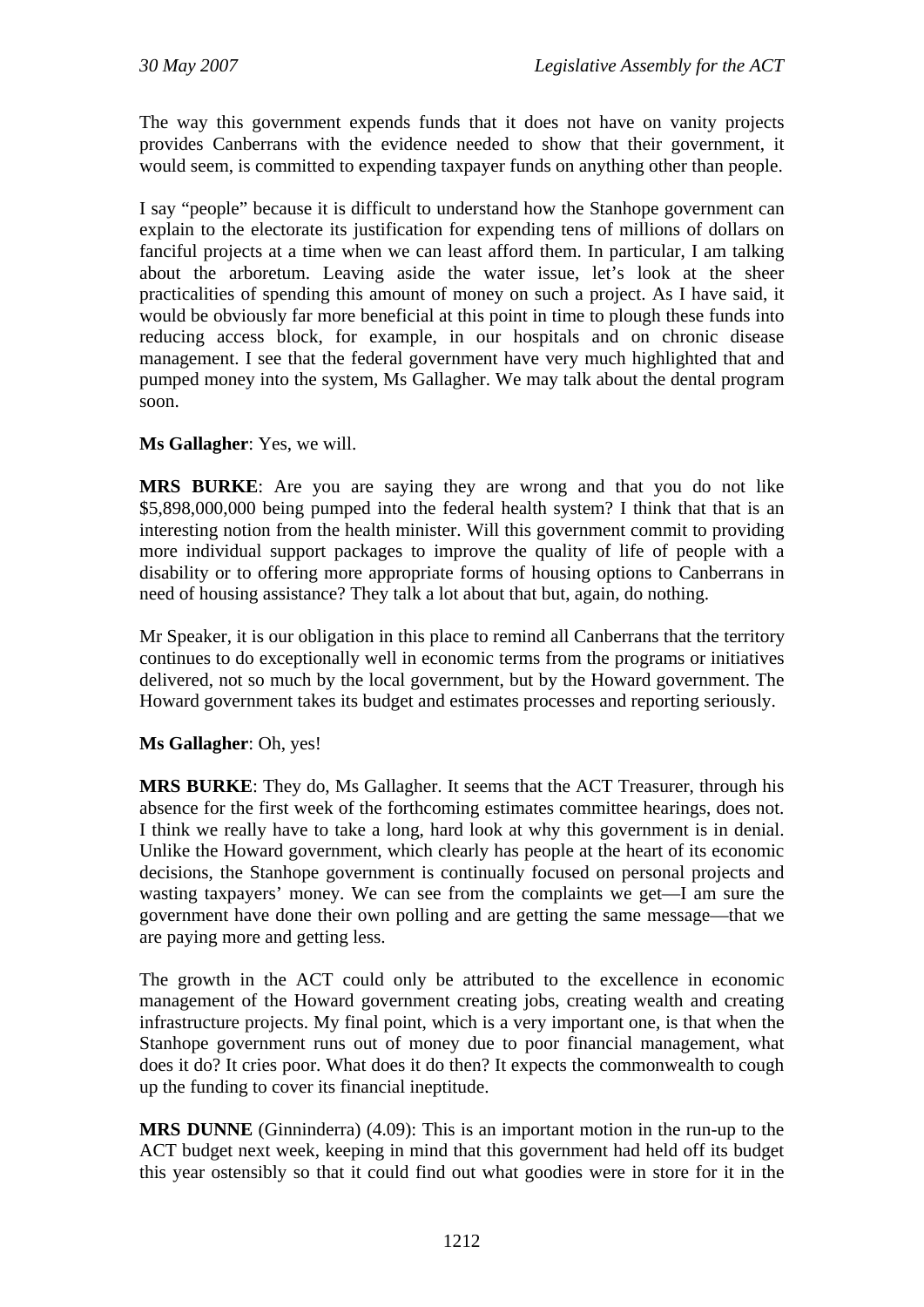The way this government expends funds that it does not have on vanity projects provides Canberrans with the evidence needed to show that their government, it would seem, is committed to expending taxpayer funds on anything other than people.

I say "people" because it is difficult to understand how the Stanhope government can explain to the electorate its justification for expending tens of millions of dollars on fanciful projects at a time when we can least afford them. In particular, I am talking about the arboretum. Leaving aside the water issue, let's look at the sheer practicalities of spending this amount of money on such a project. As I have said, it would be obviously far more beneficial at this point in time to plough these funds into reducing access block, for example, in our hospitals and on chronic disease management. I see that the federal government have very much highlighted that and pumped money into the system, Ms Gallagher. We may talk about the dental program soon.

**Ms Gallagher**: Yes, we will.

**MRS BURKE**: Are you are saying they are wrong and that you do not like $5,898,000,000 being pumped into the federal health system? I think that that is an interesting notion from the health minister. Will this government commit to providing more individual support packages to improve the quality of life of people with a disability or to offering more appropriate forms of housing options to Canberrans in need of housing assistance? They talk a lot about that but, again, do nothing.

Mr Speaker, it is our obligation in this place to remind all Canberrans that the territory continues to do exceptionally well in economic terms from the programs or initiatives delivered, not so much by the local government, but by the Howard government. The Howard government takes its budget and estimates processes and reporting seriously.

**Ms Gallagher**: Oh, yes!

**MRS BURKE**: They do, Ms Gallagher. It seems that the ACT Treasurer, through his absence for the first week of the forthcoming estimates committee hearings, does not. I think we really have to take a long, hard look at why this government is in denial. Unlike the Howard government, which clearly has people at the heart of its economic decisions, the Stanhope government is continually focused on personal projects and wasting taxpayers' money. We can see from the complaints we get—I am sure the government have done their own polling and are getting the same message—that we are paying more and getting less.

The growth in the ACT could only be attributed to the excellence in economic management of the Howard government creating jobs, creating wealth and creating infrastructure projects. My final point, which is a very important one, is that when the Stanhope government runs out of money due to poor financial management, what does it do? It cries poor. What does it do then? It expects the commonwealth to cough up the funding to cover its financial ineptitude.

**MRS DUNNE** (Ginninderra) (4.09): This is an important motion in the run-up to the ACT budget next week, keeping in mind that this government had held off its budget this year ostensibly so that it could find out what goodies were in store for it in the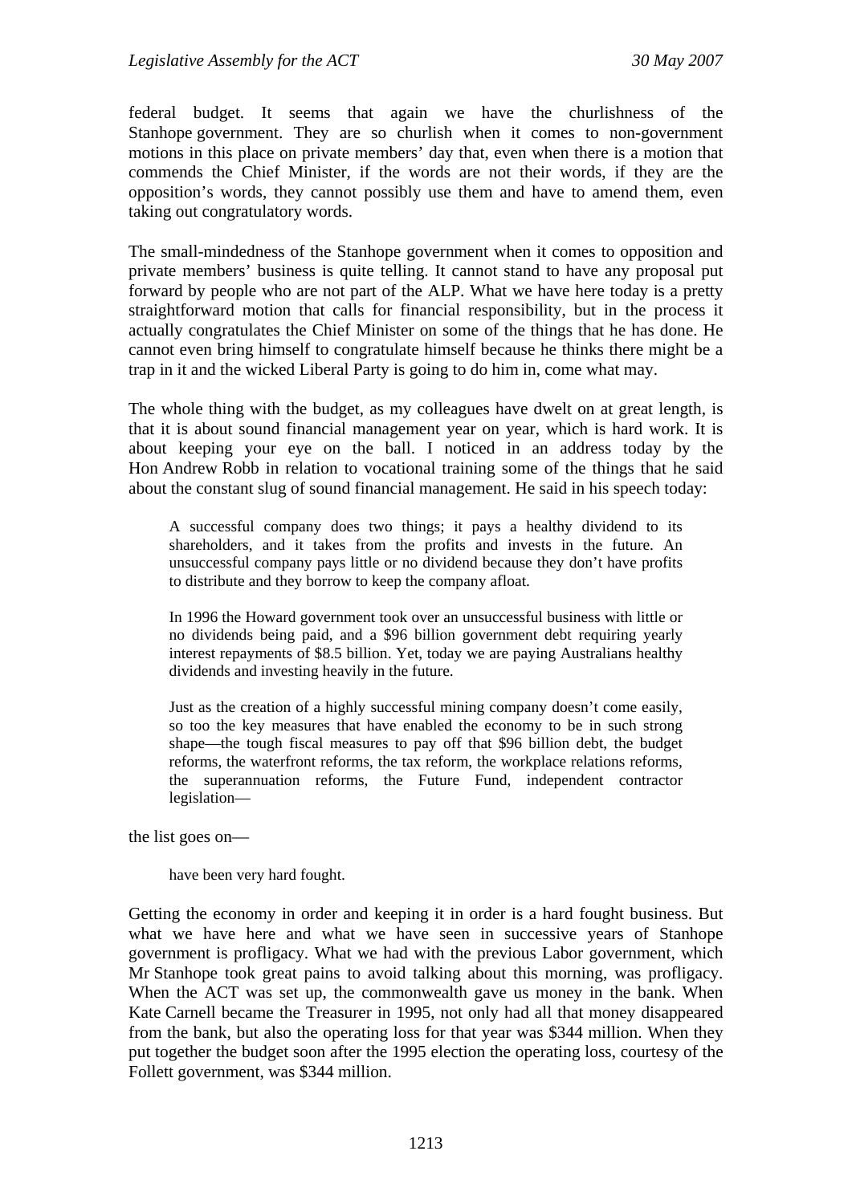federal budget. It seems that again we have the churlishness of the Stanhope government. They are so churlish when it comes to non-government motions in this place on private members' day that, even when there is a motion that commends the Chief Minister, if the words are not their words, if they are the opposition's words, they cannot possibly use them and have to amend them, even taking out congratulatory words.

The small-mindedness of the Stanhope government when it comes to opposition and private members' business is quite telling. It cannot stand to have any proposal put forward by people who are not part of the ALP. What we have here today is a pretty straightforward motion that calls for financial responsibility, but in the process it actually congratulates the Chief Minister on some of the things that he has done. He cannot even bring himself to congratulate himself because he thinks there might be a trap in it and the wicked Liberal Party is going to do him in, come what may.

The whole thing with the budget, as my colleagues have dwelt on at great length, is that it is about sound financial management year on year, which is hard work. It is about keeping your eye on the ball. I noticed in an address today by the Hon Andrew Robb in relation to vocational training some of the things that he said about the constant slug of sound financial management. He said in his speech today:

> A successful company does two things; it pays a healthy dividend to its shareholders, and it takes from the profits and invests in the future. An unsuccessful company pays little or no dividend because they don't have profits to distribute and they borrow to keep the company afloat.
>
> In 1996 the Howard government took over an unsuccessful business with little or no dividends being paid, and a $96 billion government debt requiring yearly interest repayments of $8.5 billion. Yet, today we are paying Australians healthy dividends and investing heavily in the future.
>
> Just as the creation of a highly successful mining company doesn't come easily, so too the key measures that have enabled the economy to be in such strong shape—the tough fiscal measures to pay off that $96 billion debt, the budget reforms, the waterfront reforms, the tax reform, the workplace relations reforms, the superannuation reforms, the Future Fund, independent contractor legislation—

the list goes on—

> have been very hard fought.

Getting the economy in order and keeping it in order is a hard fought business. But what we have here and what we have seen in successive years of Stanhope government is profligacy. What we had with the previous Labor government, which Mr Stanhope took great pains to avoid talking about this morning, was profligacy. When the ACT was set up, the commonwealth gave us money in the bank. When Kate Carnell became the Treasurer in 1995, not only had all that money disappeared from the bank, but also the operating loss for that year was $344 million. When they put together the budget soon after the 1995 election the operating loss, courtesy of the Follett government, was $344 million.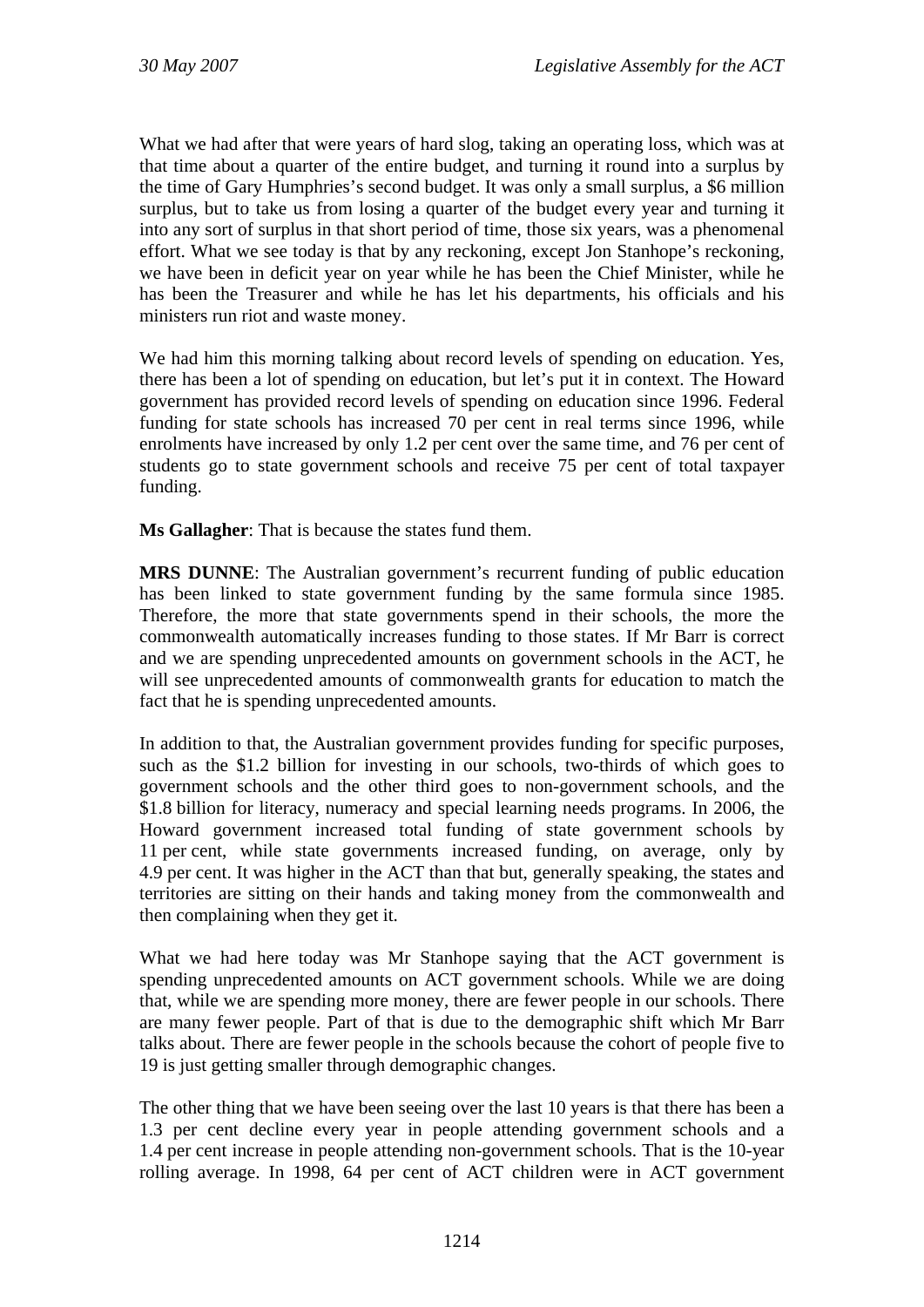What we had after that were years of hard slog, taking an operating loss, which was at that time about a quarter of the entire budget, and turning it round into a surplus by the time of Gary Humphries's second budget. It was only a small surplus, a $6 million surplus, but to take us from losing a quarter of the budget every year and turning it into any sort of surplus in that short period of time, those six years, was a phenomenal effort. What we see today is that by any reckoning, except Jon Stanhope's reckoning, we have been in deficit year on year while he has been the Chief Minister, while he has been the Treasurer and while he has let his departments, his officials and his ministers run riot and waste money.

We had him this morning talking about record levels of spending on education. Yes, there has been a lot of spending on education, but let's put it in context. The Howard government has provided record levels of spending on education since 1996. Federal funding for state schools has increased 70 per cent in real terms since 1996, while enrolments have increased by only 1.2 per cent over the same time, and 76 per cent of students go to state government schools and receive 75 per cent of total taxpayer funding.

**Ms Gallagher**: That is because the states fund them.

**MRS DUNNE**: The Australian government's recurrent funding of public education has been linked to state government funding by the same formula since 1985. Therefore, the more that state governments spend in their schools, the more the commonwealth automatically increases funding to those states. If Mr Barr is correct and we are spending unprecedented amounts on government schools in the ACT, he will see unprecedented amounts of commonwealth grants for education to match the fact that he is spending unprecedented amounts.

In addition to that, the Australian government provides funding for specific purposes, such as the $1.2 billion for investing in our schools, two-thirds of which goes to government schools and the other third goes to non-government schools, and the $1.8 billion for literacy, numeracy and special learning needs programs. In 2006, the Howard government increased total funding of state government schools by 11 per cent, while state governments increased funding, on average, only by 4.9 per cent. It was higher in the ACT than that but, generally speaking, the states and territories are sitting on their hands and taking money from the commonwealth and then complaining when they get it.

What we had here today was Mr Stanhope saying that the ACT government is spending unprecedented amounts on ACT government schools. While we are doing that, while we are spending more money, there are fewer people in our schools. There are many fewer people. Part of that is due to the demographic shift which Mr Barr talks about. There are fewer people in the schools because the cohort of people five to 19 is just getting smaller through demographic changes.

The other thing that we have been seeing over the last 10 years is that there has been a 1.3 per cent decline every year in people attending government schools and a 1.4 per cent increase in people attending non-government schools. That is the 10-year rolling average. In 1998, 64 per cent of ACT children were in ACT government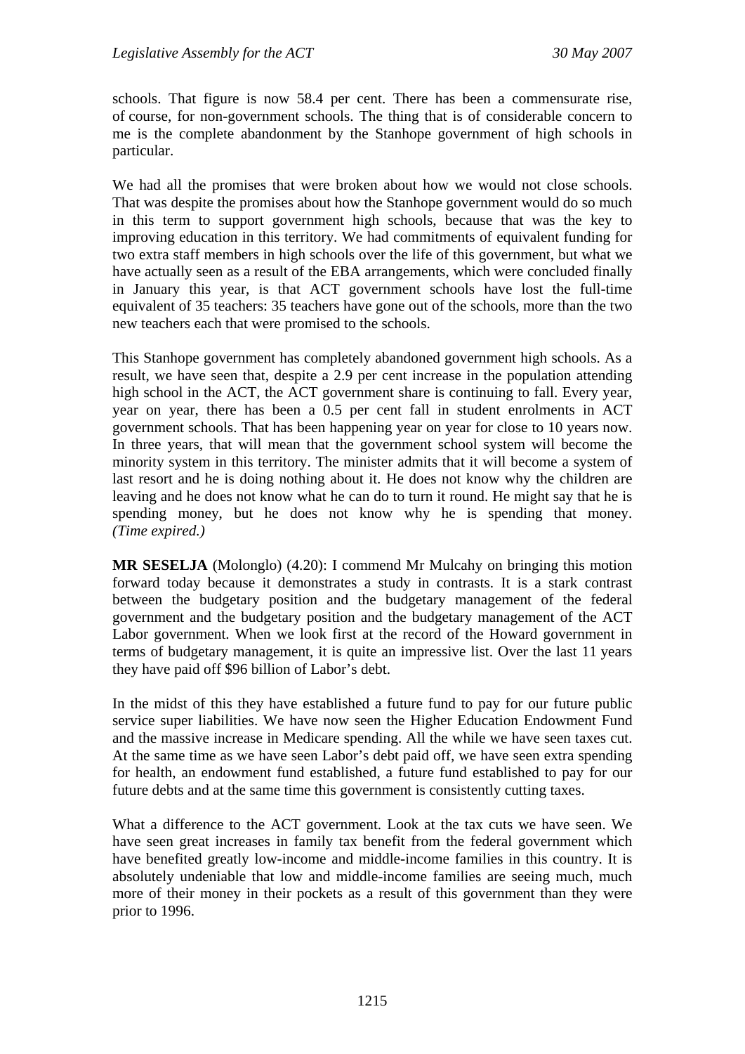schools. That figure is now 58.4 per cent. There has been a commensurate rise, of course, for non-government schools. The thing that is of considerable concern to me is the complete abandonment by the Stanhope government of high schools in particular.

We had all the promises that were broken about how we would not close schools. That was despite the promises about how the Stanhope government would do so much in this term to support government high schools, because that was the key to improving education in this territory. We had commitments of equivalent funding for two extra staff members in high schools over the life of this government, but what we have actually seen as a result of the EBA arrangements, which were concluded finally in January this year, is that ACT government schools have lost the full-time equivalent of 35 teachers: 35 teachers have gone out of the schools, more than the two new teachers each that were promised to the schools.

This Stanhope government has completely abandoned government high schools. As a result, we have seen that, despite a 2.9 per cent increase in the population attending high school in the ACT, the ACT government share is continuing to fall. Every year, year on year, there has been a 0.5 per cent fall in student enrolments in ACT government schools. That has been happening year on year for close to 10 years now. In three years, that will mean that the government school system will become the minority system in this territory. The minister admits that it will become a system of last resort and he is doing nothing about it. He does not know why the children are leaving and he does not know what he can do to turn it round. He might say that he is spending money, but he does not know why he is spending that money. *(Time expired.)*

**MR SESELJA** (Molonglo) (4.20): I commend Mr Mulcahy on bringing this motion forward today because it demonstrates a study in contrasts. It is a stark contrast between the budgetary position and the budgetary management of the federal government and the budgetary position and the budgetary management of the ACT Labor government. When we look first at the record of the Howard government in terms of budgetary management, it is quite an impressive list. Over the last 11 years they have paid off $96 billion of Labor's debt.

In the midst of this they have established a future fund to pay for our future public service super liabilities. We have now seen the Higher Education Endowment Fund and the massive increase in Medicare spending. All the while we have seen taxes cut. At the same time as we have seen Labor's debt paid off, we have seen extra spending for health, an endowment fund established, a future fund established to pay for our future debts and at the same time this government is consistently cutting taxes.

What a difference to the ACT government. Look at the tax cuts we have seen. We have seen great increases in family tax benefit from the federal government which have benefited greatly low-income and middle-income families in this country. It is absolutely undeniable that low and middle-income families are seeing much, much more of their money in their pockets as a result of this government than they were prior to 1996.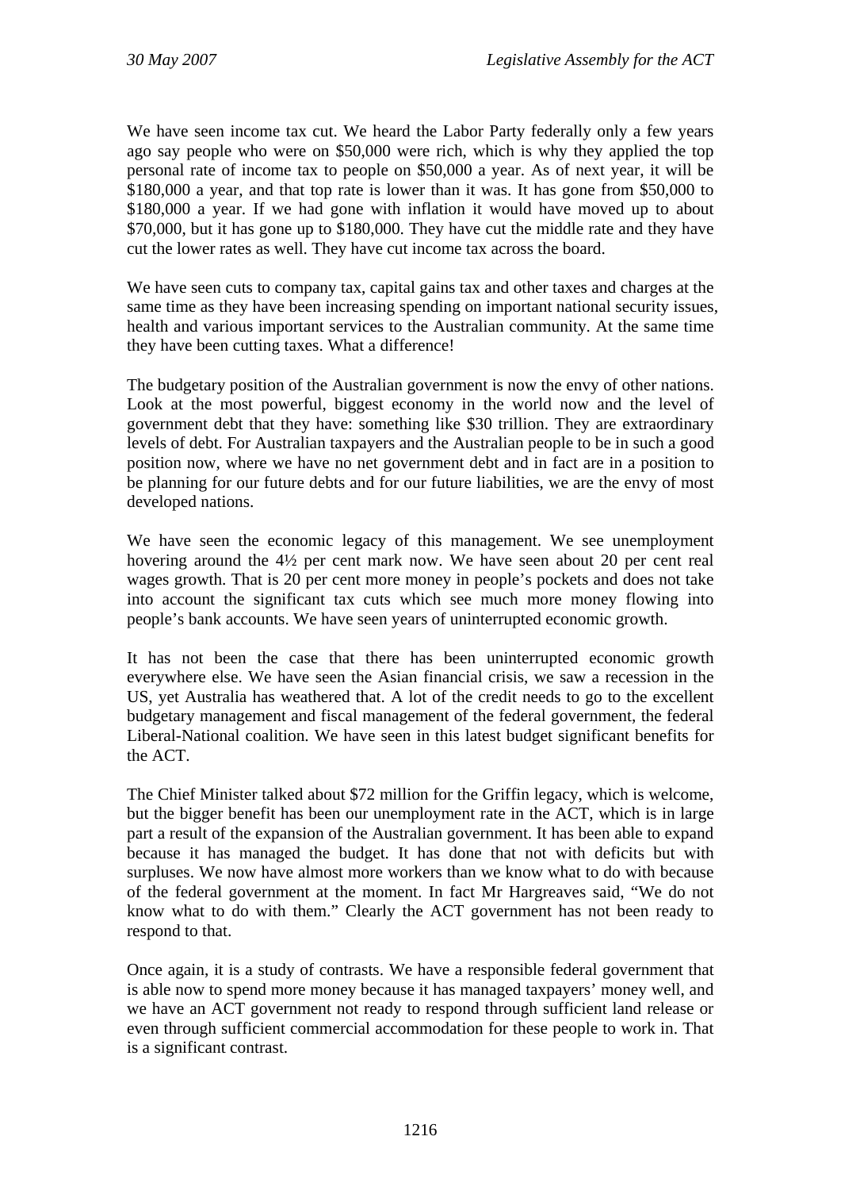We have seen income tax cut. We heard the Labor Party federally only a few years ago say people who were on \$50,000 were rich, which is why they applied the top personal rate of income tax to people on \$50,000 a year. As of next year, it will be \$180,000 a year, and that top rate is lower than it was. It has gone from \$50,000 to \$180,000 a year. If we had gone with inflation it would have moved up to about \$70,000, but it has gone up to \$180,000. They have cut the middle rate and they have cut the lower rates as well. They have cut income tax across the board.

We have seen cuts to company tax, capital gains tax and other taxes and charges at the same time as they have been increasing spending on important national security issues, health and various important services to the Australian community. At the same time they have been cutting taxes. What a difference!

The budgetary position of the Australian government is now the envy of other nations. Look at the most powerful, biggest economy in the world now and the level of government debt that they have: something like \$30 trillion. They are extraordinary levels of debt. For Australian taxpayers and the Australian people to be in such a good position now, where we have no net government debt and in fact are in a position to be planning for our future debts and for our future liabilities, we are the envy of most developed nations.

We have seen the economic legacy of this management. We see unemployment hovering around the 4½ per cent mark now. We have seen about 20 per cent real wages growth. That is 20 per cent more money in people's pockets and does not take into account the significant tax cuts which see much more money flowing into people's bank accounts. We have seen years of uninterrupted economic growth.

It has not been the case that there has been uninterrupted economic growth everywhere else. We have seen the Asian financial crisis, we saw a recession in the US, yet Australia has weathered that. A lot of the credit needs to go to the excellent budgetary management and fiscal management of the federal government, the federal Liberal-National coalition. We have seen in this latest budget significant benefits for the ACT.

The Chief Minister talked about \$72 million for the Griffin legacy, which is welcome, but the bigger benefit has been our unemployment rate in the ACT, which is in large part a result of the expansion of the Australian government. It has been able to expand because it has managed the budget. It has done that not with deficits but with surpluses. We now have almost more workers than we know what to do with because of the federal government at the moment. In fact Mr Hargreaves said, "We do not know what to do with them." Clearly the ACT government has not been ready to respond to that.

Once again, it is a study of contrasts. We have a responsible federal government that is able now to spend more money because it has managed taxpayers' money well, and we have an ACT government not ready to respond through sufficient land release or even through sufficient commercial accommodation for these people to work in. That is a significant contrast.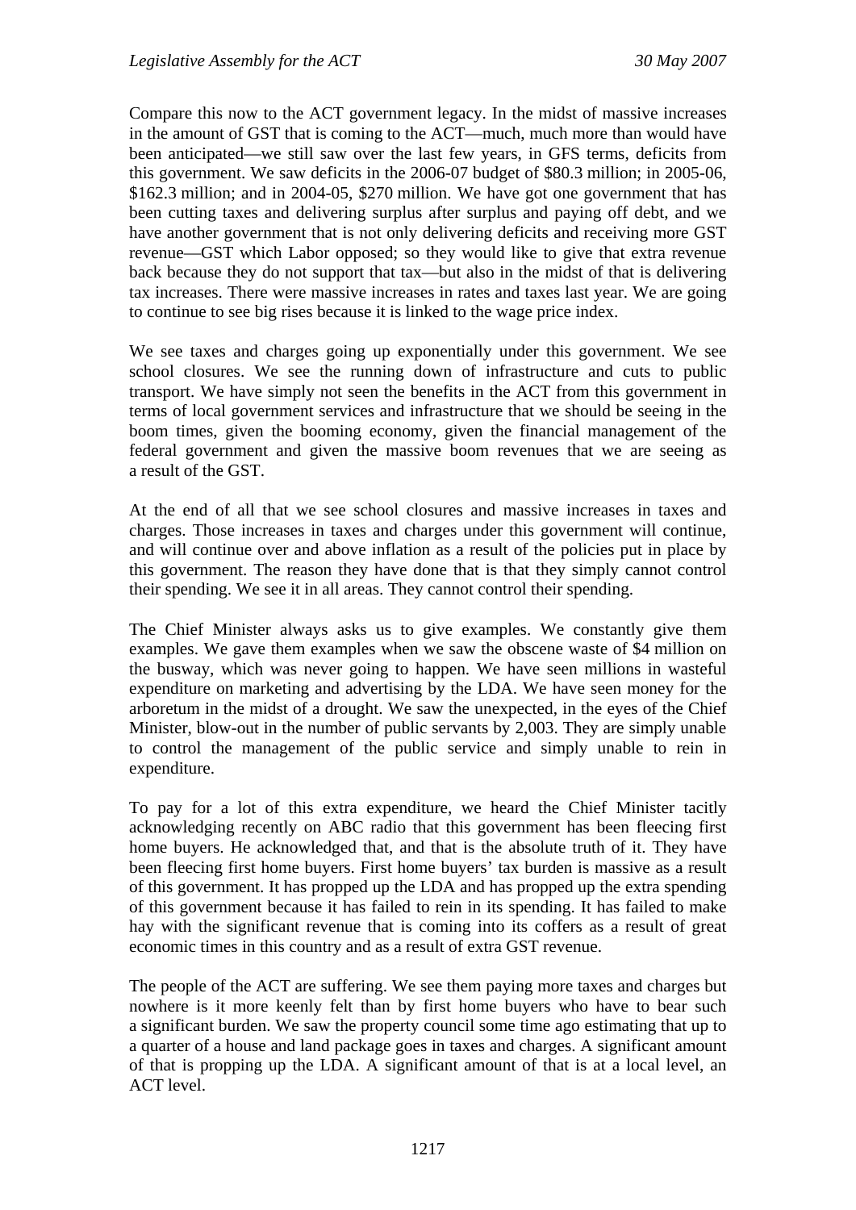Compare this now to the ACT government legacy. In the midst of massive increases in the amount of GST that is coming to the ACT—much, much more than would have been anticipated—we still saw over the last few years, in GFS terms, deficits from this government. We saw deficits in the 2006-07 budget of $80.3 million; in 2005-06, $162.3 million; and in 2004-05, $270 million. We have got one government that has been cutting taxes and delivering surplus after surplus and paying off debt, and we have another government that is not only delivering deficits and receiving more GST revenue—GST which Labor opposed; so they would like to give that extra revenue back because they do not support that tax—but also in the midst of that is delivering tax increases. There were massive increases in rates and taxes last year. We are going to continue to see big rises because it is linked to the wage price index.

We see taxes and charges going up exponentially under this government. We see school closures. We see the running down of infrastructure and cuts to public transport. We have simply not seen the benefits in the ACT from this government in terms of local government services and infrastructure that we should be seeing in the boom times, given the booming economy, given the financial management of the federal government and given the massive boom revenues that we are seeing as a result of the GST.

At the end of all that we see school closures and massive increases in taxes and charges. Those increases in taxes and charges under this government will continue, and will continue over and above inflation as a result of the policies put in place by this government. The reason they have done that is that they simply cannot control their spending. We see it in all areas. They cannot control their spending.

The Chief Minister always asks us to give examples. We constantly give them examples. We gave them examples when we saw the obscene waste of $4 million on the busway, which was never going to happen. We have seen millions in wasteful expenditure on marketing and advertising by the LDA. We have seen money for the arboretum in the midst of a drought. We saw the unexpected, in the eyes of the Chief Minister, blow-out in the number of public servants by 2,003. They are simply unable to control the management of the public service and simply unable to rein in expenditure.

To pay for a lot of this extra expenditure, we heard the Chief Minister tacitly acknowledging recently on ABC radio that this government has been fleecing first home buyers. He acknowledged that, and that is the absolute truth of it. They have been fleecing first home buyers. First home buyers' tax burden is massive as a result of this government. It has propped up the LDA and has propped up the extra spending of this government because it has failed to rein in its spending. It has failed to make hay with the significant revenue that is coming into its coffers as a result of great economic times in this country and as a result of extra GST revenue.

The people of the ACT are suffering. We see them paying more taxes and charges but nowhere is it more keenly felt than by first home buyers who have to bear such a significant burden. We saw the property council some time ago estimating that up to a quarter of a house and land package goes in taxes and charges. A significant amount of that is propping up the LDA. A significant amount of that is at a local level, an ACT level.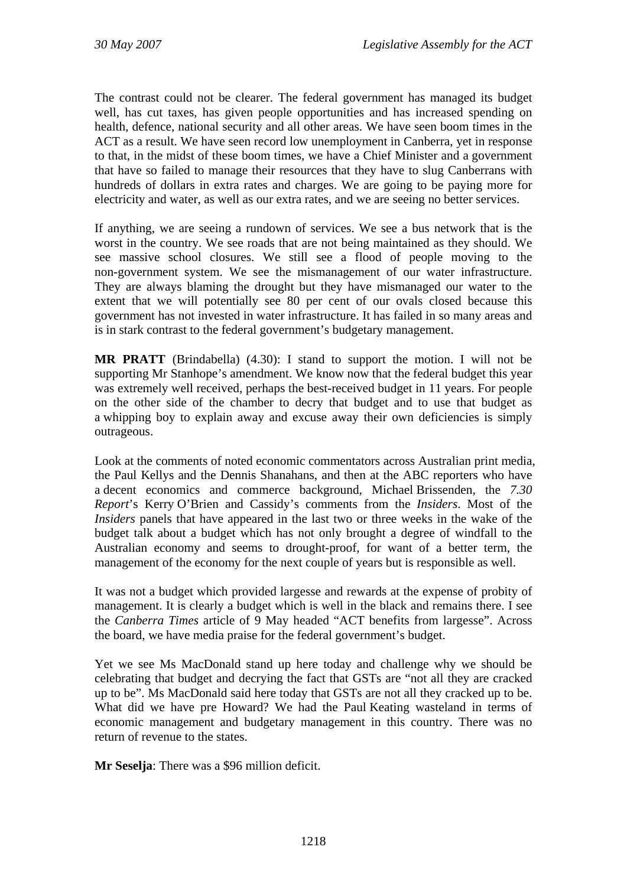The contrast could not be clearer. The federal government has managed its budget well, has cut taxes, has given people opportunities and has increased spending on health, defence, national security and all other areas. We have seen boom times in the ACT as a result. We have seen record low unemployment in Canberra, yet in response to that, in the midst of these boom times, we have a Chief Minister and a government that have so failed to manage their resources that they have to slug Canberrans with hundreds of dollars in extra rates and charges. We are going to be paying more for electricity and water, as well as our extra rates, and we are seeing no better services.

If anything, we are seeing a rundown of services. We see a bus network that is the worst in the country. We see roads that are not being maintained as they should. We see massive school closures. We still see a flood of people moving to the non-government system. We see the mismanagement of our water infrastructure. They are always blaming the drought but they have mismanaged our water to the extent that we will potentially see 80 per cent of our ovals closed because this government has not invested in water infrastructure. It has failed in so many areas and is in stark contrast to the federal government's budgetary management.

**MR PRATT** (Brindabella) (4.30): I stand to support the motion. I will not be supporting Mr Stanhope's amendment. We know now that the federal budget this year was extremely well received, perhaps the best-received budget in 11 years. For people on the other side of the chamber to decry that budget and to use that budget as a whipping boy to explain away and excuse away their own deficiencies is simply outrageous.

Look at the comments of noted economic commentators across Australian print media, the Paul Kellys and the Dennis Shanahans, and then at the ABC reporters who have a decent economics and commerce background, Michael Brissenden, the *7.30 Report*'s Kerry O'Brien and Cassidy's comments from the *Insiders*. Most of the *Insiders* panels that have appeared in the last two or three weeks in the wake of the budget talk about a budget which has not only brought a degree of windfall to the Australian economy and seems to drought-proof, for want of a better term, the management of the economy for the next couple of years but is responsible as well.

It was not a budget which provided largesse and rewards at the expense of probity of management. It is clearly a budget which is well in the black and remains there. I see the *Canberra Times* article of 9 May headed "ACT benefits from largesse". Across the board, we have media praise for the federal government's budget.

Yet we see Ms MacDonald stand up here today and challenge why we should be celebrating that budget and decrying the fact that GSTs are "not all they are cracked up to be". Ms MacDonald said here today that GSTs are not all they cracked up to be. What did we have pre Howard? We had the Paul Keating wasteland in terms of economic management and budgetary management in this country. There was no return of revenue to the states.

**Mr Seselja**: There was a $96 million deficit.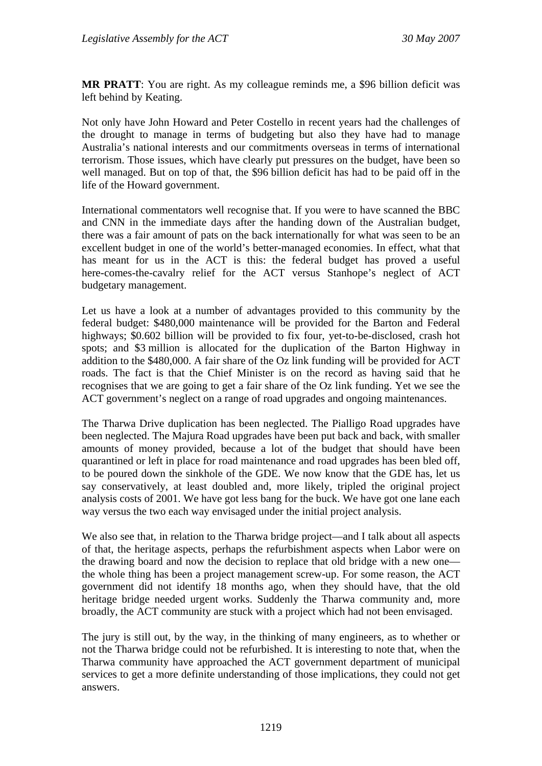**MR PRATT**: You are right. As my colleague reminds me, a $96 billion deficit was left behind by Keating.

Not only have John Howard and Peter Costello in recent years had the challenges of the drought to manage in terms of budgeting but also they have had to manage Australia's national interests and our commitments overseas in terms of international terrorism. Those issues, which have clearly put pressures on the budget, have been so well managed. But on top of that, the $96 billion deficit has had to be paid off in the life of the Howard government.

International commentators well recognise that. If you were to have scanned the BBC and CNN in the immediate days after the handing down of the Australian budget, there was a fair amount of pats on the back internationally for what was seen to be an excellent budget in one of the world's better-managed economies. In effect, what that has meant for us in the ACT is this: the federal budget has proved a useful here-comes-the-cavalry relief for the ACT versus Stanhope's neglect of ACT budgetary management.

Let us have a look at a number of advantages provided to this community by the federal budget: $480,000 maintenance will be provided for the Barton and Federal highways; $0.602 billion will be provided to fix four, yet-to-be-disclosed, crash hot spots; and $3 million is allocated for the duplication of the Barton Highway in addition to the $480,000. A fair share of the Oz link funding will be provided for ACT roads. The fact is that the Chief Minister is on the record as having said that he recognises that we are going to get a fair share of the Oz link funding. Yet we see the ACT government's neglect on a range of road upgrades and ongoing maintenances.

The Tharwa Drive duplication has been neglected. The Pialligo Road upgrades have been neglected. The Majura Road upgrades have been put back and back, with smaller amounts of money provided, because a lot of the budget that should have been quarantined or left in place for road maintenance and road upgrades has been bled off, to be poured down the sinkhole of the GDE. We now know that the GDE has, let us say conservatively, at least doubled and, more likely, tripled the original project analysis costs of 2001. We have got less bang for the buck. We have got one lane each way versus the two each way envisaged under the initial project analysis.

We also see that, in relation to the Tharwa bridge project—and I talk about all aspects of that, the heritage aspects, perhaps the refurbishment aspects when Labor were on the drawing board and now the decision to replace that old bridge with a new one—the whole thing has been a project management screw-up. For some reason, the ACT government did not identify 18 months ago, when they should have, that the old heritage bridge needed urgent works. Suddenly the Tharwa community and, more broadly, the ACT community are stuck with a project which had not been envisaged.

The jury is still out, by the way, in the thinking of many engineers, as to whether or not the Tharwa bridge could not be refurbished. It is interesting to note that, when the Tharwa community have approached the ACT government department of municipal services to get a more definite understanding of those implications, they could not get answers.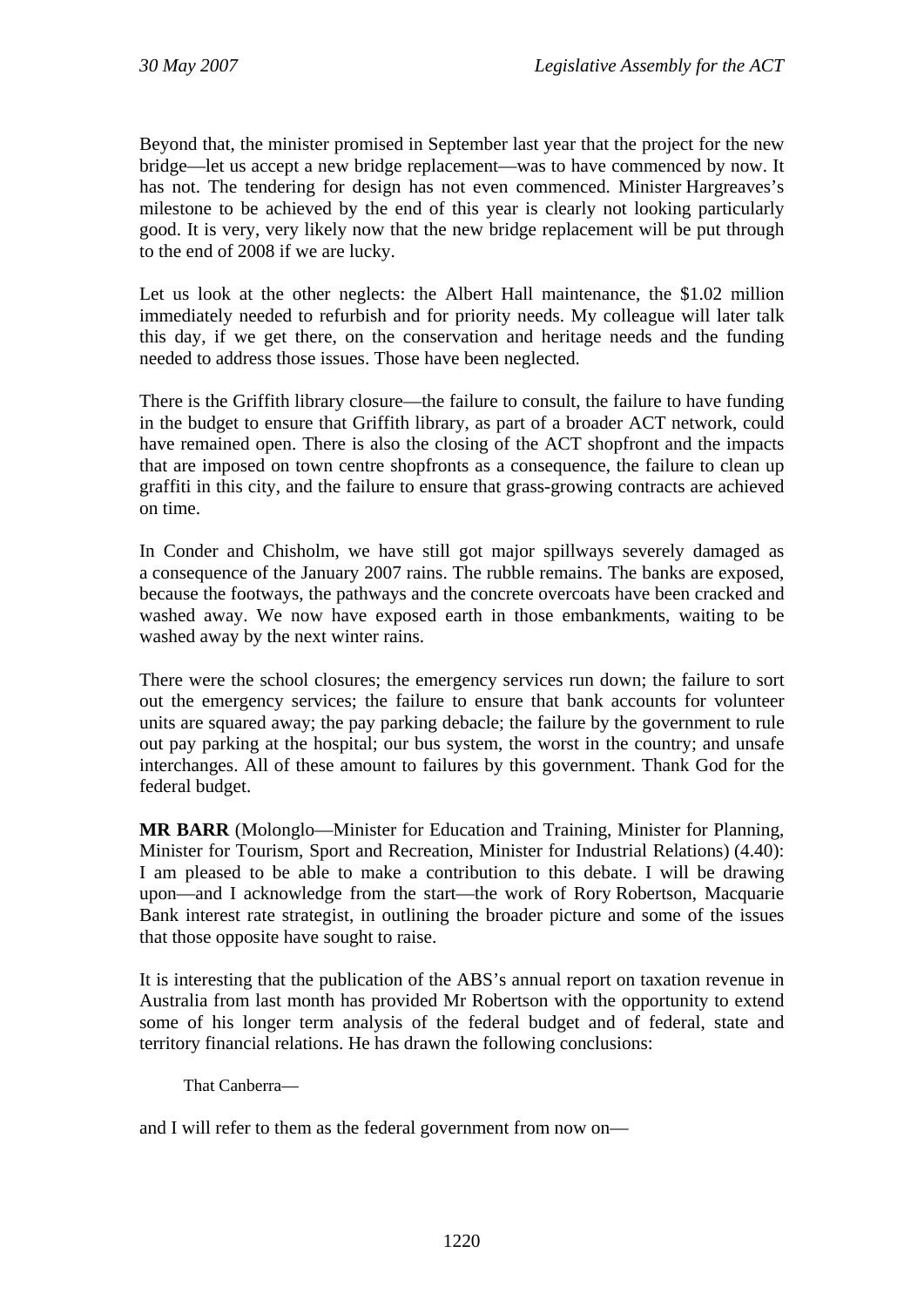Beyond that, the minister promised in September last year that the project for the new bridge—let us accept a new bridge replacement—was to have commenced by now. It has not. The tendering for design has not even commenced. Minister Hargreaves's milestone to be achieved by the end of this year is clearly not looking particularly good. It is very, very likely now that the new bridge replacement will be put through to the end of 2008 if we are lucky.

Let us look at the other neglects: the Albert Hall maintenance, the $1.02 million immediately needed to refurbish and for priority needs. My colleague will later talk this day, if we get there, on the conservation and heritage needs and the funding needed to address those issues. Those have been neglected.

There is the Griffith library closure—the failure to consult, the failure to have funding in the budget to ensure that Griffith library, as part of a broader ACT network, could have remained open. There is also the closing of the ACT shopfront and the impacts that are imposed on town centre shopfronts as a consequence, the failure to clean up graffiti in this city, and the failure to ensure that grass-growing contracts are achieved on time.

In Conder and Chisholm, we have still got major spillways severely damaged as a consequence of the January 2007 rains. The rubble remains. The banks are exposed, because the footways, the pathways and the concrete overcoats have been cracked and washed away. We now have exposed earth in those embankments, waiting to be washed away by the next winter rains.

There were the school closures; the emergency services run down; the failure to sort out the emergency services; the failure to ensure that bank accounts for volunteer units are squared away; the pay parking debacle; the failure by the government to rule out pay parking at the hospital; our bus system, the worst in the country; and unsafe interchanges. All of these amount to failures by this government. Thank God for the federal budget.

**MR BARR** (Molonglo—Minister for Education and Training, Minister for Planning, Minister for Tourism, Sport and Recreation, Minister for Industrial Relations) (4.40): I am pleased to be able to make a contribution to this debate. I will be drawing upon—and I acknowledge from the start—the work of Rory Robertson, Macquarie Bank interest rate strategist, in outlining the broader picture and some of the issues that those opposite have sought to raise.

It is interesting that the publication of the ABS's annual report on taxation revenue in Australia from last month has provided Mr Robertson with the opportunity to extend some of his longer term analysis of the federal budget and of federal, state and territory financial relations. He has drawn the following conclusions:

> That Canberra—

and I will refer to them as the federal government from now on—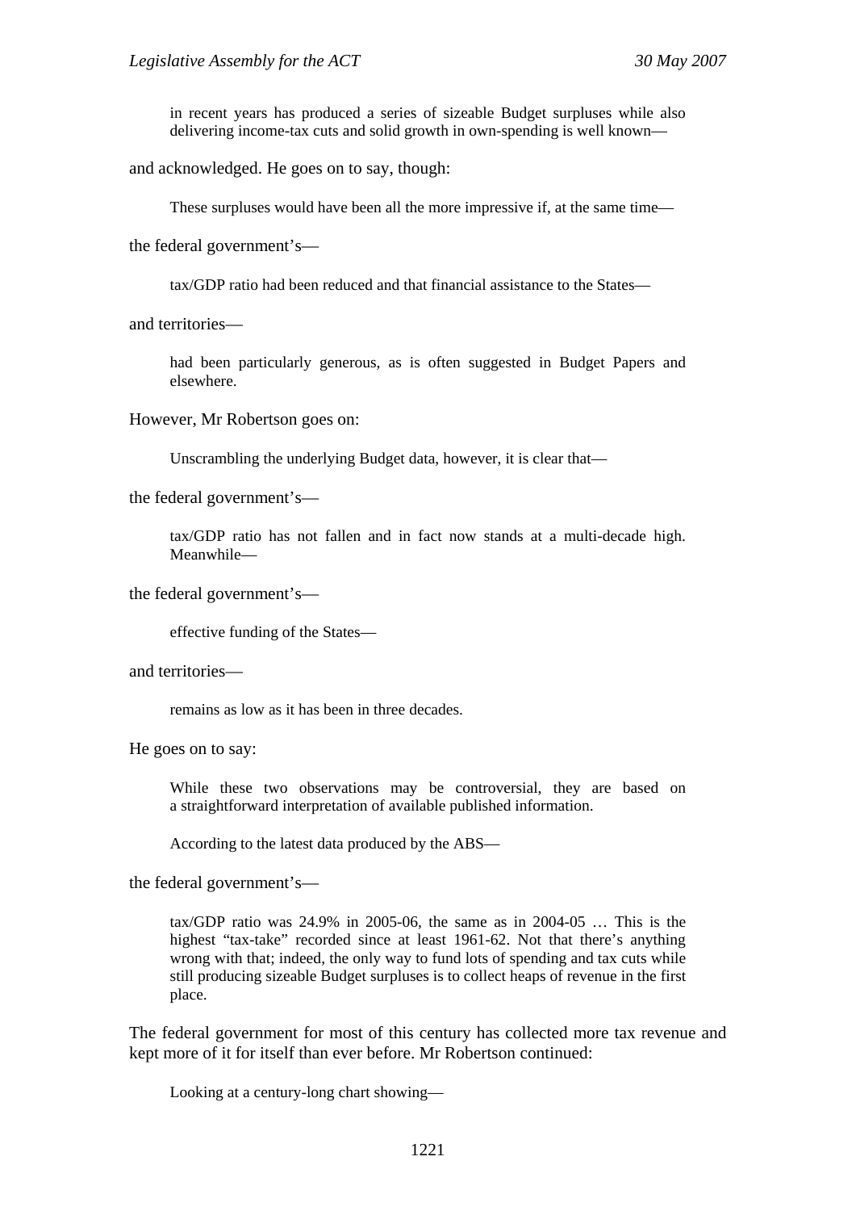> in recent years has produced a series of sizeable Budget surpluses while also delivering income-tax cuts and solid growth in own-spending is well known—

and acknowledged. He goes on to say, though:

> These surpluses would have been all the more impressive if, at the same time—

the federal government's—

> tax/GDP ratio had been reduced and that financial assistance to the States—

and territories—

> had been particularly generous, as is often suggested in Budget Papers and elsewhere.

However, Mr Robertson goes on:

> Unscrambling the underlying Budget data, however, it is clear that—

the federal government's—

> tax/GDP ratio has not fallen and in fact now stands at a multi-decade high. Meanwhile—

the federal government's—

> effective funding of the States—

and territories—

> remains as low as it has been in three decades.

He goes on to say:

> While these two observations may be controversial, they are based on a straightforward interpretation of available published information.
>
> According to the latest data produced by the ABS—

the federal government's—

> tax/GDP ratio was 24.9% in 2005-06, the same as in 2004-05 … This is the highest "tax-take" recorded since at least 1961-62. Not that there's anything wrong with that; indeed, the only way to fund lots of spending and tax cuts while still producing sizeable Budget surpluses is to collect heaps of revenue in the first place.

The federal government for most of this century has collected more tax revenue and kept more of it for itself than ever before. Mr Robertson continued:

> Looking at a century-long chart showing—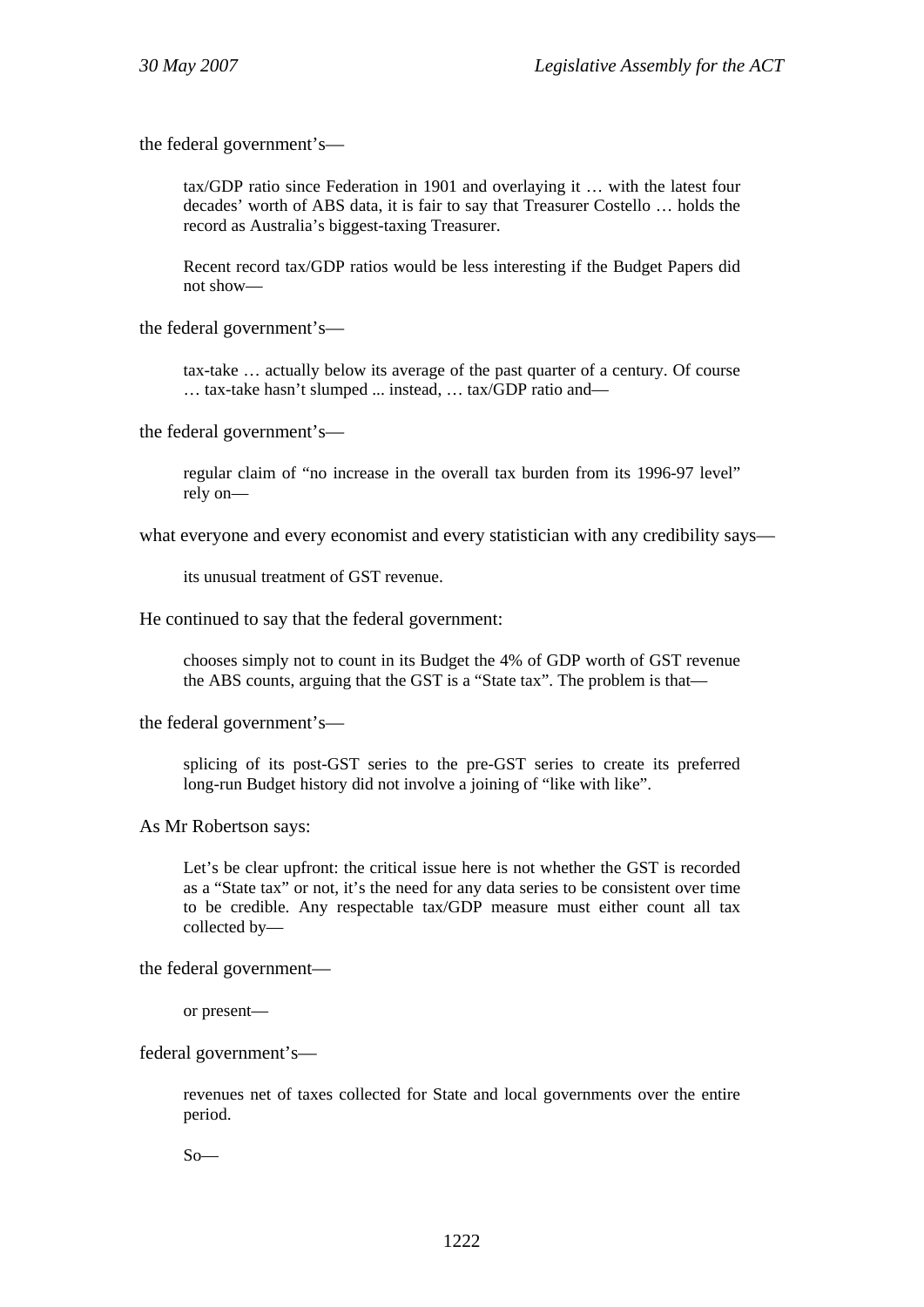the federal government's—

> tax/GDP ratio since Federation in 1901 and overlaying it … with the latest four decades' worth of ABS data, it is fair to say that Treasurer Costello … holds the record as Australia's biggest-taxing Treasurer.
>
> Recent record tax/GDP ratios would be less interesting if the Budget Papers did not show—

the federal government's—

> tax-take … actually below its average of the past quarter of a century. Of course … tax-take hasn't slumped ... instead, … tax/GDP ratio and—

the federal government's—

> regular claim of "no increase in the overall tax burden from its 1996-97 level" rely on—

what everyone and every economist and every statistician with any credibility says—

> its unusual treatment of GST revenue.

He continued to say that the federal government:

> chooses simply not to count in its Budget the 4% of GDP worth of GST revenue the ABS counts, arguing that the GST is a "State tax". The problem is that—

the federal government's—

> splicing of its post-GST series to the pre-GST series to create its preferred long-run Budget history did not involve a joining of "like with like".

As Mr Robertson says:

> Let's be clear upfront: the critical issue here is not whether the GST is recorded as a "State tax" or not, it's the need for any data series to be consistent over time to be credible. Any respectable tax/GDP measure must either count all tax collected by—

the federal government—

> or present—

federal government's—

> revenues net of taxes collected for State and local governments over the entire period.
>
> So—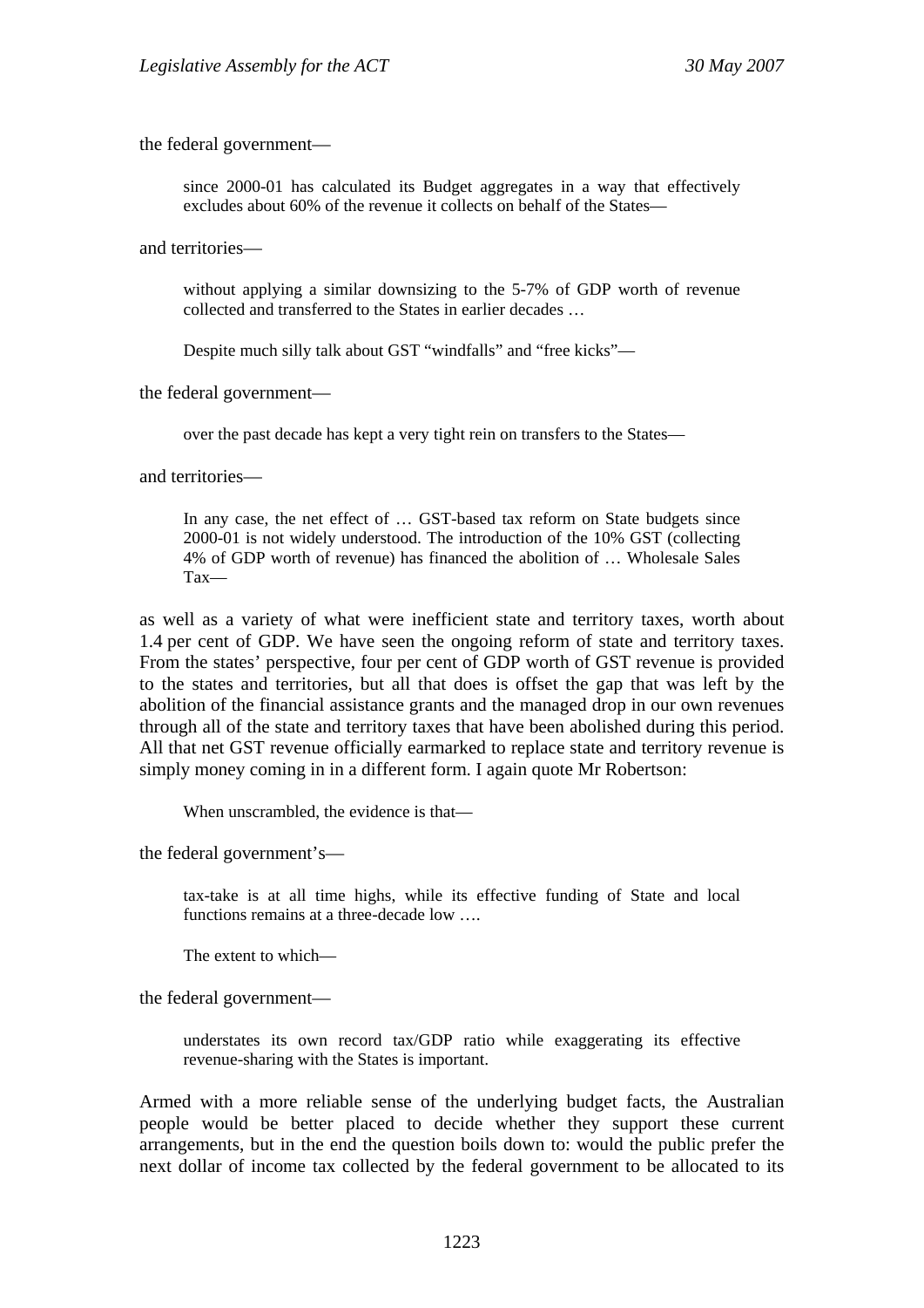the federal government—

> since 2000-01 has calculated its Budget aggregates in a way that effectively excludes about 60% of the revenue it collects on behalf of the States—

and territories—

> without applying a similar downsizing to the 5-7% of GDP worth of revenue collected and transferred to the States in earlier decades …
>
> Despite much silly talk about GST "windfalls" and "free kicks"—

the federal government—

> over the past decade has kept a very tight rein on transfers to the States—

and territories—

> In any case, the net effect of … GST-based tax reform on State budgets since 2000-01 is not widely understood. The introduction of the 10% GST (collecting 4% of GDP worth of revenue) has financed the abolition of … Wholesale Sales Tax—

as well as a variety of what were inefficient state and territory taxes, worth about 1.4 per cent of GDP. We have seen the ongoing reform of state and territory taxes. From the states' perspective, four per cent of GDP worth of GST revenue is provided to the states and territories, but all that does is offset the gap that was left by the abolition of the financial assistance grants and the managed drop in our own revenues through all of the state and territory taxes that have been abolished during this period. All that net GST revenue officially earmarked to replace state and territory revenue is simply money coming in in a different form. I again quote Mr Robertson:

> When unscrambled, the evidence is that—

the federal government's—

> tax-take is at all time highs, while its effective funding of State and local functions remains at a three-decade low ….
>
> The extent to which—

the federal government—

> understates its own record tax/GDP ratio while exaggerating its effective revenue-sharing with the States is important.

Armed with a more reliable sense of the underlying budget facts, the Australian people would be better placed to decide whether they support these current arrangements, but in the end the question boils down to: would the public prefer the next dollar of income tax collected by the federal government to be allocated to its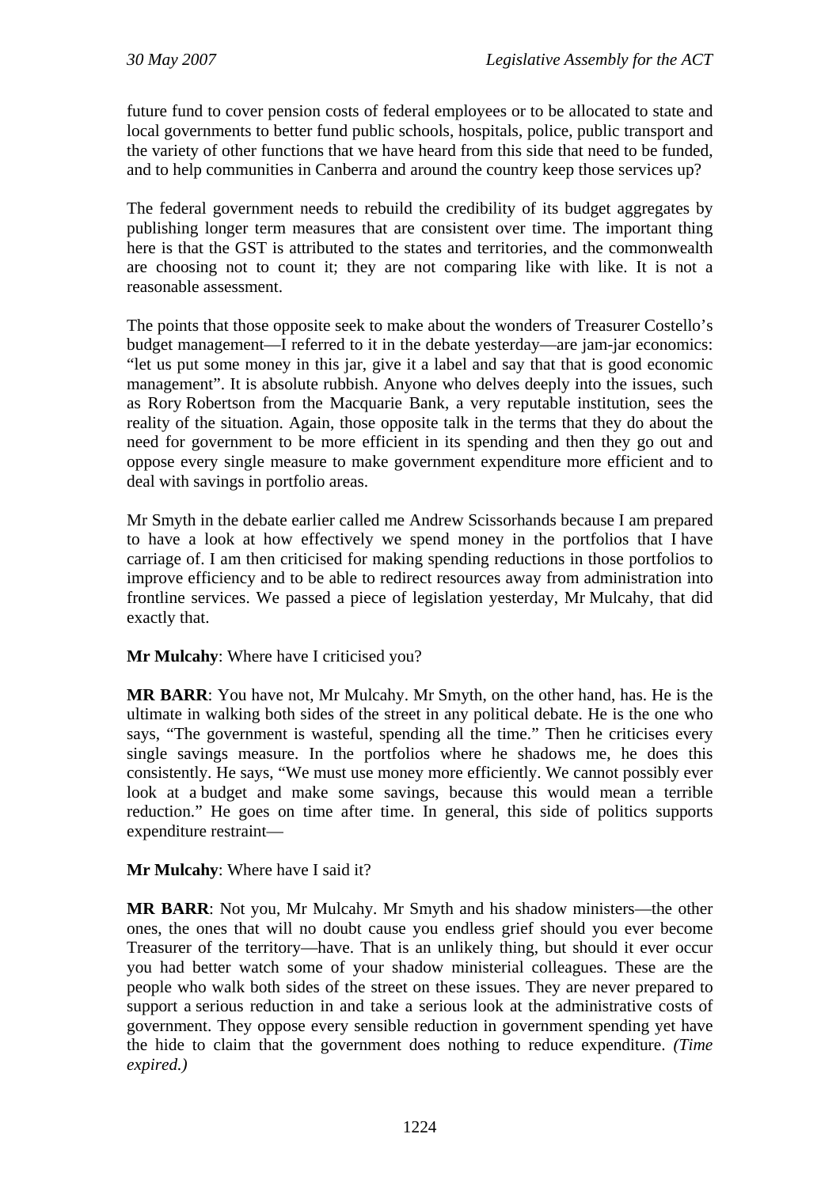future fund to cover pension costs of federal employees or to be allocated to state and local governments to better fund public schools, hospitals, police, public transport and the variety of other functions that we have heard from this side that need to be funded, and to help communities in Canberra and around the country keep those services up?

The federal government needs to rebuild the credibility of its budget aggregates by publishing longer term measures that are consistent over time. The important thing here is that the GST is attributed to the states and territories, and the commonwealth are choosing not to count it; they are not comparing like with like. It is not a reasonable assessment.

The points that those opposite seek to make about the wonders of Treasurer Costello's budget management—I referred to it in the debate yesterday—are jam-jar economics: "let us put some money in this jar, give it a label and say that that is good economic management". It is absolute rubbish. Anyone who delves deeply into the issues, such as Rory Robertson from the Macquarie Bank, a very reputable institution, sees the reality of the situation. Again, those opposite talk in the terms that they do about the need for government to be more efficient in its spending and then they go out and oppose every single measure to make government expenditure more efficient and to deal with savings in portfolio areas.

Mr Smyth in the debate earlier called me Andrew Scissorhands because I am prepared to have a look at how effectively we spend money in the portfolios that I have carriage of. I am then criticised for making spending reductions in those portfolios to improve efficiency and to be able to redirect resources away from administration into frontline services. We passed a piece of legislation yesterday, Mr Mulcahy, that did exactly that.

**Mr Mulcahy**: Where have I criticised you?

**MR BARR**: You have not, Mr Mulcahy. Mr Smyth, on the other hand, has. He is the ultimate in walking both sides of the street in any political debate. He is the one who says, "The government is wasteful, spending all the time." Then he criticises every single savings measure. In the portfolios where he shadows me, he does this consistently. He says, "We must use money more efficiently. We cannot possibly ever look at a budget and make some savings, because this would mean a terrible reduction." He goes on time after time. In general, this side of politics supports expenditure restraint—

**Mr Mulcahy**: Where have I said it?

**MR BARR**: Not you, Mr Mulcahy. Mr Smyth and his shadow ministers—the other ones, the ones that will no doubt cause you endless grief should you ever become Treasurer of the territory—have. That is an unlikely thing, but should it ever occur you had better watch some of your shadow ministerial colleagues. These are the people who walk both sides of the street on these issues. They are never prepared to support a serious reduction in and take a serious look at the administrative costs of government. They oppose every sensible reduction in government spending yet have the hide to claim that the government does nothing to reduce expenditure. *(Time expired.)*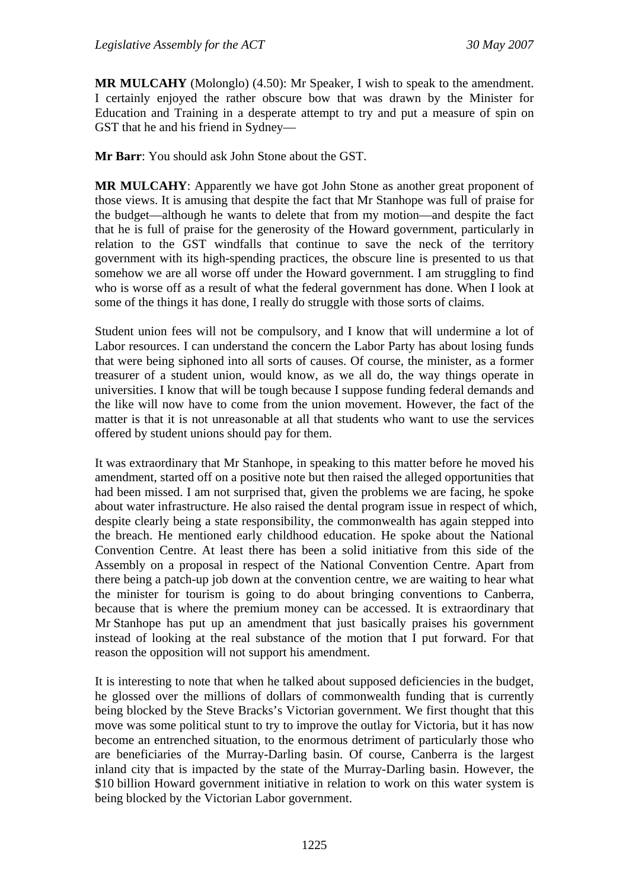**MR MULCAHY** (Molonglo) (4.50): Mr Speaker, I wish to speak to the amendment. I certainly enjoyed the rather obscure bow that was drawn by the Minister for Education and Training in a desperate attempt to try and put a measure of spin on GST that he and his friend in Sydney—

**Mr Barr**: You should ask John Stone about the GST.

**MR MULCAHY**: Apparently we have got John Stone as another great proponent of those views. It is amusing that despite the fact that Mr Stanhope was full of praise for the budget—although he wants to delete that from my motion—and despite the fact that he is full of praise for the generosity of the Howard government, particularly in relation to the GST windfalls that continue to save the neck of the territory government with its high-spending practices, the obscure line is presented to us that somehow we are all worse off under the Howard government. I am struggling to find who is worse off as a result of what the federal government has done. When I look at some of the things it has done, I really do struggle with those sorts of claims.

Student union fees will not be compulsory, and I know that will undermine a lot of Labor resources. I can understand the concern the Labor Party has about losing funds that were being siphoned into all sorts of causes. Of course, the minister, as a former treasurer of a student union, would know, as we all do, the way things operate in universities. I know that will be tough because I suppose funding federal demands and the like will now have to come from the union movement. However, the fact of the matter is that it is not unreasonable at all that students who want to use the services offered by student unions should pay for them.

It was extraordinary that Mr Stanhope, in speaking to this matter before he moved his amendment, started off on a positive note but then raised the alleged opportunities that had been missed. I am not surprised that, given the problems we are facing, he spoke about water infrastructure. He also raised the dental program issue in respect of which, despite clearly being a state responsibility, the commonwealth has again stepped into the breach. He mentioned early childhood education. He spoke about the National Convention Centre. At least there has been a solid initiative from this side of the Assembly on a proposal in respect of the National Convention Centre. Apart from there being a patch-up job down at the convention centre, we are waiting to hear what the minister for tourism is going to do about bringing conventions to Canberra, because that is where the premium money can be accessed. It is extraordinary that Mr Stanhope has put up an amendment that just basically praises his government instead of looking at the real substance of the motion that I put forward. For that reason the opposition will not support his amendment.

It is interesting to note that when he talked about supposed deficiencies in the budget, he glossed over the millions of dollars of commonwealth funding that is currently being blocked by the Steve Bracks's Victorian government. We first thought that this move was some political stunt to try to improve the outlay for Victoria, but it has now become an entrenched situation, to the enormous detriment of particularly those who are beneficiaries of the Murray-Darling basin. Of course, Canberra is the largest inland city that is impacted by the state of the Murray-Darling basin. However, the $10 billion Howard government initiative in relation to work on this water system is being blocked by the Victorian Labor government.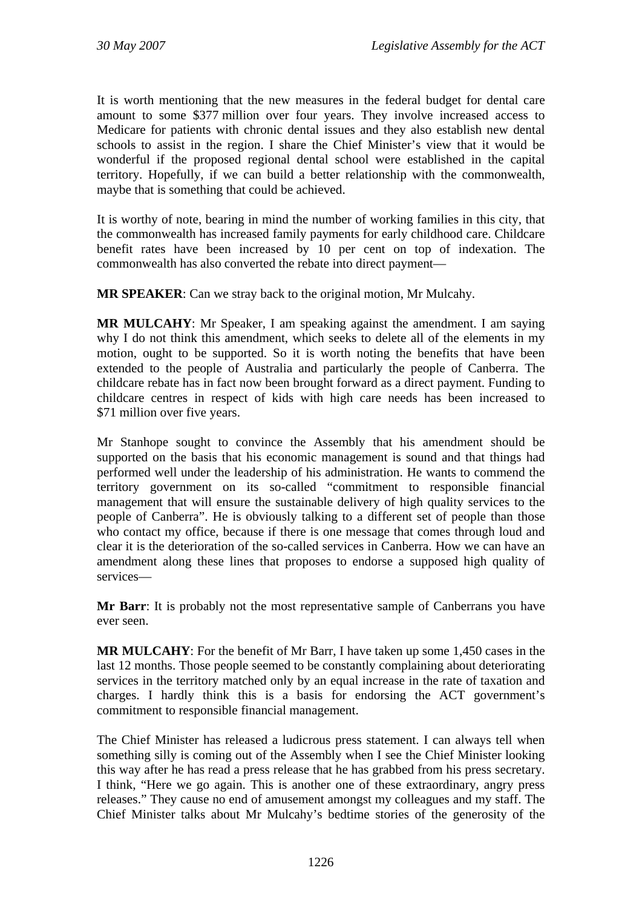It is worth mentioning that the new measures in the federal budget for dental care amount to some $377 million over four years. They involve increased access to Medicare for patients with chronic dental issues and they also establish new dental schools to assist in the region. I share the Chief Minister's view that it would be wonderful if the proposed regional dental school were established in the capital territory. Hopefully, if we can build a better relationship with the commonwealth, maybe that is something that could be achieved.

It is worthy of note, bearing in mind the number of working families in this city, that the commonwealth has increased family payments for early childhood care. Childcare benefit rates have been increased by 10 per cent on top of indexation. The commonwealth has also converted the rebate into direct payment—

**MR SPEAKER**: Can we stray back to the original motion, Mr Mulcahy.

**MR MULCAHY**: Mr Speaker, I am speaking against the amendment. I am saying why I do not think this amendment, which seeks to delete all of the elements in my motion, ought to be supported. So it is worth noting the benefits that have been extended to the people of Australia and particularly the people of Canberra. The childcare rebate has in fact now been brought forward as a direct payment. Funding to childcare centres in respect of kids with high care needs has been increased to $71 million over five years.

Mr Stanhope sought to convince the Assembly that his amendment should be supported on the basis that his economic management is sound and that things had performed well under the leadership of his administration. He wants to commend the territory government on its so-called "commitment to responsible financial management that will ensure the sustainable delivery of high quality services to the people of Canberra". He is obviously talking to a different set of people than those who contact my office, because if there is one message that comes through loud and clear it is the deterioration of the so-called services in Canberra. How we can have an amendment along these lines that proposes to endorse a supposed high quality of services—

**Mr Barr**: It is probably not the most representative sample of Canberrans you have ever seen.

**MR MULCAHY**: For the benefit of Mr Barr, I have taken up some 1,450 cases in the last 12 months. Those people seemed to be constantly complaining about deteriorating services in the territory matched only by an equal increase in the rate of taxation and charges. I hardly think this is a basis for endorsing the ACT government's commitment to responsible financial management.

The Chief Minister has released a ludicrous press statement. I can always tell when something silly is coming out of the Assembly when I see the Chief Minister looking this way after he has read a press release that he has grabbed from his press secretary. I think, "Here we go again. This is another one of these extraordinary, angry press releases." They cause no end of amusement amongst my colleagues and my staff. The Chief Minister talks about Mr Mulcahy's bedtime stories of the generosity of the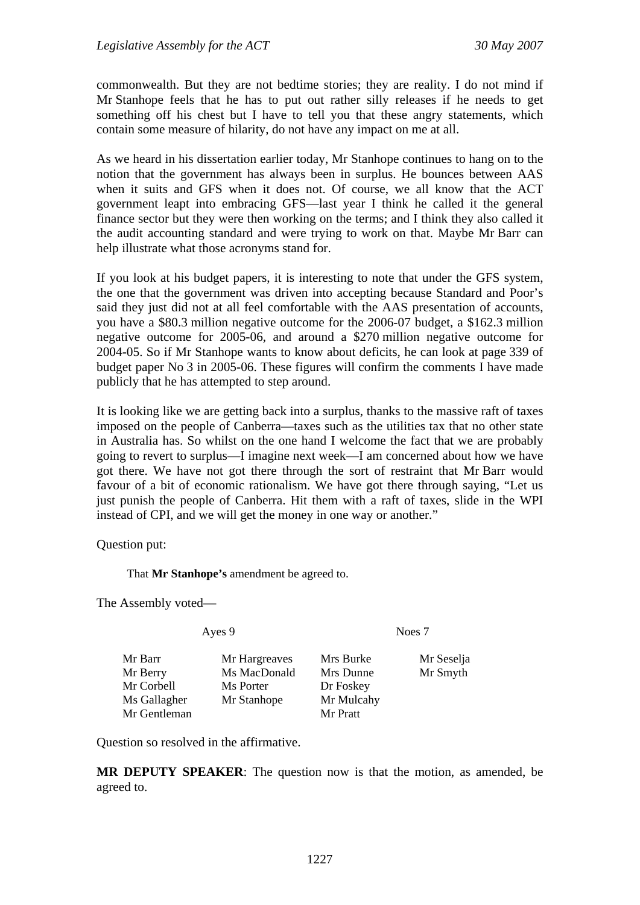commonwealth. But they are not bedtime stories; they are reality. I do not mind if Mr Stanhope feels that he has to put out rather silly releases if he needs to get something off his chest but I have to tell you that these angry statements, which contain some measure of hilarity, do not have any impact on me at all.

As we heard in his dissertation earlier today, Mr Stanhope continues to hang on to the notion that the government has always been in surplus. He bounces between AAS when it suits and GFS when it does not. Of course, we all know that the ACT government leapt into embracing GFS—last year I think he called it the general finance sector but they were then working on the terms; and I think they also called it the audit accounting standard and were trying to work on that. Maybe Mr Barr can help illustrate what those acronyms stand for.

If you look at his budget papers, it is interesting to note that under the GFS system, the one that the government was driven into accepting because Standard and Poor's said they just did not at all feel comfortable with the AAS presentation of accounts, you have a $80.3 million negative outcome for the 2006-07 budget, a $162.3 million negative outcome for 2005-06, and around a $270 million negative outcome for 2004-05. So if Mr Stanhope wants to know about deficits, he can look at page 339 of budget paper No 3 in 2005-06. These figures will confirm the comments I have made publicly that he has attempted to step around.

It is looking like we are getting back into a surplus, thanks to the massive raft of taxes imposed on the people of Canberra—taxes such as the utilities tax that no other state in Australia has. So whilst on the one hand I welcome the fact that we are probably going to revert to surplus—I imagine next week—I am concerned about how we have got there. We have not got there through the sort of restraint that Mr Barr would favour of a bit of economic rationalism. We have got there through saying, "Let us just punish the people of Canberra. Hit them with a raft of taxes, slide in the WPI instead of CPI, and we will get the money in one way or another."

Question put:

That **Mr Stanhope's** amendment be agreed to.

The Assembly voted—

| Ayes 9 | | Noes 7 | |
|---|---|---|---|
| Mr Barr | Mr Hargreaves | Mrs Burke | Mr Seselja |
| Mr Berry | Ms MacDonald | Mrs Dunne | Mr Smyth |
| Mr Corbell | Ms Porter | Dr Foskey | |
| Ms Gallagher | Mr Stanhope | Mr Mulcahy | |
| Mr Gentleman | | Mr Pratt | |

Question so resolved in the affirmative.

**MR DEPUTY SPEAKER**: The question now is that the motion, as amended, be agreed to.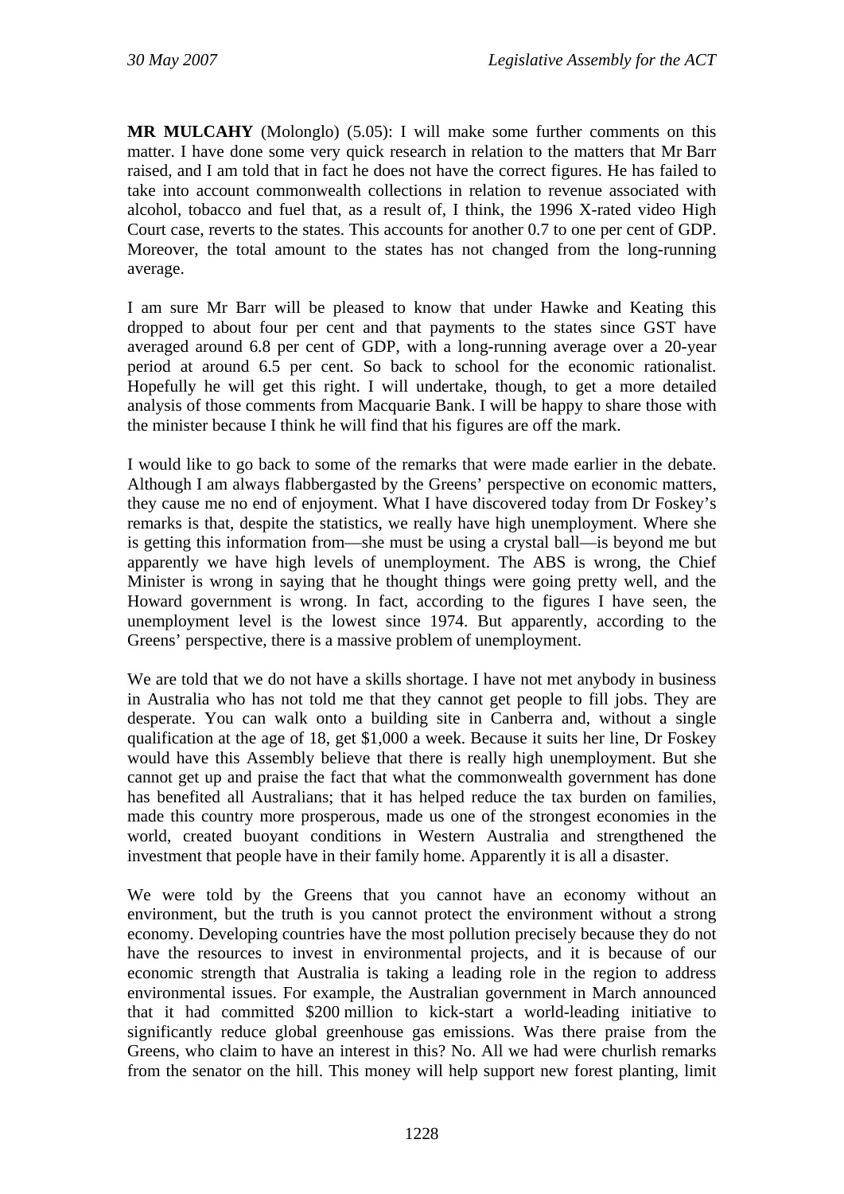**MR MULCAHY** (Molonglo) (5.05): I will make some further comments on this matter. I have done some very quick research in relation to the matters that Mr Barr raised, and I am told that in fact he does not have the correct figures. He has failed to take into account commonwealth collections in relation to revenue associated with alcohol, tobacco and fuel that, as a result of, I think, the 1996 X-rated video High Court case, reverts to the states. This accounts for another 0.7 to one per cent of GDP. Moreover, the total amount to the states has not changed from the long-running average.

I am sure Mr Barr will be pleased to know that under Hawke and Keating this dropped to about four per cent and that payments to the states since GST have averaged around 6.8 per cent of GDP, with a long-running average over a 20-year period at around 6.5 per cent. So back to school for the economic rationalist. Hopefully he will get this right. I will undertake, though, to get a more detailed analysis of those comments from Macquarie Bank. I will be happy to share those with the minister because I think he will find that his figures are off the mark.

I would like to go back to some of the remarks that were made earlier in the debate. Although I am always flabbergasted by the Greens' perspective on economic matters, they cause me no end of enjoyment. What I have discovered today from Dr Foskey's remarks is that, despite the statistics, we really have high unemployment. Where she is getting this information from—she must be using a crystal ball—is beyond me but apparently we have high levels of unemployment. The ABS is wrong, the Chief Minister is wrong in saying that he thought things were going pretty well, and the Howard government is wrong. In fact, according to the figures I have seen, the unemployment level is the lowest since 1974. But apparently, according to the Greens' perspective, there is a massive problem of unemployment.

We are told that we do not have a skills shortage. I have not met anybody in business in Australia who has not told me that they cannot get people to fill jobs. They are desperate. You can walk onto a building site in Canberra and, without a single qualification at the age of 18, get $1,000 a week. Because it suits her line, Dr Foskey would have this Assembly believe that there is really high unemployment. But she cannot get up and praise the fact that what the commonwealth government has done has benefited all Australians; that it has helped reduce the tax burden on families, made this country more prosperous, made us one of the strongest economies in the world, created buoyant conditions in Western Australia and strengthened the investment that people have in their family home. Apparently it is all a disaster.

We were told by the Greens that you cannot have an economy without an environment, but the truth is you cannot protect the environment without a strong economy. Developing countries have the most pollution precisely because they do not have the resources to invest in environmental projects, and it is because of our economic strength that Australia is taking a leading role in the region to address environmental issues. For example, the Australian government in March announced that it had committed $200 million to kick-start a world-leading initiative to significantly reduce global greenhouse gas emissions. Was there praise from the Greens, who claim to have an interest in this? No. All we had were churlish remarks from the senator on the hill. This money will help support new forest planting, limit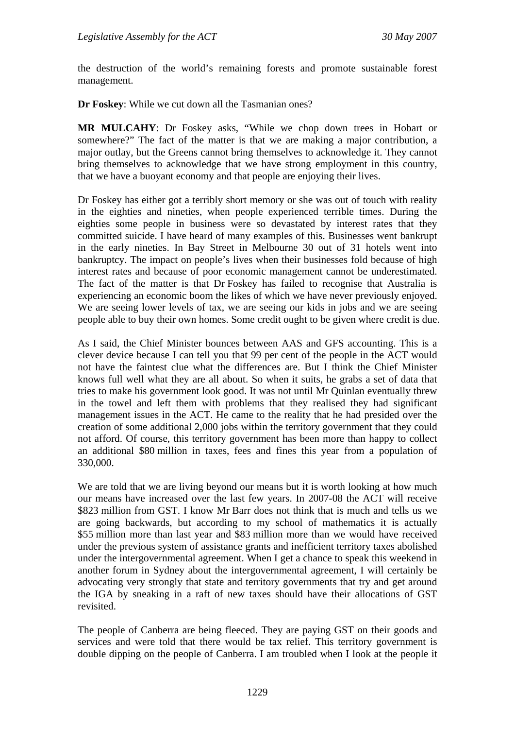the destruction of the world's remaining forests and promote sustainable forest management.

**Dr Foskey**: While we cut down all the Tasmanian ones?

**MR MULCAHY**: Dr Foskey asks, "While we chop down trees in Hobart or somewhere?" The fact of the matter is that we are making a major contribution, a major outlay, but the Greens cannot bring themselves to acknowledge it. They cannot bring themselves to acknowledge that we have strong employment in this country, that we have a buoyant economy and that people are enjoying their lives.

Dr Foskey has either got a terribly short memory or she was out of touch with reality in the eighties and nineties, when people experienced terrible times. During the eighties some people in business were so devastated by interest rates that they committed suicide. I have heard of many examples of this. Businesses went bankrupt in the early nineties. In Bay Street in Melbourne 30 out of 31 hotels went into bankruptcy. The impact on people's lives when their businesses fold because of high interest rates and because of poor economic management cannot be underestimated. The fact of the matter is that Dr Foskey has failed to recognise that Australia is experiencing an economic boom the likes of which we have never previously enjoyed. We are seeing lower levels of tax, we are seeing our kids in jobs and we are seeing people able to buy their own homes. Some credit ought to be given where credit is due.

As I said, the Chief Minister bounces between AAS and GFS accounting. This is a clever device because I can tell you that 99 per cent of the people in the ACT would not have the faintest clue what the differences are. But I think the Chief Minister knows full well what they are all about. So when it suits, he grabs a set of data that tries to make his government look good. It was not until Mr Quinlan eventually threw in the towel and left them with problems that they realised they had significant management issues in the ACT. He came to the reality that he had presided over the creation of some additional 2,000 jobs within the territory government that they could not afford. Of course, this territory government has been more than happy to collect an additional $80 million in taxes, fees and fines this year from a population of 330,000.

We are told that we are living beyond our means but it is worth looking at how much our means have increased over the last few years. In 2007-08 the ACT will receive $823 million from GST. I know Mr Barr does not think that is much and tells us we are going backwards, but according to my school of mathematics it is actually $55 million more than last year and $83 million more than we would have received under the previous system of assistance grants and inefficient territory taxes abolished under the intergovernmental agreement. When I get a chance to speak this weekend in another forum in Sydney about the intergovernmental agreement, I will certainly be advocating very strongly that state and territory governments that try and get around the IGA by sneaking in a raft of new taxes should have their allocations of GST revisited.

The people of Canberra are being fleeced. They are paying GST on their goods and services and were told that there would be tax relief. This territory government is double dipping on the people of Canberra. I am troubled when I look at the people it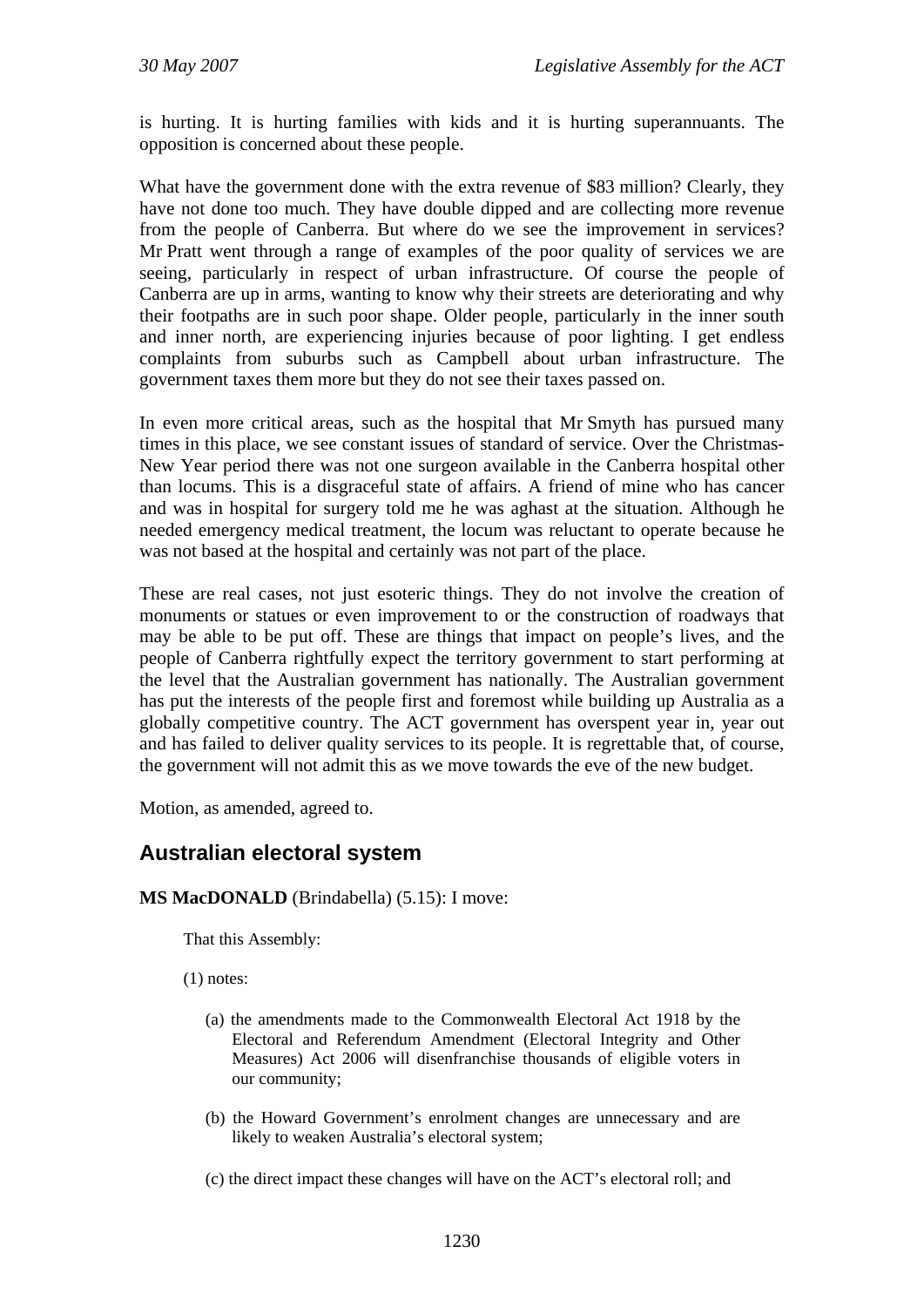is hurting. It is hurting families with kids and it is hurting superannuants. The opposition is concerned about these people.

What have the government done with the extra revenue of $83 million? Clearly, they have not done too much. They have double dipped and are collecting more revenue from the people of Canberra. But where do we see the improvement in services? Mr Pratt went through a range of examples of the poor quality of services we are seeing, particularly in respect of urban infrastructure. Of course the people of Canberra are up in arms, wanting to know why their streets are deteriorating and why their footpaths are in such poor shape. Older people, particularly in the inner south and inner north, are experiencing injuries because of poor lighting. I get endless complaints from suburbs such as Campbell about urban infrastructure. The government taxes them more but they do not see their taxes passed on.

In even more critical areas, such as the hospital that Mr Smyth has pursued many times in this place, we see constant issues of standard of service. Over the Christmas-New Year period there was not one surgeon available in the Canberra hospital other than locums. This is a disgraceful state of affairs. A friend of mine who has cancer and was in hospital for surgery told me he was aghast at the situation. Although he needed emergency medical treatment, the locum was reluctant to operate because he was not based at the hospital and certainly was not part of the place.

These are real cases, not just esoteric things. They do not involve the creation of monuments or statues or even improvement to or the construction of roadways that may be able to be put off. These are things that impact on people's lives, and the people of Canberra rightfully expect the territory government to start performing at the level that the Australian government has nationally. The Australian government has put the interests of the people first and foremost while building up Australia as a globally competitive country. The ACT government has overspent year in, year out and has failed to deliver quality services to its people. It is regrettable that, of course, the government will not admit this as we move towards the eve of the new budget.

Motion, as amended, agreed to.

## Australian electoral system

**MS MacDONALD** (Brindabella) (5.15): I move:

> That this Assembly:
>
> (1) notes:
>
> (a) the amendments made to the Commonwealth Electoral Act 1918 by the Electoral and Referendum Amendment (Electoral Integrity and Other Measures) Act 2006 will disenfranchise thousands of eligible voters in our community;
>
> (b) the Howard Government's enrolment changes are unnecessary and are likely to weaken Australia's electoral system;
>
> (c) the direct impact these changes will have on the ACT's electoral roll; and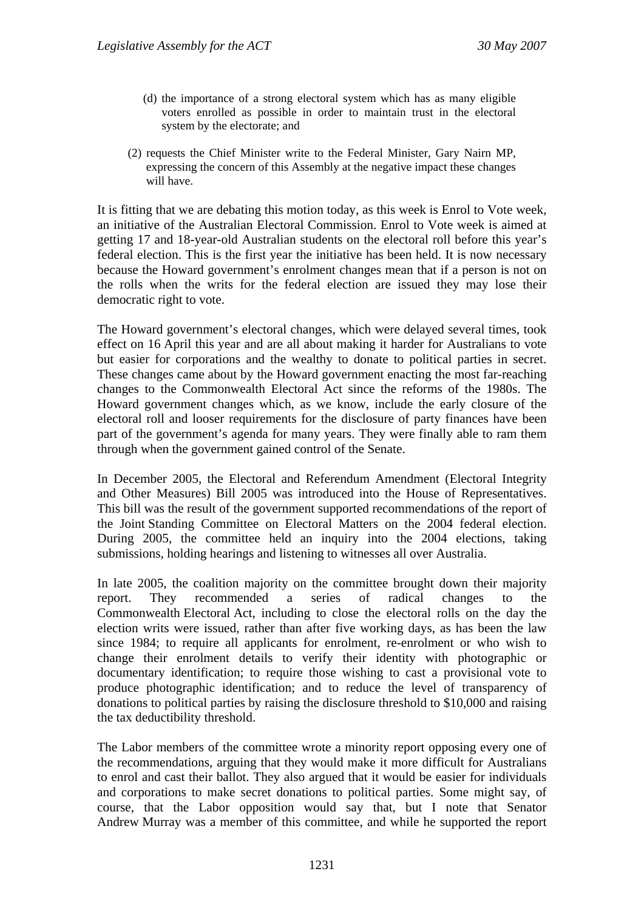(d) the importance of a strong electoral system which has as many eligible voters enrolled as possible in order to maintain trust in the electoral system by the electorate; and

(2) requests the Chief Minister write to the Federal Minister, Gary Nairn MP, expressing the concern of this Assembly at the negative impact these changes will have.

It is fitting that we are debating this motion today, as this week is Enrol to Vote week, an initiative of the Australian Electoral Commission. Enrol to Vote week is aimed at getting 17 and 18-year-old Australian students on the electoral roll before this year's federal election. This is the first year the initiative has been held. It is now necessary because the Howard government's enrolment changes mean that if a person is not on the rolls when the writs for the federal election are issued they may lose their democratic right to vote.

The Howard government's electoral changes, which were delayed several times, took effect on 16 April this year and are all about making it harder for Australians to vote but easier for corporations and the wealthy to donate to political parties in secret. These changes came about by the Howard government enacting the most far-reaching changes to the Commonwealth Electoral Act since the reforms of the 1980s. The Howard government changes which, as we know, include the early closure of the electoral roll and looser requirements for the disclosure of party finances have been part of the government's agenda for many years. They were finally able to ram them through when the government gained control of the Senate.

In December 2005, the Electoral and Referendum Amendment (Electoral Integrity and Other Measures) Bill 2005 was introduced into the House of Representatives. This bill was the result of the government supported recommendations of the report of the Joint Standing Committee on Electoral Matters on the 2004 federal election. During 2005, the committee held an inquiry into the 2004 elections, taking submissions, holding hearings and listening to witnesses all over Australia.

In late 2005, the coalition majority on the committee brought down their majority report. They recommended a series of radical changes to the Commonwealth Electoral Act, including to close the electoral rolls on the day the election writs were issued, rather than after five working days, as has been the law since 1984; to require all applicants for enrolment, re-enrolment or who wish to change their enrolment details to verify their identity with photographic or documentary identification; to require those wishing to cast a provisional vote to produce photographic identification; and to reduce the level of transparency of donations to political parties by raising the disclosure threshold to $10,000 and raising the tax deductibility threshold.

The Labor members of the committee wrote a minority report opposing every one of the recommendations, arguing that they would make it more difficult for Australians to enrol and cast their ballot. They also argued that it would be easier for individuals and corporations to make secret donations to political parties. Some might say, of course, that the Labor opposition would say that, but I note that Senator Andrew Murray was a member of this committee, and while he supported the report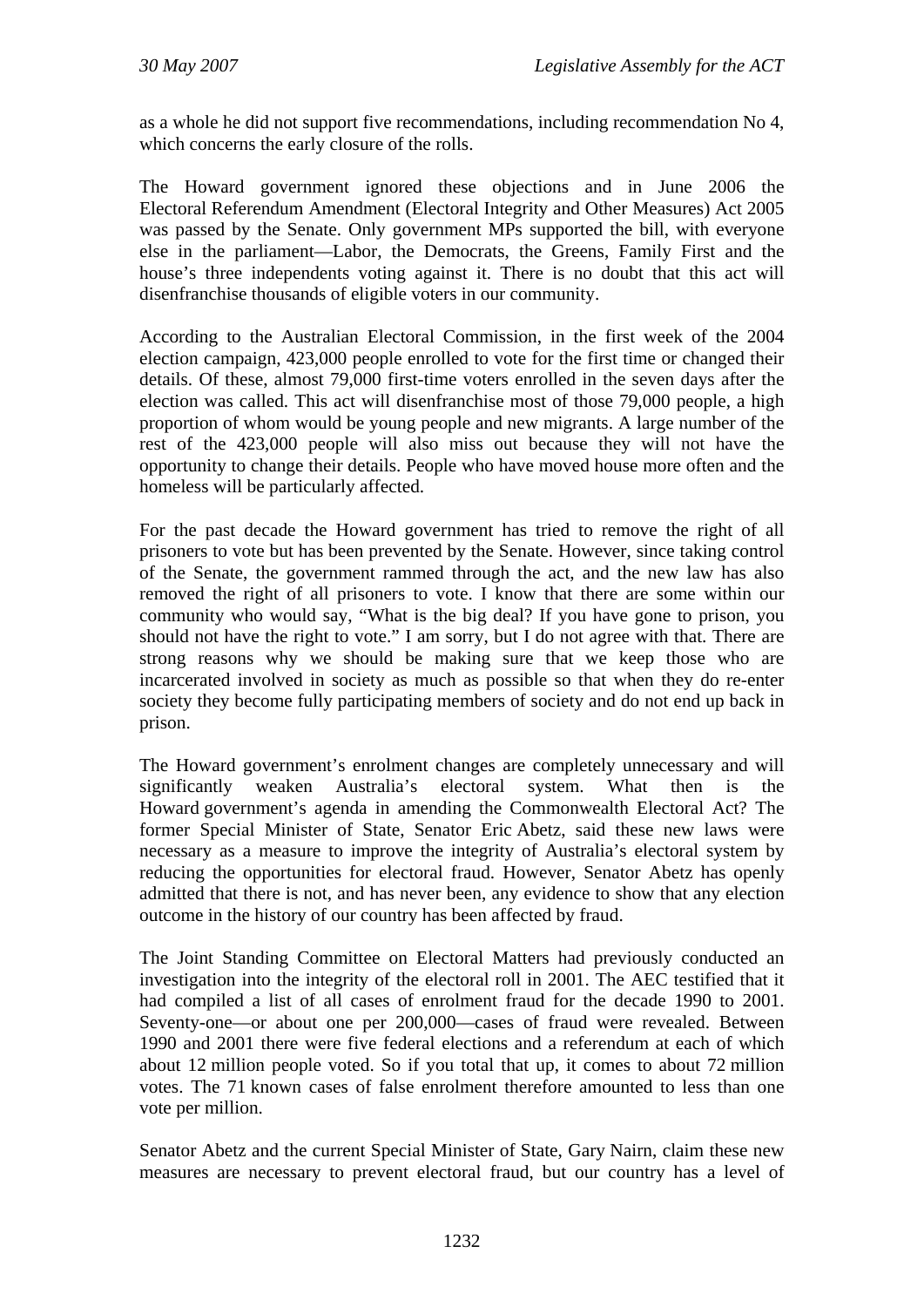as a whole he did not support five recommendations, including recommendation No 4, which concerns the early closure of the rolls.

The Howard government ignored these objections and in June 2006 the Electoral Referendum Amendment (Electoral Integrity and Other Measures) Act 2005 was passed by the Senate. Only government MPs supported the bill, with everyone else in the parliament—Labor, the Democrats, the Greens, Family First and the house's three independents voting against it. There is no doubt that this act will disenfranchise thousands of eligible voters in our community.

According to the Australian Electoral Commission, in the first week of the 2004 election campaign, 423,000 people enrolled to vote for the first time or changed their details. Of these, almost 79,000 first-time voters enrolled in the seven days after the election was called. This act will disenfranchise most of those 79,000 people, a high proportion of whom would be young people and new migrants. A large number of the rest of the 423,000 people will also miss out because they will not have the opportunity to change their details. People who have moved house more often and the homeless will be particularly affected.

For the past decade the Howard government has tried to remove the right of all prisoners to vote but has been prevented by the Senate. However, since taking control of the Senate, the government rammed through the act, and the new law has also removed the right of all prisoners to vote. I know that there are some within our community who would say, "What is the big deal? If you have gone to prison, you should not have the right to vote." I am sorry, but I do not agree with that. There are strong reasons why we should be making sure that we keep those who are incarcerated involved in society as much as possible so that when they do re-enter society they become fully participating members of society and do not end up back in prison.

The Howard government's enrolment changes are completely unnecessary and will significantly weaken Australia's electoral system. What then is the Howard government's agenda in amending the Commonwealth Electoral Act? The former Special Minister of State, Senator Eric Abetz, said these new laws were necessary as a measure to improve the integrity of Australia's electoral system by reducing the opportunities for electoral fraud. However, Senator Abetz has openly admitted that there is not, and has never been, any evidence to show that any election outcome in the history of our country has been affected by fraud.

The Joint Standing Committee on Electoral Matters had previously conducted an investigation into the integrity of the electoral roll in 2001. The AEC testified that it had compiled a list of all cases of enrolment fraud for the decade 1990 to 2001. Seventy-one—or about one per 200,000—cases of fraud were revealed. Between 1990 and 2001 there were five federal elections and a referendum at each of which about 12 million people voted. So if you total that up, it comes to about 72 million votes. The 71 known cases of false enrolment therefore amounted to less than one vote per million.

Senator Abetz and the current Special Minister of State, Gary Nairn, claim these new measures are necessary to prevent electoral fraud, but our country has a level of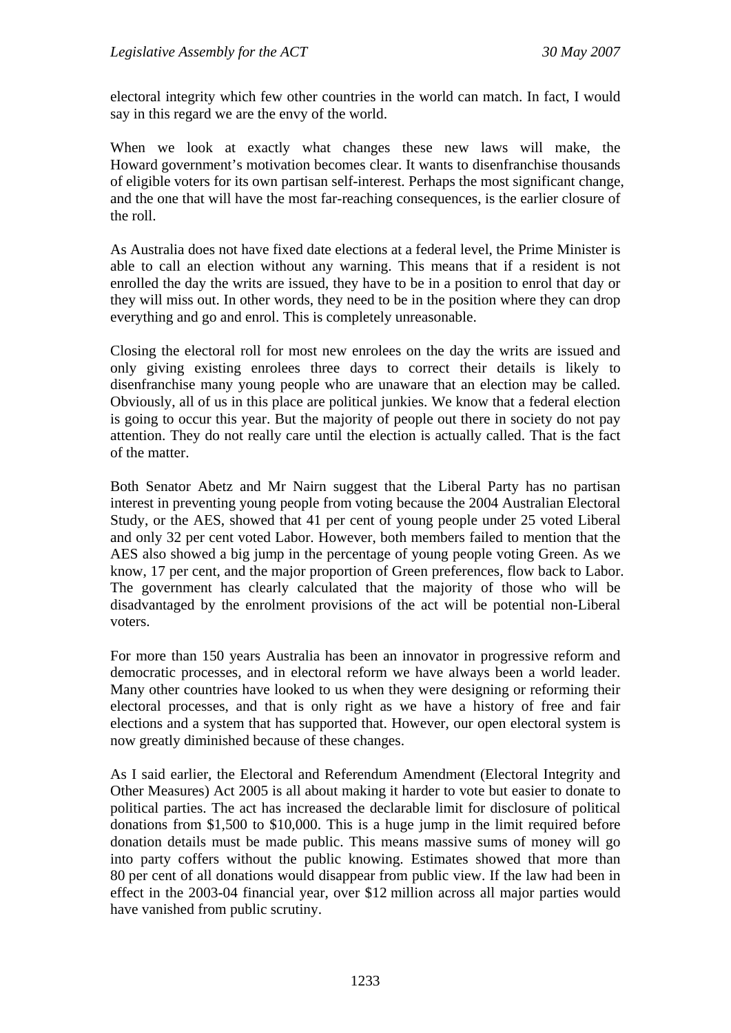electoral integrity which few other countries in the world can match. In fact, I would say in this regard we are the envy of the world.

When we look at exactly what changes these new laws will make, the Howard government's motivation becomes clear. It wants to disenfranchise thousands of eligible voters for its own partisan self-interest. Perhaps the most significant change, and the one that will have the most far-reaching consequences, is the earlier closure of the roll.

As Australia does not have fixed date elections at a federal level, the Prime Minister is able to call an election without any warning. This means that if a resident is not enrolled the day the writs are issued, they have to be in a position to enrol that day or they will miss out. In other words, they need to be in the position where they can drop everything and go and enrol. This is completely unreasonable.

Closing the electoral roll for most new enrolees on the day the writs are issued and only giving existing enrolees three days to correct their details is likely to disenfranchise many young people who are unaware that an election may be called. Obviously, all of us in this place are political junkies. We know that a federal election is going to occur this year. But the majority of people out there in society do not pay attention. They do not really care until the election is actually called. That is the fact of the matter.

Both Senator Abetz and Mr Nairn suggest that the Liberal Party has no partisan interest in preventing young people from voting because the 2004 Australian Electoral Study, or the AES, showed that 41 per cent of young people under 25 voted Liberal and only 32 per cent voted Labor. However, both members failed to mention that the AES also showed a big jump in the percentage of young people voting Green. As we know, 17 per cent, and the major proportion of Green preferences, flow back to Labor. The government has clearly calculated that the majority of those who will be disadvantaged by the enrolment provisions of the act will be potential non-Liberal voters.

For more than 150 years Australia has been an innovator in progressive reform and democratic processes, and in electoral reform we have always been a world leader. Many other countries have looked to us when they were designing or reforming their electoral processes, and that is only right as we have a history of free and fair elections and a system that has supported that. However, our open electoral system is now greatly diminished because of these changes.

As I said earlier, the Electoral and Referendum Amendment (Electoral Integrity and Other Measures) Act 2005 is all about making it harder to vote but easier to donate to political parties. The act has increased the declarable limit for disclosure of political donations from $1,500 to $10,000. This is a huge jump in the limit required before donation details must be made public. This means massive sums of money will go into party coffers without the public knowing. Estimates showed that more than 80 per cent of all donations would disappear from public view. If the law had been in effect in the 2003-04 financial year, over $12 million across all major parties would have vanished from public scrutiny.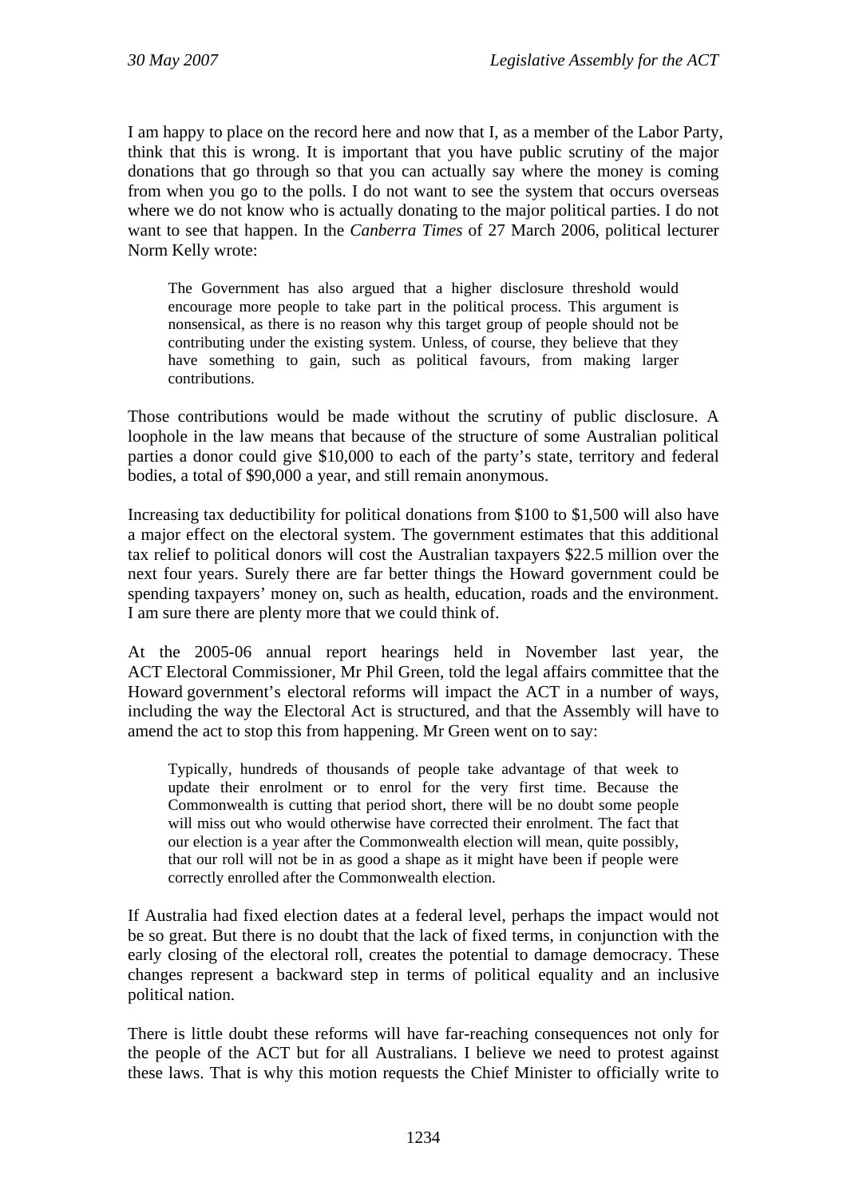I am happy to place on the record here and now that I, as a member of the Labor Party, think that this is wrong. It is important that you have public scrutiny of the major donations that go through so that you can actually say where the money is coming from when you go to the polls. I do not want to see the system that occurs overseas where we do not know who is actually donating to the major political parties. I do not want to see that happen. In the *Canberra Times* of 27 March 2006, political lecturer Norm Kelly wrote:

> The Government has also argued that a higher disclosure threshold would encourage more people to take part in the political process. This argument is nonsensical, as there is no reason why this target group of people should not be contributing under the existing system. Unless, of course, they believe that they have something to gain, such as political favours, from making larger contributions.

Those contributions would be made without the scrutiny of public disclosure. A loophole in the law means that because of the structure of some Australian political parties a donor could give $10,000 to each of the party's state, territory and federal bodies, a total of $90,000 a year, and still remain anonymous.

Increasing tax deductibility for political donations from $100 to $1,500 will also have a major effect on the electoral system. The government estimates that this additional tax relief to political donors will cost the Australian taxpayers $22.5 million over the next four years. Surely there are far better things the Howard government could be spending taxpayers' money on, such as health, education, roads and the environment. I am sure there are plenty more that we could think of.

At the 2005-06 annual report hearings held in November last year, the ACT Electoral Commissioner, Mr Phil Green, told the legal affairs committee that the Howard government's electoral reforms will impact the ACT in a number of ways, including the way the Electoral Act is structured, and that the Assembly will have to amend the act to stop this from happening. Mr Green went on to say:

> Typically, hundreds of thousands of people take advantage of that week to update their enrolment or to enrol for the very first time. Because the Commonwealth is cutting that period short, there will be no doubt some people will miss out who would otherwise have corrected their enrolment. The fact that our election is a year after the Commonwealth election will mean, quite possibly, that our roll will not be in as good a shape as it might have been if people were correctly enrolled after the Commonwealth election.

If Australia had fixed election dates at a federal level, perhaps the impact would not be so great. But there is no doubt that the lack of fixed terms, in conjunction with the early closing of the electoral roll, creates the potential to damage democracy. These changes represent a backward step in terms of political equality and an inclusive political nation.

There is little doubt these reforms will have far-reaching consequences not only for the people of the ACT but for all Australians. I believe we need to protest against these laws. That is why this motion requests the Chief Minister to officially write to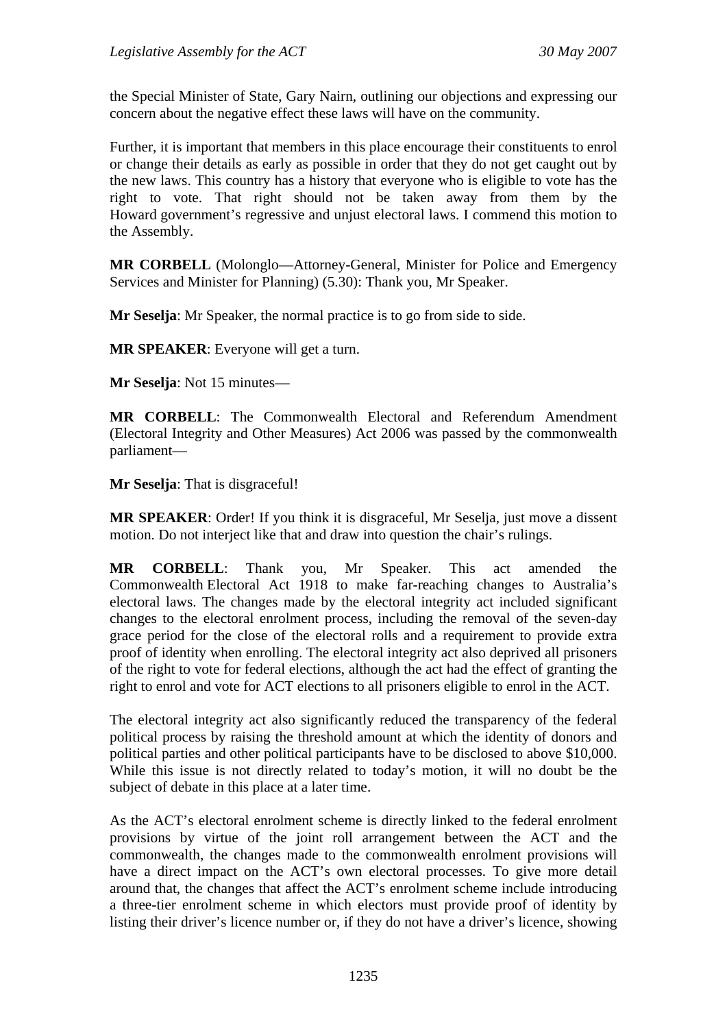the Special Minister of State, Gary Nairn, outlining our objections and expressing our concern about the negative effect these laws will have on the community.

Further, it is important that members in this place encourage their constituents to enrol or change their details as early as possible in order that they do not get caught out by the new laws. This country has a history that everyone who is eligible to vote has the right to vote. That right should not be taken away from them by the Howard government's regressive and unjust electoral laws. I commend this motion to the Assembly.

**MR CORBELL** (Molonglo—Attorney-General, Minister for Police and Emergency Services and Minister for Planning) (5.30): Thank you, Mr Speaker.

**Mr Seselja**: Mr Speaker, the normal practice is to go from side to side.

**MR SPEAKER**: Everyone will get a turn.

**Mr Seselja**: Not 15 minutes—

**MR CORBELL**: The Commonwealth Electoral and Referendum Amendment (Electoral Integrity and Other Measures) Act 2006 was passed by the commonwealth parliament—

**Mr Seselja**: That is disgraceful!

**MR SPEAKER**: Order! If you think it is disgraceful, Mr Seselja, just move a dissent motion. Do not interject like that and draw into question the chair's rulings.

**MR CORBELL**: Thank you, Mr Speaker. This act amended the Commonwealth Electoral Act 1918 to make far-reaching changes to Australia's electoral laws. The changes made by the electoral integrity act included significant changes to the electoral enrolment process, including the removal of the seven-day grace period for the close of the electoral rolls and a requirement to provide extra proof of identity when enrolling. The electoral integrity act also deprived all prisoners of the right to vote for federal elections, although the act had the effect of granting the right to enrol and vote for ACT elections to all prisoners eligible to enrol in the ACT.

The electoral integrity act also significantly reduced the transparency of the federal political process by raising the threshold amount at which the identity of donors and political parties and other political participants have to be disclosed to above $10,000. While this issue is not directly related to today's motion, it will no doubt be the subject of debate in this place at a later time.

As the ACT's electoral enrolment scheme is directly linked to the federal enrolment provisions by virtue of the joint roll arrangement between the ACT and the commonwealth, the changes made to the commonwealth enrolment provisions will have a direct impact on the ACT's own electoral processes. To give more detail around that, the changes that affect the ACT's enrolment scheme include introducing a three-tier enrolment scheme in which electors must provide proof of identity by listing their driver's licence number or, if they do not have a driver's licence, showing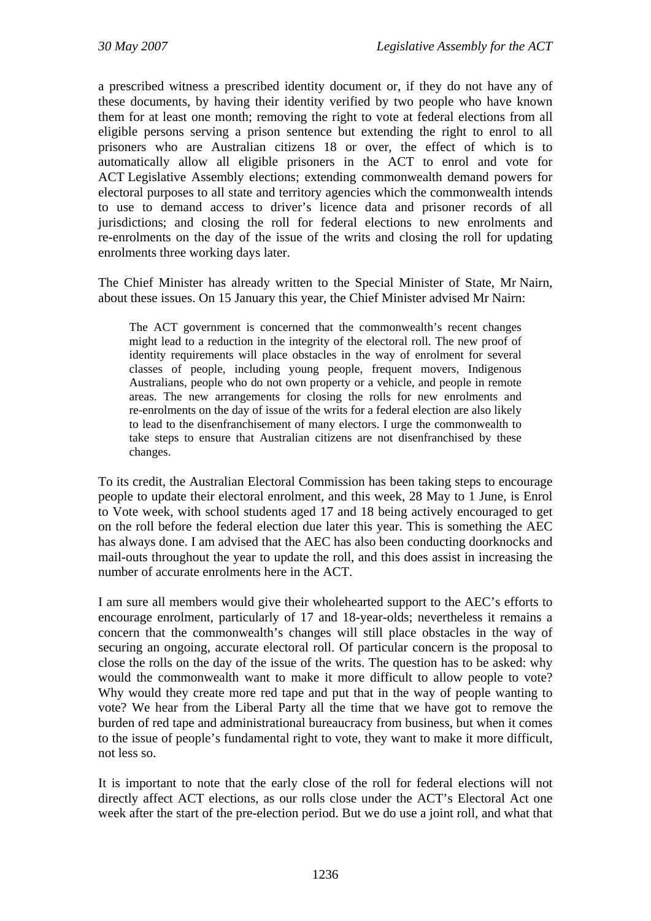a prescribed witness a prescribed identity document or, if they do not have any of these documents, by having their identity verified by two people who have known them for at least one month; removing the right to vote at federal elections from all eligible persons serving a prison sentence but extending the right to enrol to all prisoners who are Australian citizens 18 or over, the effect of which is to automatically allow all eligible prisoners in the ACT to enrol and vote for ACT Legislative Assembly elections; extending commonwealth demand powers for electoral purposes to all state and territory agencies which the commonwealth intends to use to demand access to driver's licence data and prisoner records of all jurisdictions; and closing the roll for federal elections to new enrolments and re-enrolments on the day of the issue of the writs and closing the roll for updating enrolments three working days later.

The Chief Minister has already written to the Special Minister of State, Mr Nairn, about these issues. On 15 January this year, the Chief Minister advised Mr Nairn:

> The ACT government is concerned that the commonwealth's recent changes might lead to a reduction in the integrity of the electoral roll. The new proof of identity requirements will place obstacles in the way of enrolment for several classes of people, including young people, frequent movers, Indigenous Australians, people who do not own property or a vehicle, and people in remote areas. The new arrangements for closing the rolls for new enrolments and re-enrolments on the day of issue of the writs for a federal election are also likely to lead to the disenfranchisement of many electors. I urge the commonwealth to take steps to ensure that Australian citizens are not disenfranchised by these changes.

To its credit, the Australian Electoral Commission has been taking steps to encourage people to update their electoral enrolment, and this week, 28 May to 1 June, is Enrol to Vote week, with school students aged 17 and 18 being actively encouraged to get on the roll before the federal election due later this year. This is something the AEC has always done. I am advised that the AEC has also been conducting doorknocks and mail-outs throughout the year to update the roll, and this does assist in increasing the number of accurate enrolments here in the ACT.

I am sure all members would give their wholehearted support to the AEC's efforts to encourage enrolment, particularly of 17 and 18-year-olds; nevertheless it remains a concern that the commonwealth's changes will still place obstacles in the way of securing an ongoing, accurate electoral roll. Of particular concern is the proposal to close the rolls on the day of the issue of the writs. The question has to be asked: why would the commonwealth want to make it more difficult to allow people to vote? Why would they create more red tape and put that in the way of people wanting to vote? We hear from the Liberal Party all the time that we have got to remove the burden of red tape and administrational bureaucracy from business, but when it comes to the issue of people's fundamental right to vote, they want to make it more difficult, not less so.

It is important to note that the early close of the roll for federal elections will not directly affect ACT elections, as our rolls close under the ACT's Electoral Act one week after the start of the pre-election period. But we do use a joint roll, and what that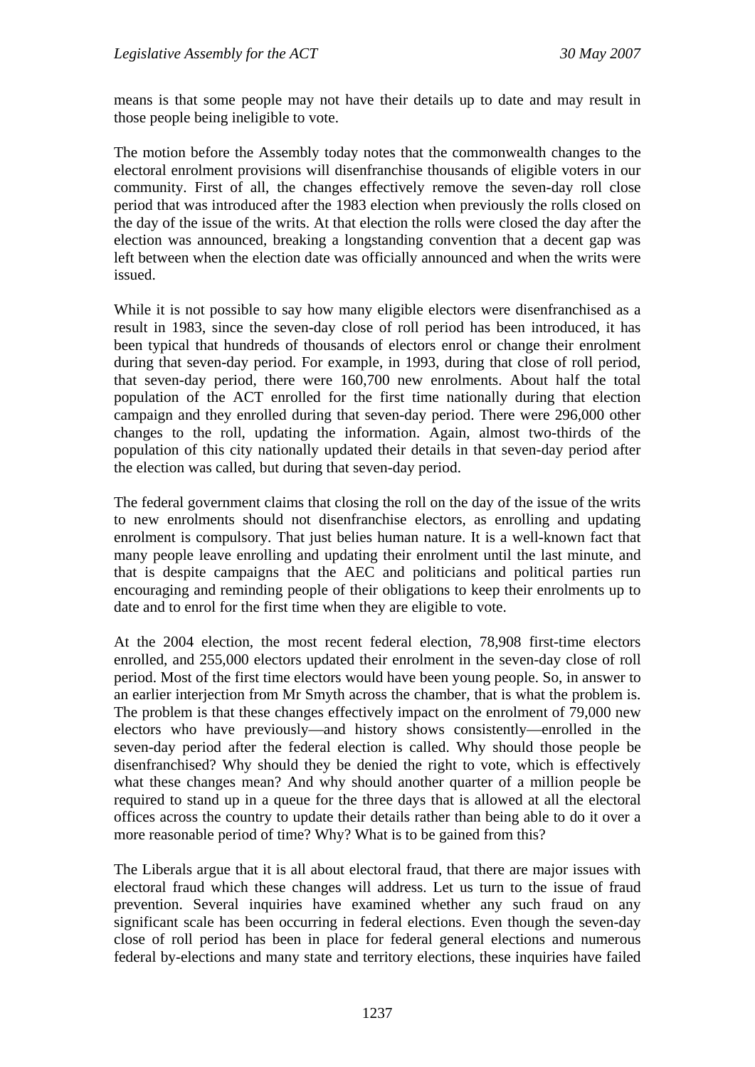means is that some people may not have their details up to date and may result in those people being ineligible to vote.

The motion before the Assembly today notes that the commonwealth changes to the electoral enrolment provisions will disenfranchise thousands of eligible voters in our community. First of all, the changes effectively remove the seven-day roll close period that was introduced after the 1983 election when previously the rolls closed on the day of the issue of the writs. At that election the rolls were closed the day after the election was announced, breaking a longstanding convention that a decent gap was left between when the election date was officially announced and when the writs were issued.

While it is not possible to say how many eligible electors were disenfranchised as a result in 1983, since the seven-day close of roll period has been introduced, it has been typical that hundreds of thousands of electors enrol or change their enrolment during that seven-day period. For example, in 1993, during that close of roll period, that seven-day period, there were 160,700 new enrolments. About half the total population of the ACT enrolled for the first time nationally during that election campaign and they enrolled during that seven-day period. There were 296,000 other changes to the roll, updating the information. Again, almost two-thirds of the population of this city nationally updated their details in that seven-day period after the election was called, but during that seven-day period.

The federal government claims that closing the roll on the day of the issue of the writs to new enrolments should not disenfranchise electors, as enrolling and updating enrolment is compulsory. That just belies human nature. It is a well-known fact that many people leave enrolling and updating their enrolment until the last minute, and that is despite campaigns that the AEC and politicians and political parties run encouraging and reminding people of their obligations to keep their enrolments up to date and to enrol for the first time when they are eligible to vote.

At the 2004 election, the most recent federal election, 78,908 first-time electors enrolled, and 255,000 electors updated their enrolment in the seven-day close of roll period. Most of the first time electors would have been young people. So, in answer to an earlier interjection from Mr Smyth across the chamber, that is what the problem is. The problem is that these changes effectively impact on the enrolment of 79,000 new electors who have previously—and history shows consistently—enrolled in the seven-day period after the federal election is called. Why should those people be disenfranchised? Why should they be denied the right to vote, which is effectively what these changes mean? And why should another quarter of a million people be required to stand up in a queue for the three days that is allowed at all the electoral offices across the country to update their details rather than being able to do it over a more reasonable period of time? Why? What is to be gained from this?

The Liberals argue that it is all about electoral fraud, that there are major issues with electoral fraud which these changes will address. Let us turn to the issue of fraud prevention. Several inquiries have examined whether any such fraud on any significant scale has been occurring in federal elections. Even though the seven-day close of roll period has been in place for federal general elections and numerous federal by-elections and many state and territory elections, these inquiries have failed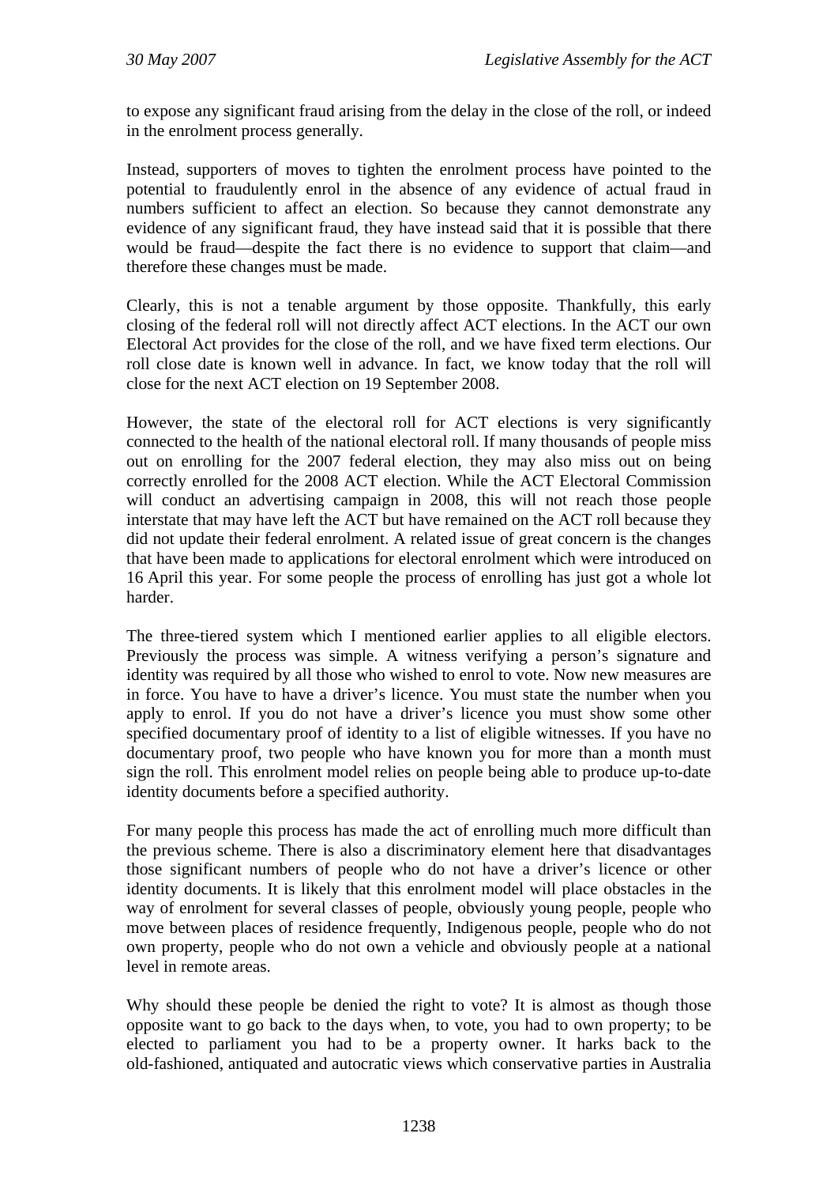to expose any significant fraud arising from the delay in the close of the roll, or indeed in the enrolment process generally.

Instead, supporters of moves to tighten the enrolment process have pointed to the potential to fraudulently enrol in the absence of any evidence of actual fraud in numbers sufficient to affect an election. So because they cannot demonstrate any evidence of any significant fraud, they have instead said that it is possible that there would be fraud—despite the fact there is no evidence to support that claim—and therefore these changes must be made.

Clearly, this is not a tenable argument by those opposite. Thankfully, this early closing of the federal roll will not directly affect ACT elections. In the ACT our own Electoral Act provides for the close of the roll, and we have fixed term elections. Our roll close date is known well in advance. In fact, we know today that the roll will close for the next ACT election on 19 September 2008.

However, the state of the electoral roll for ACT elections is very significantly connected to the health of the national electoral roll. If many thousands of people miss out on enrolling for the 2007 federal election, they may also miss out on being correctly enrolled for the 2008 ACT election. While the ACT Electoral Commission will conduct an advertising campaign in 2008, this will not reach those people interstate that may have left the ACT but have remained on the ACT roll because they did not update their federal enrolment. A related issue of great concern is the changes that have been made to applications for electoral enrolment which were introduced on 16 April this year. For some people the process of enrolling has just got a whole lot harder.

The three-tiered system which I mentioned earlier applies to all eligible electors. Previously the process was simple. A witness verifying a person's signature and identity was required by all those who wished to enrol to vote. Now new measures are in force. You have to have a driver's licence. You must state the number when you apply to enrol. If you do not have a driver's licence you must show some other specified documentary proof of identity to a list of eligible witnesses. If you have no documentary proof, two people who have known you for more than a month must sign the roll. This enrolment model relies on people being able to produce up-to-date identity documents before a specified authority.

For many people this process has made the act of enrolling much more difficult than the previous scheme. There is also a discriminatory element here that disadvantages those significant numbers of people who do not have a driver's licence or other identity documents. It is likely that this enrolment model will place obstacles in the way of enrolment for several classes of people, obviously young people, people who move between places of residence frequently, Indigenous people, people who do not own property, people who do not own a vehicle and obviously people at a national level in remote areas.

Why should these people be denied the right to vote? It is almost as though those opposite want to go back to the days when, to vote, you had to own property; to be elected to parliament you had to be a property owner. It harks back to the old-fashioned, antiquated and autocratic views which conservative parties in Australia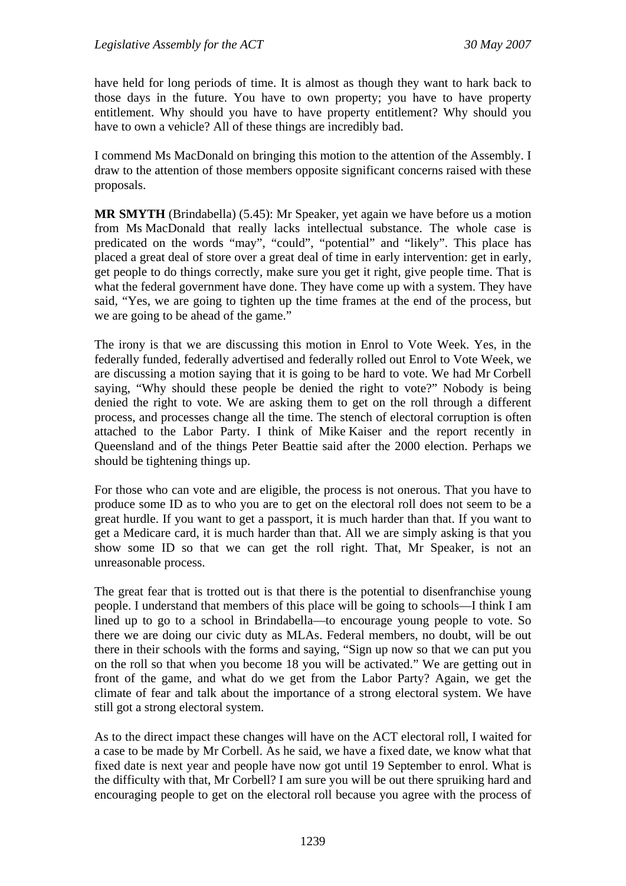have held for long periods of time. It is almost as though they want to hark back to those days in the future. You have to own property; you have to have property entitlement. Why should you have to have property entitlement? Why should you have to own a vehicle? All of these things are incredibly bad.

I commend Ms MacDonald on bringing this motion to the attention of the Assembly. I draw to the attention of those members opposite significant concerns raised with these proposals.

**MR SMYTH** (Brindabella) (5.45): Mr Speaker, yet again we have before us a motion from Ms MacDonald that really lacks intellectual substance. The whole case is predicated on the words "may", "could", "potential" and "likely". This place has placed a great deal of store over a great deal of time in early intervention: get in early, get people to do things correctly, make sure you get it right, give people time. That is what the federal government have done. They have come up with a system. They have said, "Yes, we are going to tighten up the time frames at the end of the process, but we are going to be ahead of the game."

The irony is that we are discussing this motion in Enrol to Vote Week. Yes, in the federally funded, federally advertised and federally rolled out Enrol to Vote Week, we are discussing a motion saying that it is going to be hard to vote. We had Mr Corbell saying, "Why should these people be denied the right to vote?" Nobody is being denied the right to vote. We are asking them to get on the roll through a different process, and processes change all the time. The stench of electoral corruption is often attached to the Labor Party. I think of Mike Kaiser and the report recently in Queensland and of the things Peter Beattie said after the 2000 election. Perhaps we should be tightening things up.

For those who can vote and are eligible, the process is not onerous. That you have to produce some ID as to who you are to get on the electoral roll does not seem to be a great hurdle. If you want to get a passport, it is much harder than that. If you want to get a Medicare card, it is much harder than that. All we are simply asking is that you show some ID so that we can get the roll right. That, Mr Speaker, is not an unreasonable process.

The great fear that is trotted out is that there is the potential to disenfranchise young people. I understand that members of this place will be going to schools—I think I am lined up to go to a school in Brindabella—to encourage young people to vote. So there we are doing our civic duty as MLAs. Federal members, no doubt, will be out there in their schools with the forms and saying, "Sign up now so that we can put you on the roll so that when you become 18 you will be activated." We are getting out in front of the game, and what do we get from the Labor Party? Again, we get the climate of fear and talk about the importance of a strong electoral system. We have still got a strong electoral system.

As to the direct impact these changes will have on the ACT electoral roll, I waited for a case to be made by Mr Corbell. As he said, we have a fixed date, we know what that fixed date is next year and people have now got until 19 September to enrol. What is the difficulty with that, Mr Corbell? I am sure you will be out there spruiking hard and encouraging people to get on the electoral roll because you agree with the process of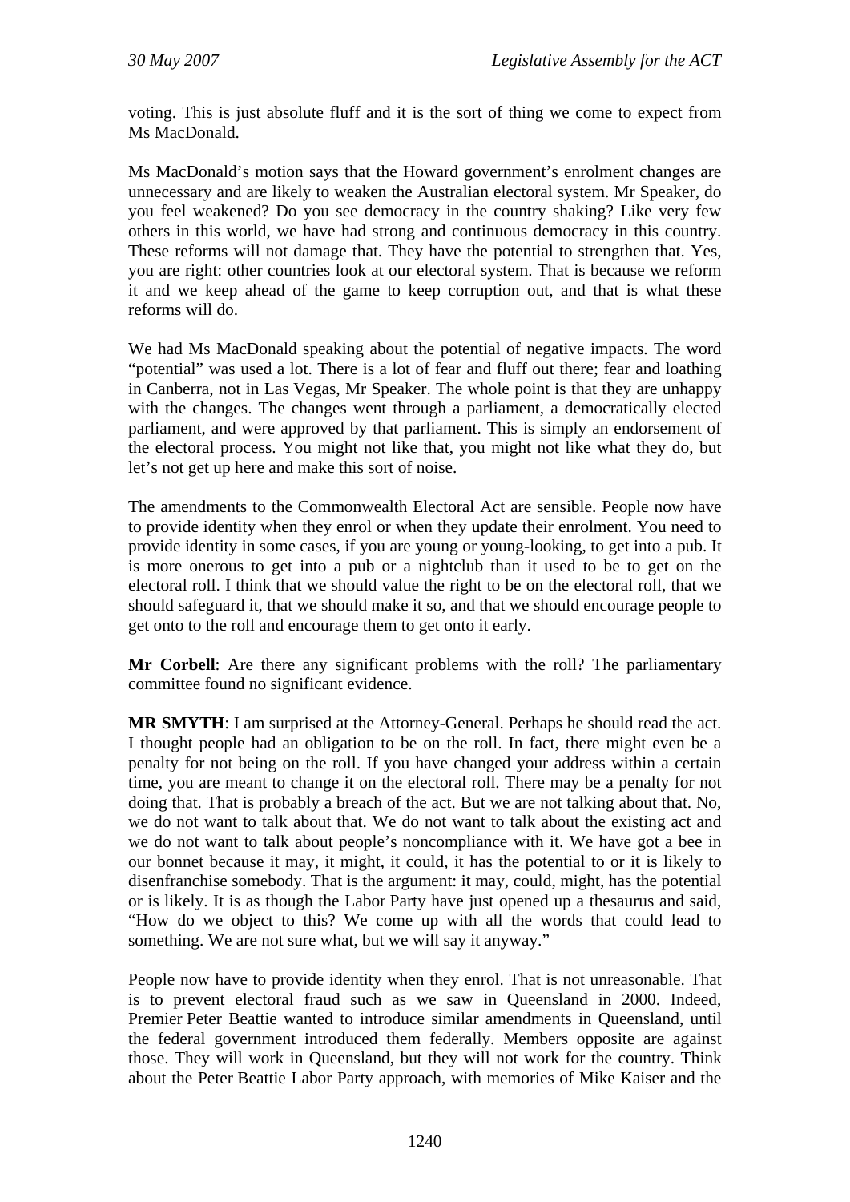voting. This is just absolute fluff and it is the sort of thing we come to expect from Ms MacDonald.

Ms MacDonald's motion says that the Howard government's enrolment changes are unnecessary and are likely to weaken the Australian electoral system. Mr Speaker, do you feel weakened? Do you see democracy in the country shaking? Like very few others in this world, we have had strong and continuous democracy in this country. These reforms will not damage that. They have the potential to strengthen that. Yes, you are right: other countries look at our electoral system. That is because we reform it and we keep ahead of the game to keep corruption out, and that is what these reforms will do.

We had Ms MacDonald speaking about the potential of negative impacts. The word "potential" was used a lot. There is a lot of fear and fluff out there; fear and loathing in Canberra, not in Las Vegas, Mr Speaker. The whole point is that they are unhappy with the changes. The changes went through a parliament, a democratically elected parliament, and were approved by that parliament. This is simply an endorsement of the electoral process. You might not like that, you might not like what they do, but let's not get up here and make this sort of noise.

The amendments to the Commonwealth Electoral Act are sensible. People now have to provide identity when they enrol or when they update their enrolment. You need to provide identity in some cases, if you are young or young-looking, to get into a pub. It is more onerous to get into a pub or a nightclub than it used to be to get on the electoral roll. I think that we should value the right to be on the electoral roll, that we should safeguard it, that we should make it so, and that we should encourage people to get onto to the roll and encourage them to get onto it early.

**Mr Corbell**: Are there any significant problems with the roll? The parliamentary committee found no significant evidence.

**MR SMYTH**: I am surprised at the Attorney-General. Perhaps he should read the act. I thought people had an obligation to be on the roll. In fact, there might even be a penalty for not being on the roll. If you have changed your address within a certain time, you are meant to change it on the electoral roll. There may be a penalty for not doing that. That is probably a breach of the act. But we are not talking about that. No, we do not want to talk about that. We do not want to talk about the existing act and we do not want to talk about people's noncompliance with it. We have got a bee in our bonnet because it may, it might, it could, it has the potential to or it is likely to disenfranchise somebody. That is the argument: it may, could, might, has the potential or is likely. It is as though the Labor Party have just opened up a thesaurus and said, "How do we object to this? We come up with all the words that could lead to something. We are not sure what, but we will say it anyway."

People now have to provide identity when they enrol. That is not unreasonable. That is to prevent electoral fraud such as we saw in Queensland in 2000. Indeed, Premier Peter Beattie wanted to introduce similar amendments in Queensland, until the federal government introduced them federally. Members opposite are against those. They will work in Queensland, but they will not work for the country. Think about the Peter Beattie Labor Party approach, with memories of Mike Kaiser and the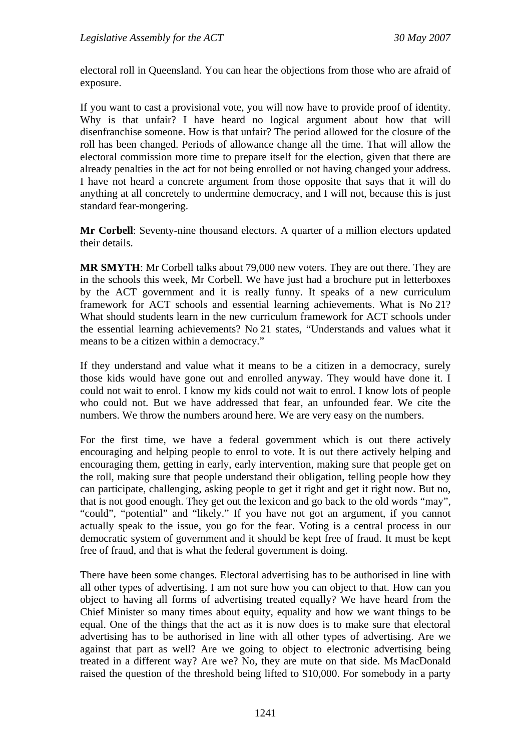electoral roll in Queensland. You can hear the objections from those who are afraid of exposure.

If you want to cast a provisional vote, you will now have to provide proof of identity. Why is that unfair? I have heard no logical argument about how that will disenfranchise someone. How is that unfair? The period allowed for the closure of the roll has been changed. Periods of allowance change all the time. That will allow the electoral commission more time to prepare itself for the election, given that there are already penalties in the act for not being enrolled or not having changed your address. I have not heard a concrete argument from those opposite that says that it will do anything at all concretely to undermine democracy, and I will not, because this is just standard fear-mongering.

**Mr Corbell**: Seventy-nine thousand electors. A quarter of a million electors updated their details.

**MR SMYTH**: Mr Corbell talks about 79,000 new voters. They are out there. They are in the schools this week, Mr Corbell. We have just had a brochure put in letterboxes by the ACT government and it is really funny. It speaks of a new curriculum framework for ACT schools and essential learning achievements. What is No 21? What should students learn in the new curriculum framework for ACT schools under the essential learning achievements? No 21 states, "Understands and values what it means to be a citizen within a democracy."

If they understand and value what it means to be a citizen in a democracy, surely those kids would have gone out and enrolled anyway. They would have done it. I could not wait to enrol. I know my kids could not wait to enrol. I know lots of people who could not. But we have addressed that fear, an unfounded fear. We cite the numbers. We throw the numbers around here. We are very easy on the numbers.

For the first time, we have a federal government which is out there actively encouraging and helping people to enrol to vote. It is out there actively helping and encouraging them, getting in early, early intervention, making sure that people get on the roll, making sure that people understand their obligation, telling people how they can participate, challenging, asking people to get it right and get it right now. But no, that is not good enough. They get out the lexicon and go back to the old words "may", "could", "potential" and "likely." If you have not got an argument, if you cannot actually speak to the issue, you go for the fear. Voting is a central process in our democratic system of government and it should be kept free of fraud. It must be kept free of fraud, and that is what the federal government is doing.

There have been some changes. Electoral advertising has to be authorised in line with all other types of advertising. I am not sure how you can object to that. How can you object to having all forms of advertising treated equally? We have heard from the Chief Minister so many times about equity, equality and how we want things to be equal. One of the things that the act as it is now does is to make sure that electoral advertising has to be authorised in line with all other types of advertising. Are we against that part as well? Are we going to object to electronic advertising being treated in a different way? Are we? No, they are mute on that side. Ms MacDonald raised the question of the threshold being lifted to $10,000. For somebody in a party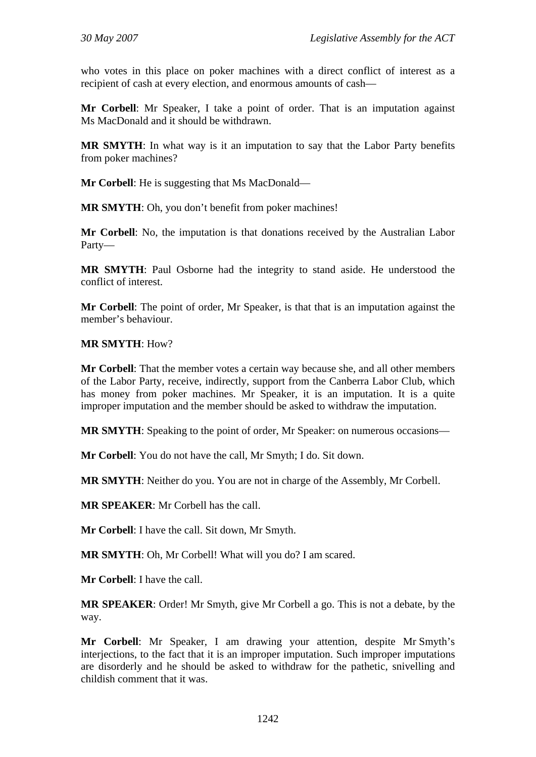who votes in this place on poker machines with a direct conflict of interest as a recipient of cash at every election, and enormous amounts of cash—

**Mr Corbell**: Mr Speaker, I take a point of order. That is an imputation against Ms MacDonald and it should be withdrawn.

**MR SMYTH**: In what way is it an imputation to say that the Labor Party benefits from poker machines?

**Mr Corbell**: He is suggesting that Ms MacDonald—

**MR SMYTH**: Oh, you don't benefit from poker machines!

**Mr Corbell**: No, the imputation is that donations received by the Australian Labor Party—

**MR SMYTH**: Paul Osborne had the integrity to stand aside. He understood the conflict of interest.

**Mr Corbell**: The point of order, Mr Speaker, is that that is an imputation against the member's behaviour.

**MR SMYTH**: How?

**Mr Corbell**: That the member votes a certain way because she, and all other members of the Labor Party, receive, indirectly, support from the Canberra Labor Club, which has money from poker machines. Mr Speaker, it is an imputation. It is a quite improper imputation and the member should be asked to withdraw the imputation.

**MR SMYTH**: Speaking to the point of order, Mr Speaker: on numerous occasions—

**Mr Corbell**: You do not have the call, Mr Smyth; I do. Sit down.

**MR SMYTH**: Neither do you. You are not in charge of the Assembly, Mr Corbell.

**MR SPEAKER**: Mr Corbell has the call.

**Mr Corbell**: I have the call. Sit down, Mr Smyth.

**MR SMYTH**: Oh, Mr Corbell! What will you do? I am scared.

**Mr Corbell**: I have the call.

**MR SPEAKER**: Order! Mr Smyth, give Mr Corbell a go. This is not a debate, by the way.

**Mr Corbell**: Mr Speaker, I am drawing your attention, despite Mr Smyth's interjections, to the fact that it is an improper imputation. Such improper imputations are disorderly and he should be asked to withdraw for the pathetic, snivelling and childish comment that it was.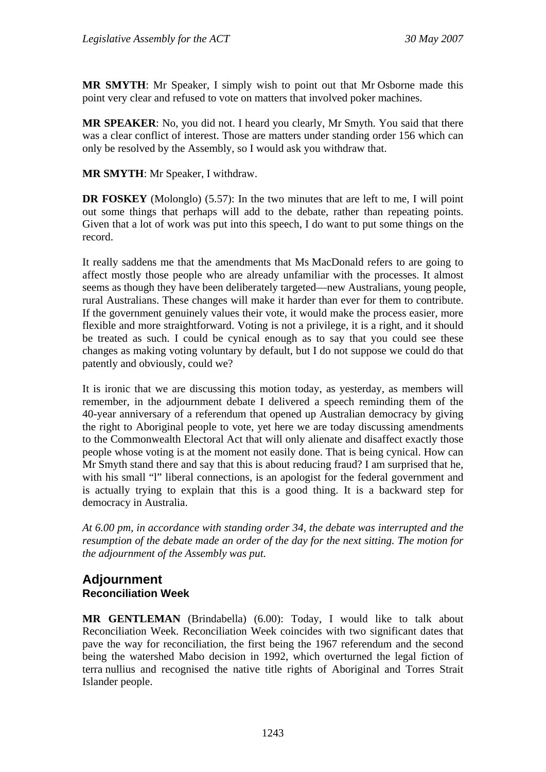**MR SMYTH**: Mr Speaker, I simply wish to point out that Mr Osborne made this point very clear and refused to vote on matters that involved poker machines.

**MR SPEAKER**: No, you did not. I heard you clearly, Mr Smyth. You said that there was a clear conflict of interest. Those are matters under standing order 156 which can only be resolved by the Assembly, so I would ask you withdraw that.

**MR SMYTH**: Mr Speaker, I withdraw.

**DR FOSKEY** (Molonglo) (5.57): In the two minutes that are left to me, I will point out some things that perhaps will add to the debate, rather than repeating points. Given that a lot of work was put into this speech, I do want to put some things on the record.

It really saddens me that the amendments that Ms MacDonald refers to are going to affect mostly those people who are already unfamiliar with the processes. It almost seems as though they have been deliberately targeted—new Australians, young people, rural Australians. These changes will make it harder than ever for them to contribute. If the government genuinely values their vote, it would make the process easier, more flexible and more straightforward. Voting is not a privilege, it is a right, and it should be treated as such. I could be cynical enough as to say that you could see these changes as making voting voluntary by default, but I do not suppose we could do that patently and obviously, could we?

It is ironic that we are discussing this motion today, as yesterday, as members will remember, in the adjournment debate I delivered a speech reminding them of the 40-year anniversary of a referendum that opened up Australian democracy by giving the right to Aboriginal people to vote, yet here we are today discussing amendments to the Commonwealth Electoral Act that will only alienate and disaffect exactly those people whose voting is at the moment not easily done. That is being cynical. How can Mr Smyth stand there and say that this is about reducing fraud? I am surprised that he, with his small "l" liberal connections, is an apologist for the federal government and is actually trying to explain that this is a good thing. It is a backward step for democracy in Australia.

*At 6.00 pm, in accordance with standing order 34, the debate was interrupted and the resumption of the debate made an order of the day for the next sitting. The motion for the adjournment of the Assembly was put.*

## Adjournment

### Reconciliation Week

**MR GENTLEMAN** (Brindabella) (6.00): Today, I would like to talk about Reconciliation Week. Reconciliation Week coincides with two significant dates that pave the way for reconciliation, the first being the 1967 referendum and the second being the watershed Mabo decision in 1992, which overturned the legal fiction of terra nullius and recognised the native title rights of Aboriginal and Torres Strait Islander people.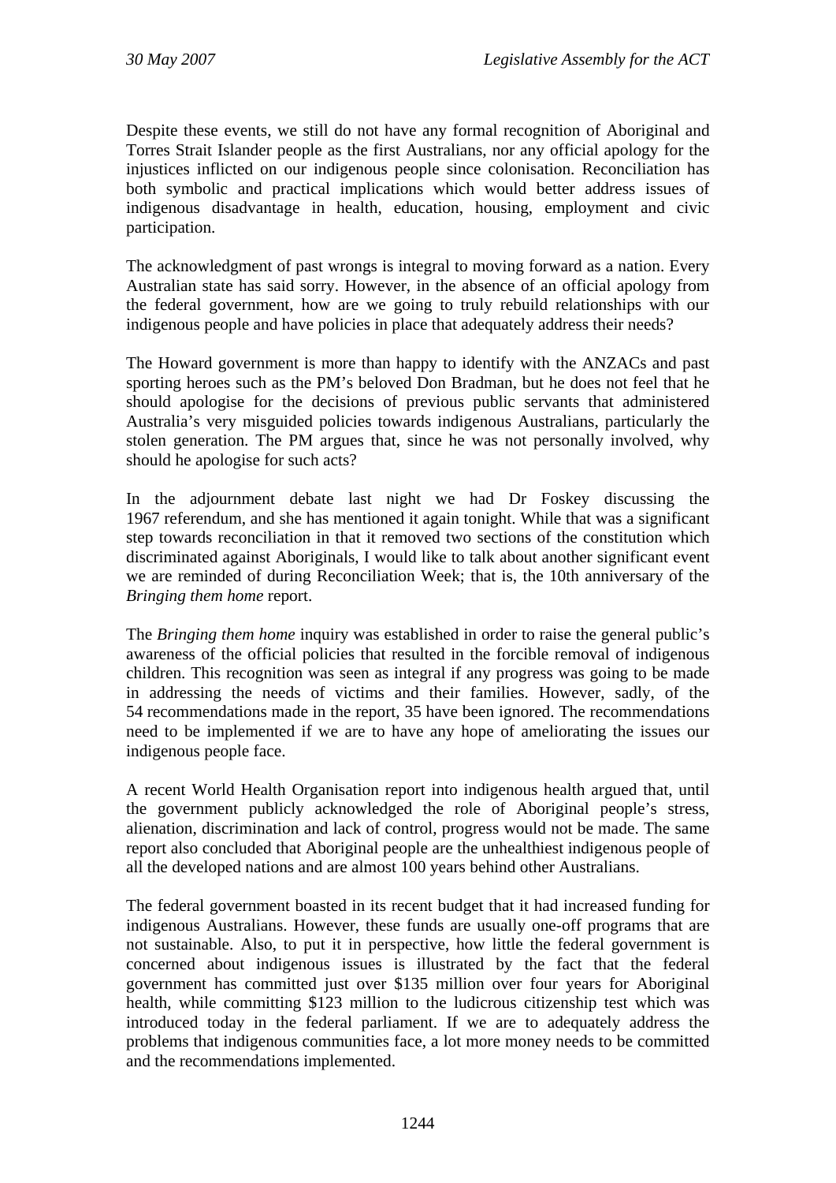Despite these events, we still do not have any formal recognition of Aboriginal and Torres Strait Islander people as the first Australians, nor any official apology for the injustices inflicted on our indigenous people since colonisation. Reconciliation has both symbolic and practical implications which would better address issues of indigenous disadvantage in health, education, housing, employment and civic participation.

The acknowledgment of past wrongs is integral to moving forward as a nation. Every Australian state has said sorry. However, in the absence of an official apology from the federal government, how are we going to truly rebuild relationships with our indigenous people and have policies in place that adequately address their needs?

The Howard government is more than happy to identify with the ANZACs and past sporting heroes such as the PM's beloved Don Bradman, but he does not feel that he should apologise for the decisions of previous public servants that administered Australia's very misguided policies towards indigenous Australians, particularly the stolen generation. The PM argues that, since he was not personally involved, why should he apologise for such acts?

In the adjournment debate last night we had Dr Foskey discussing the 1967 referendum, and she has mentioned it again tonight. While that was a significant step towards reconciliation in that it removed two sections of the constitution which discriminated against Aboriginals, I would like to talk about another significant event we are reminded of during Reconciliation Week; that is, the 10th anniversary of the *Bringing them home* report.

The *Bringing them home* inquiry was established in order to raise the general public's awareness of the official policies that resulted in the forcible removal of indigenous children. This recognition was seen as integral if any progress was going to be made in addressing the needs of victims and their families. However, sadly, of the 54 recommendations made in the report, 35 have been ignored. The recommendations need to be implemented if we are to have any hope of ameliorating the issues our indigenous people face.

A recent World Health Organisation report into indigenous health argued that, until the government publicly acknowledged the role of Aboriginal people's stress, alienation, discrimination and lack of control, progress would not be made. The same report also concluded that Aboriginal people are the unhealthiest indigenous people of all the developed nations and are almost 100 years behind other Australians.

The federal government boasted in its recent budget that it had increased funding for indigenous Australians. However, these funds are usually one-off programs that are not sustainable. Also, to put it in perspective, how little the federal government is concerned about indigenous issues is illustrated by the fact that the federal government has committed just over $135 million over four years for Aboriginal health, while committing $123 million to the ludicrous citizenship test which was introduced today in the federal parliament. If we are to adequately address the problems that indigenous communities face, a lot more money needs to be committed and the recommendations implemented.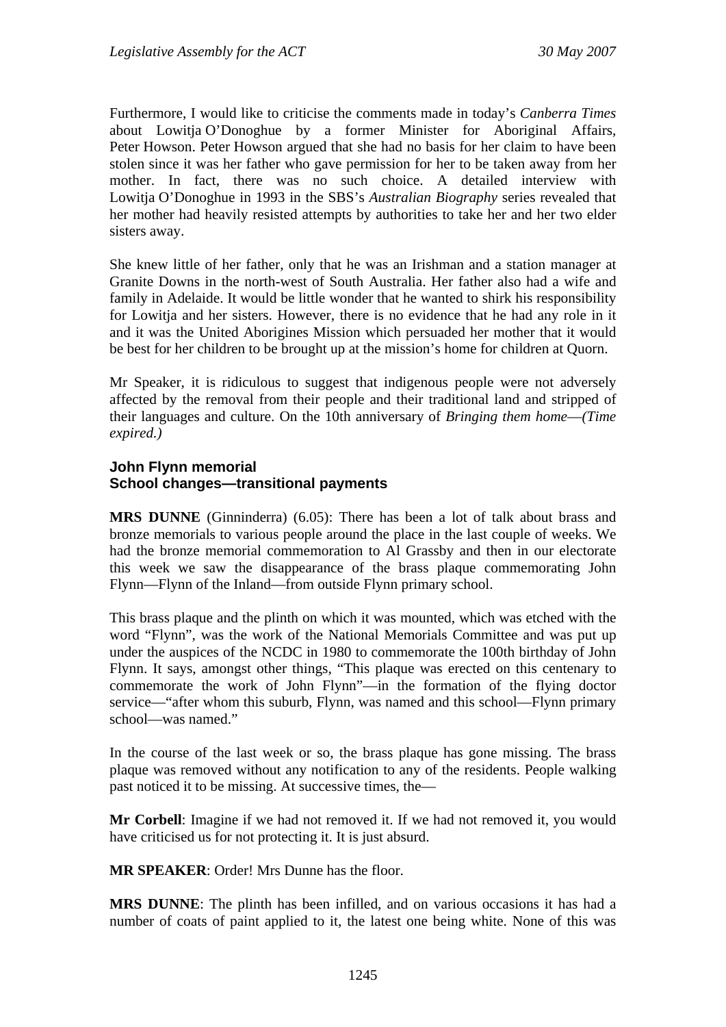Furthermore, I would like to criticise the comments made in today's *Canberra Times* about Lowitja O'Donoghue by a former Minister for Aboriginal Affairs, Peter Howson. Peter Howson argued that she had no basis for her claim to have been stolen since it was her father who gave permission for her to be taken away from her mother. In fact, there was no such choice. A detailed interview with Lowitja O'Donoghue in 1993 in the SBS's *Australian Biography* series revealed that her mother had heavily resisted attempts by authorities to take her and her two elder sisters away.

She knew little of her father, only that he was an Irishman and a station manager at Granite Downs in the north-west of South Australia. Her father also had a wife and family in Adelaide. It would be little wonder that he wanted to shirk his responsibility for Lowitja and her sisters. However, there is no evidence that he had any role in it and it was the United Aborigines Mission which persuaded her mother that it would be best for her children to be brought up at the mission's home for children at Quorn.

Mr Speaker, it is ridiculous to suggest that indigenous people were not adversely affected by the removal from their people and their traditional land and stripped of their languages and culture. On the 10th anniversary of *Bringing them home*—*(Time expired.)*

### John Flynn memorial
### School changes—transitional payments

**MRS DUNNE** (Ginninderra) (6.05): There has been a lot of talk about brass and bronze memorials to various people around the place in the last couple of weeks. We had the bronze memorial commemoration to Al Grassby and then in our electorate this week we saw the disappearance of the brass plaque commemorating John Flynn—Flynn of the Inland—from outside Flynn primary school.

This brass plaque and the plinth on which it was mounted, which was etched with the word "Flynn", was the work of the National Memorials Committee and was put up under the auspices of the NCDC in 1980 to commemorate the 100th birthday of John Flynn. It says, amongst other things, "This plaque was erected on this centenary to commemorate the work of John Flynn"—in the formation of the flying doctor service—"after whom this suburb, Flynn, was named and this school—Flynn primary school—was named."

In the course of the last week or so, the brass plaque has gone missing. The brass plaque was removed without any notification to any of the residents. People walking past noticed it to be missing. At successive times, the—

**Mr Corbell**: Imagine if we had not removed it. If we had not removed it, you would have criticised us for not protecting it. It is just absurd.

**MR SPEAKER**: Order! Mrs Dunne has the floor.

**MRS DUNNE**: The plinth has been infilled, and on various occasions it has had a number of coats of paint applied to it, the latest one being white. None of this was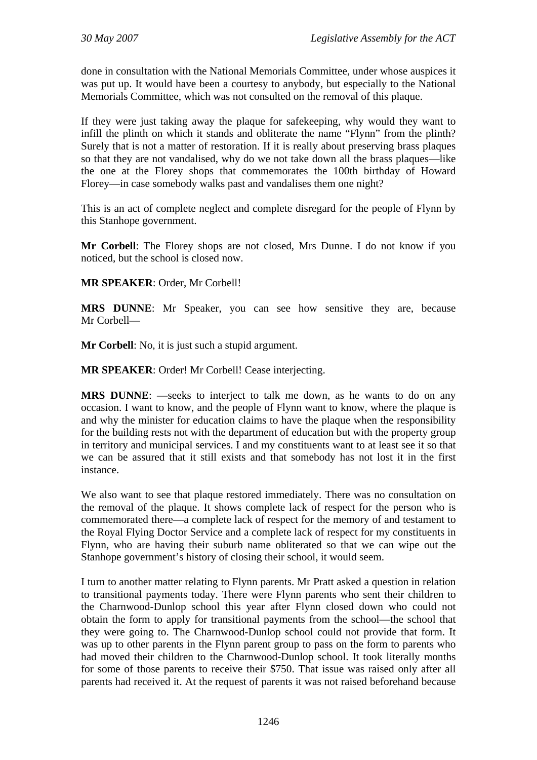done in consultation with the National Memorials Committee, under whose auspices it was put up. It would have been a courtesy to anybody, but especially to the National Memorials Committee, which was not consulted on the removal of this plaque.

If they were just taking away the plaque for safekeeping, why would they want to infill the plinth on which it stands and obliterate the name "Flynn" from the plinth? Surely that is not a matter of restoration. If it is really about preserving brass plaques so that they are not vandalised, why do we not take down all the brass plaques—like the one at the Florey shops that commemorates the 100th birthday of Howard Florey—in case somebody walks past and vandalises them one night?

This is an act of complete neglect and complete disregard for the people of Flynn by this Stanhope government.

**Mr Corbell**: The Florey shops are not closed, Mrs Dunne. I do not know if you noticed, but the school is closed now.

**MR SPEAKER**: Order, Mr Corbell!

**MRS DUNNE**: Mr Speaker, you can see how sensitive they are, because Mr Corbell—

**Mr Corbell**: No, it is just such a stupid argument.

**MR SPEAKER**: Order! Mr Corbell! Cease interjecting.

**MRS DUNNE**: —seeks to interject to talk me down, as he wants to do on any occasion. I want to know, and the people of Flynn want to know, where the plaque is and why the minister for education claims to have the plaque when the responsibility for the building rests not with the department of education but with the property group in territory and municipal services. I and my constituents want to at least see it so that we can be assured that it still exists and that somebody has not lost it in the first instance.

We also want to see that plaque restored immediately. There was no consultation on the removal of the plaque. It shows complete lack of respect for the person who is commemorated there—a complete lack of respect for the memory of and testament to the Royal Flying Doctor Service and a complete lack of respect for my constituents in Flynn, who are having their suburb name obliterated so that we can wipe out the Stanhope government's history of closing their school, it would seem.

I turn to another matter relating to Flynn parents. Mr Pratt asked a question in relation to transitional payments today. There were Flynn parents who sent their children to the Charnwood-Dunlop school this year after Flynn closed down who could not obtain the form to apply for transitional payments from the school—the school that they were going to. The Charnwood-Dunlop school could not provide that form. It was up to other parents in the Flynn parent group to pass on the form to parents who had moved their children to the Charnwood-Dunlop school. It took literally months for some of those parents to receive their $750. That issue was raised only after all parents had received it. At the request of parents it was not raised beforehand because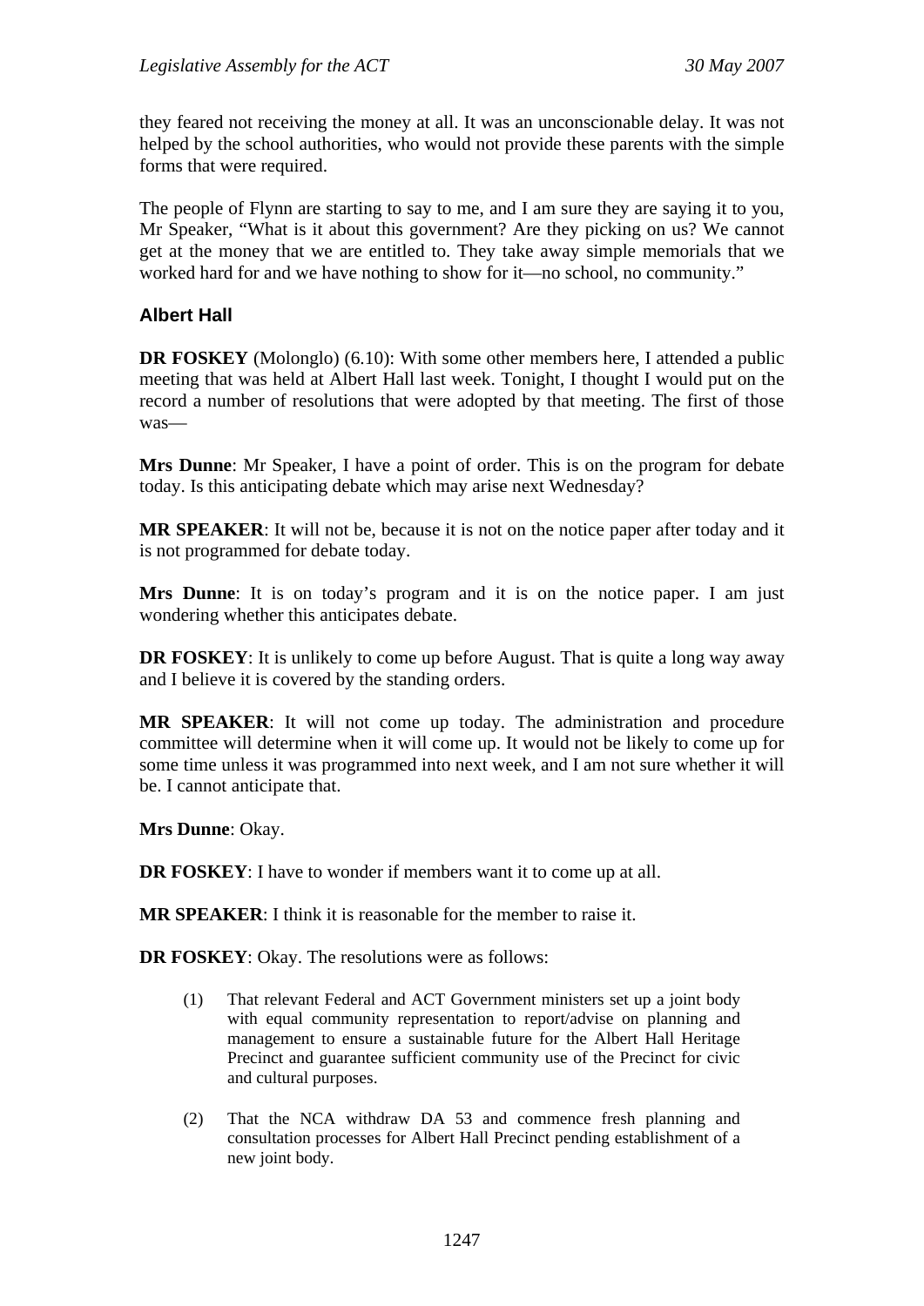they feared not receiving the money at all. It was an unconscionable delay. It was not helped by the school authorities, who would not provide these parents with the simple forms that were required.

The people of Flynn are starting to say to me, and I am sure they are saying it to you, Mr Speaker, "What is it about this government? Are they picking on us? We cannot get at the money that we are entitled to. They take away simple memorials that we worked hard for and we have nothing to show for it—no school, no community."

### Albert Hall

**DR FOSKEY** (Molonglo) (6.10): With some other members here, I attended a public meeting that was held at Albert Hall last week. Tonight, I thought I would put on the record a number of resolutions that were adopted by that meeting. The first of those was—

**Mrs Dunne**: Mr Speaker, I have a point of order. This is on the program for debate today. Is this anticipating debate which may arise next Wednesday?

**MR SPEAKER**: It will not be, because it is not on the notice paper after today and it is not programmed for debate today.

**Mrs Dunne**: It is on today's program and it is on the notice paper. I am just wondering whether this anticipates debate.

**DR FOSKEY**: It is unlikely to come up before August. That is quite a long way away and I believe it is covered by the standing orders.

**MR SPEAKER**: It will not come up today. The administration and procedure committee will determine when it will come up. It would not be likely to come up for some time unless it was programmed into next week, and I am not sure whether it will be. I cannot anticipate that.

**Mrs Dunne**: Okay.

**DR FOSKEY**: I have to wonder if members want it to come up at all.

**MR SPEAKER**: I think it is reasonable for the member to raise it.

**DR FOSKEY**: Okay. The resolutions were as follows:

> (1) That relevant Federal and ACT Government ministers set up a joint body with equal community representation to report/advise on planning and management to ensure a sustainable future for the Albert Hall Heritage Precinct and guarantee sufficient community use of the Precinct for civic and cultural purposes.
>
> (2) That the NCA withdraw DA 53 and commence fresh planning and consultation processes for Albert Hall Precinct pending establishment of a new joint body.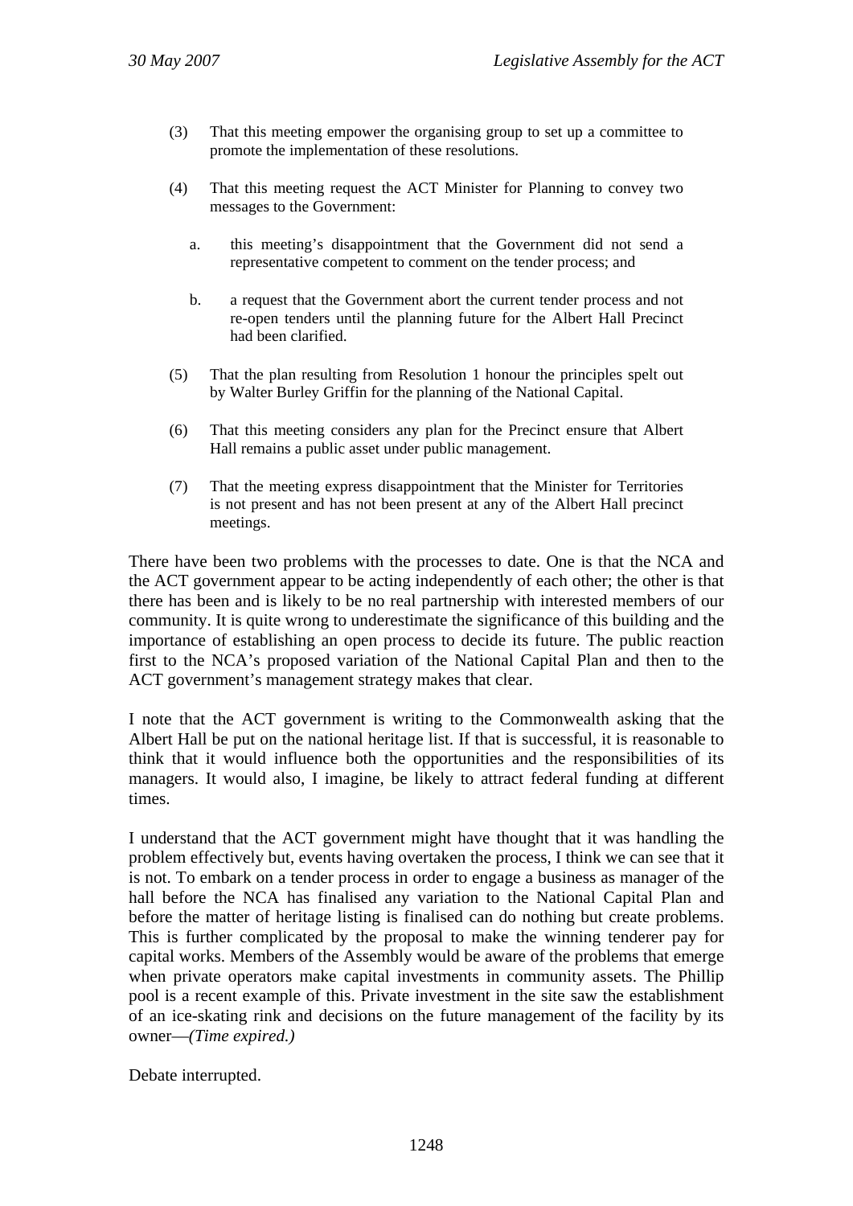(3) That this meeting empower the organising group to set up a committee to promote the implementation of these resolutions.

(4) That this meeting request the ACT Minister for Planning to convey two messages to the Government:

   a. this meeting's disappointment that the Government did not send a representative competent to comment on the tender process; and

   b. a request that the Government abort the current tender process and not re-open tenders until the planning future for the Albert Hall Precinct had been clarified.

(5) That the plan resulting from Resolution 1 honour the principles spelt out by Walter Burley Griffin for the planning of the National Capital.

(6) That this meeting considers any plan for the Precinct ensure that Albert Hall remains a public asset under public management.

(7) That the meeting express disappointment that the Minister for Territories is not present and has not been present at any of the Albert Hall precinct meetings.

There have been two problems with the processes to date. One is that the NCA and the ACT government appear to be acting independently of each other; the other is that there has been and is likely to be no real partnership with interested members of our community. It is quite wrong to underestimate the significance of this building and the importance of establishing an open process to decide its future. The public reaction first to the NCA's proposed variation of the National Capital Plan and then to the ACT government's management strategy makes that clear.

I note that the ACT government is writing to the Commonwealth asking that the Albert Hall be put on the national heritage list. If that is successful, it is reasonable to think that it would influence both the opportunities and the responsibilities of its managers. It would also, I imagine, be likely to attract federal funding at different times.

I understand that the ACT government might have thought that it was handling the problem effectively but, events having overtaken the process, I think we can see that it is not. To embark on a tender process in order to engage a business as manager of the hall before the NCA has finalised any variation to the National Capital Plan and before the matter of heritage listing is finalised can do nothing but create problems. This is further complicated by the proposal to make the winning tenderer pay for capital works. Members of the Assembly would be aware of the problems that emerge when private operators make capital investments in community assets. The Phillip pool is a recent example of this. Private investment in the site saw the establishment of an ice-skating rink and decisions on the future management of the facility by its owner—*(Time expired.)*

Debate interrupted.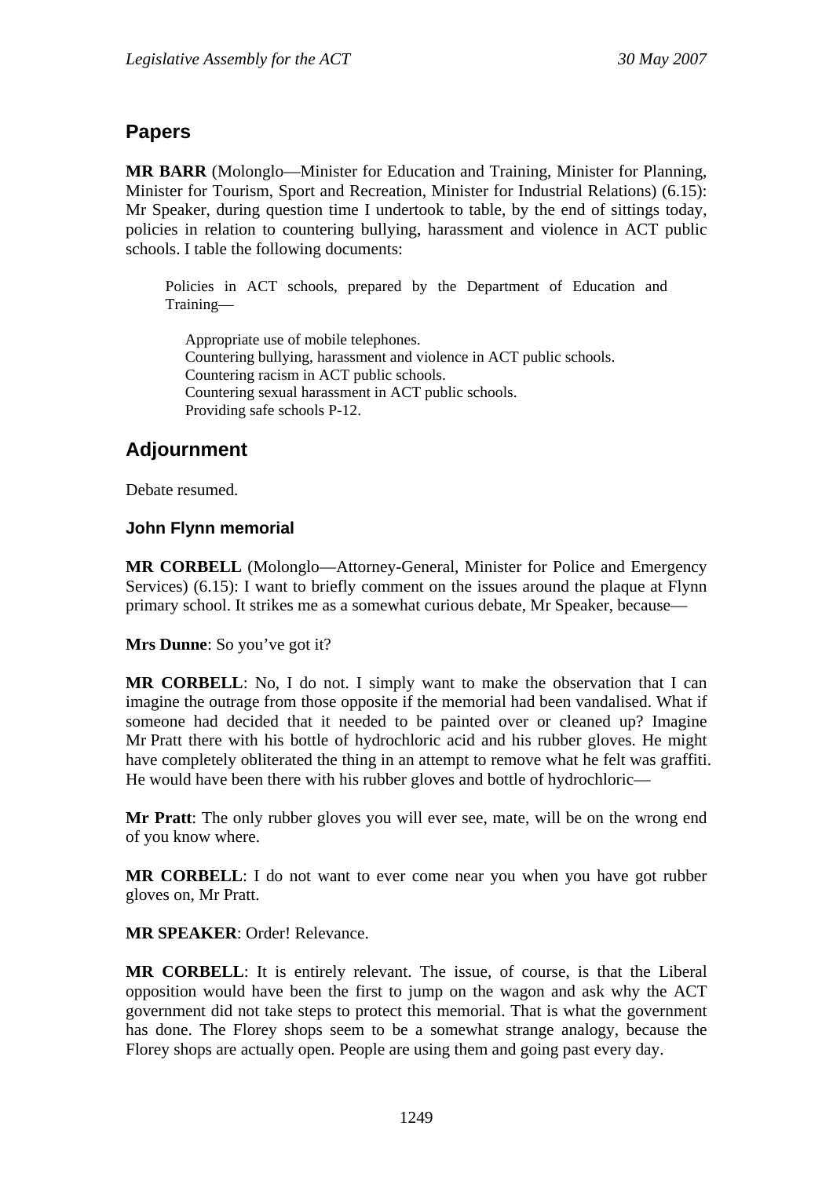## Papers

**MR BARR** (Molonglo—Minister for Education and Training, Minister for Planning, Minister for Tourism, Sport and Recreation, Minister for Industrial Relations) (6.15): Mr Speaker, during question time I undertook to table, by the end of sittings today, policies in relation to countering bullying, harassment and violence in ACT public schools. I table the following documents:

> Policies in ACT schools, prepared by the Department of Education and Training—
>
> Appropriate use of mobile telephones.
> Countering bullying, harassment and violence in ACT public schools.
> Countering racism in ACT public schools.
> Countering sexual harassment in ACT public schools.
> Providing safe schools P-12.

## Adjournment

Debate resumed.

### John Flynn memorial

**MR CORBELL** (Molonglo—Attorney-General, Minister for Police and Emergency Services) (6.15): I want to briefly comment on the issues around the plaque at Flynn primary school. It strikes me as a somewhat curious debate, Mr Speaker, because—

**Mrs Dunne**: So you've got it?

**MR CORBELL**: No, I do not. I simply want to make the observation that I can imagine the outrage from those opposite if the memorial had been vandalised. What if someone had decided that it needed to be painted over or cleaned up? Imagine Mr Pratt there with his bottle of hydrochloric acid and his rubber gloves. He might have completely obliterated the thing in an attempt to remove what he felt was graffiti. He would have been there with his rubber gloves and bottle of hydrochloric—

**Mr Pratt**: The only rubber gloves you will ever see, mate, will be on the wrong end of you know where.

**MR CORBELL**: I do not want to ever come near you when you have got rubber gloves on, Mr Pratt.

**MR SPEAKER**: Order! Relevance.

**MR CORBELL**: It is entirely relevant. The issue, of course, is that the Liberal opposition would have been the first to jump on the wagon and ask why the ACT government did not take steps to protect this memorial. That is what the government has done. The Florey shops seem to be a somewhat strange analogy, because the Florey shops are actually open. People are using them and going past every day.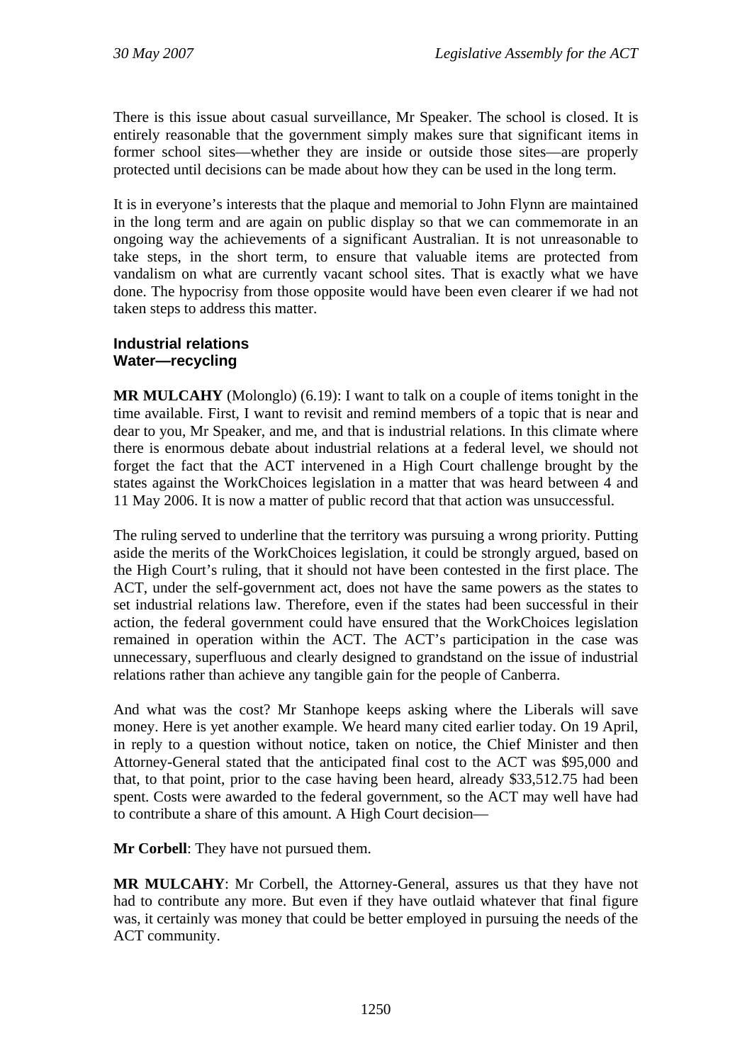There is this issue about casual surveillance, Mr Speaker. The school is closed. It is entirely reasonable that the government simply makes sure that significant items in former school sites—whether they are inside or outside those sites—are properly protected until decisions can be made about how they can be used in the long term.

It is in everyone's interests that the plaque and memorial to John Flynn are maintained in the long term and are again on public display so that we can commemorate in an ongoing way the achievements of a significant Australian. It is not unreasonable to take steps, in the short term, to ensure that valuable items are protected from vandalism on what are currently vacant school sites. That is exactly what we have done. The hypocrisy from those opposite would have been even clearer if we had not taken steps to address this matter.

### Industrial relations
### Water—recycling

**MR MULCAHY** (Molonglo) (6.19): I want to talk on a couple of items tonight in the time available. First, I want to revisit and remind members of a topic that is near and dear to you, Mr Speaker, and me, and that is industrial relations. In this climate where there is enormous debate about industrial relations at a federal level, we should not forget the fact that the ACT intervened in a High Court challenge brought by the states against the WorkChoices legislation in a matter that was heard between 4 and 11 May 2006. It is now a matter of public record that that action was unsuccessful.

The ruling served to underline that the territory was pursuing a wrong priority. Putting aside the merits of the WorkChoices legislation, it could be strongly argued, based on the High Court's ruling, that it should not have been contested in the first place. The ACT, under the self-government act, does not have the same powers as the states to set industrial relations law. Therefore, even if the states had been successful in their action, the federal government could have ensured that the WorkChoices legislation remained in operation within the ACT. The ACT's participation in the case was unnecessary, superfluous and clearly designed to grandstand on the issue of industrial relations rather than achieve any tangible gain for the people of Canberra.

And what was the cost? Mr Stanhope keeps asking where the Liberals will save money. Here is yet another example. We heard many cited earlier today. On 19 April, in reply to a question without notice, taken on notice, the Chief Minister and then Attorney-General stated that the anticipated final cost to the ACT was $95,000 and that, to that point, prior to the case having been heard, already $33,512.75 had been spent. Costs were awarded to the federal government, so the ACT may well have had to contribute a share of this amount. A High Court decision—

**Mr Corbell**: They have not pursued them.

**MR MULCAHY**: Mr Corbell, the Attorney-General, assures us that they have not had to contribute any more. But even if they have outlaid whatever that final figure was, it certainly was money that could be better employed in pursuing the needs of the ACT community.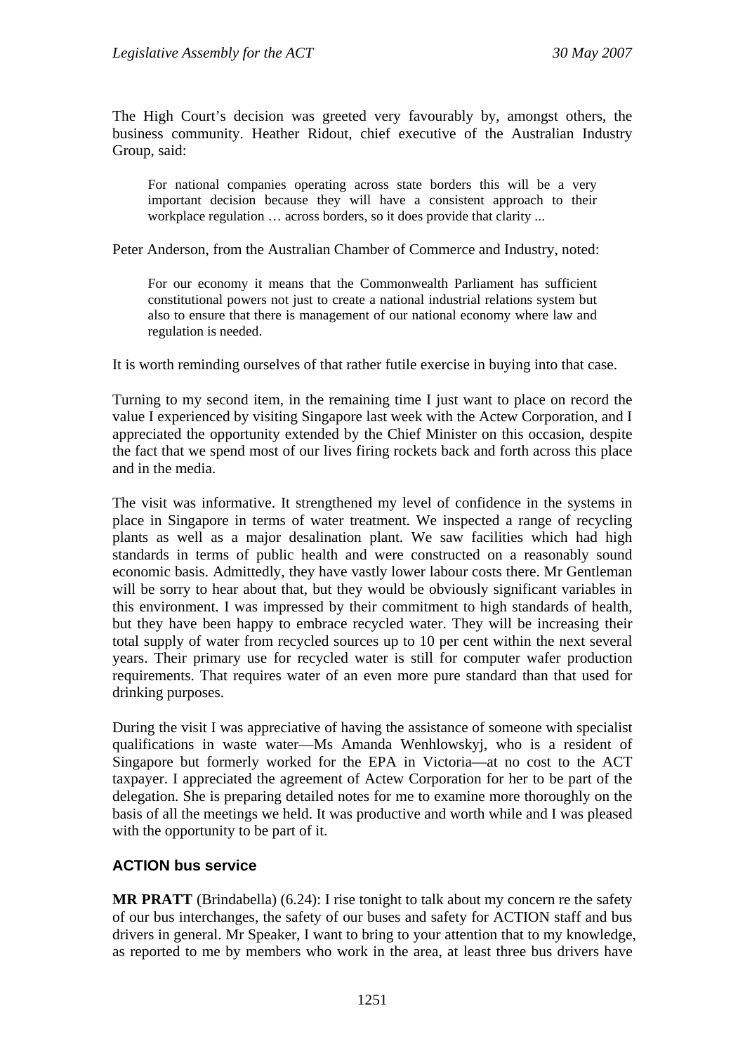The High Court's decision was greeted very favourably by, amongst others, the business community. Heather Ridout, chief executive of the Australian Industry Group, said:

> For national companies operating across state borders this will be a very important decision because they will have a consistent approach to their workplace regulation … across borders, so it does provide that clarity ...

Peter Anderson, from the Australian Chamber of Commerce and Industry, noted:

> For our economy it means that the Commonwealth Parliament has sufficient constitutional powers not just to create a national industrial relations system but also to ensure that there is management of our national economy where law and regulation is needed.

It is worth reminding ourselves of that rather futile exercise in buying into that case.

Turning to my second item, in the remaining time I just want to place on record the value I experienced by visiting Singapore last week with the Actew Corporation, and I appreciated the opportunity extended by the Chief Minister on this occasion, despite the fact that we spend most of our lives firing rockets back and forth across this place and in the media.

The visit was informative. It strengthened my level of confidence in the systems in place in Singapore in terms of water treatment. We inspected a range of recycling plants as well as a major desalination plant. We saw facilities which had high standards in terms of public health and were constructed on a reasonably sound economic basis. Admittedly, they have vastly lower labour costs there. Mr Gentleman will be sorry to hear about that, but they would be obviously significant variables in this environment. I was impressed by their commitment to high standards of health, but they have been happy to embrace recycled water. They will be increasing their total supply of water from recycled sources up to 10 per cent within the next several years. Their primary use for recycled water is still for computer wafer production requirements. That requires water of an even more pure standard than that used for drinking purposes.

During the visit I was appreciative of having the assistance of someone with specialist qualifications in waste water—Ms Amanda Wenhlowskyj, who is a resident of Singapore but formerly worked for the EPA in Victoria—at no cost to the ACT taxpayer. I appreciated the agreement of Actew Corporation for her to be part of the delegation. She is preparing detailed notes for me to examine more thoroughly on the basis of all the meetings we held. It was productive and worth while and I was pleased with the opportunity to be part of it.

## ACTION bus service

**MR PRATT** (Brindabella) (6.24): I rise tonight to talk about my concern re the safety of our bus interchanges, the safety of our buses and safety for ACTION staff and bus drivers in general. Mr Speaker, I want to bring to your attention that to my knowledge, as reported to me by members who work in the area, at least three bus drivers have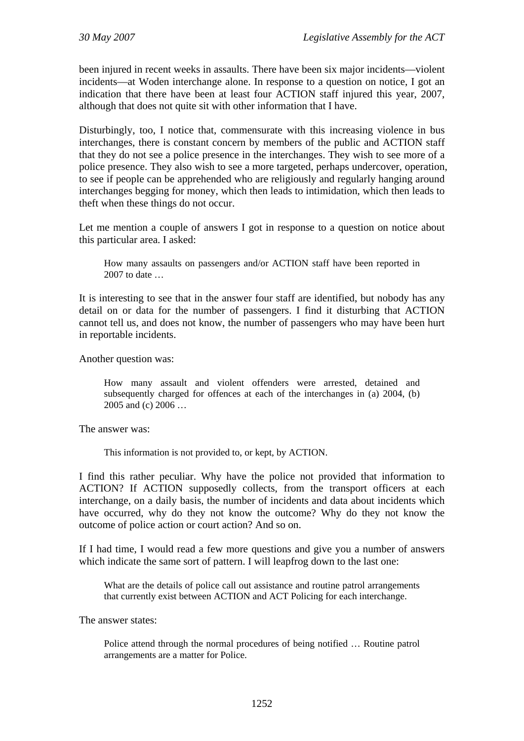been injured in recent weeks in assaults. There have been six major incidents—violent incidents—at Woden interchange alone. In response to a question on notice, I got an indication that there have been at least four ACTION staff injured this year, 2007, although that does not quite sit with other information that I have.

Disturbingly, too, I notice that, commensurate with this increasing violence in bus interchanges, there is constant concern by members of the public and ACTION staff that they do not see a police presence in the interchanges. They wish to see more of a police presence. They also wish to see a more targeted, perhaps undercover, operation, to see if people can be apprehended who are religiously and regularly hanging around interchanges begging for money, which then leads to intimidation, which then leads to theft when these things do not occur.

Let me mention a couple of answers I got in response to a question on notice about this particular area. I asked:

> How many assaults on passengers and/or ACTION staff have been reported in 2007 to date …

It is interesting to see that in the answer four staff are identified, but nobody has any detail on or data for the number of passengers. I find it disturbing that ACTION cannot tell us, and does not know, the number of passengers who may have been hurt in reportable incidents.

Another question was:

> How many assault and violent offenders were arrested, detained and subsequently charged for offences at each of the interchanges in (a) 2004, (b) 2005 and (c) 2006 …

The answer was:

> This information is not provided to, or kept, by ACTION.

I find this rather peculiar. Why have the police not provided that information to ACTION? If ACTION supposedly collects, from the transport officers at each interchange, on a daily basis, the number of incidents and data about incidents which have occurred, why do they not know the outcome? Why do they not know the outcome of police action or court action? And so on.

If I had time, I would read a few more questions and give you a number of answers which indicate the same sort of pattern. I will leapfrog down to the last one:

> What are the details of police call out assistance and routine patrol arrangements that currently exist between ACTION and ACT Policing for each interchange.

The answer states:

> Police attend through the normal procedures of being notified … Routine patrol arrangements are a matter for Police.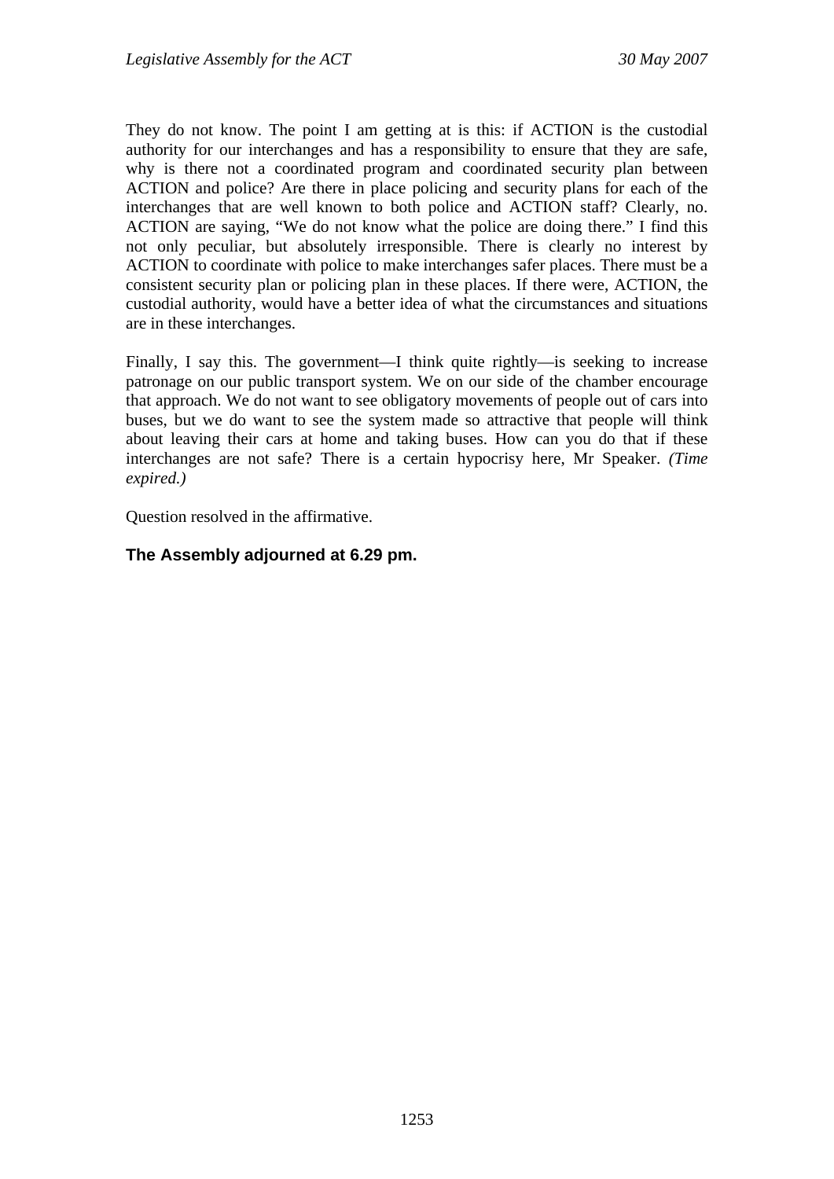They do not know. The point I am getting at is this: if ACTION is the custodial authority for our interchanges and has a responsibility to ensure that they are safe, why is there not a coordinated program and coordinated security plan between ACTION and police? Are there in place policing and security plans for each of the interchanges that are well known to both police and ACTION staff? Clearly, no. ACTION are saying, "We do not know what the police are doing there." I find this not only peculiar, but absolutely irresponsible. There is clearly no interest by ACTION to coordinate with police to make interchanges safer places. There must be a consistent security plan or policing plan in these places. If there were, ACTION, the custodial authority, would have a better idea of what the circumstances and situations are in these interchanges.

Finally, I say this. The government—I think quite rightly—is seeking to increase patronage on our public transport system. We on our side of the chamber encourage that approach. We do not want to see obligatory movements of people out of cars into buses, but we do want to see the system made so attractive that people will think about leaving their cars at home and taking buses. How can you do that if these interchanges are not safe? There is a certain hypocrisy here, Mr Speaker. *(Time expired.)*

Question resolved in the affirmative.

**The Assembly adjourned at 6.29 pm.**